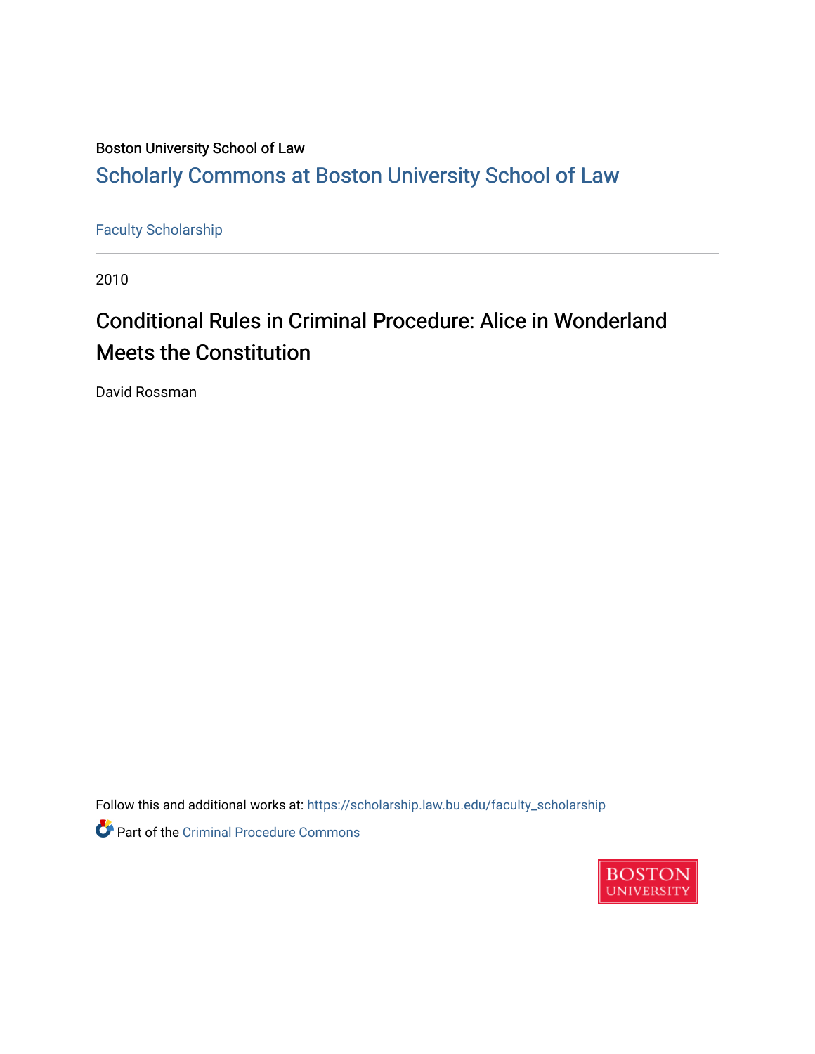Boston University School of Law

Scholarly Commons at Boston University School of Law

Faculty Scholarship

2010

# Conditional Rules in Criminal Procedure: Alice in Wonderland Meets the Constitution

David Rossman

Follow this and additional works at: https://scholarship.law.bu.edu/faculty_scholarship

Part of the Criminal Procedure Commons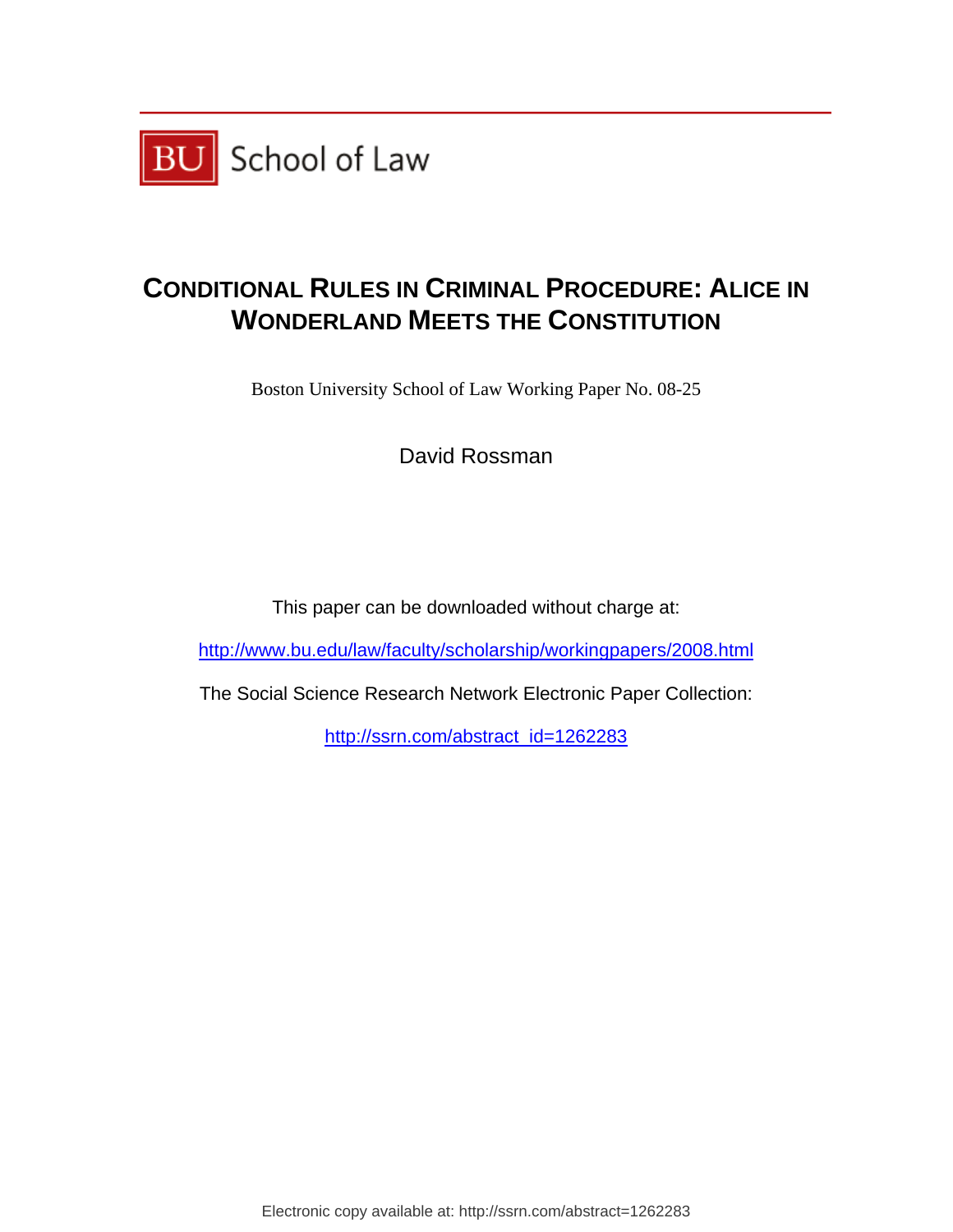BU School of Law

# Conditional Rules in Criminal Procedure: Alice in Wonderland Meets the Constitution

Boston University School of Law Working Paper No. 08-25

David Rossman

This paper can be downloaded without charge at:

http://www.bu.edu/law/faculty/scholarship/workingpapers/2008.html

The Social Science Research Network Electronic Paper Collection:

http://ssrn.com/abstract_id=1262283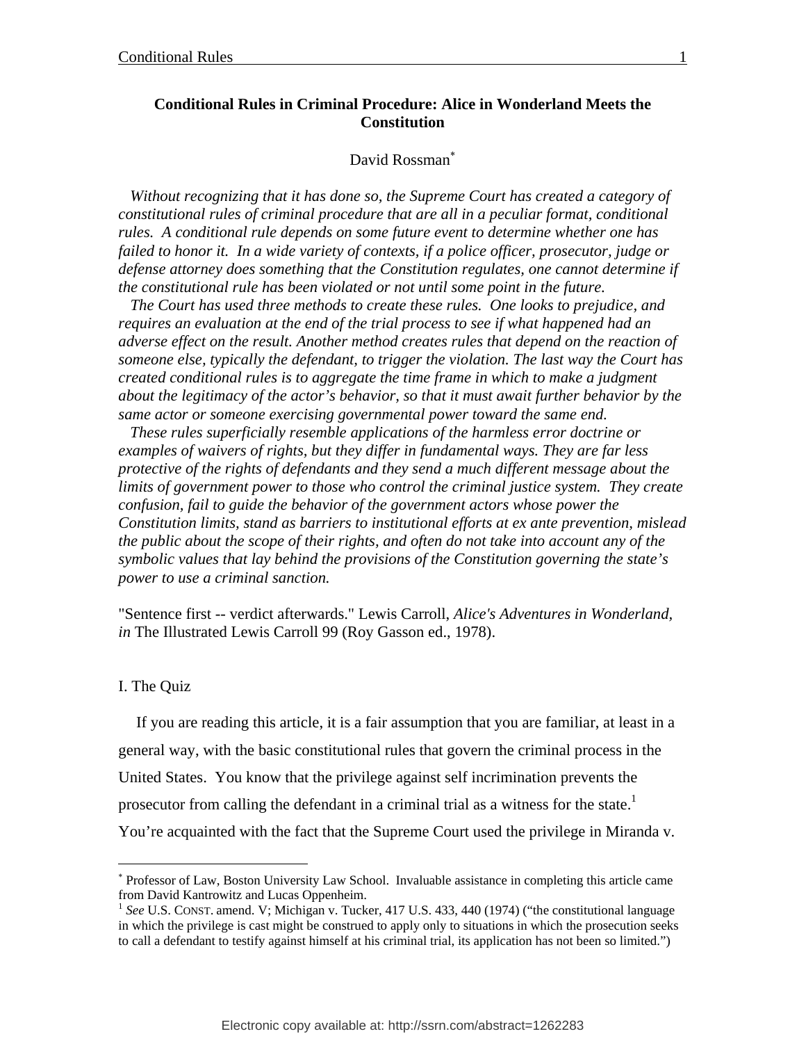**Conditional Rules in Criminal Procedure: Alice in Wonderland Meets the Constitution**

David Rossman[*]

*Without recognizing that it has done so, the Supreme Court has created a category of constitutional rules of criminal procedure that are all in a peculiar format, conditional rules. A conditional rule depends on some future event to determine whether one has failed to honor it. In a wide variety of contexts, if a police officer, prosecutor, judge or defense attorney does something that the Constitution regulates, one cannot determine if the constitutional rule has been violated or not until some point in the future.*

*The Court has used three methods to create these rules. One looks to prejudice, and requires an evaluation at the end of the trial process to see if what happened had an adverse effect on the result. Another method creates rules that depend on the reaction of someone else, typically the defendant, to trigger the violation. The last way the Court has created conditional rules is to aggregate the time frame in which to make a judgment about the legitimacy of the actor's behavior, so that it must await further behavior by the same actor or someone exercising governmental power toward the same end.*

*These rules superficially resemble applications of the harmless error doctrine or examples of waivers of rights, but they differ in fundamental ways. They are far less protective of the rights of defendants and they send a much different message about the limits of government power to those who control the criminal justice system. They create confusion, fail to guide the behavior of the government actors whose power the Constitution limits, stand as barriers to institutional efforts at ex ante prevention, mislead the public about the scope of their rights, and often do not take into account any of the symbolic values that lay behind the provisions of the Constitution governing the state's power to use a criminal sanction.*

"Sentence first -- verdict afterwards." Lewis Carroll, *Alice's Adventures in Wonderland*, *in* The Illustrated Lewis Carroll 99 (Roy Gasson ed., 1978).

## I. The Quiz

If you are reading this article, it is a fair assumption that you are familiar, at least in a general way, with the basic constitutional rules that govern the criminal process in the United States. You know that the privilege against self incrimination prevents the prosecutor from calling the defendant in a criminal trial as a witness for the state.[1] You're acquainted with the fact that the Supreme Court used the privilege in Miranda v.

---

[*] Professor of Law, Boston University Law School. Invaluable assistance in completing this article came from David Kantrowitz and Lucas Oppenheim.

[1] *See* U.S. CONST. amend. V; Michigan v. Tucker, 417 U.S. 433, 440 (1974) ("the constitutional language in which the privilege is cast might be construed to apply only to situations in which the prosecution seeks to call a defendant to testify against himself at his criminal trial, its application has not been so limited.")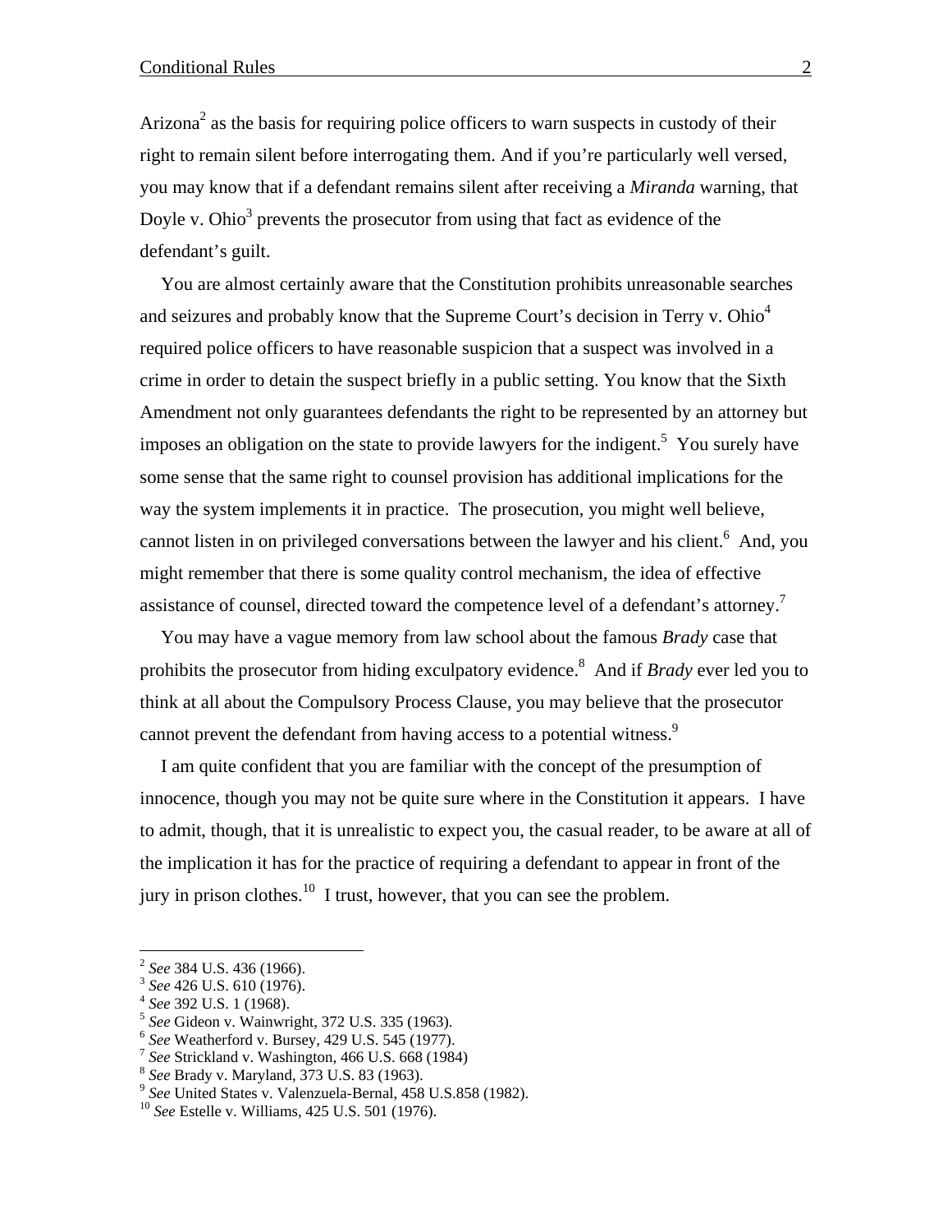Arizona[2] as the basis for requiring police officers to warn suspects in custody of their right to remain silent before interrogating them. And if you're particularly well versed, you may know that if a defendant remains silent after receiving a *Miranda* warning, that Doyle v. Ohio[3] prevents the prosecutor from using that fact as evidence of the defendant's guilt.

You are almost certainly aware that the Constitution prohibits unreasonable searches and seizures and probably know that the Supreme Court's decision in Terry v. Ohio[4] required police officers to have reasonable suspicion that a suspect was involved in a crime in order to detain the suspect briefly in a public setting. You know that the Sixth Amendment not only guarantees defendants the right to be represented by an attorney but imposes an obligation on the state to provide lawyers for the indigent.[5] You surely have some sense that the same right to counsel provision has additional implications for the way the system implements it in practice. The prosecution, you might well believe, cannot listen in on privileged conversations between the lawyer and his client.[6] And, you might remember that there is some quality control mechanism, the idea of effective assistance of counsel, directed toward the competence level of a defendant's attorney.[7]

You may have a vague memory from law school about the famous *Brady* case that prohibits the prosecutor from hiding exculpatory evidence.[8] And if *Brady* ever led you to think at all about the Compulsory Process Clause, you may believe that the prosecutor cannot prevent the defendant from having access to a potential witness.[9]

I am quite confident that you are familiar with the concept of the presumption of innocence, though you may not be quite sure where in the Constitution it appears. I have to admit, though, that it is unrealistic to expect you, the casual reader, to be aware at all of the implication it has for the practice of requiring a defendant to appear in front of the jury in prison clothes.[10] I trust, however, that you can see the problem.

---

[2] *See* 384 U.S. 436 (1966).
[3] *See* 426 U.S. 610 (1976).
[4] *See* 392 U.S. 1 (1968).
[5] *See* Gideon v. Wainwright, 372 U.S. 335 (1963).
[6] *See* Weatherford v. Bursey, 429 U.S. 545 (1977).
[7] *See* Strickland v. Washington, 466 U.S. 668 (1984)
[8] *See* Brady v. Maryland, 373 U.S. 83 (1963).
[9] *See* United States v. Valenzuela-Bernal, 458 U.S.858 (1982).
[10] *See* Estelle v. Williams, 425 U.S. 501 (1976).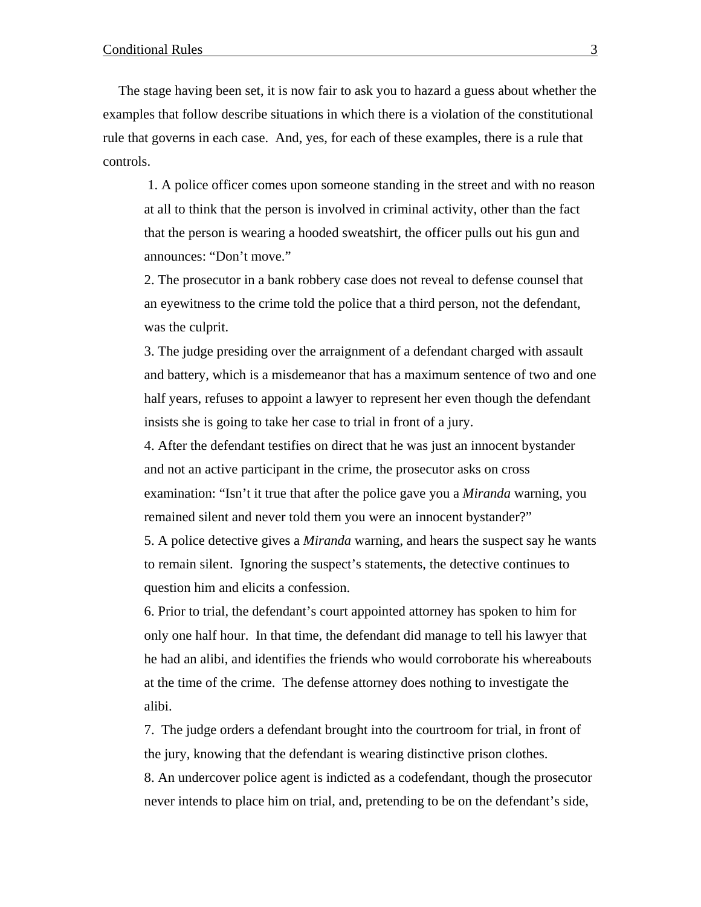The stage having been set, it is now fair to ask you to hazard a guess about whether the examples that follow describe situations in which there is a violation of the constitutional rule that governs in each case. And, yes, for each of these examples, there is a rule that controls.

> 1. A police officer comes upon someone standing in the street and with no reason at all to think that the person is involved in criminal activity, other than the fact that the person is wearing a hooded sweatshirt, the officer pulls out his gun and announces: "Don't move."
>
> 2. The prosecutor in a bank robbery case does not reveal to defense counsel that an eyewitness to the crime told the police that a third person, not the defendant, was the culprit.
>
> 3. The judge presiding over the arraignment of a defendant charged with assault and battery, which is a misdemeanor that has a maximum sentence of two and one half years, refuses to appoint a lawyer to represent her even though the defendant insists she is going to take her case to trial in front of a jury.
>
> 4. After the defendant testifies on direct that he was just an innocent bystander and not an active participant in the crime, the prosecutor asks on cross examination: "Isn't it true that after the police gave you a *Miranda* warning, you remained silent and never told them you were an innocent bystander?"
>
> 5. A police detective gives a *Miranda* warning, and hears the suspect say he wants to remain silent. Ignoring the suspect's statements, the detective continues to question him and elicits a confession.
>
> 6. Prior to trial, the defendant's court appointed attorney has spoken to him for only one half hour. In that time, the defendant did manage to tell his lawyer that he had an alibi, and identifies the friends who would corroborate his whereabouts at the time of the crime. The defense attorney does nothing to investigate the alibi.
>
> 7. The judge orders a defendant brought into the courtroom for trial, in front of the jury, knowing that the defendant is wearing distinctive prison clothes.
>
> 8. An undercover police agent is indicted as a codefendant, though the prosecutor never intends to place him on trial, and, pretending to be on the defendant's side,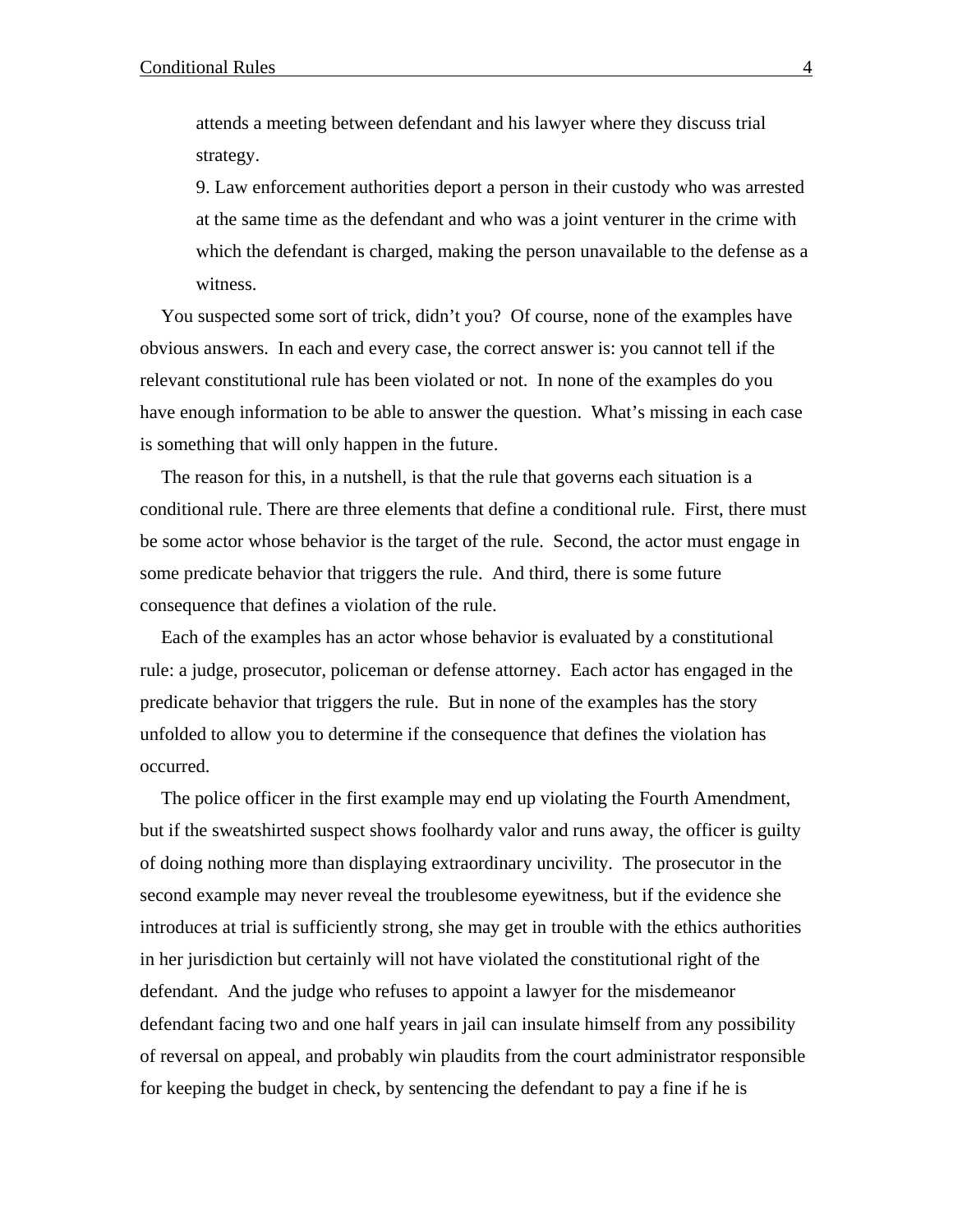attends a meeting between defendant and his lawyer where they discuss trial strategy.

9. Law enforcement authorities deport a person in their custody who was arrested at the same time as the defendant and who was a joint venturer in the crime with which the defendant is charged, making the person unavailable to the defense as a witness.

You suspected some sort of trick, didn't you? Of course, none of the examples have obvious answers. In each and every case, the correct answer is: you cannot tell if the relevant constitutional rule has been violated or not. In none of the examples do you have enough information to be able to answer the question. What's missing in each case is something that will only happen in the future.

The reason for this, in a nutshell, is that the rule that governs each situation is a conditional rule. There are three elements that define a conditional rule. First, there must be some actor whose behavior is the target of the rule. Second, the actor must engage in some predicate behavior that triggers the rule. And third, there is some future consequence that defines a violation of the rule.

Each of the examples has an actor whose behavior is evaluated by a constitutional rule: a judge, prosecutor, policeman or defense attorney. Each actor has engaged in the predicate behavior that triggers the rule. But in none of the examples has the story unfolded to allow you to determine if the consequence that defines the violation has occurred.

The police officer in the first example may end up violating the Fourth Amendment, but if the sweatshirted suspect shows foolhardy valor and runs away, the officer is guilty of doing nothing more than displaying extraordinary uncivility. The prosecutor in the second example may never reveal the troublesome eyewitness, but if the evidence she introduces at trial is sufficiently strong, she may get in trouble with the ethics authorities in her jurisdiction but certainly will not have violated the constitutional right of the defendant. And the judge who refuses to appoint a lawyer for the misdemeanor defendant facing two and one half years in jail can insulate himself from any possibility of reversal on appeal, and probably win plaudits from the court administrator responsible for keeping the budget in check, by sentencing the defendant to pay a fine if he is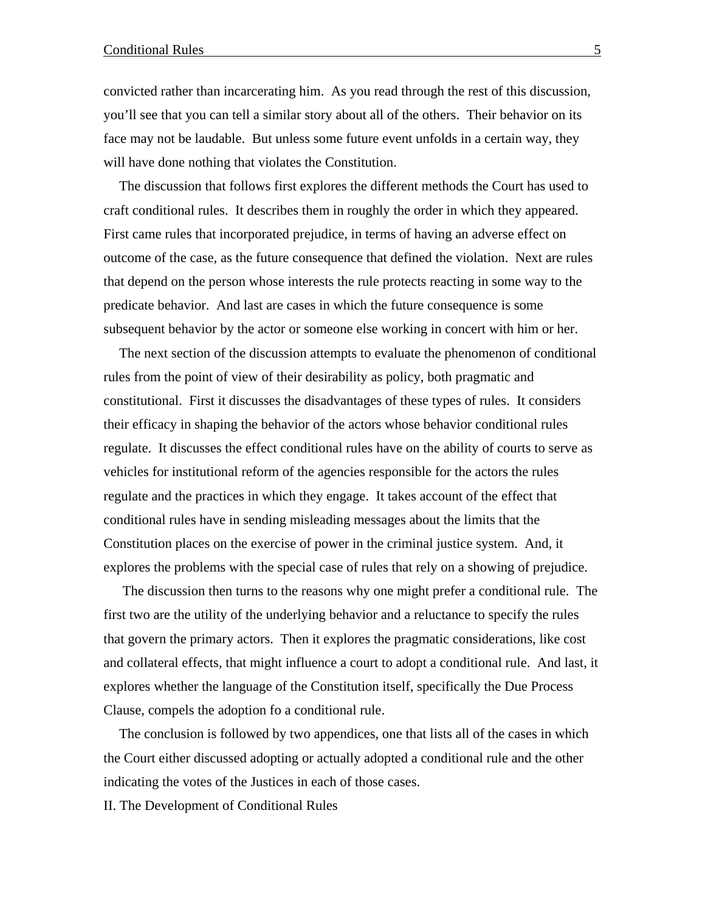convicted rather than incarcerating him. As you read through the rest of this discussion, you'll see that you can tell a similar story about all of the others. Their behavior on its face may not be laudable. But unless some future event unfolds in a certain way, they will have done nothing that violates the Constitution.

The discussion that follows first explores the different methods the Court has used to craft conditional rules. It describes them in roughly the order in which they appeared. First came rules that incorporated prejudice, in terms of having an adverse effect on outcome of the case, as the future consequence that defined the violation. Next are rules that depend on the person whose interests the rule protects reacting in some way to the predicate behavior. And last are cases in which the future consequence is some subsequent behavior by the actor or someone else working in concert with him or her.

The next section of the discussion attempts to evaluate the phenomenon of conditional rules from the point of view of their desirability as policy, both pragmatic and constitutional. First it discusses the disadvantages of these types of rules. It considers their efficacy in shaping the behavior of the actors whose behavior conditional rules regulate. It discusses the effect conditional rules have on the ability of courts to serve as vehicles for institutional reform of the agencies responsible for the actors the rules regulate and the practices in which they engage. It takes account of the effect that conditional rules have in sending misleading messages about the limits that the Constitution places on the exercise of power in the criminal justice system. And, it explores the problems with the special case of rules that rely on a showing of prejudice.

The discussion then turns to the reasons why one might prefer a conditional rule. The first two are the utility of the underlying behavior and a reluctance to specify the rules that govern the primary actors. Then it explores the pragmatic considerations, like cost and collateral effects, that might influence a court to adopt a conditional rule. And last, it explores whether the language of the Constitution itself, specifically the Due Process Clause, compels the adoption fo a conditional rule.

The conclusion is followed by two appendices, one that lists all of the cases in which the Court either discussed adopting or actually adopted a conditional rule and the other indicating the votes of the Justices in each of those cases.

## II. The Development of Conditional Rules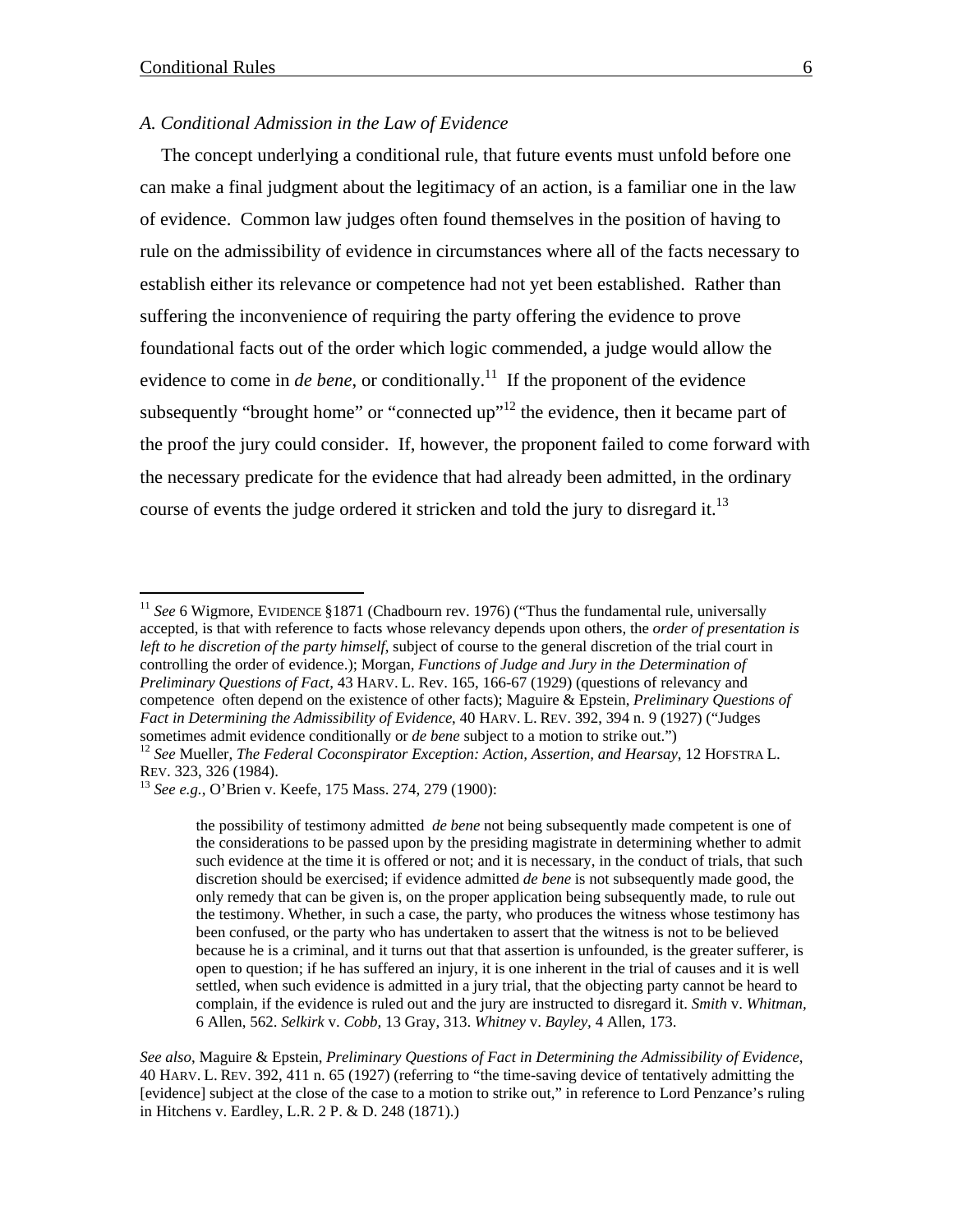*A. Conditional Admission in the Law of Evidence*

The concept underlying a conditional rule, that future events must unfold before one can make a final judgment about the legitimacy of an action, is a familiar one in the law of evidence. Common law judges often found themselves in the position of having to rule on the admissibility of evidence in circumstances where all of the facts necessary to establish either its relevance or competence had not yet been established. Rather than suffering the inconvenience of requiring the party offering the evidence to prove foundational facts out of the order which logic commended, a judge would allow the evidence to come in *de bene*, or conditionally.[11] If the proponent of the evidence subsequently "brought home" or "connected up"[12] the evidence, then it became part of the proof the jury could consider. If, however, the proponent failed to come forward with the necessary predicate for the evidence that had already been admitted, in the ordinary course of events the judge ordered it stricken and told the jury to disregard it.[13]

---

[11] *See* 6 Wigmore, EVIDENCE §1871 (Chadbourn rev. 1976) ("Thus the fundamental rule, universally accepted, is that with reference to facts whose relevancy depends upon others, the *order of presentation is left to he discretion of the party himself*, subject of course to the general discretion of the trial court in controlling the order of evidence.); Morgan, *Functions of Judge and Jury in the Determination of Preliminary Questions of Fact*, 43 HARV. L. Rev. 165, 166-67 (1929) (questions of relevancy and competence often depend on the existence of other facts); Maguire & Epstein, *Preliminary Questions of Fact in Determining the Admissibility of Evidence*, 40 HARV. L. REV. 392, 394 n. 9 (1927) ("Judges sometimes admit evidence conditionally or *de bene* subject to a motion to strike out.")

[12] *See* Mueller, *The Federal Coconspirator Exception: Action, Assertion, and Hearsay*, 12 HOFSTRA L. REV. 323, 326 (1984).

[13] *See e.g.*, O'Brien v. Keefe, 175 Mass. 274, 279 (1900):

> the possibility of testimony admitted *de bene* not being subsequently made competent is one of the considerations to be passed upon by the presiding magistrate in determining whether to admit such evidence at the time it is offered or not; and it is necessary, in the conduct of trials, that such discretion should be exercised; if evidence admitted *de bene* is not subsequently made good, the only remedy that can be given is, on the proper application being subsequently made, to rule out the testimony. Whether, in such a case, the party, who produces the witness whose testimony has been confused, or the party who has undertaken to assert that the witness is not to be believed because he is a criminal, and it turns out that that assertion is unfounded, is the greater sufferer, is open to question; if he has suffered an injury, it is one inherent in the trial of causes and it is well settled, when such evidence is admitted in a jury trial, that the objecting party cannot be heard to complain, if the evidence is ruled out and the jury are instructed to disregard it. *Smith* v. *Whitman,* 6 Allen, 562. *Selkirk* v. *Cobb,* 13 Gray, 313. *Whitney* v. *Bayley,* 4 Allen, 173.

*See also*, Maguire & Epstein, *Preliminary Questions of Fact in Determining the Admissibility of Evidence*, 40 HARV. L. REV. 392, 411 n. 65 (1927) (referring to "the time-saving device of tentatively admitting the [evidence] subject at the close of the case to a motion to strike out," in reference to Lord Penzance's ruling in Hitchens v. Eardley, L.R. 2 P. & D. 248 (1871).)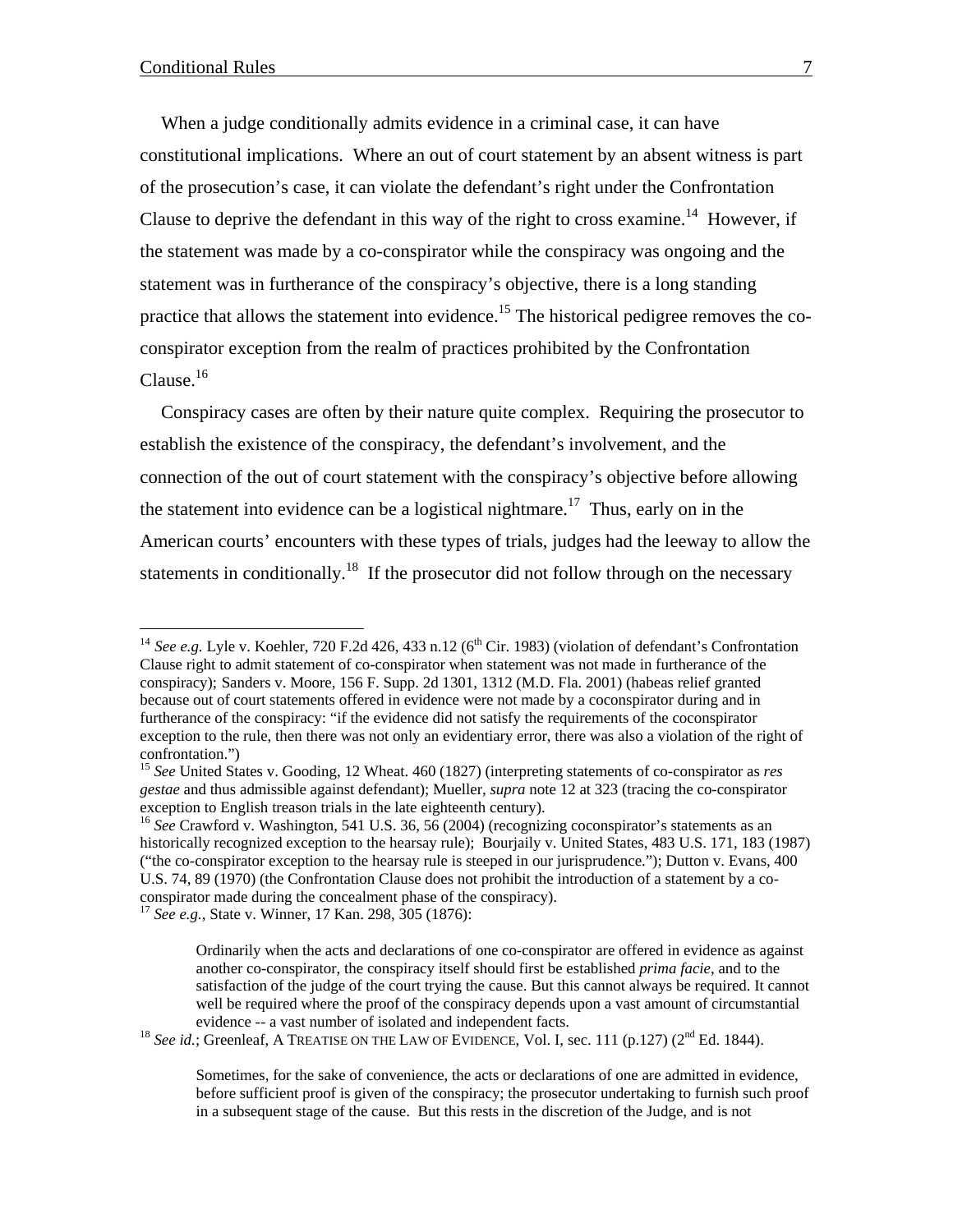When a judge conditionally admits evidence in a criminal case, it can have constitutional implications. Where an out of court statement by an absent witness is part of the prosecution's case, it can violate the defendant's right under the Confrontation Clause to deprive the defendant in this way of the right to cross examine.[14] However, if the statement was made by a co-conspirator while the conspiracy was ongoing and the statement was in furtherance of the conspiracy's objective, there is a long standing practice that allows the statement into evidence.[15] The historical pedigree removes the co-conspirator exception from the realm of practices prohibited by the Confrontation Clause.[16]

Conspiracy cases are often by their nature quite complex. Requiring the prosecutor to establish the existence of the conspiracy, the defendant's involvement, and the connection of the out of court statement with the conspiracy's objective before allowing the statement into evidence can be a logistical nightmare.[17] Thus, early on in the American courts' encounters with these types of trials, judges had the leeway to allow the statements in conditionally.[18] If the prosecutor did not follow through on the necessary

---

[14] *See e.g.* Lyle v. Koehler, 720 F.2d 426, 433 n.12 (6th Cir. 1983) (violation of defendant's Confrontation Clause right to admit statement of co-conspirator when statement was not made in furtherance of the conspiracy); Sanders v. Moore, 156 F. Supp. 2d 1301, 1312 (M.D. Fla. 2001) (habeas relief granted because out of court statements offered in evidence were not made by a coconspirator during and in furtherance of the conspiracy: "if the evidence did not satisfy the requirements of the coconspirator exception to the rule, then there was not only an evidentiary error, there was also a violation of the right of confrontation.")

[15] *See* United States v. Gooding, 12 Wheat. 460 (1827) (interpreting statements of co-conspirator as *res gestae* and thus admissible against defendant); Mueller, *supra* note 12 at 323 (tracing the co-conspirator exception to English treason trials in the late eighteenth century).

[16] *See* Crawford v. Washington, 541 U.S. 36, 56 (2004) (recognizing coconspirator's statements as an historically recognized exception to the hearsay rule); Bourjaily v. United States, 483 U.S. 171, 183 (1987) ("the co-conspirator exception to the hearsay rule is steeped in our jurisprudence."); Dutton v. Evans, 400 U.S. 74, 89 (1970) (the Confrontation Clause does not prohibit the introduction of a statement by a co-conspirator made during the concealment phase of the conspiracy).

[17] *See e.g.*, State v. Winner, 17 Kan. 298, 305 (1876):

> Ordinarily when the acts and declarations of one co-conspirator are offered in evidence as against another co-conspirator, the conspiracy itself should first be established *prima facie*, and to the satisfaction of the judge of the court trying the cause. But this cannot always be required. It cannot well be required where the proof of the conspiracy depends upon a vast amount of circumstantial evidence -- a vast number of isolated and independent facts.

[18] *See id.*; Greenleaf, A TREATISE ON THE LAW OF EVIDENCE, Vol. I, sec. 111 (p.127) (2nd Ed. 1844).

> Sometimes, for the sake of convenience, the acts or declarations of one are admitted in evidence, before sufficient proof is given of the conspiracy; the prosecutor undertaking to furnish such proof in a subsequent stage of the cause. But this rests in the discretion of the Judge, and is not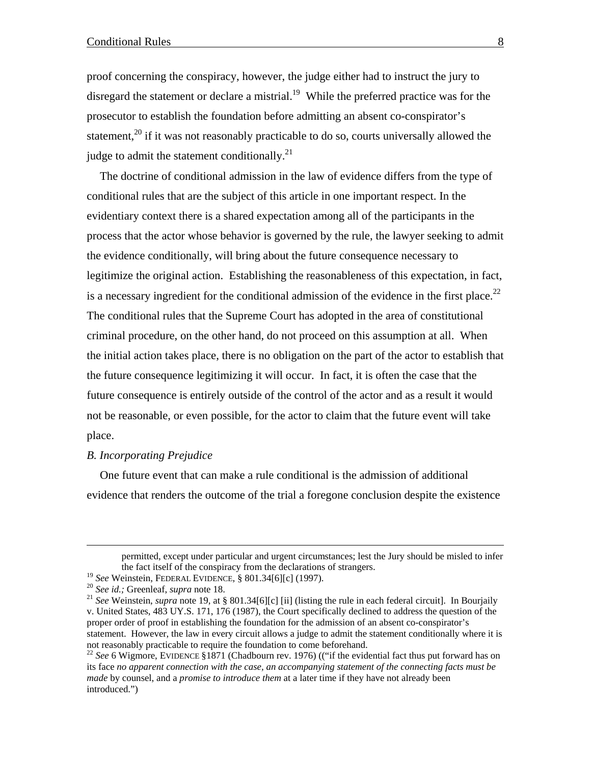proof concerning the conspiracy, however, the judge either had to instruct the jury to disregard the statement or declare a mistrial.[19] While the preferred practice was for the prosecutor to establish the foundation before admitting an absent co-conspirator's statement,[20] if it was not reasonably practicable to do so, courts universally allowed the judge to admit the statement conditionally.[21]

The doctrine of conditional admission in the law of evidence differs from the type of conditional rules that are the subject of this article in one important respect. In the evidentiary context there is a shared expectation among all of the participants in the process that the actor whose behavior is governed by the rule, the lawyer seeking to admit the evidence conditionally, will bring about the future consequence necessary to legitimize the original action. Establishing the reasonableness of this expectation, in fact, is a necessary ingredient for the conditional admission of the evidence in the first place.[22] The conditional rules that the Supreme Court has adopted in the area of constitutional criminal procedure, on the other hand, do not proceed on this assumption at all. When the initial action takes place, there is no obligation on the part of the actor to establish that the future consequence legitimizing it will occur. In fact, it is often the case that the future consequence is entirely outside of the control of the actor and as a result it would not be reasonable, or even possible, for the actor to claim that the future event will take place.

*B. Incorporating Prejudice*

One future event that can make a rule conditional is the admission of additional evidence that renders the outcome of the trial a foregone conclusion despite the existence

---

permitted, except under particular and urgent circumstances; lest the Jury should be misled to infer the fact itself of the conspiracy from the declarations of strangers.

[19] *See* Weinstein, FEDERAL EVIDENCE, § 801.34[6][c] (1997).

[20] *See id.;* Greenleaf, *supra* note 18.

[21] *See* Weinstein, *supra* note 19, at § 801.34[6][c] [ii] (listing the rule in each federal circuit]. In Bourjaily v. United States, 483 UY.S. 171, 176 (1987), the Court specifically declined to address the question of the proper order of proof in establishing the foundation for the admission of an absent co-conspirator's statement. However, the law in every circuit allows a judge to admit the statement conditionally where it is not reasonably practicable to require the foundation to come beforehand.

[22] *See* 6 Wigmore, EVIDENCE §1871 (Chadbourn rev. 1976) ((“if the evidential fact thus put forward has on its face *no apparent connection with the case, an accompanying statement of the connecting facts must be made* by counsel, and a *promise to introduce them* at a later time if they have not already been introduced.”)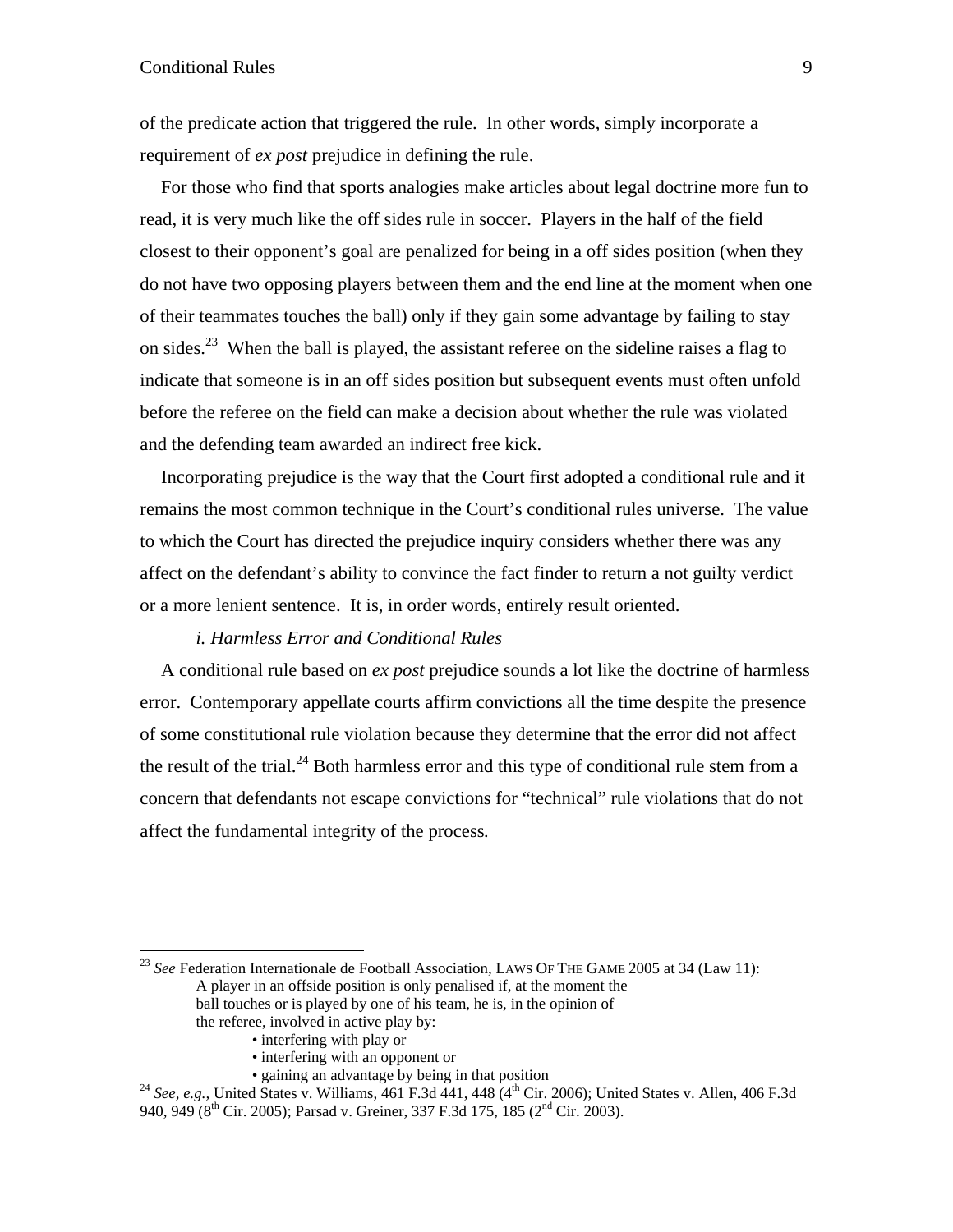of the predicate action that triggered the rule. In other words, simply incorporate a requirement of *ex post* prejudice in defining the rule.

For those who find that sports analogies make articles about legal doctrine more fun to read, it is very much like the off sides rule in soccer. Players in the half of the field closest to their opponent's goal are penalized for being in a off sides position (when they do not have two opposing players between them and the end line at the moment when one of their teammates touches the ball) only if they gain some advantage by failing to stay on sides.[23] When the ball is played, the assistant referee on the sideline raises a flag to indicate that someone is in an off sides position but subsequent events must often unfold before the referee on the field can make a decision about whether the rule was violated and the defending team awarded an indirect free kick.

Incorporating prejudice is the way that the Court first adopted a conditional rule and it remains the most common technique in the Court's conditional rules universe. The value to which the Court has directed the prejudice inquiry considers whether there was any affect on the defendant's ability to convince the fact finder to return a not guilty verdict or a more lenient sentence. It is, in order words, entirely result oriented.

*i. Harmless Error and Conditional Rules*

A conditional rule based on *ex post* prejudice sounds a lot like the doctrine of harmless error. Contemporary appellate courts affirm convictions all the time despite the presence of some constitutional rule violation because they determine that the error did not affect the result of the trial.[24] Both harmless error and this type of conditional rule stem from a concern that defendants not escape convictions for "technical" rule violations that do not affect the fundamental integrity of the process.

---

[23] *See* Federation Internationale de Football Association, LAWS OF THE GAME 2005 at 34 (Law 11):

> A player in an offside position is only penalised if, at the moment the ball touches or is played by one of his team, he is, in the opinion of the referee, involved in active play by:
>
> - interfering with play or
> - interfering with an opponent or
> - gaining an advantage by being in that position

[24] *See, e.g.,* United States v. Williams, 461 F.3d 441, 448 (4th Cir. 2006); United States v. Allen, 406 F.3d 940, 949 (8th Cir. 2005); Parsad v. Greiner, 337 F.3d 175, 185 (2nd Cir. 2003).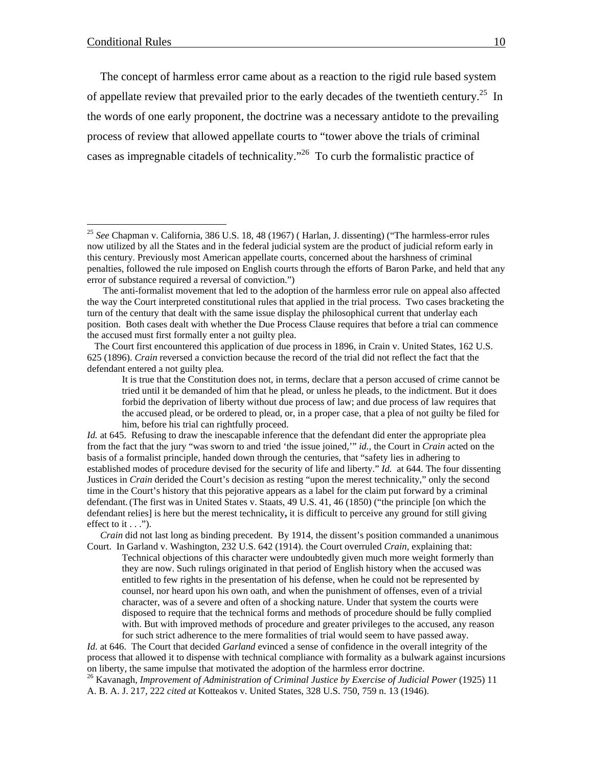The concept of harmless error came about as a reaction to the rigid rule based system of appellate review that prevailed prior to the early decades of the twentieth century.[25] In the words of one early proponent, the doctrine was a necessary antidote to the prevailing process of review that allowed appellate courts to "tower above the trials of criminal cases as impregnable citadels of technicality."[26] To curb the formalistic practice of

---

[25] *See* Chapman v. California, 386 U.S. 18, 48 (1967) ( Harlan, J. dissenting) ("The harmless-error rules now utilized by all the States and in the federal judicial system are the product of judicial reform early in this century. Previously most American appellate courts, concerned about the harshness of criminal penalties, followed the rule imposed on English courts through the efforts of Baron Parke, and held that any error of substance required a reversal of conviction.")

The anti-formalist movement that led to the adoption of the harmless error rule on appeal also affected the way the Court interpreted constitutional rules that applied in the trial process. Two cases bracketing the turn of the century that dealt with the same issue display the philosophical current that underlay each position. Both cases dealt with whether the Due Process Clause requires that before a trial can commence the accused must first formally enter a not guilty plea.

The Court first encountered this application of due process in 1896, in Crain v. United States, 162 U.S. 625 (1896). *Crain* reversed a conviction because the record of the trial did not reflect the fact that the defendant entered a not guilty plea.

> It is true that the Constitution does not, in terms, declare that a person accused of crime cannot be tried until it be demanded of him that he plead, or unless he pleads, to the indictment. But it does forbid the deprivation of liberty without due process of law; and due process of law requires that the accused plead, or be ordered to plead, or, in a proper case, that a plea of not guilty be filed for him, before his trial can rightfully proceed.

*Id.* at 645. Refusing to draw the inescapable inference that the defendant did enter the appropriate plea from the fact that the jury "was sworn to and tried 'the issue joined,'" *id.,* the Court in *Crain* acted on the basis of a formalist principle, handed down through the centuries, that "safety lies in adhering to established modes of procedure devised for the security of life and liberty." *Id.* at 644. The four dissenting Justices in *Crain* derided the Court's decision as resting "upon the merest technicality," only the second time in the Court's history that this pejorative appears as a label for the claim put forward by a criminal defendant. (The first was in United States v. Staats, 49 U.S. 41, 46 (1850) ("the principle [on which the defendant relies] is here but the merest technicality**,** it is difficult to perceive any ground for still giving effect to it . . .").

*Crain* did not last long as binding precedent. By 1914, the dissent's position commanded a unanimous Court. In Garland v. Washington, 232 U.S. 642 (1914). the Court overruled *Crain*, explaining that:

> Technical objections of this character were undoubtedly given much more weight formerly than they are now. Such rulings originated in that period of English history when the accused was entitled to few rights in the presentation of his defense, when he could not be represented by counsel, nor heard upon his own oath, and when the punishment of offenses, even of a trivial character, was of a severe and often of a shocking nature. Under that system the courts were disposed to require that the technical forms and methods of procedure should be fully complied with. But with improved methods of procedure and greater privileges to the accused, any reason for such strict adherence to the mere formalities of trial would seem to have passed away.

*Id.* at 646. The Court that decided *Garland* evinced a sense of confidence in the overall integrity of the process that allowed it to dispense with technical compliance with formality as a bulwark against incursions on liberty, the same impulse that motivated the adoption of the harmless error doctrine.

[26] Kavanagh, *Improvement of Administration of Criminal Justice by Exercise of Judicial Power* (1925) 11 A. B. A. J. 217, 222 *cited at* Kotteakos v. United States, 328 U.S. 750, 759 n. 13 (1946).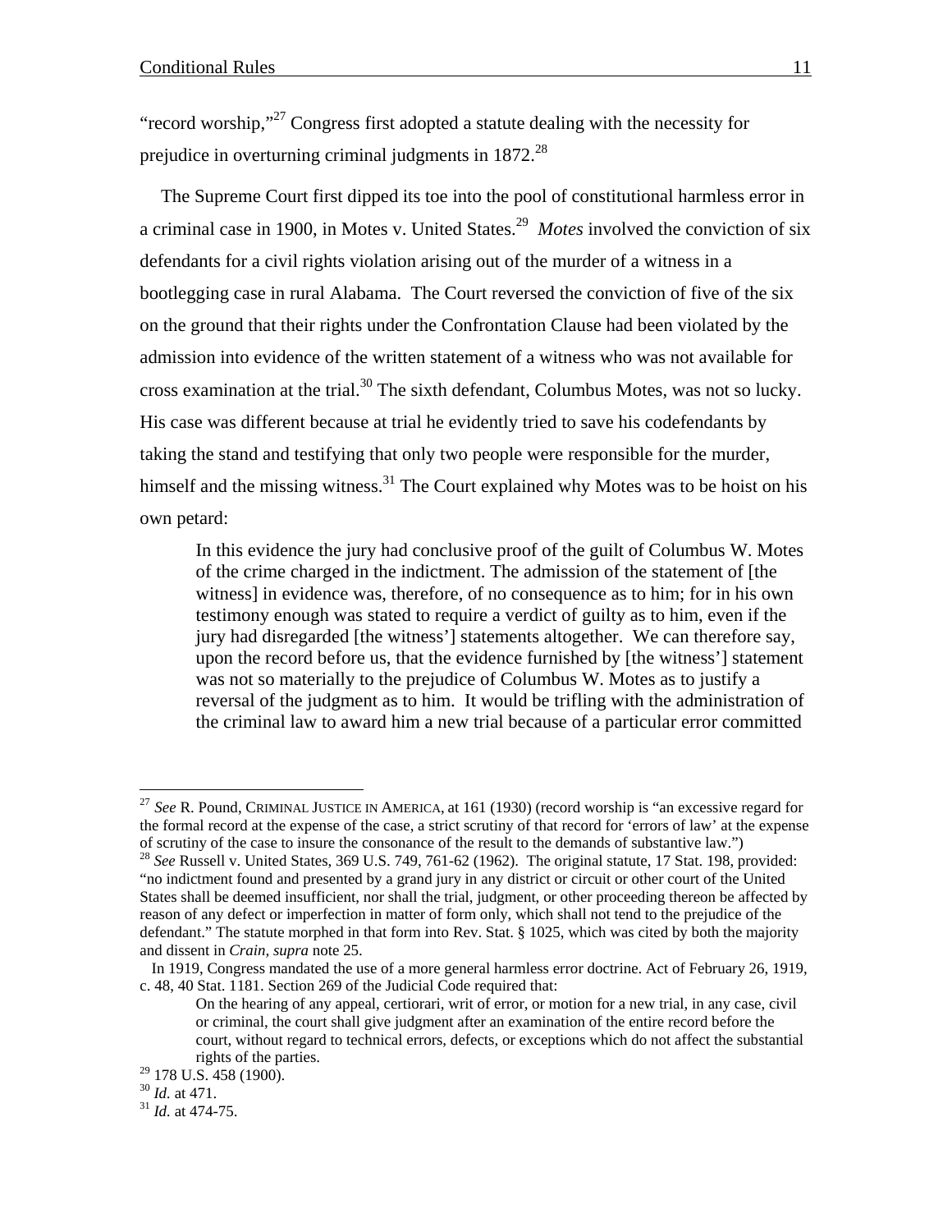"record worship,"[27] Congress first adopted a statute dealing with the necessity for prejudice in overturning criminal judgments in 1872.[28]

The Supreme Court first dipped its toe into the pool of constitutional harmless error in a criminal case in 1900, in Motes v. United States.[29] *Motes* involved the conviction of six defendants for a civil rights violation arising out of the murder of a witness in a bootlegging case in rural Alabama. The Court reversed the conviction of five of the six on the ground that their rights under the Confrontation Clause had been violated by the admission into evidence of the written statement of a witness who was not available for cross examination at the trial.[30] The sixth defendant, Columbus Motes, was not so lucky. His case was different because at trial he evidently tried to save his codefendants by taking the stand and testifying that only two people were responsible for the murder, himself and the missing witness.[31] The Court explained why Motes was to be hoist on his own petard:

> In this evidence the jury had conclusive proof of the guilt of Columbus W. Motes of the crime charged in the indictment. The admission of the statement of [the witness] in evidence was, therefore, of no consequence as to him; for in his own testimony enough was stated to require a verdict of guilty as to him, even if the jury had disregarded [the witness'] statements altogether. We can therefore say, upon the record before us, that the evidence furnished by [the witness'] statement was not so materially to the prejudice of Columbus W. Motes as to justify a reversal of the judgment as to him. It would be trifling with the administration of the criminal law to award him a new trial because of a particular error committed

---

[27] *See* R. Pound, CRIMINAL JUSTICE IN AMERICA, at 161 (1930) (record worship is "an excessive regard for the formal record at the expense of the case, a strict scrutiny of that record for 'errors of law' at the expense of scrutiny of the case to insure the consonance of the result to the demands of substantive law.")

[28] *See* Russell v. United States, 369 U.S. 749, 761-62 (1962). The original statute, 17 Stat. 198, provided: "no indictment found and presented by a grand jury in any district or circuit or other court of the United States shall be deemed insufficient, nor shall the trial, judgment, or other proceeding thereon be affected by reason of any defect or imperfection in matter of form only, which shall not tend to the prejudice of the defendant." The statute morphed in that form into Rev. Stat. § 1025, which was cited by both the majority and dissent in *Crain*, *supra* note 25.

In 1919, Congress mandated the use of a more general harmless error doctrine. Act of February 26, 1919, c. 48, 40 Stat. 1181. Section 269 of the Judicial Code required that:

> On the hearing of any appeal, certiorari, writ of error, or motion for a new trial, in any case, civil or criminal, the court shall give judgment after an examination of the entire record before the court, without regard to technical errors, defects, or exceptions which do not affect the substantial rights of the parties.

[29] 178 U.S. 458 (1900).

[30] *Id.* at 471.

[31] *Id.* at 474-75.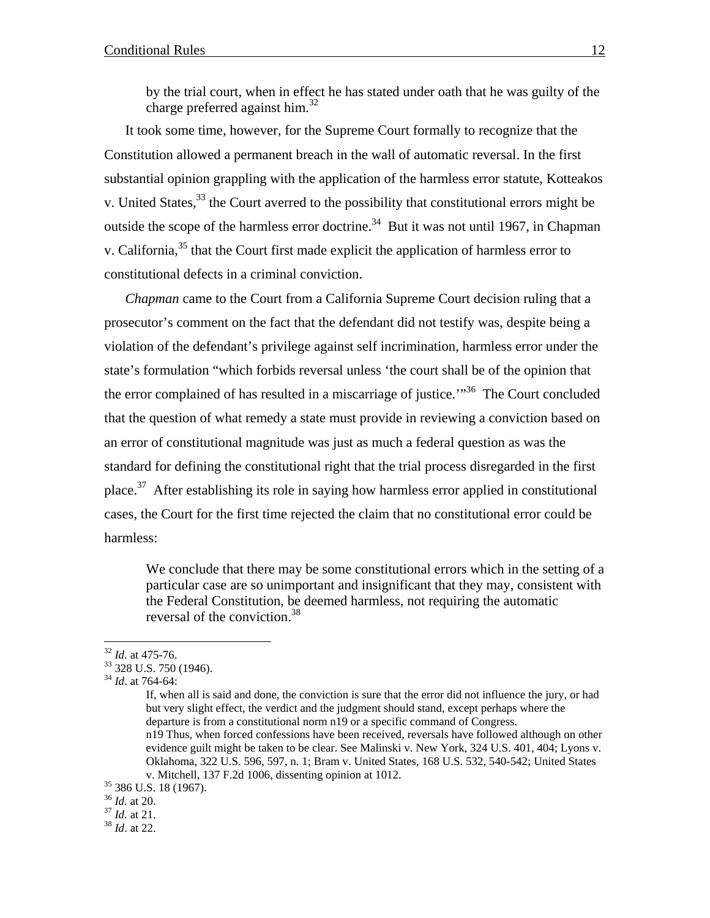> by the trial court, when in effect he has stated under oath that he was guilty of the charge preferred against him.[32]

It took some time, however, for the Supreme Court formally to recognize that the Constitution allowed a permanent breach in the wall of automatic reversal. In the first substantial opinion grappling with the application of the harmless error statute, Kotteakos v. United States,[33] the Court averred to the possibility that constitutional errors might be outside the scope of the harmless error doctrine.[34] But it was not until 1967, in Chapman v. California,[35] that the Court first made explicit the application of harmless error to constitutional defects in a criminal conviction.

*Chapman* came to the Court from a California Supreme Court decision ruling that a prosecutor's comment on the fact that the defendant did not testify was, despite being a violation of the defendant's privilege against self incrimination, harmless error under the state's formulation "which forbids reversal unless 'the court shall be of the opinion that the error complained of has resulted in a miscarriage of justice.'"[36] The Court concluded that the question of what remedy a state must provide in reviewing a conviction based on an error of constitutional magnitude was just as much a federal question as was the standard for defining the constitutional right that the trial process disregarded in the first place.[37] After establishing its role in saying how harmless error applied in constitutional cases, the Court for the first time rejected the claim that no constitutional error could be harmless:

> We conclude that there may be some constitutional errors which in the setting of a particular case are so unimportant and insignificant that they may, consistent with the Federal Constitution, be deemed harmless, not requiring the automatic reversal of the conviction.[38]

---

[32] *Id*. at 475-76.

[33] 328 U.S. 750 (1946).

[34] *Id*. at 764-64:

> If, when all is said and done, the conviction is sure that the error did not influence the jury, or had but very slight effect, the verdict and the judgment should stand, except perhaps where the departure is from a constitutional norm n19 or a specific command of Congress.
> n19 Thus, when forced confessions have been received, reversals have followed although on other evidence guilt might be taken to be clear. See Malinski v. New York, 324 U.S. 401, 404; Lyons v. Oklahoma, 322 U.S. 596, 597, n. 1; Bram v. United States, 168 U.S. 532, 540-542; United States v. Mitchell, 137 F.2d 1006, dissenting opinion at 1012.

[35] 386 U.S. 18 (1967).

[36] *Id.* at 20.

[37] *Id.* at 21.

[38] *Id*. at 22.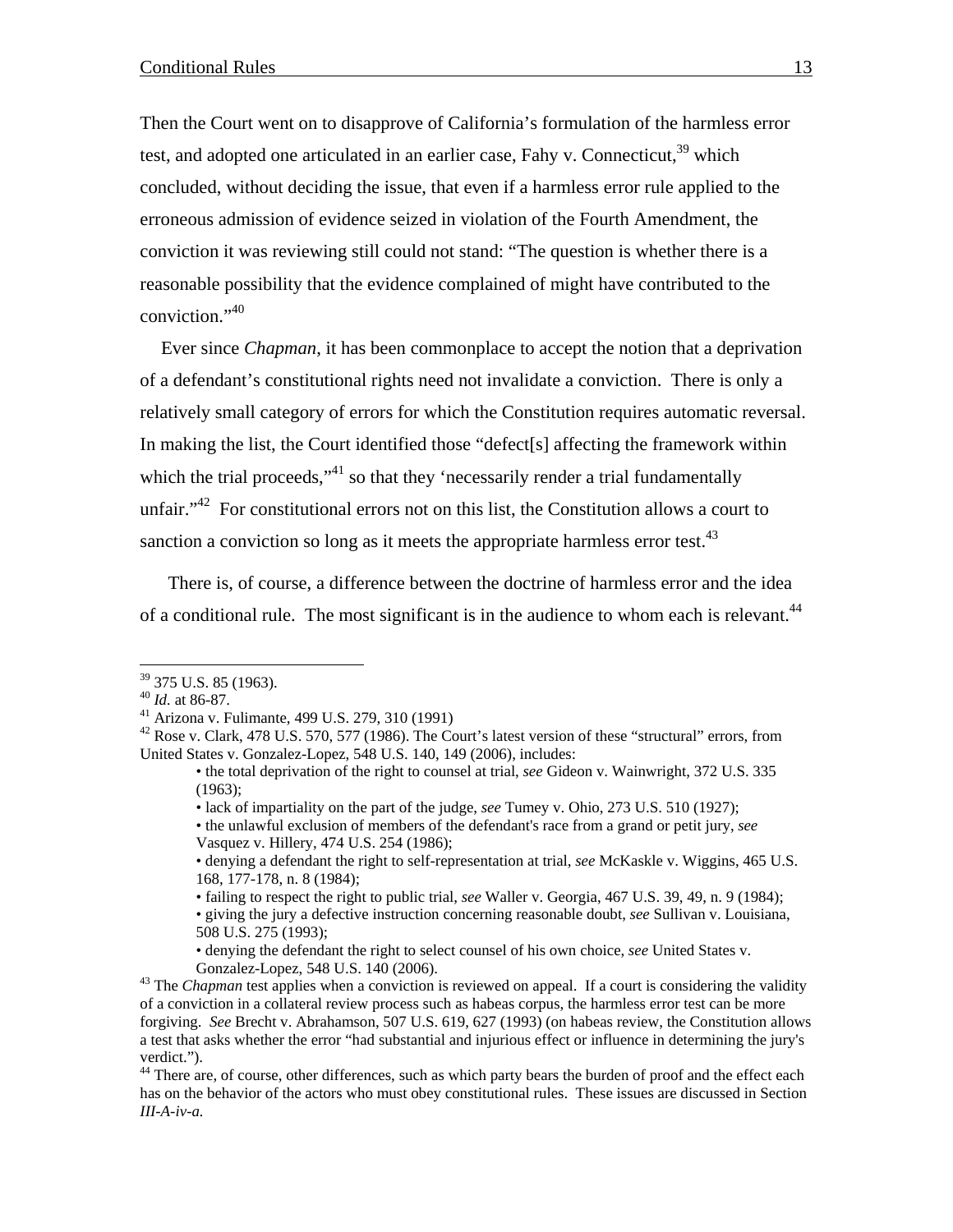Then the Court went on to disapprove of California's formulation of the harmless error test, and adopted one articulated in an earlier case, Fahy v. Connecticut,[39] which concluded, without deciding the issue, that even if a harmless error rule applied to the erroneous admission of evidence seized in violation of the Fourth Amendment, the conviction it was reviewing still could not stand: "The question is whether there is a reasonable possibility that the evidence complained of might have contributed to the conviction."[40]

Ever since *Chapman*, it has been commonplace to accept the notion that a deprivation of a defendant's constitutional rights need not invalidate a conviction. There is only a relatively small category of errors for which the Constitution requires automatic reversal. In making the list, the Court identified those "defect[s] affecting the framework within which the trial proceeds,"[41] so that they 'necessarily render a trial fundamentally unfair."[42] For constitutional errors not on this list, the Constitution allows a court to sanction a conviction so long as it meets the appropriate harmless error test.[43]

There is, of course, a difference between the doctrine of harmless error and the idea of a conditional rule. The most significant is in the audience to whom each is relevant.[44]

---

[39] 375 U.S. 85 (1963).

[40] *Id.* at 86-87.

[41] Arizona v. Fulimante, 499 U.S. 279, 310 (1991)

[42] Rose v. Clark, 478 U.S. 570, 577 (1986). The Court's latest version of these "structural" errors, from United States v. Gonzalez-Lopez, 548 U.S. 140, 149 (2006), includes:

> • the total deprivation of the right to counsel at trial, *see* Gideon v. Wainwright, 372 U.S. 335 (1963);
> • lack of impartiality on the part of the judge, *see* Tumey v. Ohio, 273 U.S. 510 (1927);
> • the unlawful exclusion of members of the defendant's race from a grand or petit jury, *see* Vasquez v. Hillery, 474 U.S. 254 (1986);
> • denying a defendant the right to self-representation at trial, *see* McKaskle v. Wiggins, 465 U.S. 168, 177-178, n. 8 (1984);
> • failing to respect the right to public trial, *see* Waller v. Georgia, 467 U.S. 39, 49, n. 9 (1984);
> • giving the jury a defective instruction concerning reasonable doubt, *see* Sullivan v. Louisiana, 508 U.S. 275 (1993);
> • denying the defendant the right to select counsel of his own choice, *see* United States v. Gonzalez-Lopez, 548 U.S. 140 (2006).

[43] The *Chapman* test applies when a conviction is reviewed on appeal. If a court is considering the validity of a conviction in a collateral review process such as habeas corpus, the harmless error test can be more forgiving. *See* Brecht v. Abrahamson, 507 U.S. 619, 627 (1993) (on habeas review, the Constitution allows a test that asks whether the error "had substantial and injurious effect or influence in determining the jury's verdict.").

[44] There are, of course, other differences, such as which party bears the burden of proof and the effect each has on the behavior of the actors who must obey constitutional rules. These issues are discussed in Section *III-A-iv-a.*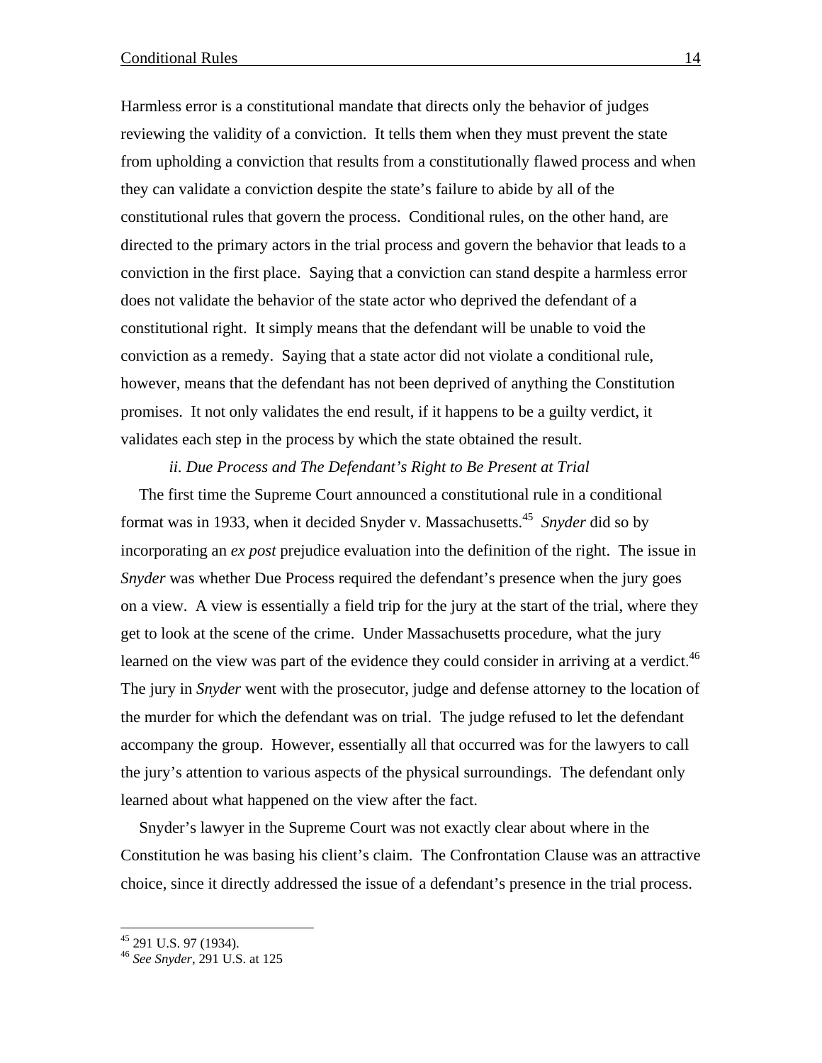Harmless error is a constitutional mandate that directs only the behavior of judges reviewing the validity of a conviction. It tells them when they must prevent the state from upholding a conviction that results from a constitutionally flawed process and when they can validate a conviction despite the state's failure to abide by all of the constitutional rules that govern the process. Conditional rules, on the other hand, are directed to the primary actors in the trial process and govern the behavior that leads to a conviction in the first place. Saying that a conviction can stand despite a harmless error does not validate the behavior of the state actor who deprived the defendant of a constitutional right. It simply means that the defendant will be unable to void the conviction as a remedy. Saying that a state actor did not violate a conditional rule, however, means that the defendant has not been deprived of anything the Constitution promises. It not only validates the end result, if it happens to be a guilty verdict, it validates each step in the process by which the state obtained the result.

*ii. Due Process and The Defendant's Right to Be Present at Trial*

The first time the Supreme Court announced a constitutional rule in a conditional format was in 1933, when it decided Snyder v. Massachusetts.[45] *Snyder* did so by incorporating an *ex post* prejudice evaluation into the definition of the right. The issue in *Snyder* was whether Due Process required the defendant's presence when the jury goes on a view. A view is essentially a field trip for the jury at the start of the trial, where they get to look at the scene of the crime. Under Massachusetts procedure, what the jury learned on the view was part of the evidence they could consider in arriving at a verdict.[46] The jury in *Snyder* went with the prosecutor, judge and defense attorney to the location of the murder for which the defendant was on trial. The judge refused to let the defendant accompany the group. However, essentially all that occurred was for the lawyers to call the jury's attention to various aspects of the physical surroundings. The defendant only learned about what happened on the view after the fact.

Snyder's lawyer in the Supreme Court was not exactly clear about where in the Constitution he was basing his client's claim. The Confrontation Clause was an attractive choice, since it directly addressed the issue of a defendant's presence in the trial process.

[45] 291 U.S. 97 (1934).

[46] *See Snyder*, 291 U.S. at 125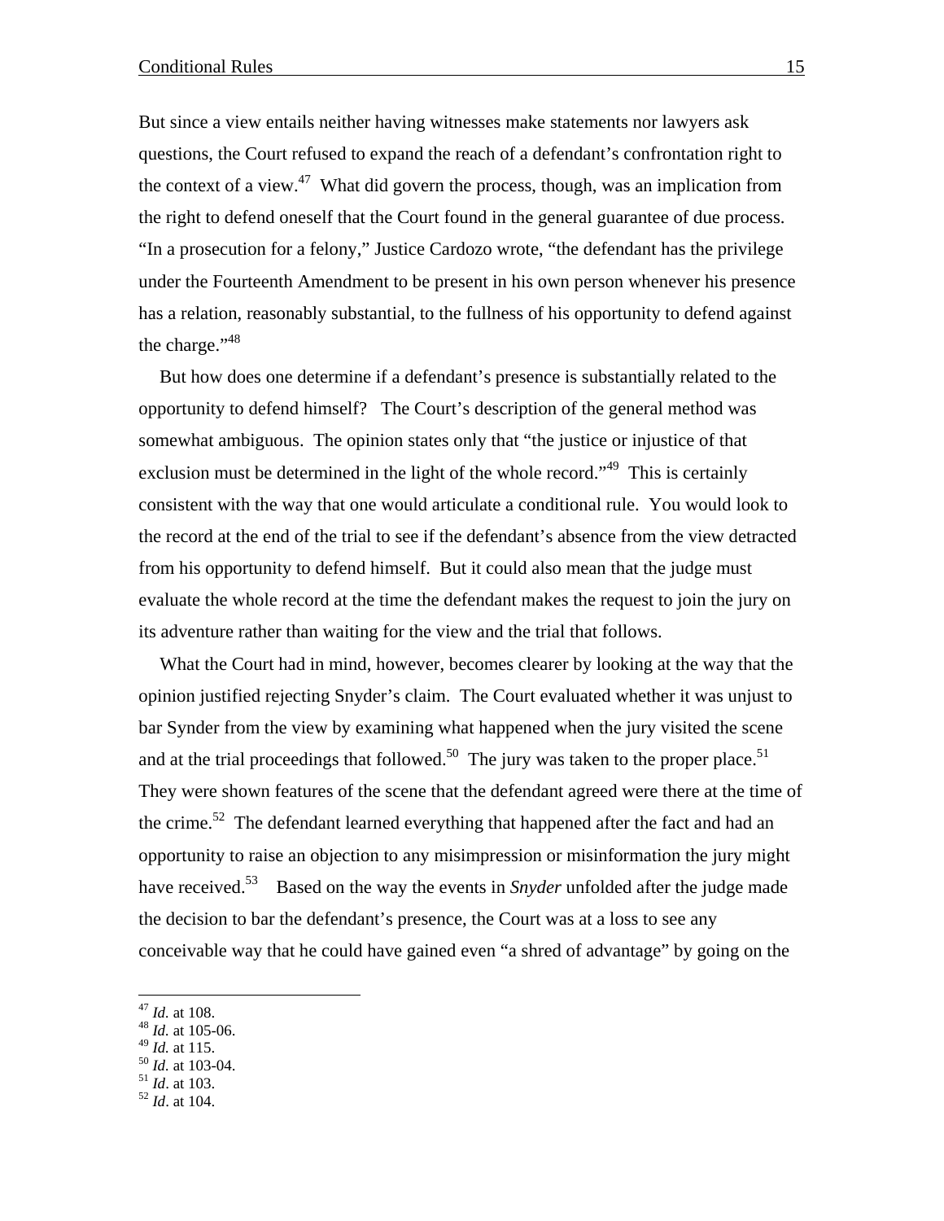But since a view entails neither having witnesses make statements nor lawyers ask questions, the Court refused to expand the reach of a defendant's confrontation right to the context of a view.[47] What did govern the process, though, was an implication from the right to defend oneself that the Court found in the general guarantee of due process. "In a prosecution for a felony," Justice Cardozo wrote, "the defendant has the privilege under the Fourteenth Amendment to be present in his own person whenever his presence has a relation, reasonably substantial, to the fullness of his opportunity to defend against the charge."[48]

But how does one determine if a defendant's presence is substantially related to the opportunity to defend himself? The Court's description of the general method was somewhat ambiguous. The opinion states only that "the justice or injustice of that exclusion must be determined in the light of the whole record."[49] This is certainly consistent with the way that one would articulate a conditional rule. You would look to the record at the end of the trial to see if the defendant's absence from the view detracted from his opportunity to defend himself. But it could also mean that the judge must evaluate the whole record at the time the defendant makes the request to join the jury on its adventure rather than waiting for the view and the trial that follows.

What the Court had in mind, however, becomes clearer by looking at the way that the opinion justified rejecting Snyder's claim. The Court evaluated whether it was unjust to bar Synder from the view by examining what happened when the jury visited the scene and at the trial proceedings that followed.[50] The jury was taken to the proper place.[51] They were shown features of the scene that the defendant agreed were there at the time of the crime.[52] The defendant learned everything that happened after the fact and had an opportunity to raise an objection to any misimpression or misinformation the jury might have received.[53] Based on the way the events in *Snyder* unfolded after the judge made the decision to bar the defendant's presence, the Court was at a loss to see any conceivable way that he could have gained even "a shred of advantage" by going on the

---

[47] *Id*. at 108.
[48] *Id*. at 105-06.
[49] *Id.* at 115.
[50] *Id*. at 103-04.
[51] *Id*. at 103.
[52] *Id*. at 104.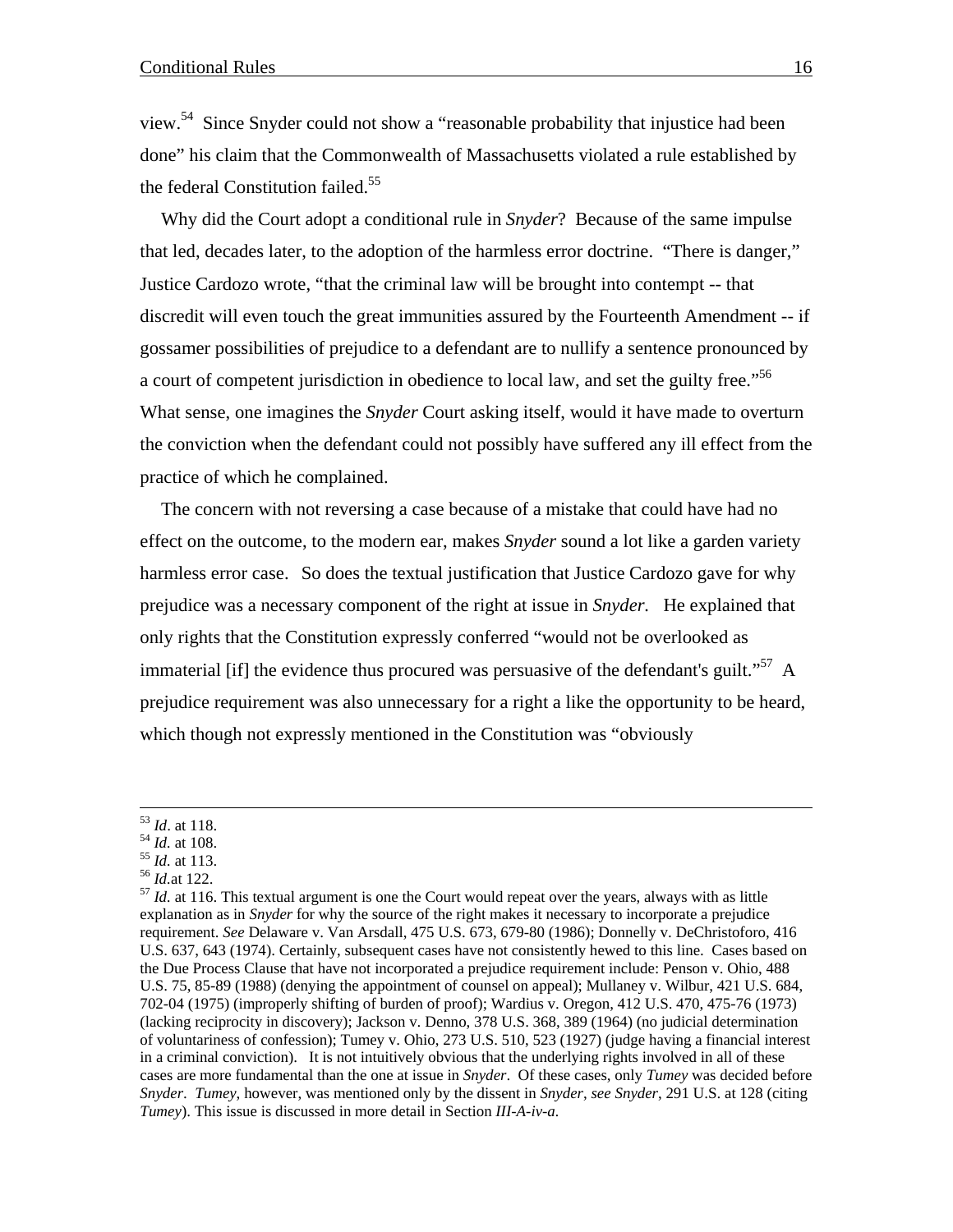view.[54] Since Snyder could not show a "reasonable probability that injustice had been done" his claim that the Commonwealth of Massachusetts violated a rule established by the federal Constitution failed.[55]

Why did the Court adopt a conditional rule in *Snyder*? Because of the same impulse that led, decades later, to the adoption of the harmless error doctrine. "There is danger," Justice Cardozo wrote, "that the criminal law will be brought into contempt -- that discredit will even touch the great immunities assured by the Fourteenth Amendment -- if gossamer possibilities of prejudice to a defendant are to nullify a sentence pronounced by a court of competent jurisdiction in obedience to local law, and set the guilty free."[56] What sense, one imagines the *Snyder* Court asking itself, would it have made to overturn the conviction when the defendant could not possibly have suffered any ill effect from the practice of which he complained.

The concern with not reversing a case because of a mistake that could have had no effect on the outcome, to the modern ear, makes *Snyder* sound a lot like a garden variety harmless error case. So does the textual justification that Justice Cardozo gave for why prejudice was a necessary component of the right at issue in *Snyder.* He explained that only rights that the Constitution expressly conferred "would not be overlooked as immaterial [if] the evidence thus procured was persuasive of the defendant's guilt."[57] A prejudice requirement was also unnecessary for a right a like the opportunity to be heard, which though not expressly mentioned in the Constitution was "obviously

---

[53] *Id*. at 118.

[54] *Id.* at 108.

[55] *Id.* at 113.

[56] *Id.*at 122.

[57] *Id.* at 116. This textual argument is one the Court would repeat over the years, always with as little explanation as in *Snyder* for why the source of the right makes it necessary to incorporate a prejudice requirement. *See* Delaware v. Van Arsdall, 475 U.S. 673, 679-80 (1986); Donnelly v. DeChristoforo, 416 U.S. 637, 643 (1974). Certainly, subsequent cases have not consistently hewed to this line. Cases based on the Due Process Clause that have not incorporated a prejudice requirement include: Penson v. Ohio, 488 U.S. 75, 85-89 (1988) (denying the appointment of counsel on appeal); Mullaney v. Wilbur, 421 U.S. 684, 702-04 (1975) (improperly shifting of burden of proof); Wardius v. Oregon, 412 U.S. 470, 475-76 (1973) (lacking reciprocity in discovery); Jackson v. Denno, 378 U.S. 368, 389 (1964) (no judicial determination of voluntariness of confession); Tumey v. Ohio, 273 U.S. 510, 523 (1927) (judge having a financial interest in a criminal conviction). It is not intuitively obvious that the underlying rights involved in all of these cases are more fundamental than the one at issue in *Snyder*. Of these cases, only *Tumey* was decided before *Snyder*. *Tumey*, however, was mentioned only by the dissent in *Snyder*, *see Snyder*, 291 U.S. at 128 (citing *Tumey*). This issue is discussed in more detail in Section *III-A-iv-a*.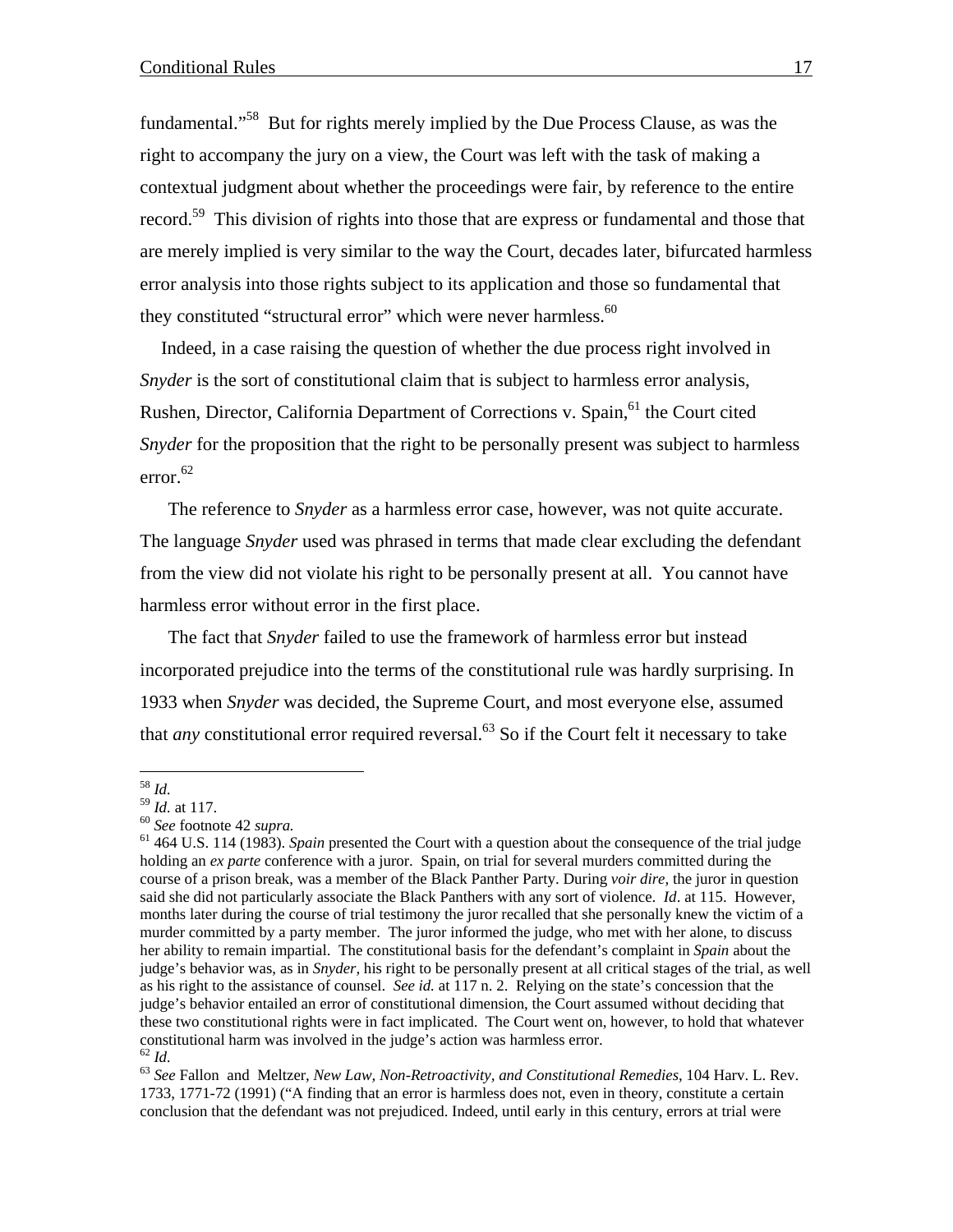fundamental."[58] But for rights merely implied by the Due Process Clause, as was the right to accompany the jury on a view, the Court was left with the task of making a contextual judgment about whether the proceedings were fair, by reference to the entire record.[59] This division of rights into those that are express or fundamental and those that are merely implied is very similar to the way the Court, decades later, bifurcated harmless error analysis into those rights subject to its application and those so fundamental that they constituted "structural error" which were never harmless.[60]

Indeed, in a case raising the question of whether the due process right involved in *Snyder* is the sort of constitutional claim that is subject to harmless error analysis, Rushen, Director, California Department of Corrections v. Spain,[61] the Court cited *Snyder* for the proposition that the right to be personally present was subject to harmless error.[62]

The reference to *Snyder* as a harmless error case, however, was not quite accurate. The language *Snyder* used was phrased in terms that made clear excluding the defendant from the view did not violate his right to be personally present at all. You cannot have harmless error without error in the first place.

The fact that *Snyder* failed to use the framework of harmless error but instead incorporated prejudice into the terms of the constitutional rule was hardly surprising. In 1933 when *Snyder* was decided, the Supreme Court, and most everyone else, assumed that *any* constitutional error required reversal.[63] So if the Court felt it necessary to take

---

[58] *Id*.

[59] *Id*. at 117.

[60] *See* footnote 42 *supra.*

[61] 464 U.S. 114 (1983). *Spain* presented the Court with a question about the consequence of the trial judge holding an *ex parte* conference with a juror. Spain, on trial for several murders committed during the course of a prison break, was a member of the Black Panther Party. During *voir dire,* the juror in question said she did not particularly associate the Black Panthers with any sort of violence. *Id*. at 115. However, months later during the course of trial testimony the juror recalled that she personally knew the victim of a murder committed by a party member. The juror informed the judge, who met with her alone, to discuss her ability to remain impartial. The constitutional basis for the defendant's complaint in *Spain* about the judge's behavior was, as in *Snyder,* his right to be personally present at all critical stages of the trial, as well as his right to the assistance of counsel. *See id.* at 117 n. 2. Relying on the state's concession that the judge's behavior entailed an error of constitutional dimension, the Court assumed without deciding that these two constitutional rights were in fact implicated. The Court went on, however, to hold that whatever constitutional harm was involved in the judge's action was harmless error.

[62] *Id*.

[63] *See* Fallon and Meltzer, *New Law, Non-Retroactivity, and Constitutional Remedies*, 104 Harv. L. Rev. 1733, 1771-72 (1991) ("A finding that an error is harmless does not, even in theory, constitute a certain conclusion that the defendant was not prejudiced. Indeed, until early in this century, errors at trial were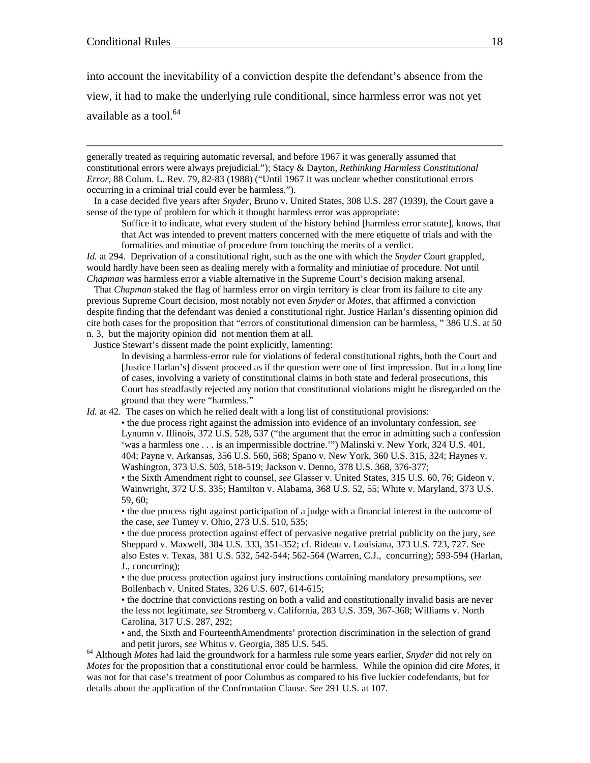into account the inevitability of a conviction despite the defendant's absence from the view, it had to make the underlying rule conditional, since harmless error was not yet available as a tool.[64]

---

generally treated as requiring automatic reversal, and before 1967 it was generally assumed that constitutional errors were always prejudicial."); Stacy & Dayton, *Rethinking Harmless Constitutional Error*, 88 Colum. L. Rev. 79, 82-83 (1988) ("Until 1967 it was unclear whether constitutional errors occurring in a criminal trial could ever be harmless.").

In a case decided five years after *Snyder*, Bruno v. United States, 308 U.S. 287 (1939), the Court gave a sense of the type of problem for which it thought harmless error was appropriate:

> Suffice it to indicate, what every student of the history behind [harmless error statute], knows, that that Act was intended to prevent matters concerned with the mere etiquette of trials and with the formalities and minutiae of procedure from touching the merits of a verdict.

*Id.* at 294. Deprivation of a constitutional right, such as the one with which the *Snyder* Court grappled, would hardly have been seen as dealing merely with a formality and miniutiae of procedure. Not until *Chapman* was harmless error a viable alternative in the Supreme Court's decision making arsenal.

That *Chapman* staked the flag of harmless error on virgin territory is clear from its failure to cite any previous Supreme Court decision, most notably not even *Snyder* or *Motes*, that affirmed a conviction despite finding that the defendant was denied a constitutional right. Justice Harlan's dissenting opinion did cite both cases for the proposition that "errors of constitutional dimension can be harmless, " 386 U.S. at 50 n. 3, but the majority opinion did not mention them at all.

Justice Stewart's dissent made the point explicitly, lamenting:

> In devising a harmless-error rule for violations of federal constitutional rights, both the Court and [Justice Harlan's] dissent proceed as if the question were one of first impression. But in a long line of cases, involving a variety of constitutional claims in both state and federal prosecutions, this Court has steadfastly rejected any notion that constitutional violations might be disregarded on the ground that they were "harmless."

*Id.* at 42. The cases on which he relied dealt with a long list of constitutional provisions:

> • the due process right against the admission into evidence of an involuntary confession, *see* Lynumn v. Illinois, 372 U.S. 528, 537 ("the argument that the error in admitting such a confession 'was a harmless one . . . is an impermissible doctrine.'") Malinski v. New York, 324 U.S. 401, 404; Payne v. Arkansas, 356 U.S. 560, 568; Spano v. New York, 360 U.S. 315, 324; Haynes v. Washington, 373 U.S. 503, 518-519; Jackson v. Denno, 378 U.S. 368, 376-377;
>
> • the Sixth Amendment right to counsel, *see* Glasser v. United States, 315 U.S. 60, 76; Gideon v. Wainwright, 372 U.S. 335; Hamilton v. Alabama, 368 U.S. 52, 55; White v. Maryland, 373 U.S. 59, 60;
>
> • the due process right against participation of a judge with a financial interest in the outcome of the case, *see* Tumey v. Ohio, 273 U.S. 510, 535;
>
> • the due process protection against effect of pervasive negative pretrial publicity on the jury, *see* Sheppard v. Maxwell, 384 U.S. 333, 351-352; cf. Rideau v. Louisiana, 373 U.S. 723, 727. See also Estes v. Texas, 381 U.S. 532, 542-544; 562-564 (Warren, C.J., concurring); 593-594 (Harlan, J., concurring);
>
> • the due process protection against jury instructions containing mandatory presumptions, *see* Bollenbach v. United States, 326 U.S. 607, 614-615;
>
> • the doctrine that convictions resting on both a valid and constitutionally invalid basis are never the less not legitimate, *see* Stromberg v. California, 283 U.S. 359, 367-368; Williams v. North Carolina, 317 U.S. 287, 292;
>
> • and, the Sixth and FourteenthAmendments' protection discrimination in the selection of grand and petit jurors, *see* Whitus v. Georgia, 385 U.S. 545.

[64] Although *Motes* had laid the groundwork for a harmless rule some years earlier, *Snyder* did not rely on *Motes* for the proposition that a constitutional error could be harmless. While the opinion did cite *Motes*, it was not for that case's treatment of poor Columbus as compared to his five luckier codefendants, but for details about the application of the Confrontation Clause. *See* 291 U.S. at 107.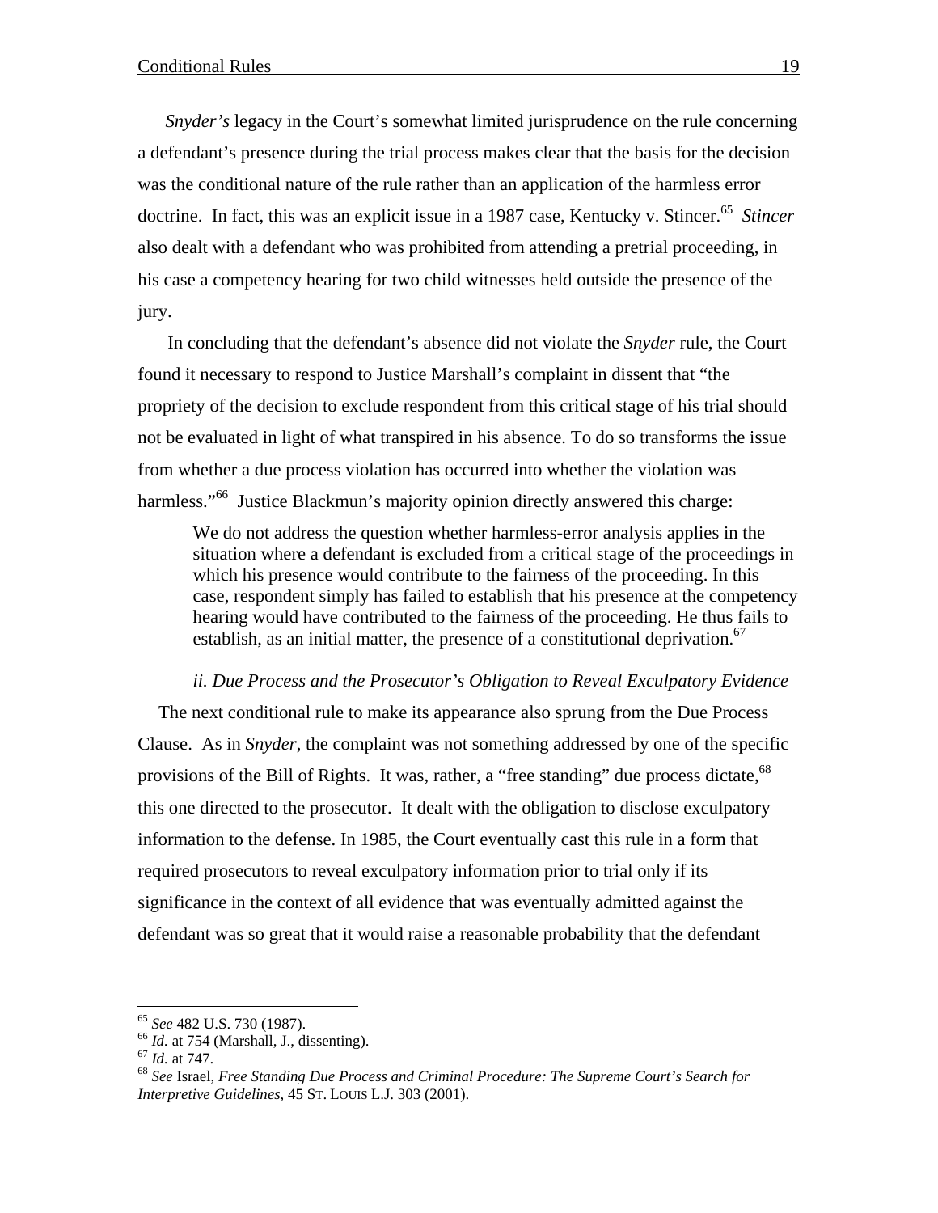*Snyder's* legacy in the Court's somewhat limited jurisprudence on the rule concerning a defendant's presence during the trial process makes clear that the basis for the decision was the conditional nature of the rule rather than an application of the harmless error doctrine. In fact, this was an explicit issue in a 1987 case, Kentucky v. Stincer.[65] *Stincer* also dealt with a defendant who was prohibited from attending a pretrial proceeding, in his case a competency hearing for two child witnesses held outside the presence of the jury.

In concluding that the defendant's absence did not violate the *Snyder* rule, the Court found it necessary to respond to Justice Marshall's complaint in dissent that "the propriety of the decision to exclude respondent from this critical stage of his trial should not be evaluated in light of what transpired in his absence. To do so transforms the issue from whether a due process violation has occurred into whether the violation was harmless."[66] Justice Blackmun's majority opinion directly answered this charge:

> We do not address the question whether harmless-error analysis applies in the situation where a defendant is excluded from a critical stage of the proceedings in which his presence would contribute to the fairness of the proceeding. In this case, respondent simply has failed to establish that his presence at the competency hearing would have contributed to the fairness of the proceeding. He thus fails to establish, as an initial matter, the presence of a constitutional deprivation.[67]

*ii. Due Process and the Prosecutor's Obligation to Reveal Exculpatory Evidence*

The next conditional rule to make its appearance also sprung from the Due Process Clause. As in *Snyder*, the complaint was not something addressed by one of the specific provisions of the Bill of Rights. It was, rather, a "free standing" due process dictate,[68] this one directed to the prosecutor. It dealt with the obligation to disclose exculpatory information to the defense. In 1985, the Court eventually cast this rule in a form that required prosecutors to reveal exculpatory information prior to trial only if its significance in the context of all evidence that was eventually admitted against the defendant was so great that it would raise a reasonable probability that the defendant

---

[65] *See* 482 U.S. 730 (1987).

[66] *Id.* at 754 (Marshall, J., dissenting).

[67] *Id.* at 747.

[68] *See* Israel, *Free Standing Due Process and Criminal Procedure: The Supreme Court's Search for Interpretive Guidelines*, 45 ST. LOUIS L.J. 303 (2001).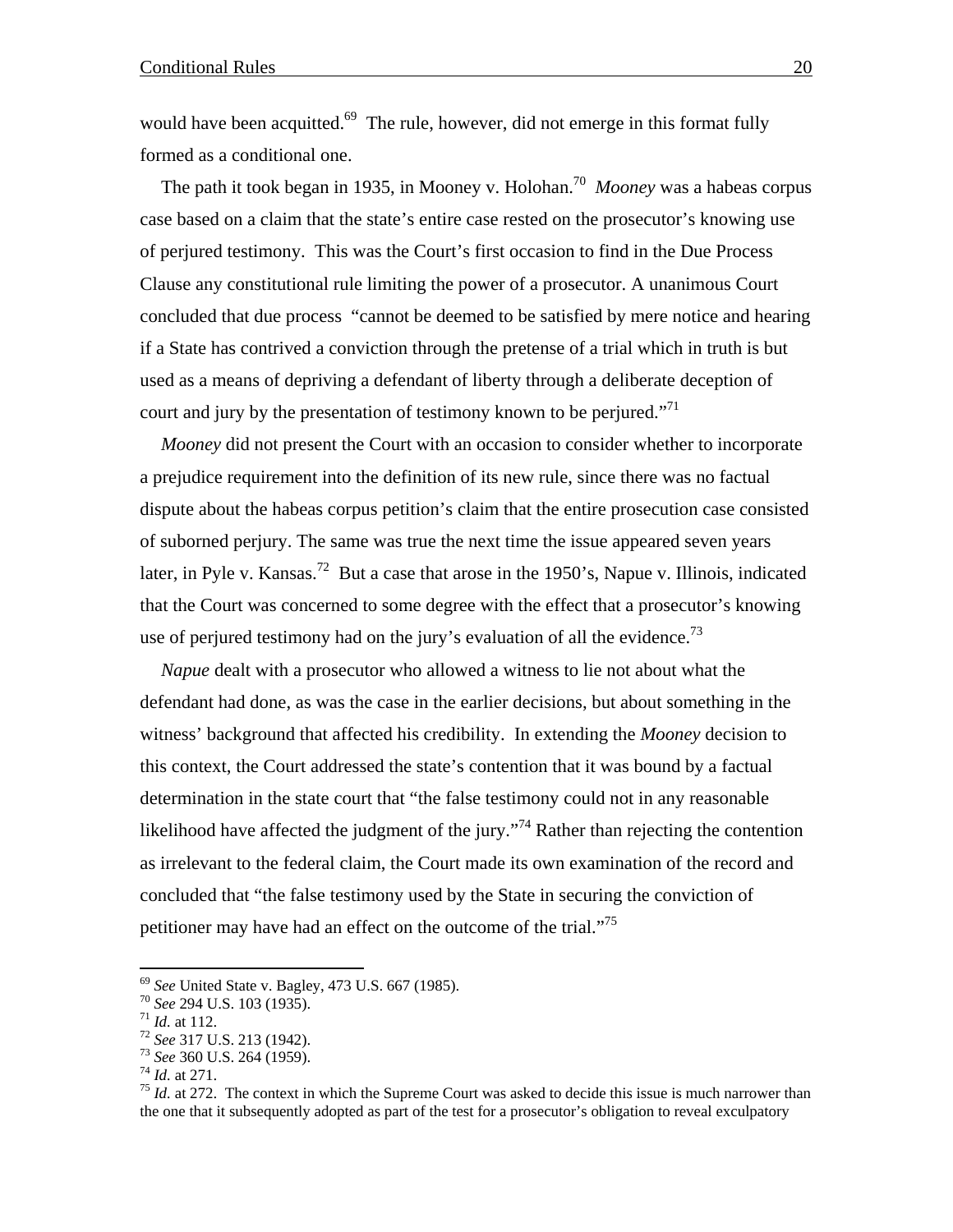would have been acquitted.[69] The rule, however, did not emerge in this format fully formed as a conditional one.

The path it took began in 1935, in Mooney v. Holohan.[70] *Mooney* was a habeas corpus case based on a claim that the state's entire case rested on the prosecutor's knowing use of perjured testimony. This was the Court's first occasion to find in the Due Process Clause any constitutional rule limiting the power of a prosecutor. A unanimous Court concluded that due process "cannot be deemed to be satisfied by mere notice and hearing if a State has contrived a conviction through the pretense of a trial which in truth is but used as a means of depriving a defendant of liberty through a deliberate deception of court and jury by the presentation of testimony known to be perjured."[71]

*Mooney* did not present the Court with an occasion to consider whether to incorporate a prejudice requirement into the definition of its new rule, since there was no factual dispute about the habeas corpus petition's claim that the entire prosecution case consisted of suborned perjury. The same was true the next time the issue appeared seven years later, in Pyle v. Kansas.[72] But a case that arose in the 1950's, Napue v. Illinois, indicated that the Court was concerned to some degree with the effect that a prosecutor's knowing use of perjured testimony had on the jury's evaluation of all the evidence.[73]

*Napue* dealt with a prosecutor who allowed a witness to lie not about what the defendant had done, as was the case in the earlier decisions, but about something in the witness' background that affected his credibility. In extending the *Mooney* decision to this context, the Court addressed the state's contention that it was bound by a factual determination in the state court that "the false testimony could not in any reasonable likelihood have affected the judgment of the jury."[74] Rather than rejecting the contention as irrelevant to the federal claim, the Court made its own examination of the record and concluded that "the false testimony used by the State in securing the conviction of petitioner may have had an effect on the outcome of the trial."[75]

---

[69] *See* United State v. Bagley, 473 U.S. 667 (1985).
[70] *See* 294 U.S. 103 (1935).
[71] *Id.* at 112.
[72] *See* 317 U.S. 213 (1942).
[73] *See* 360 U.S. 264 (1959).
[74] *Id.* at 271.
[75] *Id.* at 272. The context in which the Supreme Court was asked to decide this issue is much narrower than the one that it subsequently adopted as part of the test for a prosecutor's obligation to reveal exculpatory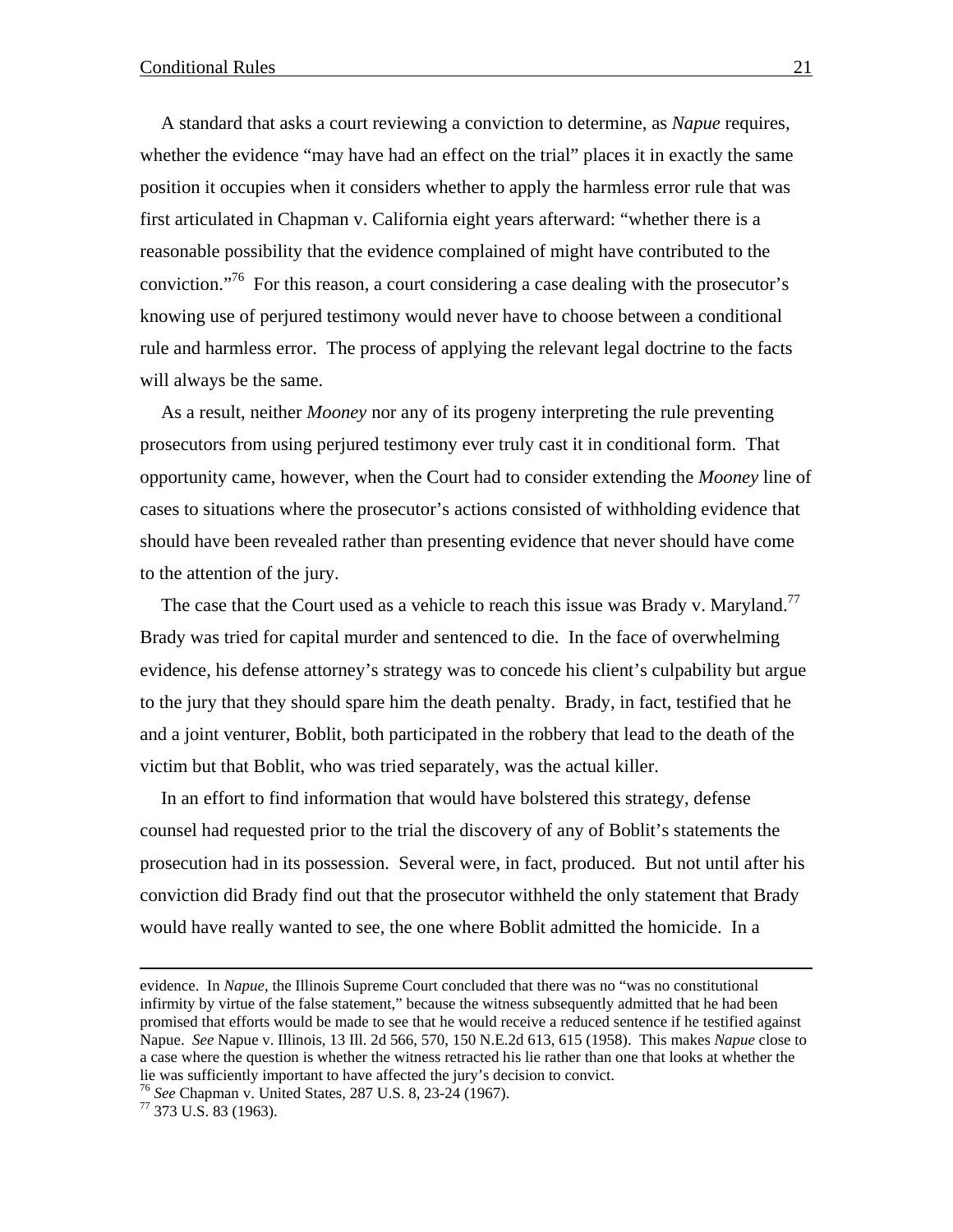A standard that asks a court reviewing a conviction to determine, as *Napue* requires, whether the evidence "may have had an effect on the trial" places it in exactly the same position it occupies when it considers whether to apply the harmless error rule that was first articulated in Chapman v. California eight years afterward: "whether there is a reasonable possibility that the evidence complained of might have contributed to the conviction."[76] For this reason, a court considering a case dealing with the prosecutor's knowing use of perjured testimony would never have to choose between a conditional rule and harmless error. The process of applying the relevant legal doctrine to the facts will always be the same.

As a result, neither *Mooney* nor any of its progeny interpreting the rule preventing prosecutors from using perjured testimony ever truly cast it in conditional form. That opportunity came, however, when the Court had to consider extending the *Mooney* line of cases to situations where the prosecutor's actions consisted of withholding evidence that should have been revealed rather than presenting evidence that never should have come to the attention of the jury.

The case that the Court used as a vehicle to reach this issue was Brady v. Maryland.[77] Brady was tried for capital murder and sentenced to die. In the face of overwhelming evidence, his defense attorney's strategy was to concede his client's culpability but argue to the jury that they should spare him the death penalty. Brady, in fact, testified that he and a joint venturer, Boblit, both participated in the robbery that lead to the death of the victim but that Boblit, who was tried separately, was the actual killer.

In an effort to find information that would have bolstered this strategy, defense counsel had requested prior to the trial the discovery of any of Boblit's statements the prosecution had in its possession. Several were, in fact, produced. But not until after his conviction did Brady find out that the prosecutor withheld the only statement that Brady would have really wanted to see, the one where Boblit admitted the homicide. In a

---

evidence. In *Napue*, the Illinois Supreme Court concluded that there was no "was no constitutional infirmity by virtue of the false statement," because the witness subsequently admitted that he had been promised that efforts would be made to see that he would receive a reduced sentence if he testified against Napue. *See* Napue v. Illinois, 13 Ill. 2d 566, 570, 150 N.E.2d 613, 615 (1958). This makes *Napue* close to a case where the question is whether the witness retracted his lie rather than one that looks at whether the lie was sufficiently important to have affected the jury's decision to convict.

[76] *See* Chapman v. United States, 287 U.S. 8, 23-24 (1967).

[77] 373 U.S. 83 (1963).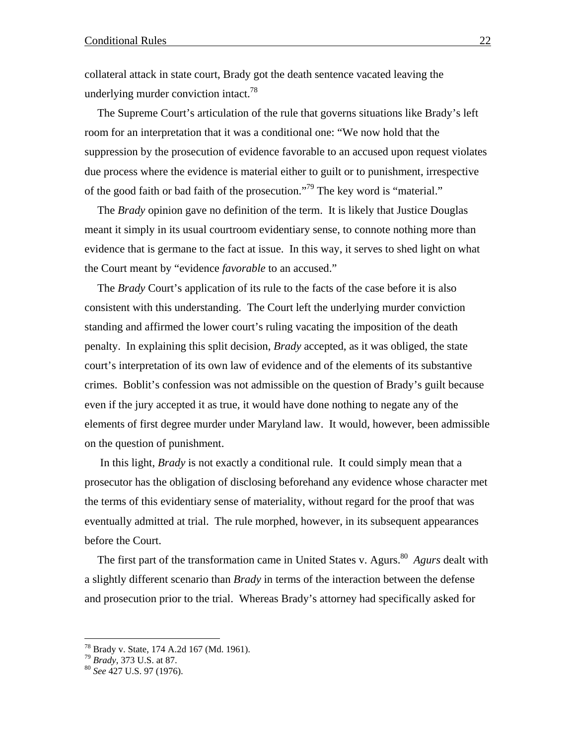collateral attack in state court, Brady got the death sentence vacated leaving the underlying murder conviction intact.[78]

The Supreme Court's articulation of the rule that governs situations like Brady's left room for an interpretation that it was a conditional one: "We now hold that the suppression by the prosecution of evidence favorable to an accused upon request violates due process where the evidence is material either to guilt or to punishment, irrespective of the good faith or bad faith of the prosecution."[79] The key word is "material."

The *Brady* opinion gave no definition of the term. It is likely that Justice Douglas meant it simply in its usual courtroom evidentiary sense, to connote nothing more than evidence that is germane to the fact at issue. In this way, it serves to shed light on what the Court meant by "evidence *favorable* to an accused."

The *Brady* Court's application of its rule to the facts of the case before it is also consistent with this understanding. The Court left the underlying murder conviction standing and affirmed the lower court's ruling vacating the imposition of the death penalty. In explaining this split decision, *Brady* accepted, as it was obliged, the state court's interpretation of its own law of evidence and of the elements of its substantive crimes. Boblit's confession was not admissible on the question of Brady's guilt because even if the jury accepted it as true, it would have done nothing to negate any of the elements of first degree murder under Maryland law. It would, however, been admissible on the question of punishment.

In this light, *Brady* is not exactly a conditional rule. It could simply mean that a prosecutor has the obligation of disclosing beforehand any evidence whose character met the terms of this evidentiary sense of materiality, without regard for the proof that was eventually admitted at trial. The rule morphed, however, in its subsequent appearances before the Court.

The first part of the transformation came in United States v. Agurs.[80] *Agurs* dealt with a slightly different scenario than *Brady* in terms of the interaction between the defense and prosecution prior to the trial. Whereas Brady's attorney had specifically asked for

---

[78] Brady v. State, 174 A.2d 167 (Md. 1961).

[79] *Brady*, 373 U.S. at 87.

[80] *See* 427 U.S. 97 (1976).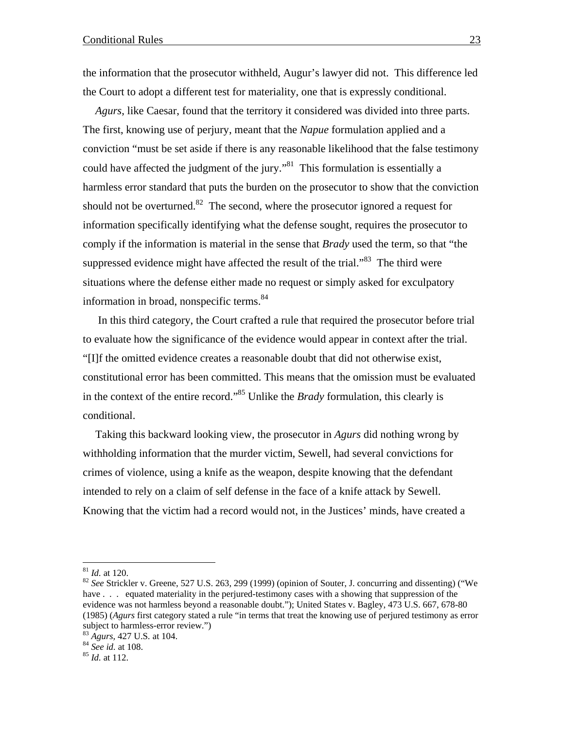the information that the prosecutor withheld, Augur's lawyer did not. This difference led the Court to adopt a different test for materiality, one that is expressly conditional.

*Agurs*, like Caesar, found that the territory it considered was divided into three parts. The first, knowing use of perjury, meant that the *Napue* formulation applied and a conviction "must be set aside if there is any reasonable likelihood that the false testimony could have affected the judgment of the jury."[81] This formulation is essentially a harmless error standard that puts the burden on the prosecutor to show that the conviction should not be overturned.[82] The second, where the prosecutor ignored a request for information specifically identifying what the defense sought, requires the prosecutor to comply if the information is material in the sense that *Brady* used the term, so that "the suppressed evidence might have affected the result of the trial."[83] The third were situations where the defense either made no request or simply asked for exculpatory information in broad, nonspecific terms.[84]

In this third category, the Court crafted a rule that required the prosecutor before trial to evaluate how the significance of the evidence would appear in context after the trial. "[I]f the omitted evidence creates a reasonable doubt that did not otherwise exist, constitutional error has been committed. This means that the omission must be evaluated in the context of the entire record."[85] Unlike the *Brady* formulation, this clearly is conditional.

Taking this backward looking view, the prosecutor in *Agurs* did nothing wrong by withholding information that the murder victim, Sewell, had several convictions for crimes of violence, using a knife as the weapon, despite knowing that the defendant intended to rely on a claim of self defense in the face of a knife attack by Sewell. Knowing that the victim had a record would not, in the Justices' minds, have created a

---

[81] *Id.* at 120.

[82] *See* Strickler v. Greene, 527 U.S. 263, 299 (1999) (opinion of Souter, J. concurring and dissenting) ("We have . . . equated materiality in the perjured-testimony cases with a showing that suppression of the evidence was not harmless beyond a reasonable doubt."); United States v. Bagley, 473 U.S. 667, 678-80 (1985) (*Agurs* first category stated a rule "in terms that treat the knowing use of perjured testimony as error subject to harmless-error review.")

[83] *Agurs*, 427 U.S. at 104.

[84] *See id.* at 108.

[85] *Id.* at 112.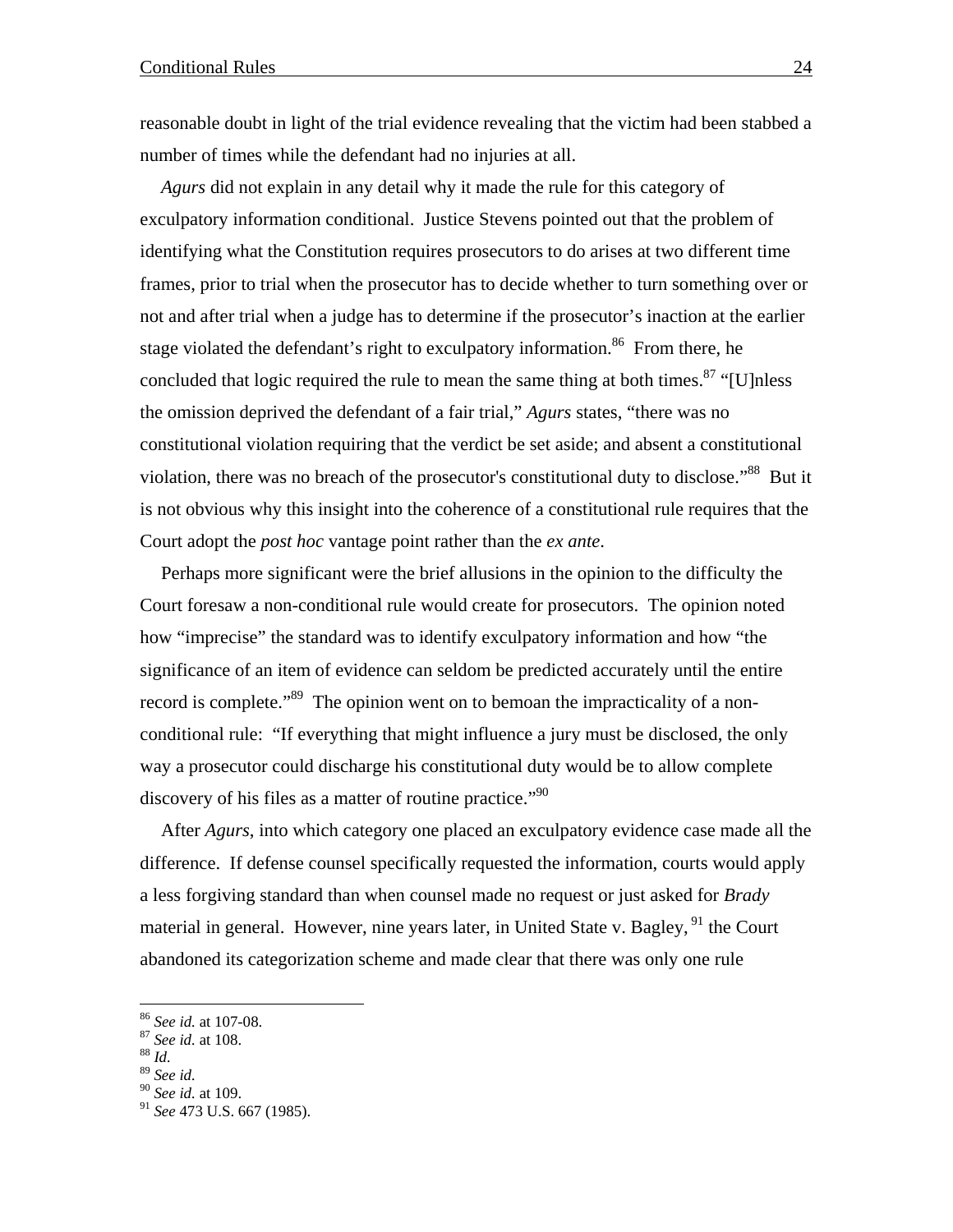reasonable doubt in light of the trial evidence revealing that the victim had been stabbed a number of times while the defendant had no injuries at all.

*Agurs* did not explain in any detail why it made the rule for this category of exculpatory information conditional. Justice Stevens pointed out that the problem of identifying what the Constitution requires prosecutors to do arises at two different time frames, prior to trial when the prosecutor has to decide whether to turn something over or not and after trial when a judge has to determine if the prosecutor's inaction at the earlier stage violated the defendant's right to exculpatory information.[86] From there, he concluded that logic required the rule to mean the same thing at both times.[87] "[U]nless the omission deprived the defendant of a fair trial," *Agurs* states, "there was no constitutional violation requiring that the verdict be set aside; and absent a constitutional violation, there was no breach of the prosecutor's constitutional duty to disclose."[88] But it is not obvious why this insight into the coherence of a constitutional rule requires that the Court adopt the *post hoc* vantage point rather than the *ex ante*.

Perhaps more significant were the brief allusions in the opinion to the difficulty the Court foresaw a non-conditional rule would create for prosecutors. The opinion noted how "imprecise" the standard was to identify exculpatory information and how "the significance of an item of evidence can seldom be predicted accurately until the entire record is complete."[89] The opinion went on to bemoan the impracticality of a non-conditional rule: "If everything that might influence a jury must be disclosed, the only way a prosecutor could discharge his constitutional duty would be to allow complete discovery of his files as a matter of routine practice."[90]

After *Agurs*, into which category one placed an exculpatory evidence case made all the difference. If defense counsel specifically requested the information, courts would apply a less forgiving standard than when counsel made no request or just asked for *Brady* material in general. However, nine years later, in United State v. Bagley,[91] the Court abandoned its categorization scheme and made clear that there was only one rule

---

[86] *See id.* at 107-08.
[87] *See id.* at 108.
[88] *Id.*
[89] *See id.*
[90] *See id.* at 109.
[91] *See* 473 U.S. 667 (1985).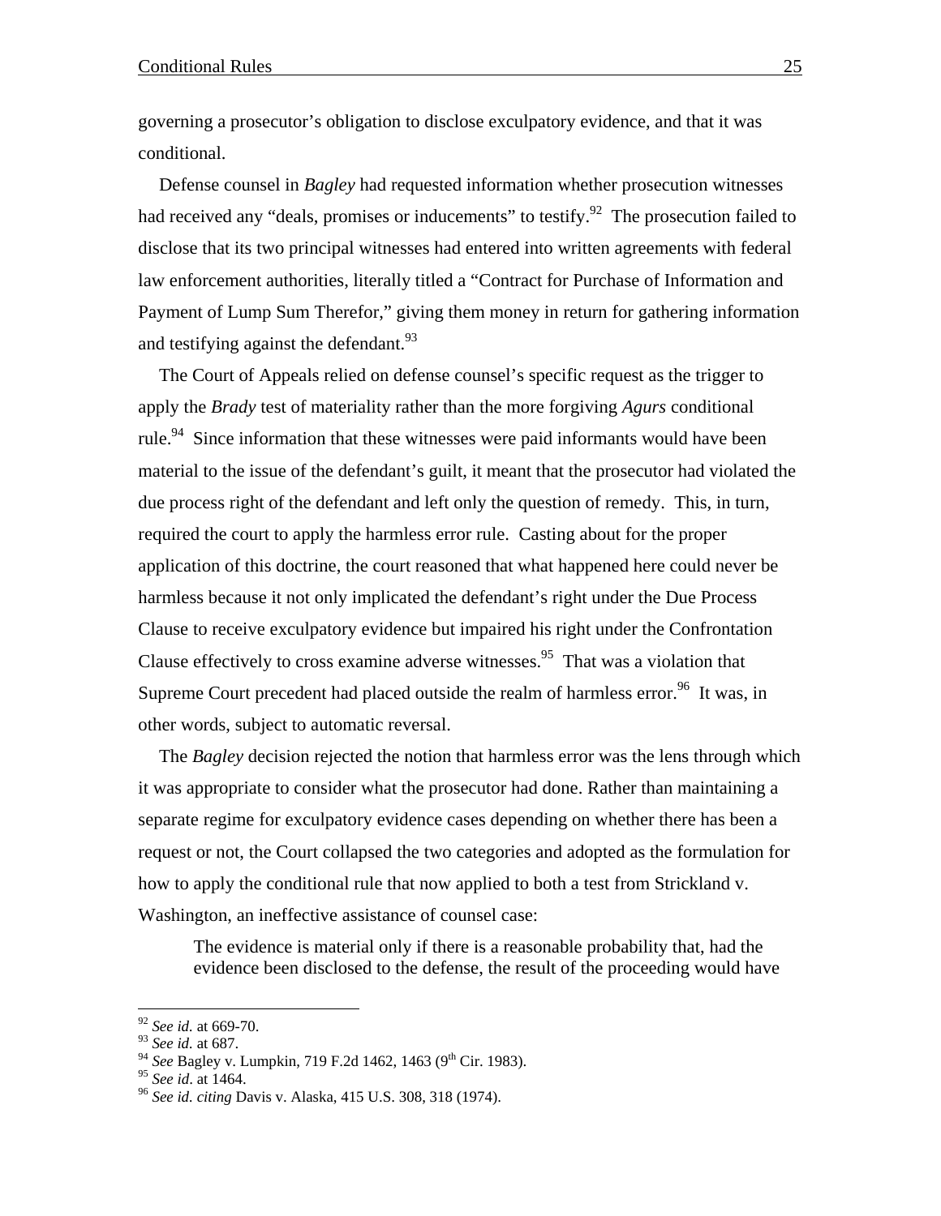governing a prosecutor's obligation to disclose exculpatory evidence, and that it was conditional.

Defense counsel in *Bagley* had requested information whether prosecution witnesses had received any "deals, promises or inducements" to testify.[92] The prosecution failed to disclose that its two principal witnesses had entered into written agreements with federal law enforcement authorities, literally titled a "Contract for Purchase of Information and Payment of Lump Sum Therefor," giving them money in return for gathering information and testifying against the defendant.[93]

The Court of Appeals relied on defense counsel's specific request as the trigger to apply the *Brady* test of materiality rather than the more forgiving *Agurs* conditional rule.[94] Since information that these witnesses were paid informants would have been material to the issue of the defendant's guilt, it meant that the prosecutor had violated the due process right of the defendant and left only the question of remedy. This, in turn, required the court to apply the harmless error rule. Casting about for the proper application of this doctrine, the court reasoned that what happened here could never be harmless because it not only implicated the defendant's right under the Due Process Clause to receive exculpatory evidence but impaired his right under the Confrontation Clause effectively to cross examine adverse witnesses.[95] That was a violation that Supreme Court precedent had placed outside the realm of harmless error.[96] It was, in other words, subject to automatic reversal.

The *Bagley* decision rejected the notion that harmless error was the lens through which it was appropriate to consider what the prosecutor had done. Rather than maintaining a separate regime for exculpatory evidence cases depending on whether there has been a request or not, the Court collapsed the two categories and adopted as the formulation for how to apply the conditional rule that now applied to both a test from Strickland v. Washington, an ineffective assistance of counsel case:

> The evidence is material only if there is a reasonable probability that, had the evidence been disclosed to the defense, the result of the proceeding would have

---

[92] *See id.* at 669-70.

[93] *See id.* at 687.

[94] *See* Bagley v. Lumpkin, 719 F.2d 1462, 1463 (9th Cir. 1983).

[95] *See id*. at 1464.

[96] *See id. citing* Davis v. Alaska, 415 U.S. 308, 318 (1974).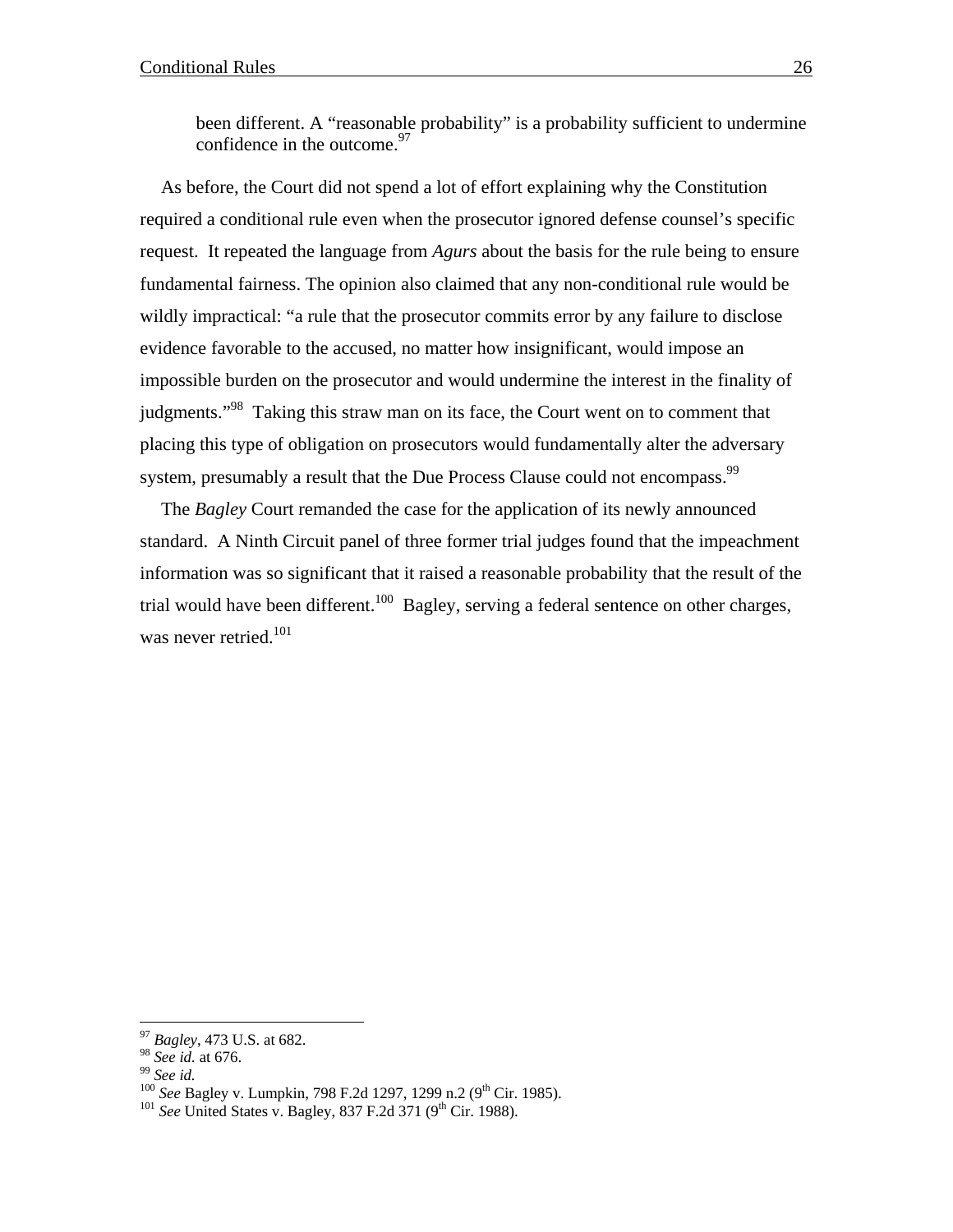> been different. A "reasonable probability" is a probability sufficient to undermine confidence in the outcome.[97]

As before, the Court did not spend a lot of effort explaining why the Constitution required a conditional rule even when the prosecutor ignored defense counsel's specific request. It repeated the language from *Agurs* about the basis for the rule being to ensure fundamental fairness. The opinion also claimed that any non-conditional rule would be wildly impractical: "a rule that the prosecutor commits error by any failure to disclose evidence favorable to the accused, no matter how insignificant, would impose an impossible burden on the prosecutor and would undermine the interest in the finality of judgments."[98] Taking this straw man on its face, the Court went on to comment that placing this type of obligation on prosecutors would fundamentally alter the adversary system, presumably a result that the Due Process Clause could not encompass.[99]

The *Bagley* Court remanded the case for the application of its newly announced standard. A Ninth Circuit panel of three former trial judges found that the impeachment information was so significant that it raised a reasonable probability that the result of the trial would have been different.[100] Bagley, serving a federal sentence on other charges, was never retried.[101]

---

[97] *Bagley*, 473 U.S. at 682.

[98] *See id.* at 676.

[99] *See id.*

[100] *See* Bagley v. Lumpkin, 798 F.2d 1297, 1299 n.2 (9th Cir. 1985).

[101] *See* United States v. Bagley, 837 F.2d 371 (9th Cir. 1988).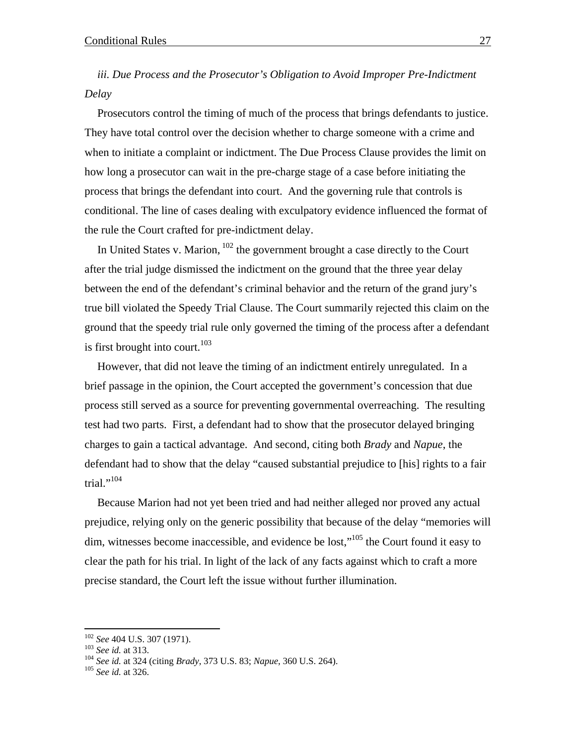### *iii. Due Process and the Prosecutor's Obligation to Avoid Improper Pre-Indictment Delay*

Prosecutors control the timing of much of the process that brings defendants to justice. They have total control over the decision whether to charge someone with a crime and when to initiate a complaint or indictment. The Due Process Clause provides the limit on how long a prosecutor can wait in the pre-charge stage of a case before initiating the process that brings the defendant into court. And the governing rule that controls is conditional. The line of cases dealing with exculpatory evidence influenced the format of the rule the Court crafted for pre-indictment delay.

In United States v. Marion, [102] the government brought a case directly to the Court after the trial judge dismissed the indictment on the ground that the three year delay between the end of the defendant's criminal behavior and the return of the grand jury's true bill violated the Speedy Trial Clause. The Court summarily rejected this claim on the ground that the speedy trial rule only governed the timing of the process after a defendant is first brought into court.[103]

However, that did not leave the timing of an indictment entirely unregulated. In a brief passage in the opinion, the Court accepted the government's concession that due process still served as a source for preventing governmental overreaching. The resulting test had two parts. First, a defendant had to show that the prosecutor delayed bringing charges to gain a tactical advantage. And second, citing both *Brady* and *Napue*, the defendant had to show that the delay "caused substantial prejudice to [his] rights to a fair trial."[104]

Because Marion had not yet been tried and had neither alleged nor proved any actual prejudice, relying only on the generic possibility that because of the delay "memories will dim, witnesses become inaccessible, and evidence be lost,"[105] the Court found it easy to clear the path for his trial. In light of the lack of any facts against which to craft a more precise standard, the Court left the issue without further illumination.

---

[102] *See* 404 U.S. 307 (1971).

[103] *See id.* at 313.

[104] *See id.* at 324 (citing *Brady*, 373 U.S. 83; *Napue*, 360 U.S. 264).

[105] *See id.* at 326.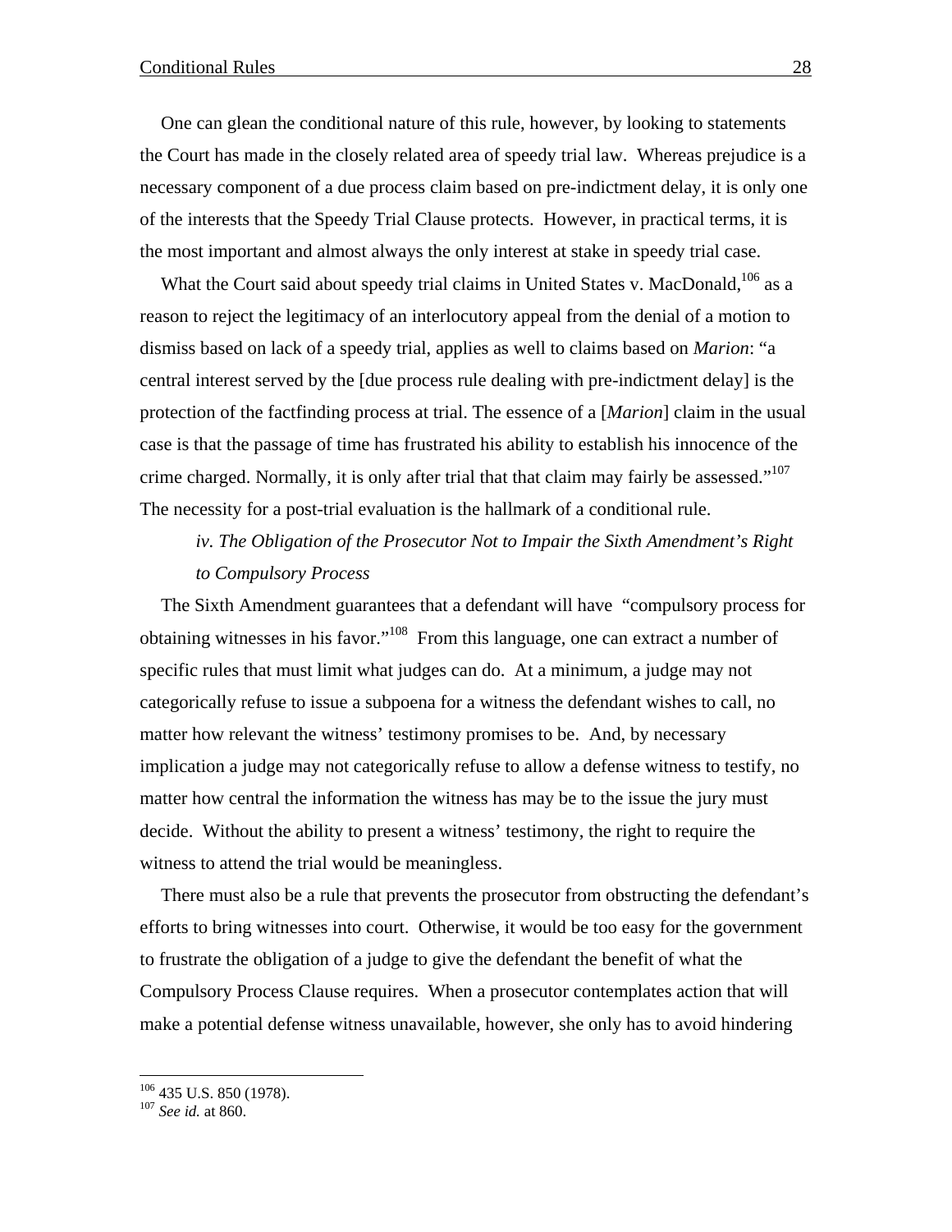One can glean the conditional nature of this rule, however, by looking to statements the Court has made in the closely related area of speedy trial law. Whereas prejudice is a necessary component of a due process claim based on pre-indictment delay, it is only one of the interests that the Speedy Trial Clause protects. However, in practical terms, it is the most important and almost always the only interest at stake in speedy trial case.

What the Court said about speedy trial claims in United States v. MacDonald,[106] as a reason to reject the legitimacy of an interlocutory appeal from the denial of a motion to dismiss based on lack of a speedy trial, applies as well to claims based on *Marion*: "a central interest served by the [due process rule dealing with pre-indictment delay] is the protection of the factfinding process at trial. The essence of a [*Marion*] claim in the usual case is that the passage of time has frustrated his ability to establish his innocence of the crime charged. Normally, it is only after trial that that claim may fairly be assessed."[107] The necessity for a post-trial evaluation is the hallmark of a conditional rule.

*iv. The Obligation of the Prosecutor Not to Impair the Sixth Amendment's Right to Compulsory Process*

The Sixth Amendment guarantees that a defendant will have "compulsory process for obtaining witnesses in his favor."[108] From this language, one can extract a number of specific rules that must limit what judges can do. At a minimum, a judge may not categorically refuse to issue a subpoena for a witness the defendant wishes to call, no matter how relevant the witness' testimony promises to be. And, by necessary implication a judge may not categorically refuse to allow a defense witness to testify, no matter how central the information the witness has may be to the issue the jury must decide. Without the ability to present a witness' testimony, the right to require the witness to attend the trial would be meaningless.

There must also be a rule that prevents the prosecutor from obstructing the defendant's efforts to bring witnesses into court. Otherwise, it would be too easy for the government to frustrate the obligation of a judge to give the defendant the benefit of what the Compulsory Process Clause requires. When a prosecutor contemplates action that will make a potential defense witness unavailable, however, she only has to avoid hindering

[106] 435 U.S. 850 (1978).

[107] *See id.* at 860.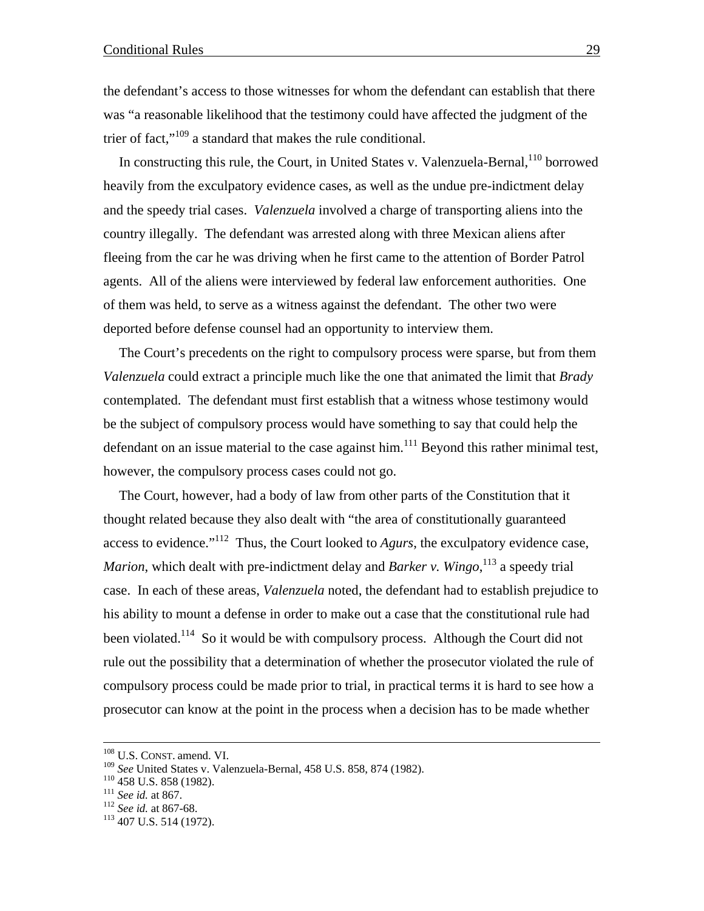the defendant's access to those witnesses for whom the defendant can establish that there was "a reasonable likelihood that the testimony could have affected the judgment of the trier of fact,"[109] a standard that makes the rule conditional.

In constructing this rule, the Court, in United States v. Valenzuela-Bernal,[110] borrowed heavily from the exculpatory evidence cases, as well as the undue pre-indictment delay and the speedy trial cases. *Valenzuela* involved a charge of transporting aliens into the country illegally. The defendant was arrested along with three Mexican aliens after fleeing from the car he was driving when he first came to the attention of Border Patrol agents. All of the aliens were interviewed by federal law enforcement authorities. One of them was held, to serve as a witness against the defendant. The other two were deported before defense counsel had an opportunity to interview them.

The Court's precedents on the right to compulsory process were sparse, but from them *Valenzuela* could extract a principle much like the one that animated the limit that *Brady* contemplated. The defendant must first establish that a witness whose testimony would be the subject of compulsory process would have something to say that could help the defendant on an issue material to the case against him.[111] Beyond this rather minimal test, however, the compulsory process cases could not go.

The Court, however, had a body of law from other parts of the Constitution that it thought related because they also dealt with "the area of constitutionally guaranteed access to evidence."[112] Thus, the Court looked to *Agurs*, the exculpatory evidence case, *Marion*, which dealt with pre-indictment delay and *Barker v. Wingo*,[113] a speedy trial case. In each of these areas, *Valenzuela* noted, the defendant had to establish prejudice to his ability to mount a defense in order to make out a case that the constitutional rule had been violated.[114] So it would be with compulsory process. Although the Court did not rule out the possibility that a determination of whether the prosecutor violated the rule of compulsory process could be made prior to trial, in practical terms it is hard to see how a prosecutor can know at the point in the process when a decision has to be made whether

---

[108] U.S. CONST. amend. VI.
[109] *See* United States v. Valenzuela-Bernal, 458 U.S. 858, 874 (1982).
[110] 458 U.S. 858 (1982).
[111] *See id.* at 867.
[112] *See id.* at 867-68.
[113] 407 U.S. 514 (1972).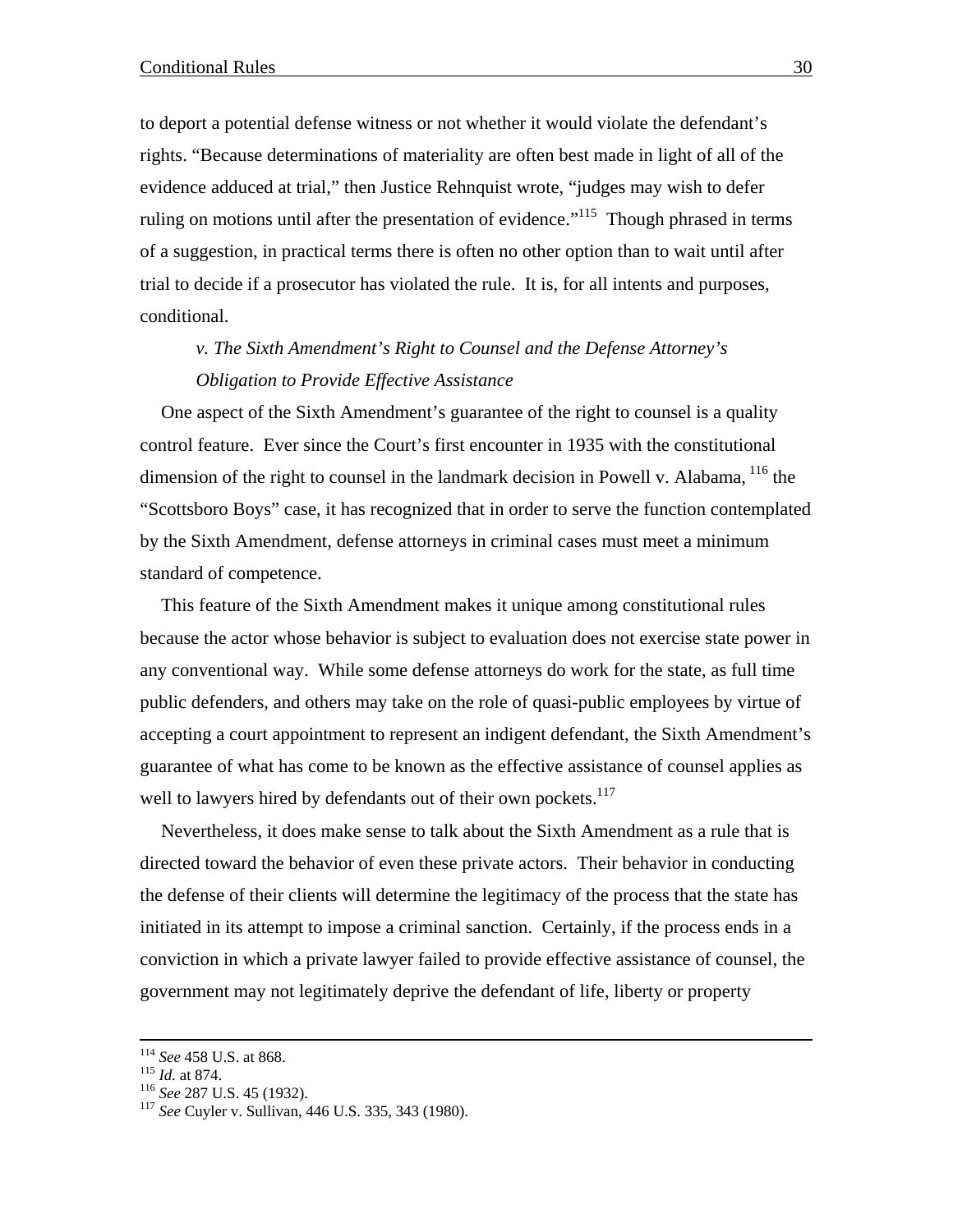to deport a potential defense witness or not whether it would violate the defendant's rights. "Because determinations of materiality are often best made in light of all of the evidence adduced at trial," then Justice Rehnquist wrote, "judges may wish to defer ruling on motions until after the presentation of evidence."[115] Though phrased in terms of a suggestion, in practical terms there is often no other option than to wait until after trial to decide if a prosecutor has violated the rule. It is, for all intents and purposes, conditional.

*v. The Sixth Amendment's Right to Counsel and the Defense Attorney's Obligation to Provide Effective Assistance*

One aspect of the Sixth Amendment's guarantee of the right to counsel is a quality control feature. Ever since the Court's first encounter in 1935 with the constitutional dimension of the right to counsel in the landmark decision in Powell v. Alabama, [116] the "Scottsboro Boys" case, it has recognized that in order to serve the function contemplated by the Sixth Amendment, defense attorneys in criminal cases must meet a minimum standard of competence.

This feature of the Sixth Amendment makes it unique among constitutional rules because the actor whose behavior is subject to evaluation does not exercise state power in any conventional way. While some defense attorneys do work for the state, as full time public defenders, and others may take on the role of quasi-public employees by virtue of accepting a court appointment to represent an indigent defendant, the Sixth Amendment's guarantee of what has come to be known as the effective assistance of counsel applies as well to lawyers hired by defendants out of their own pockets.[117]

Nevertheless, it does make sense to talk about the Sixth Amendment as a rule that is directed toward the behavior of even these private actors. Their behavior in conducting the defense of their clients will determine the legitimacy of the process that the state has initiated in its attempt to impose a criminal sanction. Certainly, if the process ends in a conviction in which a private lawyer failed to provide effective assistance of counsel, the government may not legitimately deprive the defendant of life, liberty or property

---

[114] *See* 458 U.S. at 868.
[115] *Id.* at 874.
[116] *See* 287 U.S. 45 (1932).
[117] *See* Cuyler v. Sullivan, 446 U.S. 335, 343 (1980).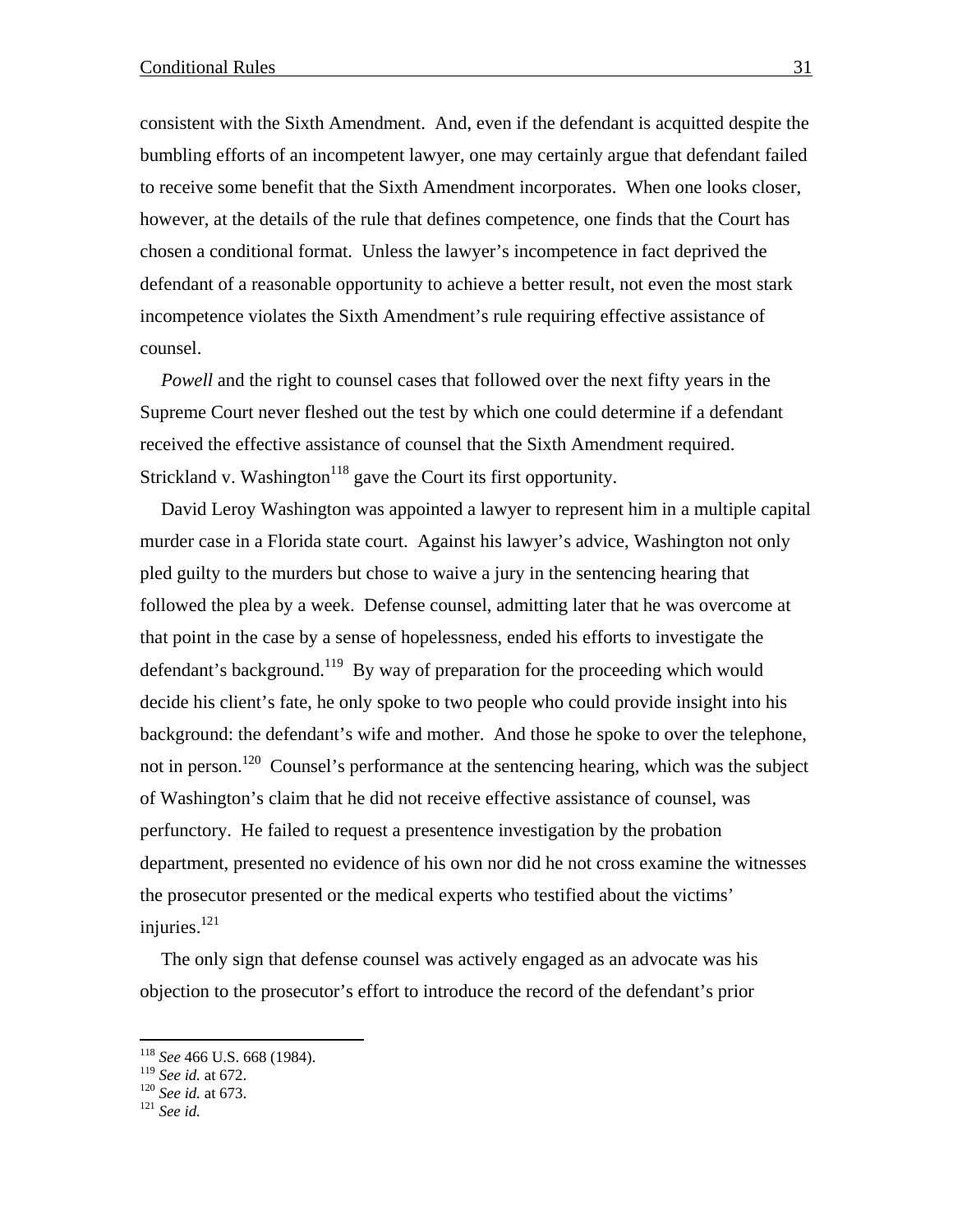consistent with the Sixth Amendment. And, even if the defendant is acquitted despite the bumbling efforts of an incompetent lawyer, one may certainly argue that defendant failed to receive some benefit that the Sixth Amendment incorporates. When one looks closer, however, at the details of the rule that defines competence, one finds that the Court has chosen a conditional format. Unless the lawyer's incompetence in fact deprived the defendant of a reasonable opportunity to achieve a better result, not even the most stark incompetence violates the Sixth Amendment's rule requiring effective assistance of counsel.

*Powell* and the right to counsel cases that followed over the next fifty years in the Supreme Court never fleshed out the test by which one could determine if a defendant received the effective assistance of counsel that the Sixth Amendment required. Strickland v. Washington[118] gave the Court its first opportunity.

David Leroy Washington was appointed a lawyer to represent him in a multiple capital murder case in a Florida state court. Against his lawyer's advice, Washington not only pled guilty to the murders but chose to waive a jury in the sentencing hearing that followed the plea by a week. Defense counsel, admitting later that he was overcome at that point in the case by a sense of hopelessness, ended his efforts to investigate the defendant's background.[119] By way of preparation for the proceeding which would decide his client's fate, he only spoke to two people who could provide insight into his background: the defendant's wife and mother. And those he spoke to over the telephone, not in person.[120] Counsel's performance at the sentencing hearing, which was the subject of Washington's claim that he did not receive effective assistance of counsel, was perfunctory. He failed to request a presentence investigation by the probation department, presented no evidence of his own nor did he not cross examine the witnesses the prosecutor presented or the medical experts who testified about the victims' injuries.[121]

The only sign that defense counsel was actively engaged as an advocate was his objection to the prosecutor's effort to introduce the record of the defendant's prior

---

[118] *See* 466 U.S. 668 (1984).
[119] *See id.* at 672.
[120] *See id.* at 673.
[121] *See id.*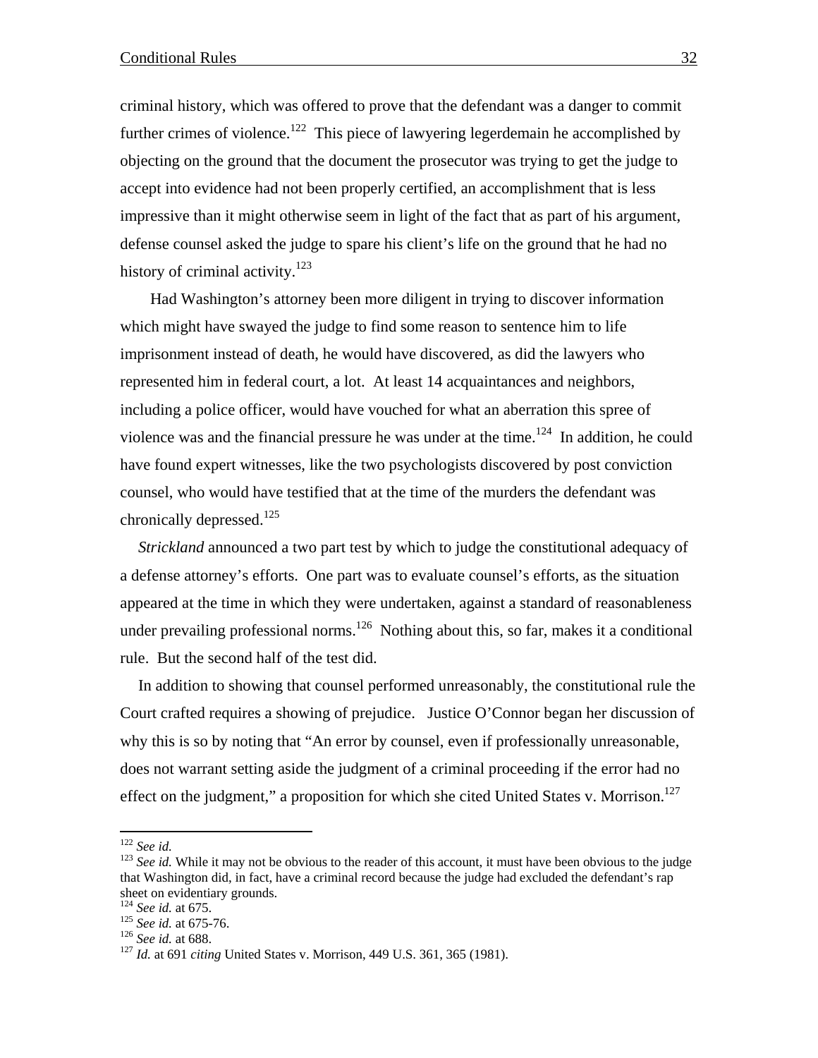criminal history, which was offered to prove that the defendant was a danger to commit further crimes of violence.[122] This piece of lawyering legerdemain he accomplished by objecting on the ground that the document the prosecutor was trying to get the judge to accept into evidence had not been properly certified, an accomplishment that is less impressive than it might otherwise seem in light of the fact that as part of his argument, defense counsel asked the judge to spare his client's life on the ground that he had no history of criminal activity.[123]

Had Washington's attorney been more diligent in trying to discover information which might have swayed the judge to find some reason to sentence him to life imprisonment instead of death, he would have discovered, as did the lawyers who represented him in federal court, a lot. At least 14 acquaintances and neighbors, including a police officer, would have vouched for what an aberration this spree of violence was and the financial pressure he was under at the time.[124] In addition, he could have found expert witnesses, like the two psychologists discovered by post conviction counsel, who would have testified that at the time of the murders the defendant was chronically depressed.[125]

*Strickland* announced a two part test by which to judge the constitutional adequacy of a defense attorney's efforts. One part was to evaluate counsel's efforts, as the situation appeared at the time in which they were undertaken, against a standard of reasonableness under prevailing professional norms.[126] Nothing about this, so far, makes it a conditional rule. But the second half of the test did.

In addition to showing that counsel performed unreasonably, the constitutional rule the Court crafted requires a showing of prejudice. Justice O'Connor began her discussion of why this is so by noting that "An error by counsel, even if professionally unreasonable, does not warrant setting aside the judgment of a criminal proceeding if the error had no effect on the judgment," a proposition for which she cited United States v. Morrison.[127]

---

[122] *See id.*

[123] *See id.* While it may not be obvious to the reader of this account, it must have been obvious to the judge that Washington did, in fact, have a criminal record because the judge had excluded the defendant's rap sheet on evidentiary grounds.

[124] *See id.* at 675.

[125] *See id.* at 675-76.

[126] *See id.* at 688.

[127] *Id.* at 691 *citing* United States v. Morrison, 449 U.S. 361, 365 (1981).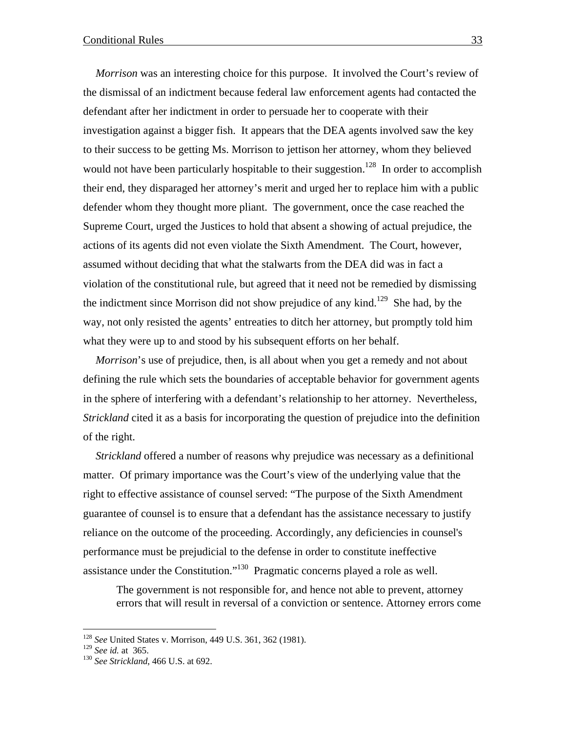*Morrison* was an interesting choice for this purpose. It involved the Court's review of the dismissal of an indictment because federal law enforcement agents had contacted the defendant after her indictment in order to persuade her to cooperate with their investigation against a bigger fish. It appears that the DEA agents involved saw the key to their success to be getting Ms. Morrison to jettison her attorney, whom they believed would not have been particularly hospitable to their suggestion.[128] In order to accomplish their end, they disparaged her attorney's merit and urged her to replace him with a public defender whom they thought more pliant. The government, once the case reached the Supreme Court, urged the Justices to hold that absent a showing of actual prejudice, the actions of its agents did not even violate the Sixth Amendment. The Court, however, assumed without deciding that what the stalwarts from the DEA did was in fact a violation of the constitutional rule, but agreed that it need not be remedied by dismissing the indictment since Morrison did not show prejudice of any kind.[129] She had, by the way, not only resisted the agents' entreaties to ditch her attorney, but promptly told him what they were up to and stood by his subsequent efforts on her behalf.

*Morrison*'s use of prejudice, then, is all about when you get a remedy and not about defining the rule which sets the boundaries of acceptable behavior for government agents in the sphere of interfering with a defendant's relationship to her attorney. Nevertheless, *Strickland* cited it as a basis for incorporating the question of prejudice into the definition of the right.

*Strickland* offered a number of reasons why prejudice was necessary as a definitional matter. Of primary importance was the Court's view of the underlying value that the right to effective assistance of counsel served: "The purpose of the Sixth Amendment guarantee of counsel is to ensure that a defendant has the assistance necessary to justify reliance on the outcome of the proceeding. Accordingly, any deficiencies in counsel's performance must be prejudicial to the defense in order to constitute ineffective assistance under the Constitution."[130] Pragmatic concerns played a role as well.

> The government is not responsible for, and hence not able to prevent, attorney errors that will result in reversal of a conviction or sentence. Attorney errors come

---

[128] *See* United States v. Morrison, 449 U.S. 361, 362 (1981).
[129] *See id.* at 365.
[130] *See Strickland*, 466 U.S. at 692.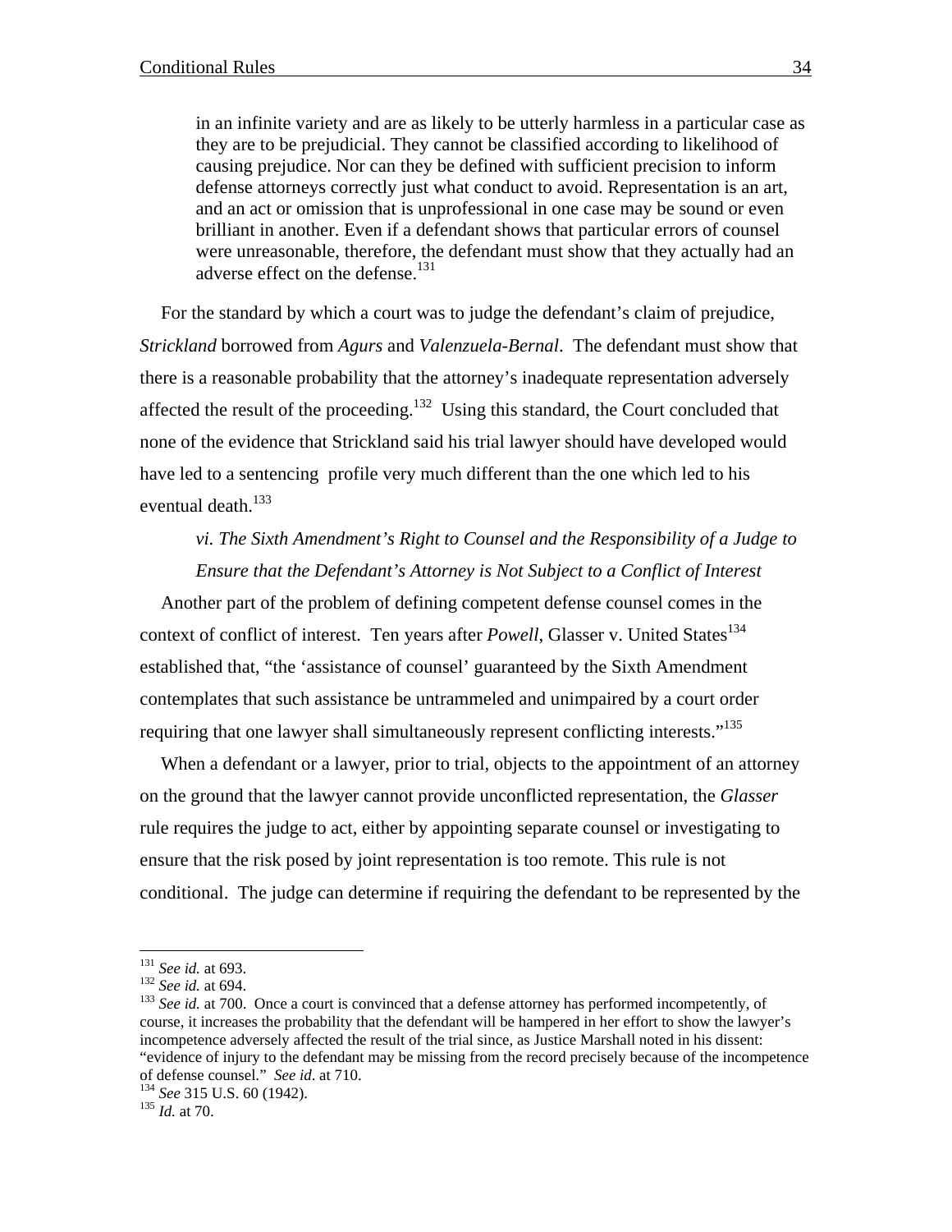> in an infinite variety and are as likely to be utterly harmless in a particular case as they are to be prejudicial. They cannot be classified according to likelihood of causing prejudice. Nor can they be defined with sufficient precision to inform defense attorneys correctly just what conduct to avoid. Representation is an art, and an act or omission that is unprofessional in one case may be sound or even brilliant in another. Even if a defendant shows that particular errors of counsel were unreasonable, therefore, the defendant must show that they actually had an adverse effect on the defense.[131]

For the standard by which a court was to judge the defendant's claim of prejudice, *Strickland* borrowed from *Agurs* and *Valenzuela-Bernal*. The defendant must show that there is a reasonable probability that the attorney's inadequate representation adversely affected the result of the proceeding.[132] Using this standard, the Court concluded that none of the evidence that Strickland said his trial lawyer should have developed would have led to a sentencing profile very much different than the one which led to his eventual death.[133]

*vi. The Sixth Amendment's Right to Counsel and the Responsibility of a Judge to Ensure that the Defendant's Attorney is Not Subject to a Conflict of Interest*

Another part of the problem of defining competent defense counsel comes in the context of conflict of interest. Ten years after *Powell*, Glasser v. United States[134] established that, "the 'assistance of counsel' guaranteed by the Sixth Amendment contemplates that such assistance be untrammeled and unimpaired by a court order requiring that one lawyer shall simultaneously represent conflicting interests."[135]

When a defendant or a lawyer, prior to trial, objects to the appointment of an attorney on the ground that the lawyer cannot provide unconflicted representation, the *Glasser* rule requires the judge to act, either by appointing separate counsel or investigating to ensure that the risk posed by joint representation is too remote. This rule is not conditional. The judge can determine if requiring the defendant to be represented by the

---

[131] *See id.* at 693.

[132] *See id.* at 694.

[133] *See id.* at 700. Once a court is convinced that a defense attorney has performed incompetently, of course, it increases the probability that the defendant will be hampered in her effort to show the lawyer's incompetence adversely affected the result of the trial since, as Justice Marshall noted in his dissent: "evidence of injury to the defendant may be missing from the record precisely because of the incompetence of defense counsel." *See id.* at 710.

[134] *See* 315 U.S. 60 (1942).

[135] *Id.* at 70.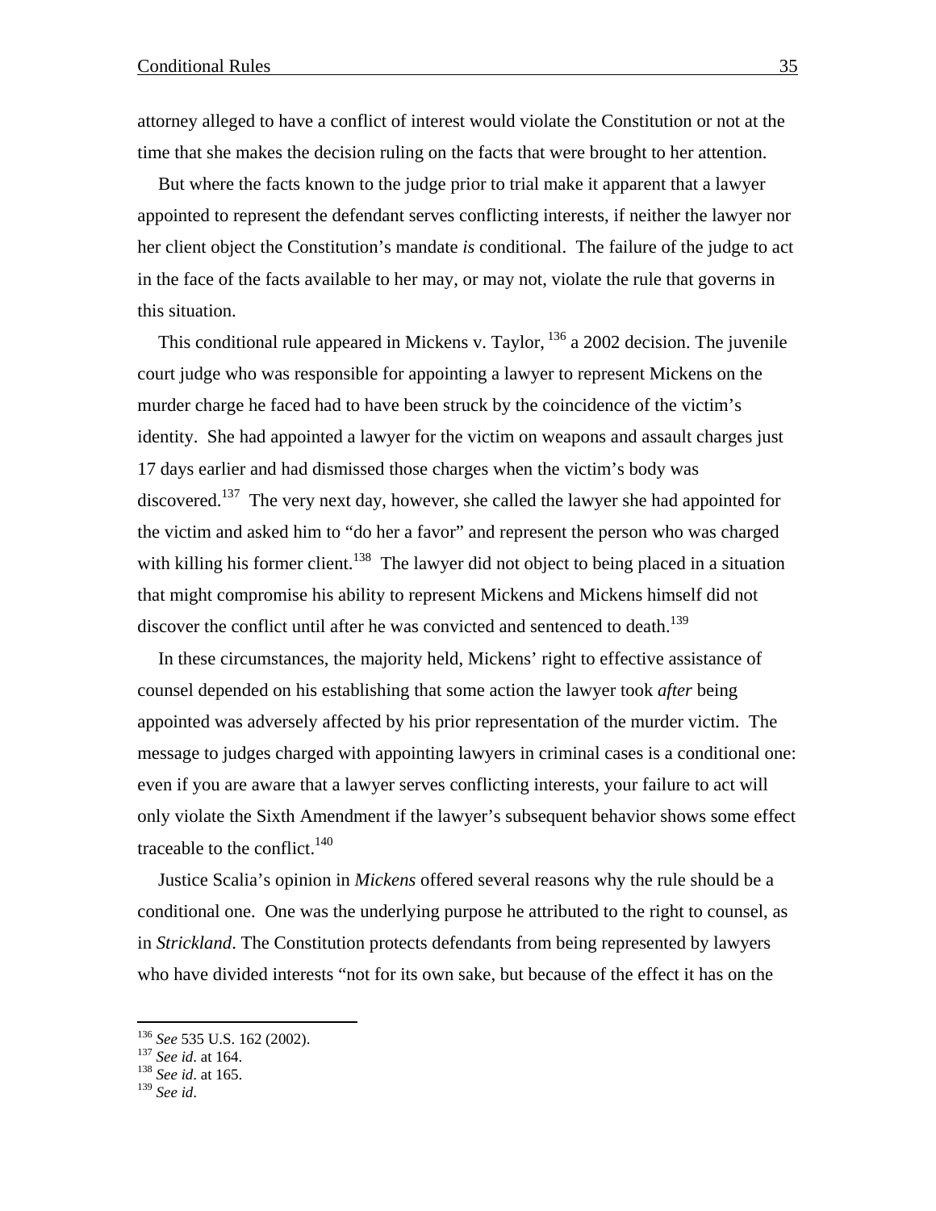attorney alleged to have a conflict of interest would violate the Constitution or not at the time that she makes the decision ruling on the facts that were brought to her attention.

But where the facts known to the judge prior to trial make it apparent that a lawyer appointed to represent the defendant serves conflicting interests, if neither the lawyer nor her client object the Constitution's mandate *is* conditional. The failure of the judge to act in the face of the facts available to her may, or may not, violate the rule that governs in this situation.

This conditional rule appeared in Mickens v. Taylor, [136] a 2002 decision. The juvenile court judge who was responsible for appointing a lawyer to represent Mickens on the murder charge he faced had to have been struck by the coincidence of the victim's identity. She had appointed a lawyer for the victim on weapons and assault charges just 17 days earlier and had dismissed those charges when the victim's body was discovered.[137] The very next day, however, she called the lawyer she had appointed for the victim and asked him to "do her a favor" and represent the person who was charged with killing his former client.[138] The lawyer did not object to being placed in a situation that might compromise his ability to represent Mickens and Mickens himself did not discover the conflict until after he was convicted and sentenced to death.[139]

In these circumstances, the majority held, Mickens' right to effective assistance of counsel depended on his establishing that some action the lawyer took *after* being appointed was adversely affected by his prior representation of the murder victim. The message to judges charged with appointing lawyers in criminal cases is a conditional one: even if you are aware that a lawyer serves conflicting interests, your failure to act will only violate the Sixth Amendment if the lawyer's subsequent behavior shows some effect traceable to the conflict.[140]

Justice Scalia's opinion in *Mickens* offered several reasons why the rule should be a conditional one. One was the underlying purpose he attributed to the right to counsel, as in *Strickland*. The Constitution protects defendants from being represented by lawyers who have divided interests "not for its own sake, but because of the effect it has on the

---

[136] *See* 535 U.S. 162 (2002).
[137] *See id*. at 164.
[138] *See id*. at 165.
[139] *See id*.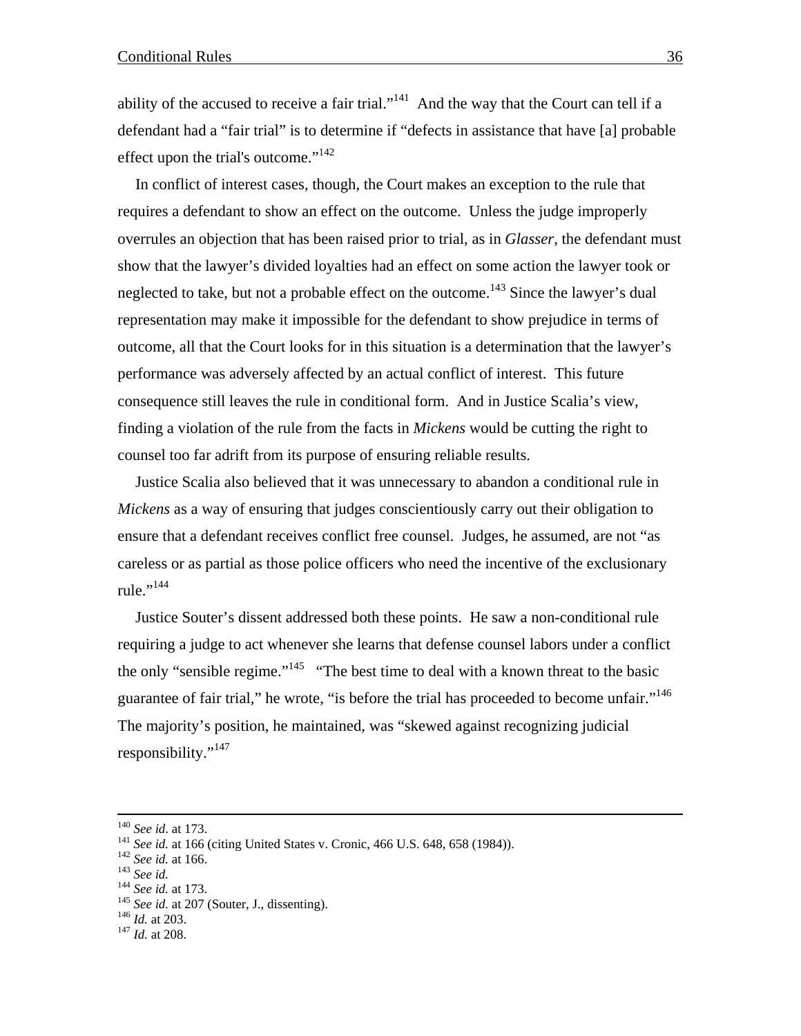ability of the accused to receive a fair trial."[141] And the way that the Court can tell if a defendant had a "fair trial" is to determine if "defects in assistance that have [a] probable effect upon the trial's outcome."[142]

In conflict of interest cases, though, the Court makes an exception to the rule that requires a defendant to show an effect on the outcome. Unless the judge improperly overrules an objection that has been raised prior to trial, as in *Glasser*, the defendant must show that the lawyer's divided loyalties had an effect on some action the lawyer took or neglected to take, but not a probable effect on the outcome.[143] Since the lawyer's dual representation may make it impossible for the defendant to show prejudice in terms of outcome, all that the Court looks for in this situation is a determination that the lawyer's performance was adversely affected by an actual conflict of interest. This future consequence still leaves the rule in conditional form. And in Justice Scalia's view, finding a violation of the rule from the facts in *Mickens* would be cutting the right to counsel too far adrift from its purpose of ensuring reliable results.

Justice Scalia also believed that it was unnecessary to abandon a conditional rule in *Mickens* as a way of ensuring that judges conscientiously carry out their obligation to ensure that a defendant receives conflict free counsel. Judges, he assumed, are not "as careless or as partial as those police officers who need the incentive of the exclusionary rule."[144]

Justice Souter's dissent addressed both these points. He saw a non-conditional rule requiring a judge to act whenever she learns that defense counsel labors under a conflict the only "sensible regime."[145] "The best time to deal with a known threat to the basic guarantee of fair trial," he wrote, "is before the trial has proceeded to become unfair."[146] The majority's position, he maintained, was "skewed against recognizing judicial responsibility."[147]

---

[140] *See id*. at 173.
[141] *See id.* at 166 (citing United States v. Cronic, 466 U.S. 648, 658 (1984)).
[142] *See id.* at 166.
[143] *See id.*
[144] *See id.* at 173.
[145] *See id.* at 207 (Souter, J., dissenting).
[146] *Id.* at 203.
[147] *Id.* at 208.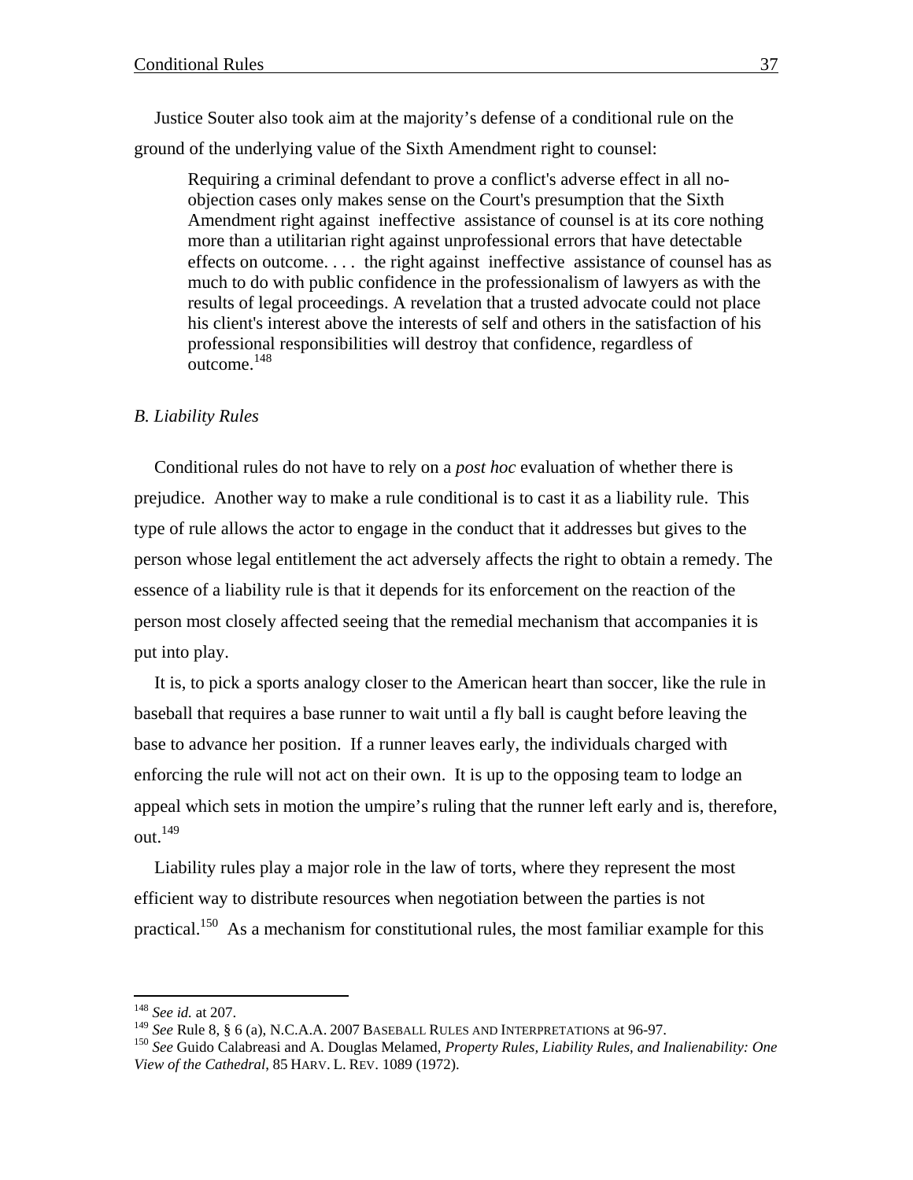Justice Souter also took aim at the majority's defense of a conditional rule on the ground of the underlying value of the Sixth Amendment right to counsel:

> Requiring a criminal defendant to prove a conflict's adverse effect in all no-objection cases only makes sense on the Court's presumption that the Sixth Amendment right against ineffective assistance of counsel is at its core nothing more than a utilitarian right against unprofessional errors that have detectable effects on outcome. . . . the right against ineffective assistance of counsel has as much to do with public confidence in the professionalism of lawyers as with the results of legal proceedings. A revelation that a trusted advocate could not place his client's interest above the interests of self and others in the satisfaction of his professional responsibilities will destroy that confidence, regardless of outcome.[148]

### *B. Liability Rules*

Conditional rules do not have to rely on a *post hoc* evaluation of whether there is prejudice. Another way to make a rule conditional is to cast it as a liability rule. This type of rule allows the actor to engage in the conduct that it addresses but gives to the person whose legal entitlement the act adversely affects the right to obtain a remedy. The essence of a liability rule is that it depends for its enforcement on the reaction of the person most closely affected seeing that the remedial mechanism that accompanies it is put into play.

It is, to pick a sports analogy closer to the American heart than soccer, like the rule in baseball that requires a base runner to wait until a fly ball is caught before leaving the base to advance her position. If a runner leaves early, the individuals charged with enforcing the rule will not act on their own. It is up to the opposing team to lodge an appeal which sets in motion the umpire's ruling that the runner left early and is, therefore, out.[149]

Liability rules play a major role in the law of torts, where they represent the most efficient way to distribute resources when negotiation between the parties is not practical.[150] As a mechanism for constitutional rules, the most familiar example for this

---

[148] *See id.* at 207.

[149] *See* Rule 8, § 6 (a), N.C.A.A. 2007 BASEBALL RULES AND INTERPRETATIONS at 96-97.

[150] *See* Guido Calabreasi and A. Douglas Melamed, *Property Rules, Liability Rules, and Inalienability: One View of the Cathedral*, 85 HARV. L. REV. 1089 (1972).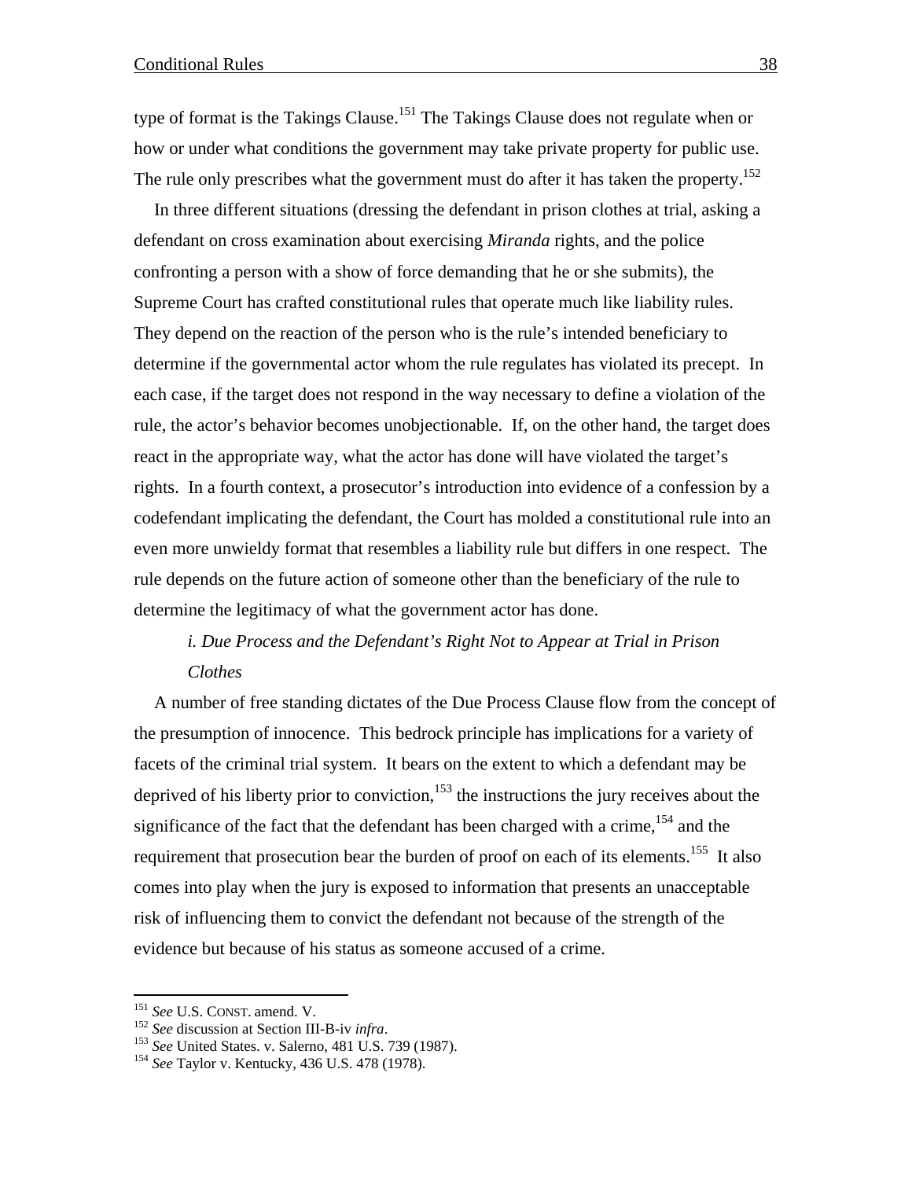type of format is the Takings Clause.[151] The Takings Clause does not regulate when or how or under what conditions the government may take private property for public use. The rule only prescribes what the government must do after it has taken the property.[152]

In three different situations (dressing the defendant in prison clothes at trial, asking a defendant on cross examination about exercising *Miranda* rights, and the police confronting a person with a show of force demanding that he or she submits), the Supreme Court has crafted constitutional rules that operate much like liability rules. They depend on the reaction of the person who is the rule's intended beneficiary to determine if the governmental actor whom the rule regulates has violated its precept. In each case, if the target does not respond in the way necessary to define a violation of the rule, the actor's behavior becomes unobjectionable. If, on the other hand, the target does react in the appropriate way, what the actor has done will have violated the target's rights. In a fourth context, a prosecutor's introduction into evidence of a confession by a codefendant implicating the defendant, the Court has molded a constitutional rule into an even more unwieldy format that resembles a liability rule but differs in one respect. The rule depends on the future action of someone other than the beneficiary of the rule to determine the legitimacy of what the government actor has done.

*i. Due Process and the Defendant's Right Not to Appear at Trial in Prison Clothes*

A number of free standing dictates of the Due Process Clause flow from the concept of the presumption of innocence. This bedrock principle has implications for a variety of facets of the criminal trial system. It bears on the extent to which a defendant may be deprived of his liberty prior to conviction,[153] the instructions the jury receives about the significance of the fact that the defendant has been charged with a crime,[154] and the requirement that prosecution bear the burden of proof on each of its elements.[155] It also comes into play when the jury is exposed to information that presents an unacceptable risk of influencing them to convict the defendant not because of the strength of the evidence but because of his status as someone accused of a crime.

---

[151] *See* U.S. CONST. amend. V.

[152] *See* discussion at Section III-B-iv *infra*.

[153] *See* United States. v. Salerno, 481 U.S. 739 (1987).

[154] *See* Taylor v. Kentucky, 436 U.S. 478 (1978).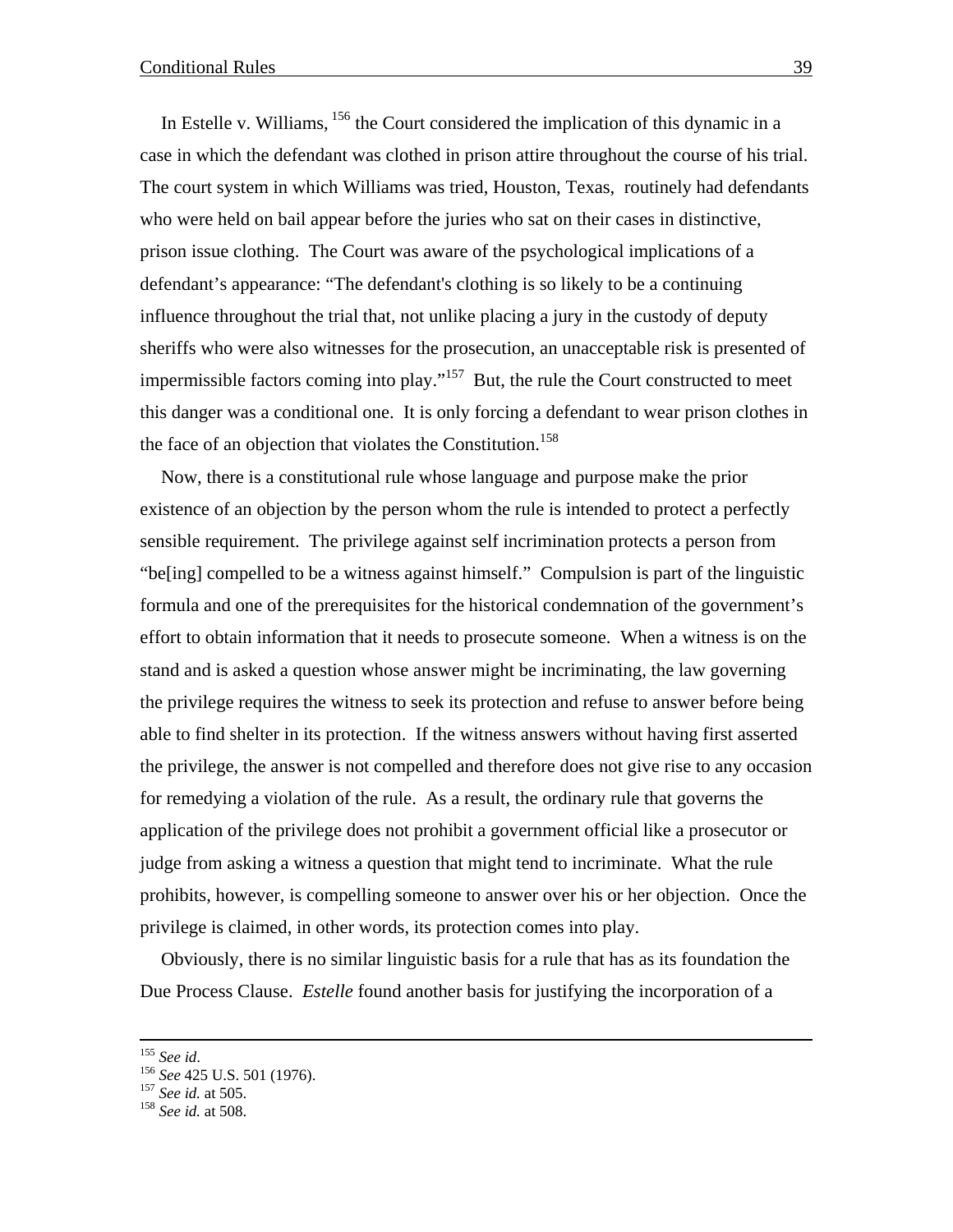In Estelle v. Williams, [156] the Court considered the implication of this dynamic in a case in which the defendant was clothed in prison attire throughout the course of his trial. The court system in which Williams was tried, Houston, Texas, routinely had defendants who were held on bail appear before the juries who sat on their cases in distinctive, prison issue clothing. The Court was aware of the psychological implications of a defendant's appearance: "The defendant's clothing is so likely to be a continuing influence throughout the trial that, not unlike placing a jury in the custody of deputy sheriffs who were also witnesses for the prosecution, an unacceptable risk is presented of impermissible factors coming into play."[157] But, the rule the Court constructed to meet this danger was a conditional one. It is only forcing a defendant to wear prison clothes in the face of an objection that violates the Constitution.[158]

Now, there is a constitutional rule whose language and purpose make the prior existence of an objection by the person whom the rule is intended to protect a perfectly sensible requirement. The privilege against self incrimination protects a person from "be[ing] compelled to be a witness against himself." Compulsion is part of the linguistic formula and one of the prerequisites for the historical condemnation of the government's effort to obtain information that it needs to prosecute someone. When a witness is on the stand and is asked a question whose answer might be incriminating, the law governing the privilege requires the witness to seek its protection and refuse to answer before being able to find shelter in its protection. If the witness answers without having first asserted the privilege, the answer is not compelled and therefore does not give rise to any occasion for remedying a violation of the rule. As a result, the ordinary rule that governs the application of the privilege does not prohibit a government official like a prosecutor or judge from asking a witness a question that might tend to incriminate. What the rule prohibits, however, is compelling someone to answer over his or her objection. Once the privilege is claimed, in other words, its protection comes into play.

Obviously, there is no similar linguistic basis for a rule that has as its foundation the Due Process Clause. *Estelle* found another basis for justifying the incorporation of a

---

[155] *See id*.
[156] *See* 425 U.S. 501 (1976).
[157] *See id.* at 505.
[158] *See id.* at 508.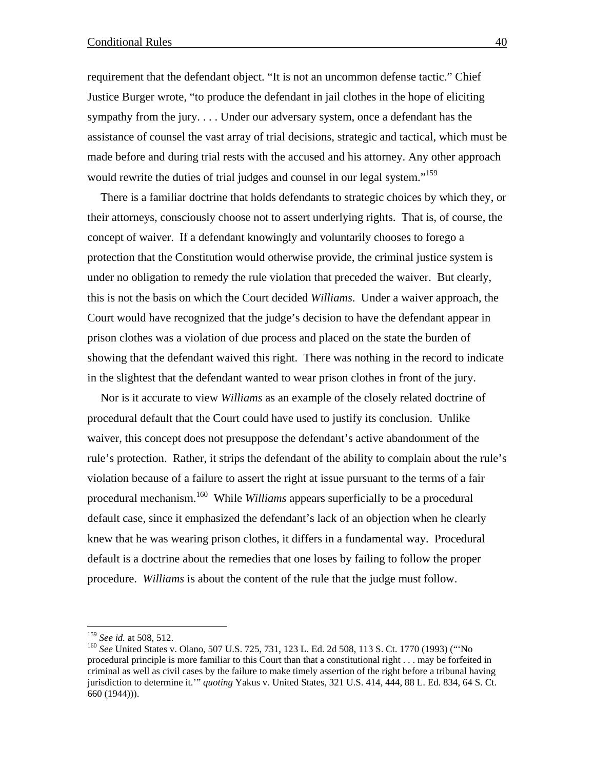requirement that the defendant object. "It is not an uncommon defense tactic." Chief Justice Burger wrote, "to produce the defendant in jail clothes in the hope of eliciting sympathy from the jury. . . . Under our adversary system, once a defendant has the assistance of counsel the vast array of trial decisions, strategic and tactical, which must be made before and during trial rests with the accused and his attorney. Any other approach would rewrite the duties of trial judges and counsel in our legal system."[159]

There is a familiar doctrine that holds defendants to strategic choices by which they, or their attorneys, consciously choose not to assert underlying rights. That is, of course, the concept of waiver. If a defendant knowingly and voluntarily chooses to forego a protection that the Constitution would otherwise provide, the criminal justice system is under no obligation to remedy the rule violation that preceded the waiver. But clearly, this is not the basis on which the Court decided *Williams*. Under a waiver approach, the Court would have recognized that the judge's decision to have the defendant appear in prison clothes was a violation of due process and placed on the state the burden of showing that the defendant waived this right. There was nothing in the record to indicate in the slightest that the defendant wanted to wear prison clothes in front of the jury.

Nor is it accurate to view *Williams* as an example of the closely related doctrine of procedural default that the Court could have used to justify its conclusion. Unlike waiver, this concept does not presuppose the defendant's active abandonment of the rule's protection. Rather, it strips the defendant of the ability to complain about the rule's violation because of a failure to assert the right at issue pursuant to the terms of a fair procedural mechanism.[160] While *Williams* appears superficially to be a procedural default case, since it emphasized the defendant's lack of an objection when he clearly knew that he was wearing prison clothes, it differs in a fundamental way. Procedural default is a doctrine about the remedies that one loses by failing to follow the proper procedure. *Williams* is about the content of the rule that the judge must follow.

---

[159] *See id.* at 508, 512.

[160] *See* United States v. Olano, 507 U.S. 725, 731, 123 L. Ed. 2d 508, 113 S. Ct. 1770 (1993) ("'No procedural principle is more familiar to this Court than that a constitutional right . . . may be forfeited in criminal as well as civil cases by the failure to make timely assertion of the right before a tribunal having jurisdiction to determine it.'" *quoting* Yakus v. United States, 321 U.S. 414, 444, 88 L. Ed. 834, 64 S. Ct. 660 (1944))).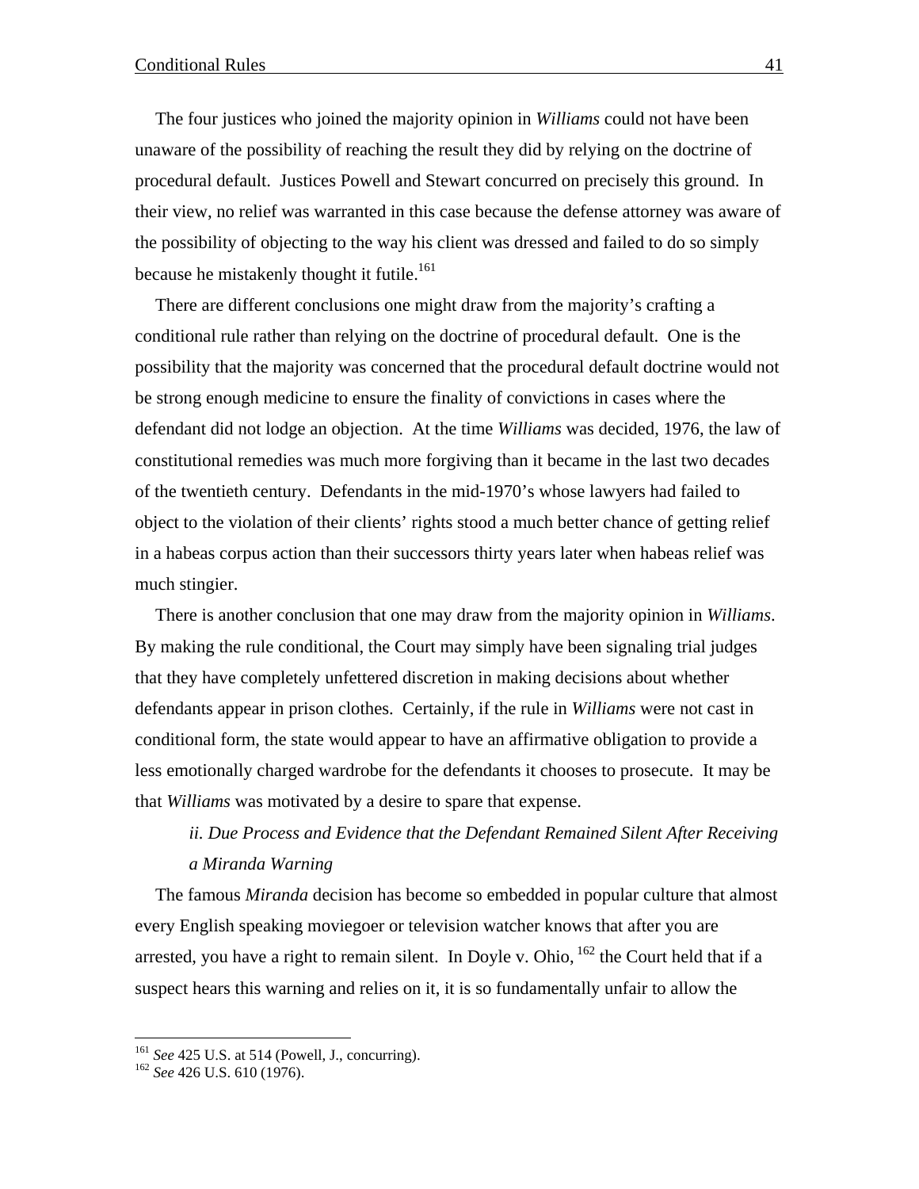The four justices who joined the majority opinion in *Williams* could not have been unaware of the possibility of reaching the result they did by relying on the doctrine of procedural default. Justices Powell and Stewart concurred on precisely this ground. In their view, no relief was warranted in this case because the defense attorney was aware of the possibility of objecting to the way his client was dressed and failed to do so simply because he mistakenly thought it futile.[161]

There are different conclusions one might draw from the majority's crafting a conditional rule rather than relying on the doctrine of procedural default. One is the possibility that the majority was concerned that the procedural default doctrine would not be strong enough medicine to ensure the finality of convictions in cases where the defendant did not lodge an objection. At the time *Williams* was decided, 1976, the law of constitutional remedies was much more forgiving than it became in the last two decades of the twentieth century. Defendants in the mid-1970's whose lawyers had failed to object to the violation of their clients' rights stood a much better chance of getting relief in a habeas corpus action than their successors thirty years later when habeas relief was much stingier.

There is another conclusion that one may draw from the majority opinion in *Williams*. By making the rule conditional, the Court may simply have been signaling trial judges that they have completely unfettered discretion in making decisions about whether defendants appear in prison clothes. Certainly, if the rule in *Williams* were not cast in conditional form, the state would appear to have an affirmative obligation to provide a less emotionally charged wardrobe for the defendants it chooses to prosecute. It may be that *Williams* was motivated by a desire to spare that expense.

*ii. Due Process and Evidence that the Defendant Remained Silent After Receiving a Miranda Warning*

The famous *Miranda* decision has become so embedded in popular culture that almost every English speaking moviegoer or television watcher knows that after you are arrested, you have a right to remain silent. In Doyle v. Ohio,[162] the Court held that if a suspect hears this warning and relies on it, it is so fundamentally unfair to allow the

---

[161] *See* 425 U.S. at 514 (Powell, J., concurring).

[162] *See* 426 U.S. 610 (1976).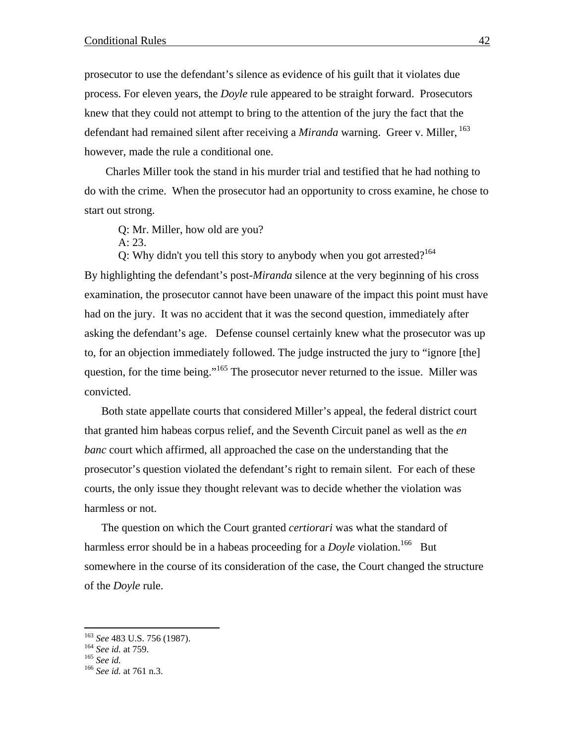prosecutor to use the defendant's silence as evidence of his guilt that it violates due process. For eleven years, the *Doyle* rule appeared to be straight forward. Prosecutors knew that they could not attempt to bring to the attention of the jury the fact that the defendant had remained silent after receiving a *Miranda* warning. Greer v. Miller, [163] however, made the rule a conditional one.

Charles Miller took the stand in his murder trial and testified that he had nothing to do with the crime. When the prosecutor had an opportunity to cross examine, he chose to start out strong.

> Q: Mr. Miller, how old are you?
> A: 23.
> Q: Why didn't you tell this story to anybody when you got arrested?[164]

By highlighting the defendant's post-*Miranda* silence at the very beginning of his cross examination, the prosecutor cannot have been unaware of the impact this point must have had on the jury. It was no accident that it was the second question, immediately after asking the defendant's age. Defense counsel certainly knew what the prosecutor was up to, for an objection immediately followed. The judge instructed the jury to "ignore [the] question, for the time being."[165] The prosecutor never returned to the issue. Miller was convicted.

Both state appellate courts that considered Miller's appeal, the federal district court that granted him habeas corpus relief, and the Seventh Circuit panel as well as the *en banc* court which affirmed, all approached the case on the understanding that the prosecutor's question violated the defendant's right to remain silent. For each of these courts, the only issue they thought relevant was to decide whether the violation was harmless or not.

The question on which the Court granted *certiorari* was what the standard of harmless error should be in a habeas proceeding for a *Doyle* violation.[166] But somewhere in the course of its consideration of the case, the Court changed the structure of the *Doyle* rule.

---

[163] *See* 483 U.S. 756 (1987).
[164] *See id.* at 759.
[165] *See id.*
[166] *See id.* at 761 n.3.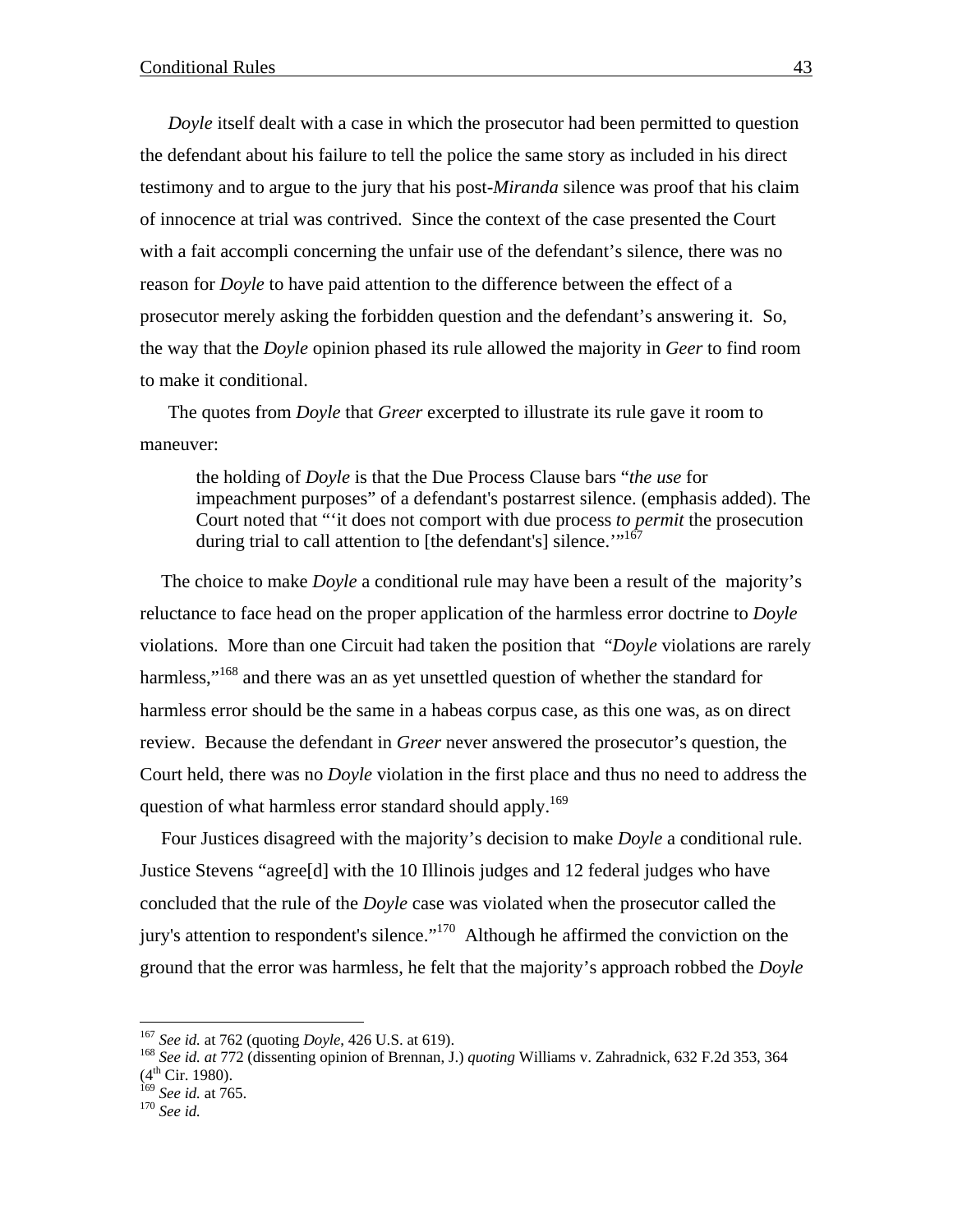*Doyle* itself dealt with a case in which the prosecutor had been permitted to question the defendant about his failure to tell the police the same story as included in his direct testimony and to argue to the jury that his post-*Miranda* silence was proof that his claim of innocence at trial was contrived. Since the context of the case presented the Court with a fait accompli concerning the unfair use of the defendant's silence, there was no reason for *Doyle* to have paid attention to the difference between the effect of a prosecutor merely asking the forbidden question and the defendant's answering it. So, the way that the *Doyle* opinion phased its rule allowed the majority in *Geer* to find room to make it conditional.

The quotes from *Doyle* that *Greer* excerpted to illustrate its rule gave it room to maneuver:

> the holding of *Doyle* is that the Due Process Clause bars "*the use* for impeachment purposes" of a defendant's postarrest silence. (emphasis added). The Court noted that "'it does not comport with due process *to permit* the prosecution during trial to call attention to [the defendant's] silence.'"[167]

The choice to make *Doyle* a conditional rule may have been a result of the majority's reluctance to face head on the proper application of the harmless error doctrine to *Doyle* violations. More than one Circuit had taken the position that "*Doyle* violations are rarely harmless,"[168] and there was an as yet unsettled question of whether the standard for harmless error should be the same in a habeas corpus case, as this one was, as on direct review. Because the defendant in *Greer* never answered the prosecutor's question, the Court held, there was no *Doyle* violation in the first place and thus no need to address the question of what harmless error standard should apply.[169]

Four Justices disagreed with the majority's decision to make *Doyle* a conditional rule. Justice Stevens "agree[d] with the 10 Illinois judges and 12 federal judges who have concluded that the rule of the *Doyle* case was violated when the prosecutor called the jury's attention to respondent's silence."[170] Although he affirmed the conviction on the ground that the error was harmless, he felt that the majority's approach robbed the *Doyle*

---

[167] *See id.* at 762 (quoting *Doyle*, 426 U.S. at 619).
[168] *See id. at* 772 (dissenting opinion of Brennan, J.) *quoting* Williams v. Zahradnick, 632 F.2d 353, 364 (4th Cir. 1980).
[169] *See id.* at 765.
[170] *See id.*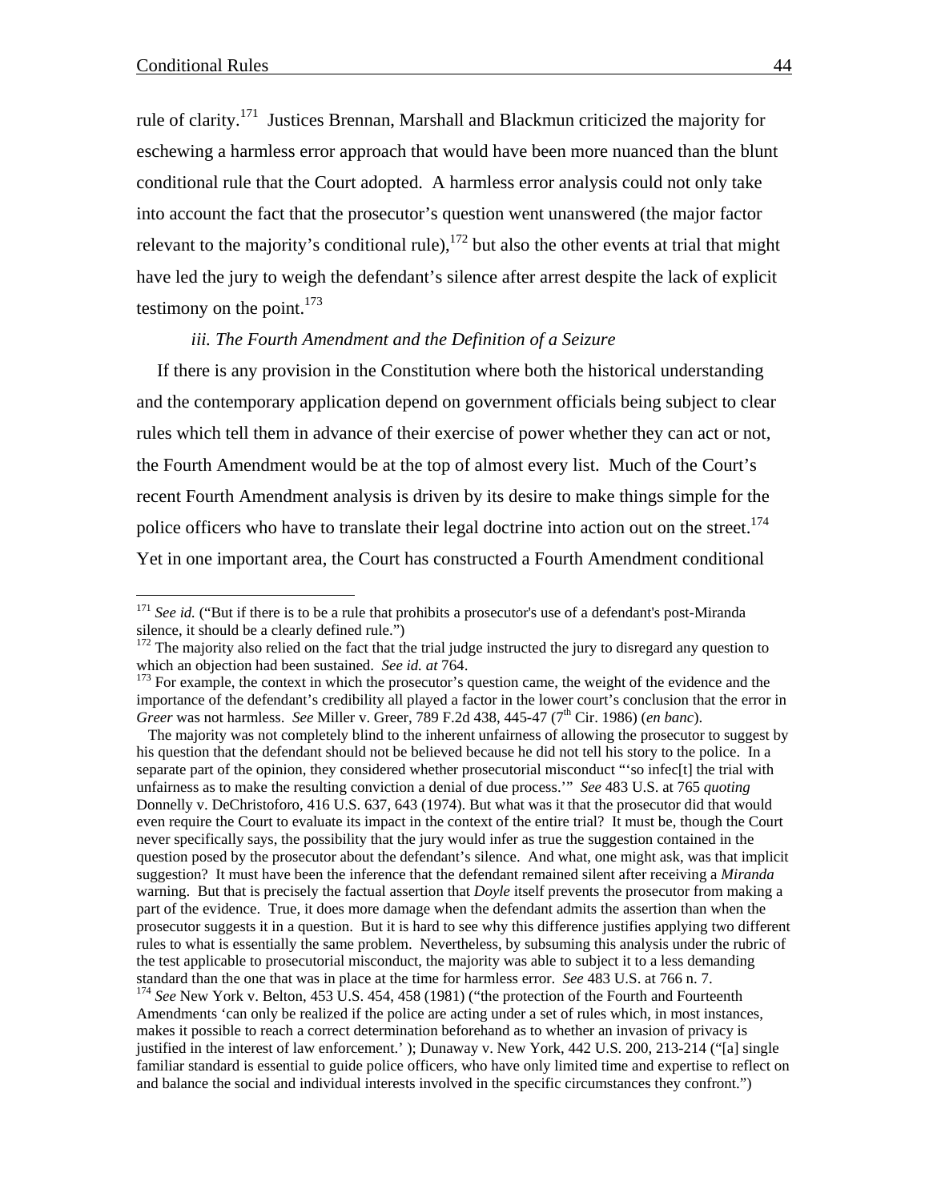rule of clarity.[171] Justices Brennan, Marshall and Blackmun criticized the majority for eschewing a harmless error approach that would have been more nuanced than the blunt conditional rule that the Court adopted. A harmless error analysis could not only take into account the fact that the prosecutor's question went unanswered (the major factor relevant to the majority's conditional rule),[172] but also the other events at trial that might have led the jury to weigh the defendant's silence after arrest despite the lack of explicit testimony on the point.[173]

### *iii. The Fourth Amendment and the Definition of a Seizure*

If there is any provision in the Constitution where both the historical understanding and the contemporary application depend on government officials being subject to clear rules which tell them in advance of their exercise of power whether they can act or not, the Fourth Amendment would be at the top of almost every list. Much of the Court's recent Fourth Amendment analysis is driven by its desire to make things simple for the police officers who have to translate their legal doctrine into action out on the street.[174] Yet in one important area, the Court has constructed a Fourth Amendment conditional

---

[171] *See id.* ("But if there is to be a rule that prohibits a prosecutor's use of a defendant's post-Miranda silence, it should be a clearly defined rule.")

[172] The majority also relied on the fact that the trial judge instructed the jury to disregard any question to which an objection had been sustained. *See id. at* 764.

[173] For example, the context in which the prosecutor's question came, the weight of the evidence and the importance of the defendant's credibility all played a factor in the lower court's conclusion that the error in *Greer* was not harmless. *See* Miller v. Greer, 789 F.2d 438, 445-47 (7th Cir. 1986) (*en banc*).

The majority was not completely blind to the inherent unfairness of allowing the prosecutor to suggest by his question that the defendant should not be believed because he did not tell his story to the police. In a separate part of the opinion, they considered whether prosecutorial misconduct "'so infec[t] the trial with unfairness as to make the resulting conviction a denial of due process.'" *See* 483 U.S. at 765 *quoting* Donnelly v. DeChristoforo, 416 U.S. 637, 643 (1974). But what was it that the prosecutor did that would even require the Court to evaluate its impact in the context of the entire trial? It must be, though the Court never specifically says, the possibility that the jury would infer as true the suggestion contained in the question posed by the prosecutor about the defendant's silence. And what, one might ask, was that implicit suggestion? It must have been the inference that the defendant remained silent after receiving a *Miranda* warning. But that is precisely the factual assertion that *Doyle* itself prevents the prosecutor from making a part of the evidence. True, it does more damage when the defendant admits the assertion than when the prosecutor suggests it in a question. But it is hard to see why this difference justifies applying two different rules to what is essentially the same problem. Nevertheless, by subsuming this analysis under the rubric of the test applicable to prosecutorial misconduct, the majority was able to subject it to a less demanding standard than the one that was in place at the time for harmless error. *See* 483 U.S. at 766 n. 7.

[174] *See* New York v. Belton, 453 U.S. 454, 458 (1981) ("the protection of the Fourth and Fourteenth Amendments 'can only be realized if the police are acting under a set of rules which, in most instances, makes it possible to reach a correct determination beforehand as to whether an invasion of privacy is justified in the interest of law enforcement.' ); Dunaway v. New York, 442 U.S. 200, 213-214 ("[a] single familiar standard is essential to guide police officers, who have only limited time and expertise to reflect on and balance the social and individual interests involved in the specific circumstances they confront.")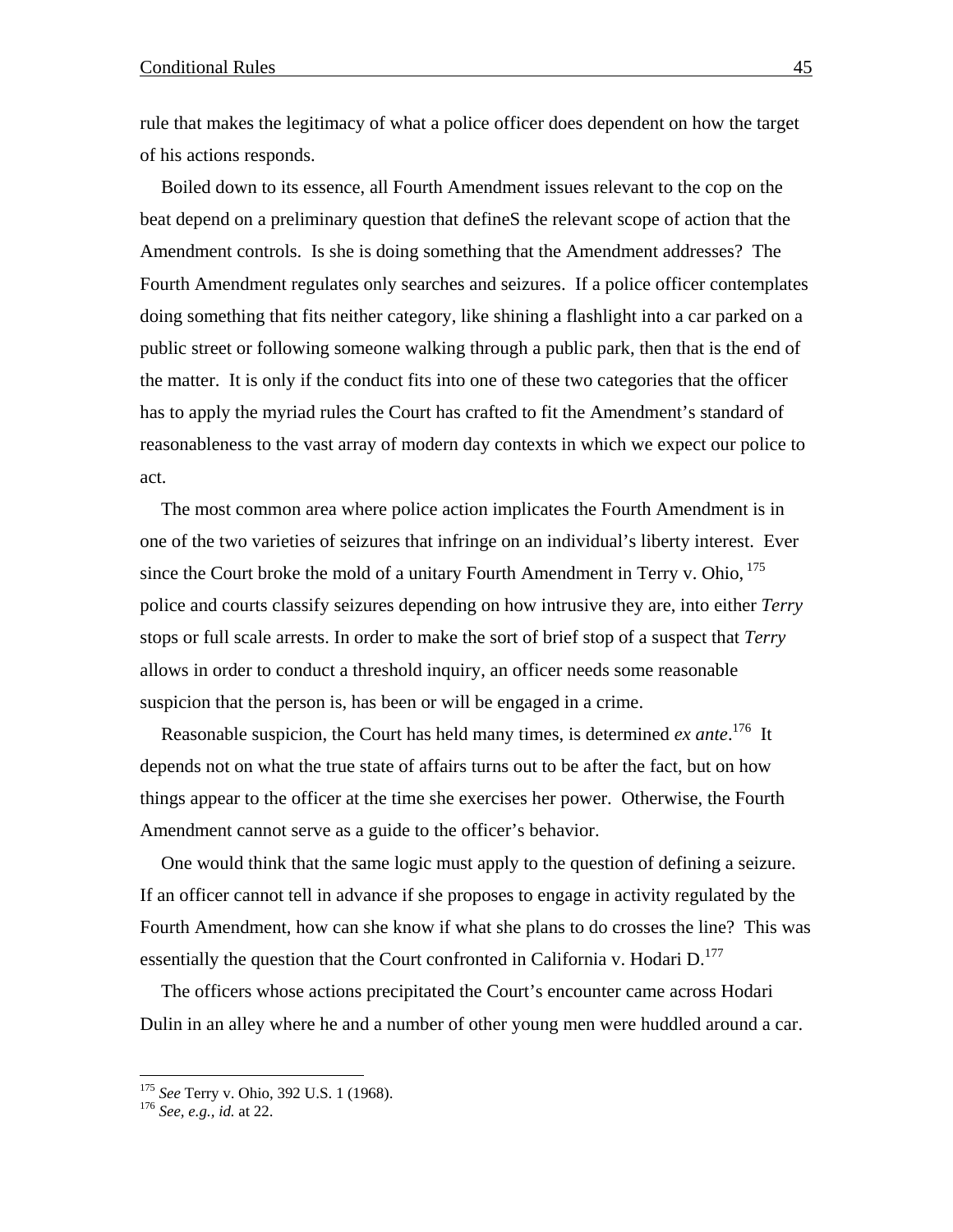rule that makes the legitimacy of what a police officer does dependent on how the target of his actions responds.

Boiled down to its essence, all Fourth Amendment issues relevant to the cop on the beat depend on a preliminary question that defineS the relevant scope of action that the Amendment controls. Is she is doing something that the Amendment addresses? The Fourth Amendment regulates only searches and seizures. If a police officer contemplates doing something that fits neither category, like shining a flashlight into a car parked on a public street or following someone walking through a public park, then that is the end of the matter. It is only if the conduct fits into one of these two categories that the officer has to apply the myriad rules the Court has crafted to fit the Amendment's standard of reasonableness to the vast array of modern day contexts in which we expect our police to act.

The most common area where police action implicates the Fourth Amendment is in one of the two varieties of seizures that infringe on an individual's liberty interest. Ever since the Court broke the mold of a unitary Fourth Amendment in Terry v. Ohio, [175] police and courts classify seizures depending on how intrusive they are, into either *Terry* stops or full scale arrests. In order to make the sort of brief stop of a suspect that *Terry* allows in order to conduct a threshold inquiry, an officer needs some reasonable suspicion that the person is, has been or will be engaged in a crime.

Reasonable suspicion, the Court has held many times, is determined *ex ante*.[176] It depends not on what the true state of affairs turns out to be after the fact, but on how things appear to the officer at the time she exercises her power. Otherwise, the Fourth Amendment cannot serve as a guide to the officer's behavior.

One would think that the same logic must apply to the question of defining a seizure. If an officer cannot tell in advance if she proposes to engage in activity regulated by the Fourth Amendment, how can she know if what she plans to do crosses the line? This was essentially the question that the Court confronted in California v. Hodari D.[177]

The officers whose actions precipitated the Court's encounter came across Hodari Dulin in an alley where he and a number of other young men were huddled around a car.

---

[175] *See* Terry v. Ohio, 392 U.S. 1 (1968).
[176] *See, e.g., id.* at 22.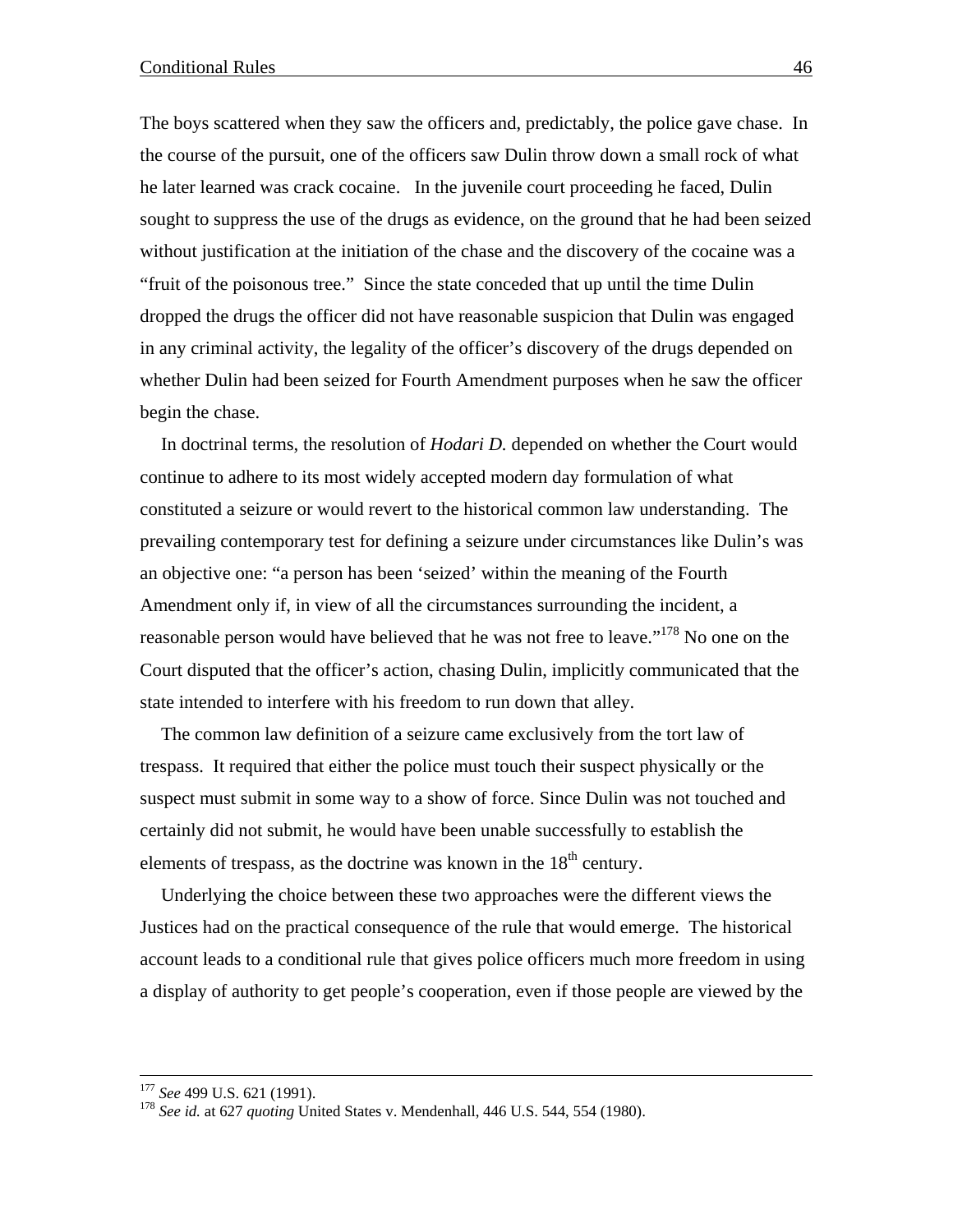The boys scattered when they saw the officers and, predictably, the police gave chase. In the course of the pursuit, one of the officers saw Dulin throw down a small rock of what he later learned was crack cocaine. In the juvenile court proceeding he faced, Dulin sought to suppress the use of the drugs as evidence, on the ground that he had been seized without justification at the initiation of the chase and the discovery of the cocaine was a "fruit of the poisonous tree." Since the state conceded that up until the time Dulin dropped the drugs the officer did not have reasonable suspicion that Dulin was engaged in any criminal activity, the legality of the officer's discovery of the drugs depended on whether Dulin had been seized for Fourth Amendment purposes when he saw the officer begin the chase.

In doctrinal terms, the resolution of *Hodari D.* depended on whether the Court would continue to adhere to its most widely accepted modern day formulation of what constituted a seizure or would revert to the historical common law understanding. The prevailing contemporary test for defining a seizure under circumstances like Dulin's was an objective one: "a person has been 'seized' within the meaning of the Fourth Amendment only if, in view of all the circumstances surrounding the incident, a reasonable person would have believed that he was not free to leave."[178] No one on the Court disputed that the officer's action, chasing Dulin, implicitly communicated that the state intended to interfere with his freedom to run down that alley.

The common law definition of a seizure came exclusively from the tort law of trespass. It required that either the police must touch their suspect physically or the suspect must submit in some way to a show of force. Since Dulin was not touched and certainly did not submit, he would have been unable successfully to establish the elements of trespass, as the doctrine was known in the 18th century.

Underlying the choice between these two approaches were the different views the Justices had on the practical consequence of the rule that would emerge. The historical account leads to a conditional rule that gives police officers much more freedom in using a display of authority to get people's cooperation, even if those people are viewed by the

---

[177] *See* 499 U.S. 621 (1991).
[178] *See id.* at 627 *quoting* United States v. Mendenhall, 446 U.S. 544, 554 (1980).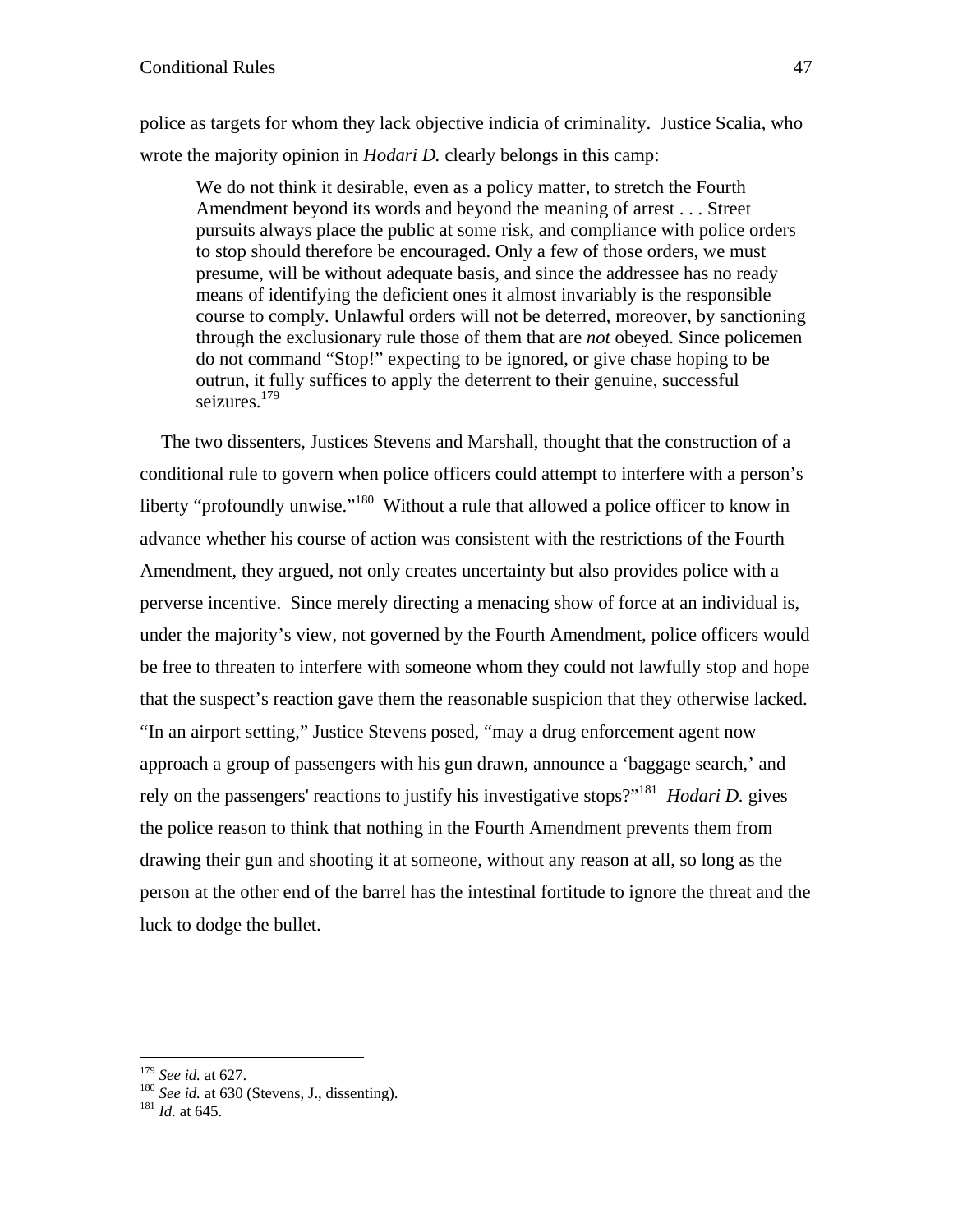police as targets for whom they lack objective indicia of criminality. Justice Scalia, who wrote the majority opinion in *Hodari D.* clearly belongs in this camp:

> We do not think it desirable, even as a policy matter, to stretch the Fourth Amendment beyond its words and beyond the meaning of arrest . . . Street pursuits always place the public at some risk, and compliance with police orders to stop should therefore be encouraged. Only a few of those orders, we must presume, will be without adequate basis, and since the addressee has no ready means of identifying the deficient ones it almost invariably is the responsible course to comply. Unlawful orders will not be deterred, moreover, by sanctioning through the exclusionary rule those of them that are *not* obeyed. Since policemen do not command "Stop!" expecting to be ignored, or give chase hoping to be outrun, it fully suffices to apply the deterrent to their genuine, successful seizures.[179]

The two dissenters, Justices Stevens and Marshall, thought that the construction of a conditional rule to govern when police officers could attempt to interfere with a person's liberty "profoundly unwise."[180] Without a rule that allowed a police officer to know in advance whether his course of action was consistent with the restrictions of the Fourth Amendment, they argued, not only creates uncertainty but also provides police with a perverse incentive. Since merely directing a menacing show of force at an individual is, under the majority's view, not governed by the Fourth Amendment, police officers would be free to threaten to interfere with someone whom they could not lawfully stop and hope that the suspect's reaction gave them the reasonable suspicion that they otherwise lacked. "In an airport setting," Justice Stevens posed, "may a drug enforcement agent now approach a group of passengers with his gun drawn, announce a 'baggage search,' and rely on the passengers' reactions to justify his investigative stops?"[181] *Hodari D.* gives the police reason to think that nothing in the Fourth Amendment prevents them from drawing their gun and shooting it at someone, without any reason at all, so long as the person at the other end of the barrel has the intestinal fortitude to ignore the threat and the luck to dodge the bullet.

---

[179] *See id.* at 627.
[180] *See id.* at 630 (Stevens, J., dissenting).
[181] *Id.* at 645.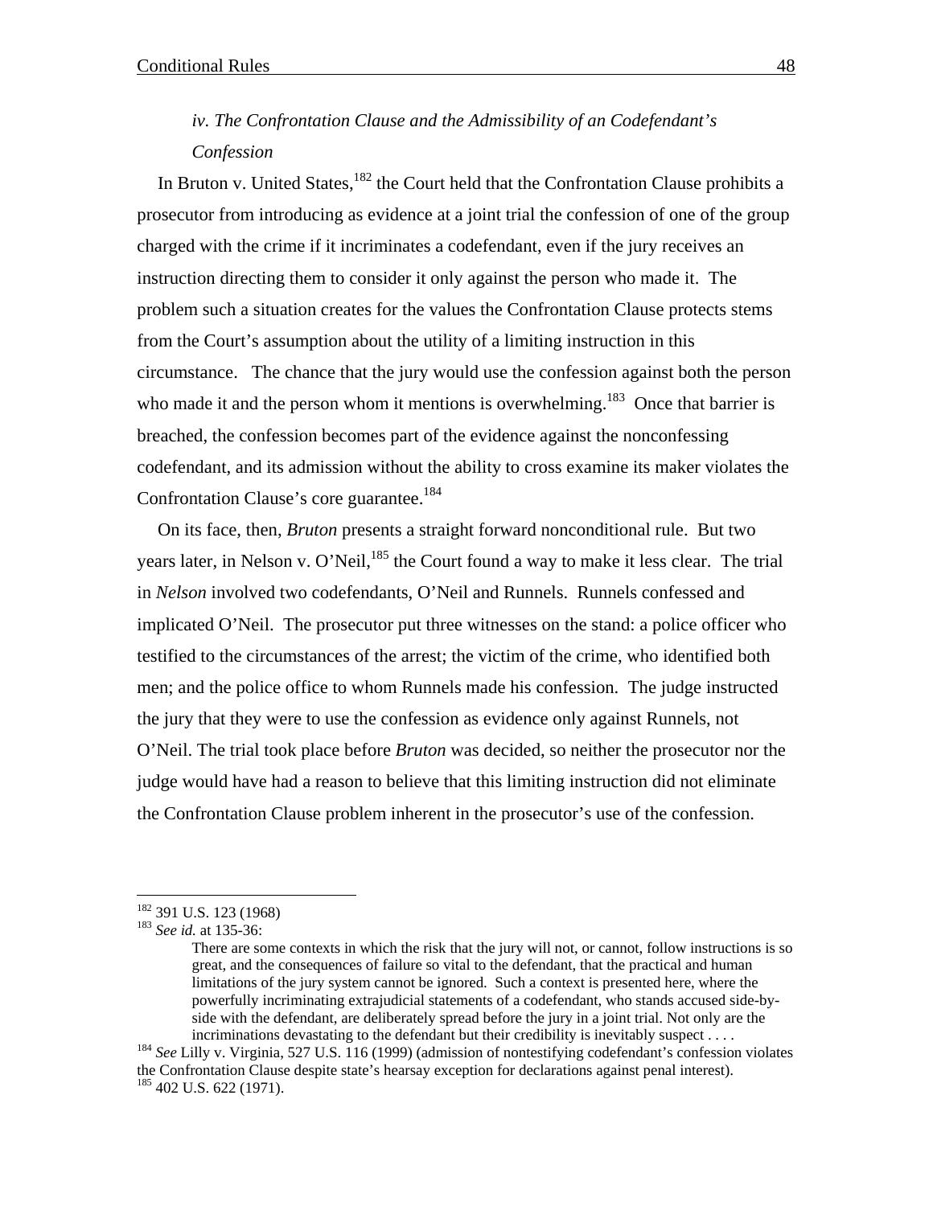*iv. The Confrontation Clause and the Admissibility of an Codefendant's Confession*

In Bruton v. United States,[182] the Court held that the Confrontation Clause prohibits a prosecutor from introducing as evidence at a joint trial the confession of one of the group charged with the crime if it incriminates a codefendant, even if the jury receives an instruction directing them to consider it only against the person who made it. The problem such a situation creates for the values the Confrontation Clause protects stems from the Court's assumption about the utility of a limiting instruction in this circumstance. The chance that the jury would use the confession against both the person who made it and the person whom it mentions is overwhelming.[183] Once that barrier is breached, the confession becomes part of the evidence against the nonconfessing codefendant, and its admission without the ability to cross examine its maker violates the Confrontation Clause's core guarantee.[184]

On its face, then, *Bruton* presents a straight forward nonconditional rule. But two years later, in Nelson v. O'Neil,[185] the Court found a way to make it less clear. The trial in *Nelson* involved two codefendants, O'Neil and Runnels. Runnels confessed and implicated O'Neil. The prosecutor put three witnesses on the stand: a police officer who testified to the circumstances of the arrest; the victim of the crime, who identified both men; and the police office to whom Runnels made his confession. The judge instructed the jury that they were to use the confession as evidence only against Runnels, not O'Neil. The trial took place before *Bruton* was decided, so neither the prosecutor nor the judge would have had a reason to believe that this limiting instruction did not eliminate the Confrontation Clause problem inherent in the prosecutor's use of the confession.

---

[182] 391 U.S. 123 (1968)

[183] *See id.* at 135-36:

> There are some contexts in which the risk that the jury will not, or cannot, follow instructions is so great, and the consequences of failure so vital to the defendant, that the practical and human limitations of the jury system cannot be ignored. Such a context is presented here, where the powerfully incriminating extrajudicial statements of a codefendant, who stands accused side-by-side with the defendant, are deliberately spread before the jury in a joint trial. Not only are the incriminations devastating to the defendant but their credibility is inevitably suspect . . . .

[184] *See* Lilly v. Virginia, 527 U.S. 116 (1999) (admission of nontestifying codefendant's confession violates the Confrontation Clause despite state's hearsay exception for declarations against penal interest).

[185] 402 U.S. 622 (1971).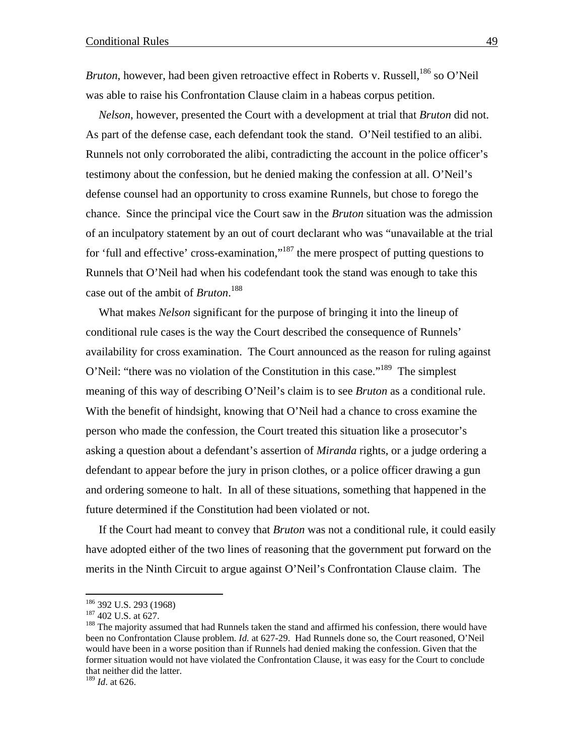*Bruton*, however, had been given retroactive effect in Roberts v. Russell,[186] so O'Neil was able to raise his Confrontation Clause claim in a habeas corpus petition.

*Nelson*, however, presented the Court with a development at trial that *Bruton* did not. As part of the defense case, each defendant took the stand. O'Neil testified to an alibi. Runnels not only corroborated the alibi, contradicting the account in the police officer's testimony about the confession, but he denied making the confession at all. O'Neil's defense counsel had an opportunity to cross examine Runnels, but chose to forego the chance. Since the principal vice the Court saw in the *Bruton* situation was the admission of an inculpatory statement by an out of court declarant who was "unavailable at the trial for 'full and effective' cross-examination,"[187] the mere prospect of putting questions to Runnels that O'Neil had when his codefendant took the stand was enough to take this case out of the ambit of *Bruton*.[188]

What makes *Nelson* significant for the purpose of bringing it into the lineup of conditional rule cases is the way the Court described the consequence of Runnels' availability for cross examination. The Court announced as the reason for ruling against O'Neil: "there was no violation of the Constitution in this case."[189] The simplest meaning of this way of describing O'Neil's claim is to see *Bruton* as a conditional rule. With the benefit of hindsight, knowing that O'Neil had a chance to cross examine the person who made the confession, the Court treated this situation like a prosecutor's asking a question about a defendant's assertion of *Miranda* rights, or a judge ordering a defendant to appear before the jury in prison clothes, or a police officer drawing a gun and ordering someone to halt. In all of these situations, something that happened in the future determined if the Constitution had been violated or not.

If the Court had meant to convey that *Bruton* was not a conditional rule, it could easily have adopted either of the two lines of reasoning that the government put forward on the merits in the Ninth Circuit to argue against O'Neil's Confrontation Clause claim. The

---

[186] 392 U.S. 293 (1968)

[187] 402 U.S. at 627.

[188] The majority assumed that had Runnels taken the stand and affirmed his confession, there would have been no Confrontation Clause problem. *Id.* at 627-29. Had Runnels done so, the Court reasoned, O'Neil would have been in a worse position than if Runnels had denied making the confession. Given that the former situation would not have violated the Confrontation Clause, it was easy for the Court to conclude that neither did the latter.

[189] *Id*. at 626.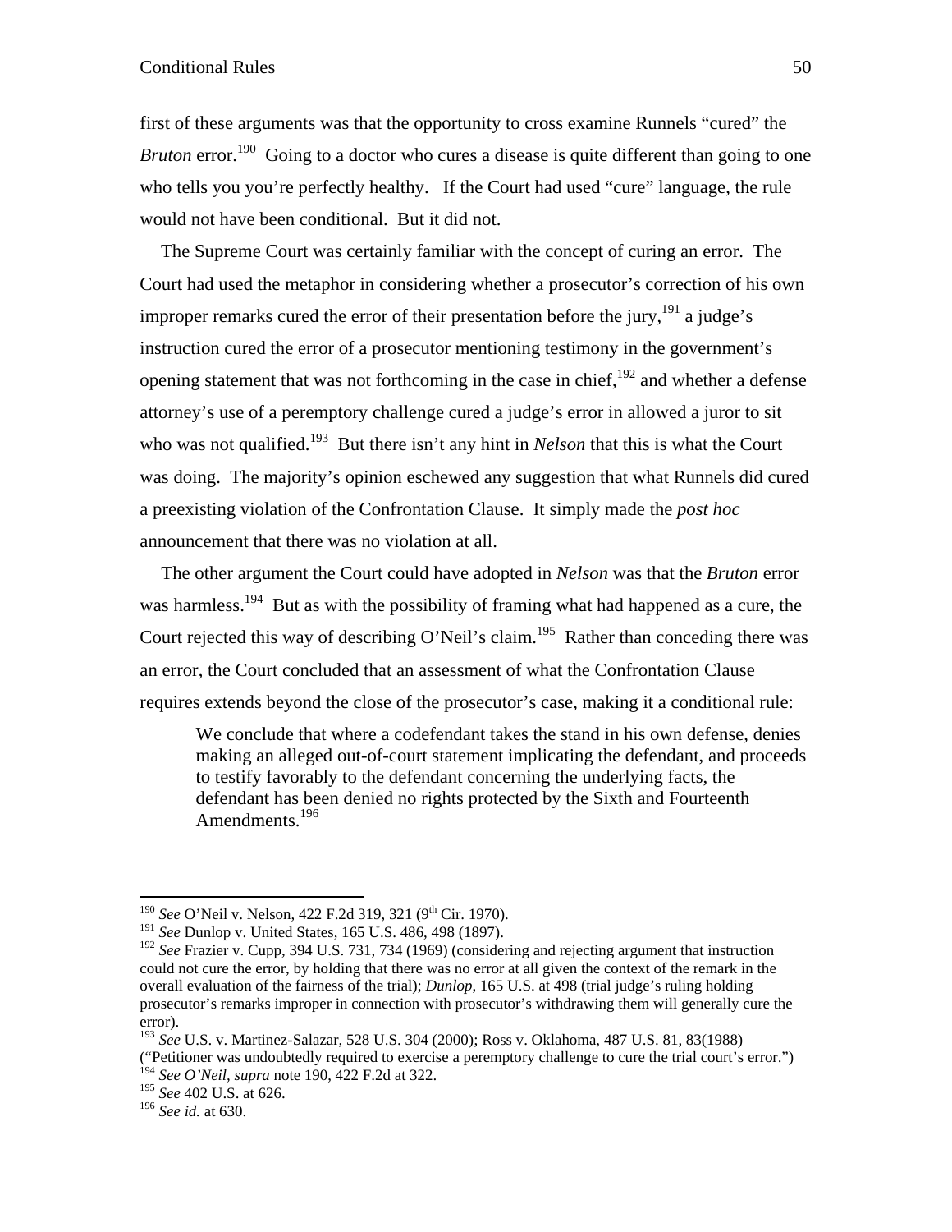first of these arguments was that the opportunity to cross examine Runnels "cured" the *Bruton* error.[190] Going to a doctor who cures a disease is quite different than going to one who tells you you're perfectly healthy. If the Court had used "cure" language, the rule would not have been conditional. But it did not.

The Supreme Court was certainly familiar with the concept of curing an error. The Court had used the metaphor in considering whether a prosecutor's correction of his own improper remarks cured the error of their presentation before the jury,[191] a judge's instruction cured the error of a prosecutor mentioning testimony in the government's opening statement that was not forthcoming in the case in chief,[192] and whether a defense attorney's use of a peremptory challenge cured a judge's error in allowed a juror to sit who was not qualified.[193] But there isn't any hint in *Nelson* that this is what the Court was doing. The majority's opinion eschewed any suggestion that what Runnels did cured a preexisting violation of the Confrontation Clause. It simply made the *post hoc* announcement that there was no violation at all.

The other argument the Court could have adopted in *Nelson* was that the *Bruton* error was harmless.[194] But as with the possibility of framing what had happened as a cure, the Court rejected this way of describing O'Neil's claim.[195] Rather than conceding there was an error, the Court concluded that an assessment of what the Confrontation Clause requires extends beyond the close of the prosecutor's case, making it a conditional rule:

> We conclude that where a codefendant takes the stand in his own defense, denies making an alleged out-of-court statement implicating the defendant, and proceeds to testify favorably to the defendant concerning the underlying facts, the defendant has been denied no rights protected by the Sixth and Fourteenth Amendments.[196]

---

[190] *See* O'Neil v. Nelson, 422 F.2d 319, 321 (9th Cir. 1970).

[191] *See* Dunlop v. United States, 165 U.S. 486, 498 (1897).

[192] *See* Frazier v. Cupp, 394 U.S. 731, 734 (1969) (considering and rejecting argument that instruction could not cure the error, by holding that there was no error at all given the context of the remark in the overall evaluation of the fairness of the trial); *Dunlop*, 165 U.S. at 498 (trial judge's ruling holding prosecutor's remarks improper in connection with prosecutor's withdrawing them will generally cure the error).

[193] *See* U.S. v. Martinez-Salazar, 528 U.S. 304 (2000); Ross v. Oklahoma, 487 U.S. 81, 83(1988) ("Petitioner was undoubtedly required to exercise a peremptory challenge to cure the trial court's error.")

[194] *See O'Neil*, *supra* note 190, 422 F.2d at 322.

[195] *See* 402 U.S. at 626.

[196] *See id.* at 630.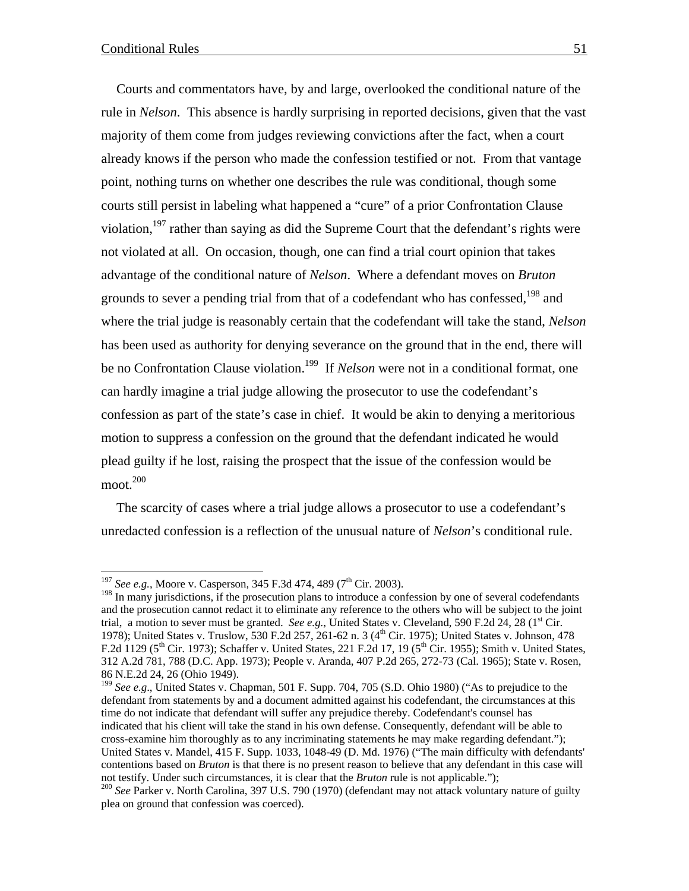Courts and commentators have, by and large, overlooked the conditional nature of the rule in *Nelson*. This absence is hardly surprising in reported decisions, given that the vast majority of them come from judges reviewing convictions after the fact, when a court already knows if the person who made the confession testified or not. From that vantage point, nothing turns on whether one describes the rule was conditional, though some courts still persist in labeling what happened a "cure" of a prior Confrontation Clause violation,[197] rather than saying as did the Supreme Court that the defendant's rights were not violated at all. On occasion, though, one can find a trial court opinion that takes advantage of the conditional nature of *Nelson*. Where a defendant moves on *Bruton* grounds to sever a pending trial from that of a codefendant who has confessed,[198] and where the trial judge is reasonably certain that the codefendant will take the stand, *Nelson* has been used as authority for denying severance on the ground that in the end, there will be no Confrontation Clause violation.[199] If *Nelson* were not in a conditional format, one can hardly imagine a trial judge allowing the prosecutor to use the codefendant's confession as part of the state's case in chief. It would be akin to denying a meritorious motion to suppress a confession on the ground that the defendant indicated he would plead guilty if he lost, raising the prospect that the issue of the confession would be moot.[200]

The scarcity of cases where a trial judge allows a prosecutor to use a codefendant's unredacted confession is a reflection of the unusual nature of *Nelson*'s conditional rule.

---

[197] *See e.g.*, Moore v. Casperson, 345 F.3d 474, 489 (7th Cir. 2003).

[198] In many jurisdictions, if the prosecution plans to introduce a confession by one of several codefendants and the prosecution cannot redact it to eliminate any reference to the others who will be subject to the joint trial, a motion to sever must be granted. *See e.g.*, United States v. Cleveland, 590 F.2d 24, 28 (1st Cir. 1978); United States v. Truslow, 530 F.2d 257, 261-62 n. 3 (4th Cir. 1975); United States v. Johnson, 478 F.2d 1129 (5th Cir. 1973); Schaffer v. United States, 221 F.2d 17, 19 (5th Cir. 1955); Smith v. United States, 312 A.2d 781, 788 (D.C. App. 1973); People v. Aranda, 407 P.2d 265, 272-73 (Cal. 1965); State v. Rosen, 86 N.E.2d 24, 26 (Ohio 1949).

[199] *See e.g*., United States v. Chapman, 501 F. Supp. 704, 705 (S.D. Ohio 1980) ("As to prejudice to the defendant from statements by and a document admitted against his codefendant, the circumstances at this time do not indicate that defendant will suffer any prejudice thereby. Codefendant's counsel has indicated that his client will take the stand in his own defense. Consequently, defendant will be able to cross-examine him thoroughly as to any incriminating statements he may make regarding defendant."); United States v. Mandel, 415 F. Supp. 1033, 1048-49 (D. Md. 1976) ("The main difficulty with defendants' contentions based on *Bruton* is that there is no present reason to believe that any defendant in this case will not testify. Under such circumstances, it is clear that the *Bruton* rule is not applicable.");

[200] *See* Parker v. North Carolina, 397 U.S. 790 (1970) (defendant may not attack voluntary nature of guilty plea on ground that confession was coerced).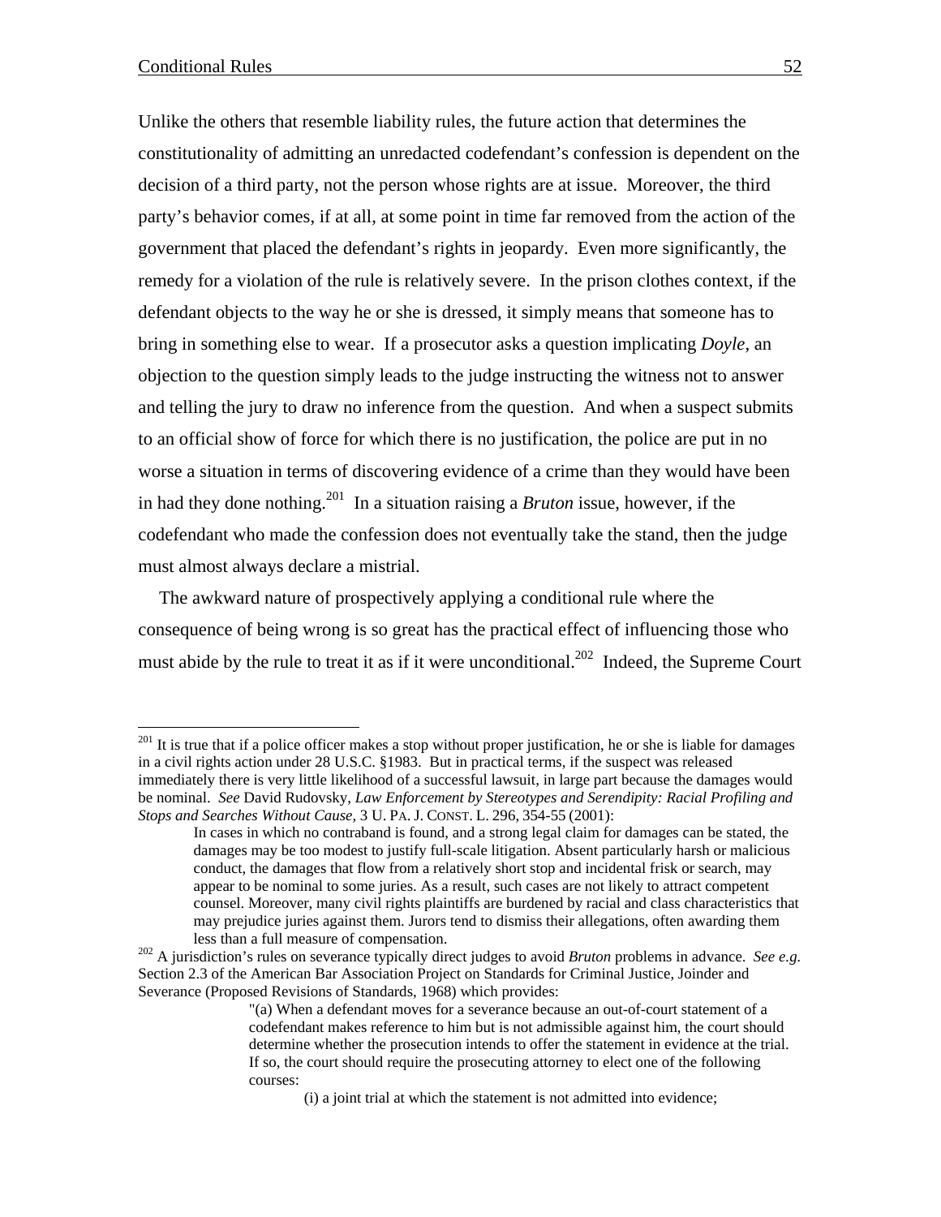Unlike the others that resemble liability rules, the future action that determines the constitutionality of admitting an unredacted codefendant's confession is dependent on the decision of a third party, not the person whose rights are at issue. Moreover, the third party's behavior comes, if at all, at some point in time far removed from the action of the government that placed the defendant's rights in jeopardy. Even more significantly, the remedy for a violation of the rule is relatively severe. In the prison clothes context, if the defendant objects to the way he or she is dressed, it simply means that someone has to bring in something else to wear. If a prosecutor asks a question implicating *Doyle*, an objection to the question simply leads to the judge instructing the witness not to answer and telling the jury to draw no inference from the question. And when a suspect submits to an official show of force for which there is no justification, the police are put in no worse a situation in terms of discovering evidence of a crime than they would have been in had they done nothing.[201] In a situation raising a *Bruton* issue, however, if the codefendant who made the confession does not eventually take the stand, then the judge must almost always declare a mistrial.

The awkward nature of prospectively applying a conditional rule where the consequence of being wrong is so great has the practical effect of influencing those who must abide by the rule to treat it as if it were unconditional.[202] Indeed, the Supreme Court

---

[201] It is true that if a police officer makes a stop without proper justification, he or she is liable for damages in a civil rights action under 28 U.S.C. §1983. But in practical terms, if the suspect was released immediately there is very little likelihood of a successful lawsuit, in large part because the damages would be nominal. *See* David Rudovsky, *Law Enforcement by Stereotypes and Serendipity: Racial Profiling and Stops and Searches Without Cause*, 3 U. PA. J. CONST. L. 296, 354-55 (2001):

> In cases in which no contraband is found, and a strong legal claim for damages can be stated, the damages may be too modest to justify full-scale litigation. Absent particularly harsh or malicious conduct, the damages that flow from a relatively short stop and incidental frisk or search, may appear to be nominal to some juries. As a result, such cases are not likely to attract competent counsel. Moreover, many civil rights plaintiffs are burdened by racial and class characteristics that may prejudice juries against them. Jurors tend to dismiss their allegations, often awarding them less than a full measure of compensation.

[202] A jurisdiction's rules on severance typically direct judges to avoid *Bruton* problems in advance. *See e.g.* Section 2.3 of the American Bar Association Project on Standards for Criminal Justice, Joinder and Severance (Proposed Revisions of Standards, 1968) which provides:

> "(a) When a defendant moves for a severance because an out-of-court statement of a codefendant makes reference to him but is not admissible against him, the court should determine whether the prosecution intends to offer the statement in evidence at the trial. If so, the court should require the prosecuting attorney to elect one of the following courses:
>
> (i) a joint trial at which the statement is not admitted into evidence;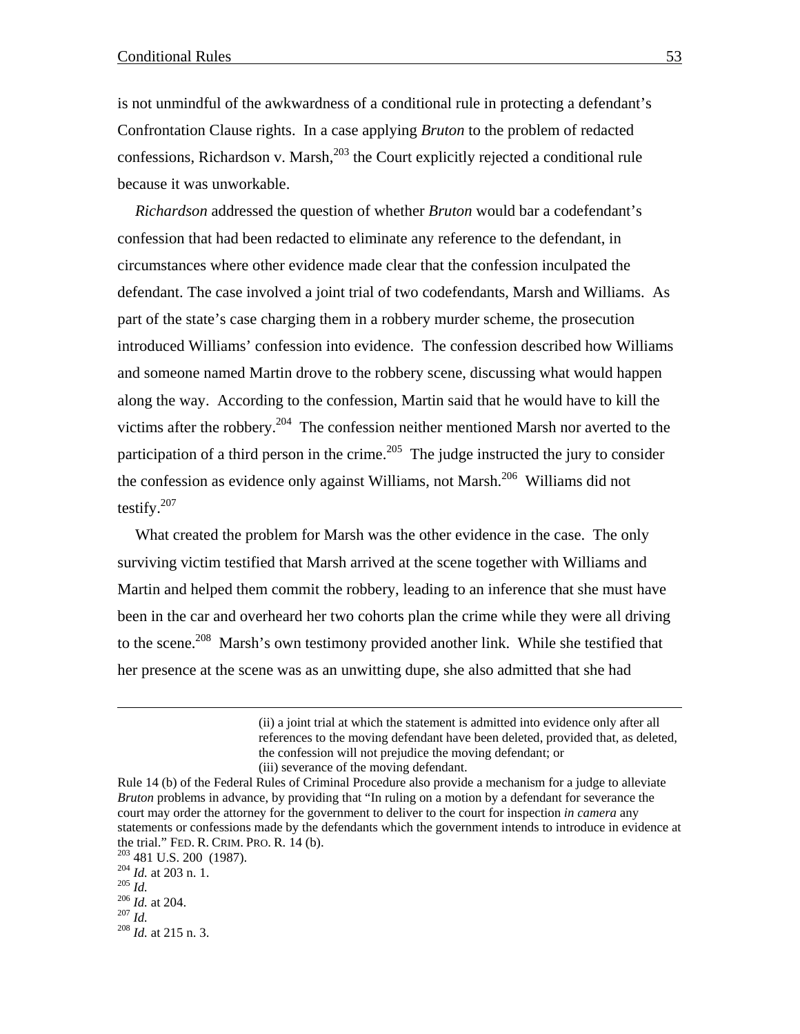is not unmindful of the awkwardness of a conditional rule in protecting a defendant's Confrontation Clause rights. In a case applying *Bruton* to the problem of redacted confessions, Richardson v. Marsh,[203] the Court explicitly rejected a conditional rule because it was unworkable.

*Richardson* addressed the question of whether *Bruton* would bar a codefendant's confession that had been redacted to eliminate any reference to the defendant, in circumstances where other evidence made clear that the confession inculpated the defendant. The case involved a joint trial of two codefendants, Marsh and Williams. As part of the state's case charging them in a robbery murder scheme, the prosecution introduced Williams' confession into evidence. The confession described how Williams and someone named Martin drove to the robbery scene, discussing what would happen along the way. According to the confession, Martin said that he would have to kill the victims after the robbery.[204] The confession neither mentioned Marsh nor averted to the participation of a third person in the crime.[205] The judge instructed the jury to consider the confession as evidence only against Williams, not Marsh.[206] Williams did not testify.[207]

What created the problem for Marsh was the other evidence in the case. The only surviving victim testified that Marsh arrived at the scene together with Williams and Martin and helped them commit the robbery, leading to an inference that she must have been in the car and overheard her two cohorts plan the crime while they were all driving to the scene.[208] Marsh's own testimony provided another link. While she testified that her presence at the scene was as an unwitting dupe, she also admitted that she had

---

> (ii) a joint trial at which the statement is admitted into evidence only after all references to the moving defendant have been deleted, provided that, as deleted, the confession will not prejudice the moving defendant; or
> (iii) severance of the moving defendant.

Rule 14 (b) of the Federal Rules of Criminal Procedure also provide a mechanism for a judge to alleviate *Bruton* problems in advance, by providing that "In ruling on a motion by a defendant for severance the court may order the attorney for the government to deliver to the court for inspection *in camera* any statements or confessions made by the defendants which the government intends to introduce in evidence at the trial." FED. R. CRIM. PRO. R. 14 (b).

[203] 481 U.S. 200 (1987).

[204] *Id.* at 203 n. 1.

[205] *Id.*

[206] *Id.* at 204.

[207] *Id.*

[208] *Id.* at 215 n. 3.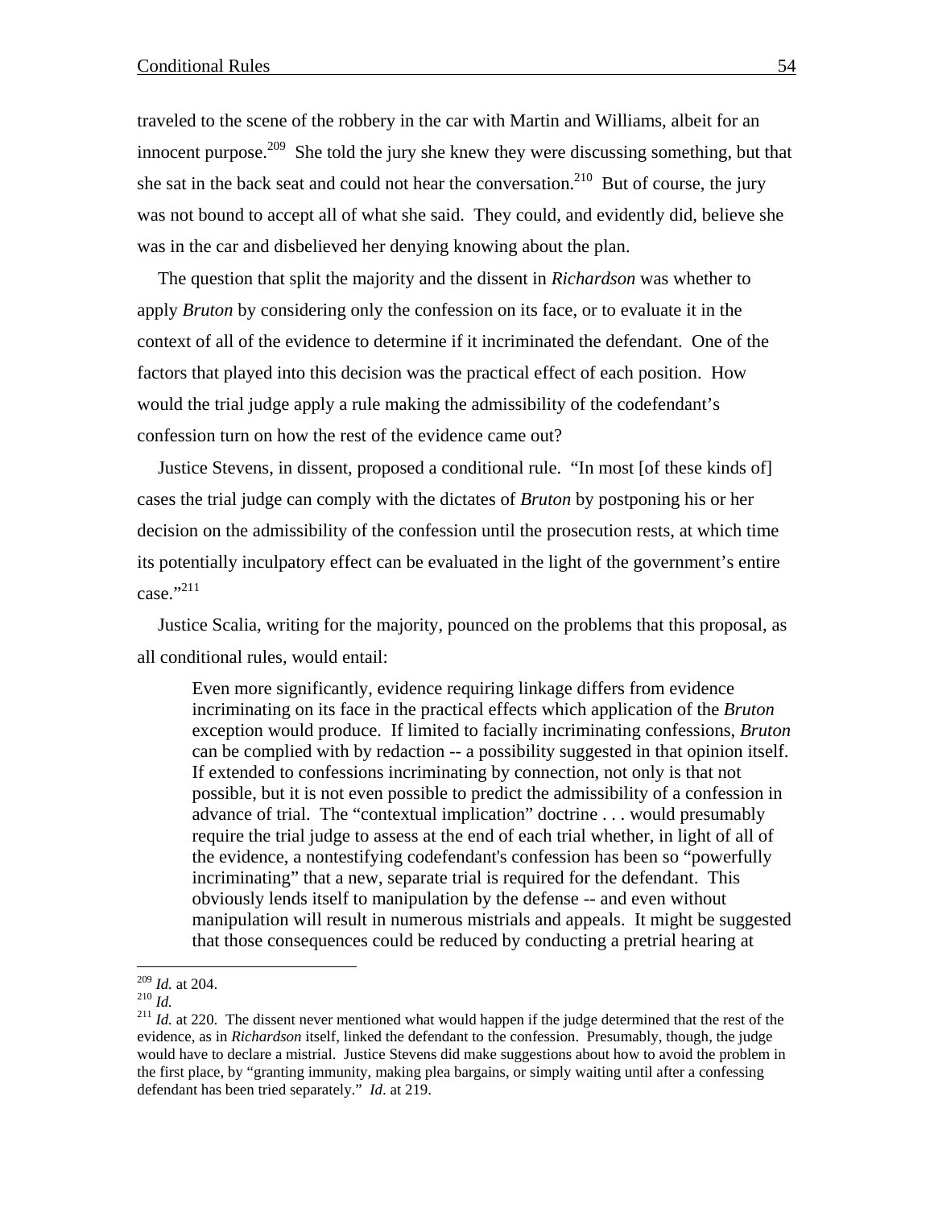traveled to the scene of the robbery in the car with Martin and Williams, albeit for an innocent purpose.[209] She told the jury she knew they were discussing something, but that she sat in the back seat and could not hear the conversation.[210] But of course, the jury was not bound to accept all of what she said. They could, and evidently did, believe she was in the car and disbelieved her denying knowing about the plan.

The question that split the majority and the dissent in *Richardson* was whether to apply *Bruton* by considering only the confession on its face, or to evaluate it in the context of all of the evidence to determine if it incriminated the defendant. One of the factors that played into this decision was the practical effect of each position. How would the trial judge apply a rule making the admissibility of the codefendant's confession turn on how the rest of the evidence came out?

Justice Stevens, in dissent, proposed a conditional rule. "In most [of these kinds of] cases the trial judge can comply with the dictates of *Bruton* by postponing his or her decision on the admissibility of the confession until the prosecution rests, at which time its potentially inculpatory effect can be evaluated in the light of the government's entire case."[211]

Justice Scalia, writing for the majority, pounced on the problems that this proposal, as all conditional rules, would entail:

> Even more significantly, evidence requiring linkage differs from evidence incriminating on its face in the practical effects which application of the *Bruton* exception would produce. If limited to facially incriminating confessions, *Bruton* can be complied with by redaction -- a possibility suggested in that opinion itself. If extended to confessions incriminating by connection, not only is that not possible, but it is not even possible to predict the admissibility of a confession in advance of trial. The "contextual implication" doctrine . . . would presumably require the trial judge to assess at the end of each trial whether, in light of all of the evidence, a nontestifying codefendant's confession has been so "powerfully incriminating" that a new, separate trial is required for the defendant. This obviously lends itself to manipulation by the defense -- and even without manipulation will result in numerous mistrials and appeals. It might be suggested that those consequences could be reduced by conducting a pretrial hearing at

---

[209] *Id.* at 204.

[210] *Id.*

[211] *Id.* at 220. The dissent never mentioned what would happen if the judge determined that the rest of the evidence, as in *Richardson* itself, linked the defendant to the confession. Presumably, though, the judge would have to declare a mistrial. Justice Stevens did make suggestions about how to avoid the problem in the first place, by "granting immunity, making plea bargains, or simply waiting until after a confessing defendant has been tried separately." *Id*. at 219.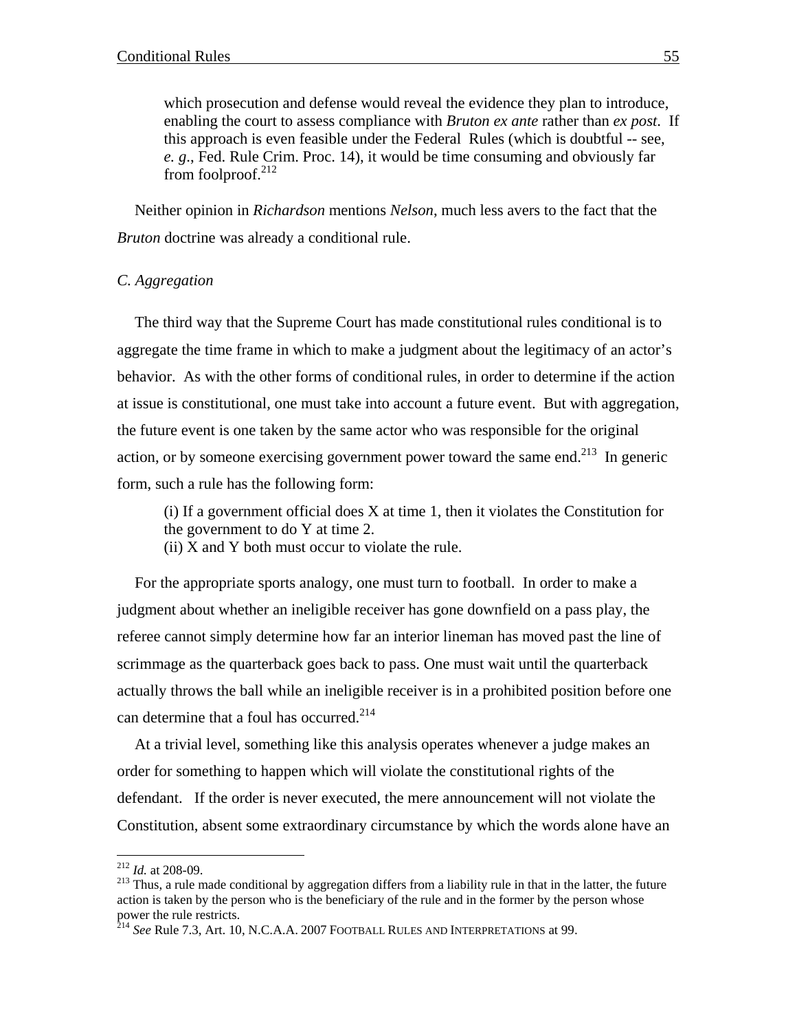> which prosecution and defense would reveal the evidence they plan to introduce, enabling the court to assess compliance with *Bruton ex ante* rather than *ex post*. If this approach is even feasible under the Federal Rules (which is doubtful -- see, *e. g*., Fed. Rule Crim. Proc. 14), it would be time consuming and obviously far from foolproof.[212]

Neither opinion in *Richardson* mentions *Nelson*, much less avers to the fact that the *Bruton* doctrine was already a conditional rule.

### *C. Aggregation*

The third way that the Supreme Court has made constitutional rules conditional is to aggregate the time frame in which to make a judgment about the legitimacy of an actor's behavior. As with the other forms of conditional rules, in order to determine if the action at issue is constitutional, one must take into account a future event. But with aggregation, the future event is one taken by the same actor who was responsible for the original action, or by someone exercising government power toward the same end.[213] In generic form, such a rule has the following form:

> (i) If a government official does X at time 1, then it violates the Constitution for the government to do Y at time 2.
> (ii) X and Y both must occur to violate the rule.

For the appropriate sports analogy, one must turn to football. In order to make a judgment about whether an ineligible receiver has gone downfield on a pass play, the referee cannot simply determine how far an interior lineman has moved past the line of scrimmage as the quarterback goes back to pass. One must wait until the quarterback actually throws the ball while an ineligible receiver is in a prohibited position before one can determine that a foul has occurred.[214]

At a trivial level, something like this analysis operates whenever a judge makes an order for something to happen which will violate the constitutional rights of the defendant. If the order is never executed, the mere announcement will not violate the Constitution, absent some extraordinary circumstance by which the words alone have an

---

[212] *Id.* at 208-09.

[213] Thus, a rule made conditional by aggregation differs from a liability rule in that in the latter, the future action is taken by the person who is the beneficiary of the rule and in the former by the person whose power the rule restricts.

[214] *See* Rule 7.3, Art. 10, N.C.A.A. 2007 FOOTBALL RULES AND INTERPRETATIONS at 99.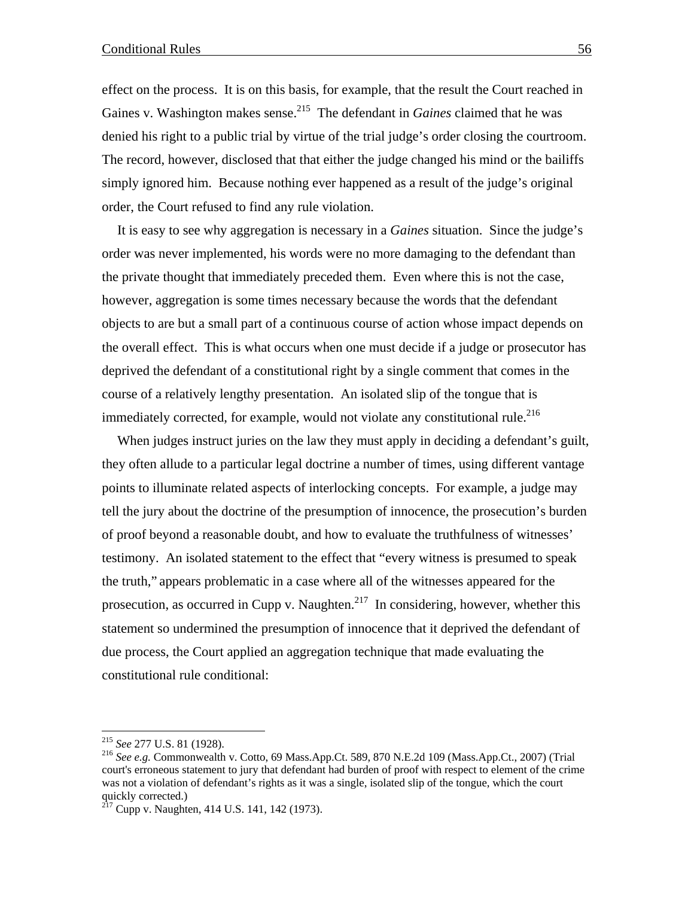effect on the process. It is on this basis, for example, that the result the Court reached in Gaines v. Washington makes sense.[215] The defendant in *Gaines* claimed that he was denied his right to a public trial by virtue of the trial judge's order closing the courtroom. The record, however, disclosed that that either the judge changed his mind or the bailiffs simply ignored him. Because nothing ever happened as a result of the judge's original order, the Court refused to find any rule violation.

It is easy to see why aggregation is necessary in a *Gaines* situation. Since the judge's order was never implemented, his words were no more damaging to the defendant than the private thought that immediately preceded them. Even where this is not the case, however, aggregation is some times necessary because the words that the defendant objects to are but a small part of a continuous course of action whose impact depends on the overall effect. This is what occurs when one must decide if a judge or prosecutor has deprived the defendant of a constitutional right by a single comment that comes in the course of a relatively lengthy presentation. An isolated slip of the tongue that is immediately corrected, for example, would not violate any constitutional rule.[216]

When judges instruct juries on the law they must apply in deciding a defendant's guilt, they often allude to a particular legal doctrine a number of times, using different vantage points to illuminate related aspects of interlocking concepts. For example, a judge may tell the jury about the doctrine of the presumption of innocence, the prosecution's burden of proof beyond a reasonable doubt, and how to evaluate the truthfulness of witnesses' testimony. An isolated statement to the effect that "every witness is presumed to speak the truth," appears problematic in a case where all of the witnesses appeared for the prosecution, as occurred in Cupp v. Naughten.[217] In considering, however, whether this statement so undermined the presumption of innocence that it deprived the defendant of due process, the Court applied an aggregation technique that made evaluating the constitutional rule conditional:

---

[215] *See* 277 U.S. 81 (1928).

[216] *See e.g.* Commonwealth v. Cotto, 69 Mass.App.Ct. 589, 870 N.E.2d 109 (Mass.App.Ct., 2007) (Trial court's erroneous statement to jury that defendant had burden of proof with respect to element of the crime was not a violation of defendant's rights as it was a single, isolated slip of the tongue, which the court quickly corrected.)

[217] Cupp v. Naughten, 414 U.S. 141, 142 (1973).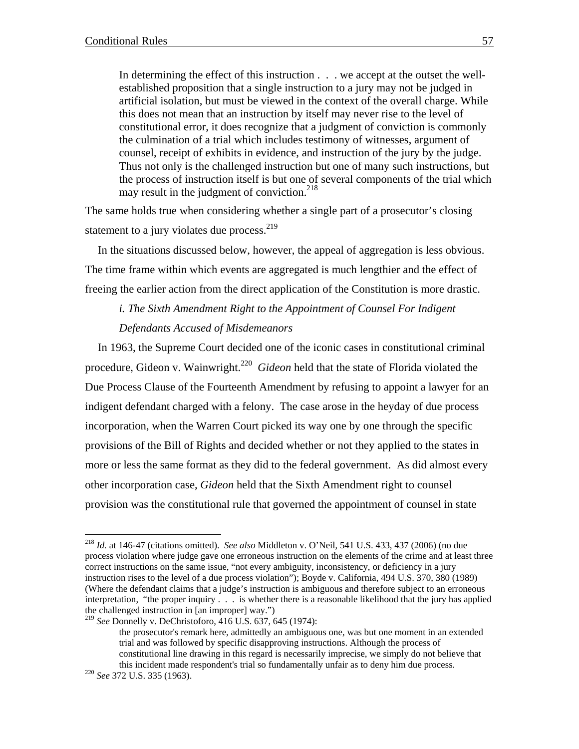> In determining the effect of this instruction . . . we accept at the outset the well-established proposition that a single instruction to a jury may not be judged in artificial isolation, but must be viewed in the context of the overall charge. While this does not mean that an instruction by itself may never rise to the level of constitutional error, it does recognize that a judgment of conviction is commonly the culmination of a trial which includes testimony of witnesses, argument of counsel, receipt of exhibits in evidence, and instruction of the jury by the judge. Thus not only is the challenged instruction but one of many such instructions, but the process of instruction itself is but one of several components of the trial which may result in the judgment of conviction.[218]

The same holds true when considering whether a single part of a prosecutor's closing statement to a jury violates due process.[219]

In the situations discussed below, however, the appeal of aggregation is less obvious. The time frame within which events are aggregated is much lengthier and the effect of freeing the earlier action from the direct application of the Constitution is more drastic.

*i. The Sixth Amendment Right to the Appointment of Counsel For Indigent Defendants Accused of Misdemeanors*

In 1963, the Supreme Court decided one of the iconic cases in constitutional criminal procedure, Gideon v. Wainwright.[220] *Gideon* held that the state of Florida violated the Due Process Clause of the Fourteenth Amendment by refusing to appoint a lawyer for an indigent defendant charged with a felony. The case arose in the heyday of due process incorporation, when the Warren Court picked its way one by one through the specific provisions of the Bill of Rights and decided whether or not they applied to the states in more or less the same format as they did to the federal government. As did almost every other incorporation case, *Gideon* held that the Sixth Amendment right to counsel provision was the constitutional rule that governed the appointment of counsel in state

---

[218] *Id.* at 146-47 (citations omitted). *See also* Middleton v. O'Neil, 541 U.S. 433, 437 (2006) (no due process violation where judge gave one erroneous instruction on the elements of the crime and at least three correct instructions on the same issue, "not every ambiguity, inconsistency, or deficiency in a jury instruction rises to the level of a due process violation"); Boyde v. California, 494 U.S. 370, 380 (1989) (Where the defendant claims that a judge's instruction is ambiguous and therefore subject to an erroneous interpretation, "the proper inquiry . . . is whether there is a reasonable likelihood that the jury has applied the challenged instruction in [an improper] way.")

[219] *See* Donnelly v. DeChristoforo, 416 U.S. 637, 645 (1974):

> the prosecutor's remark here, admittedly an ambiguous one, was but one moment in an extended trial and was followed by specific disapproving instructions. Although the process of constitutional line drawing in this regard is necessarily imprecise, we simply do not believe that this incident made respondent's trial so fundamentally unfair as to deny him due process.

[220] *See* 372 U.S. 335 (1963).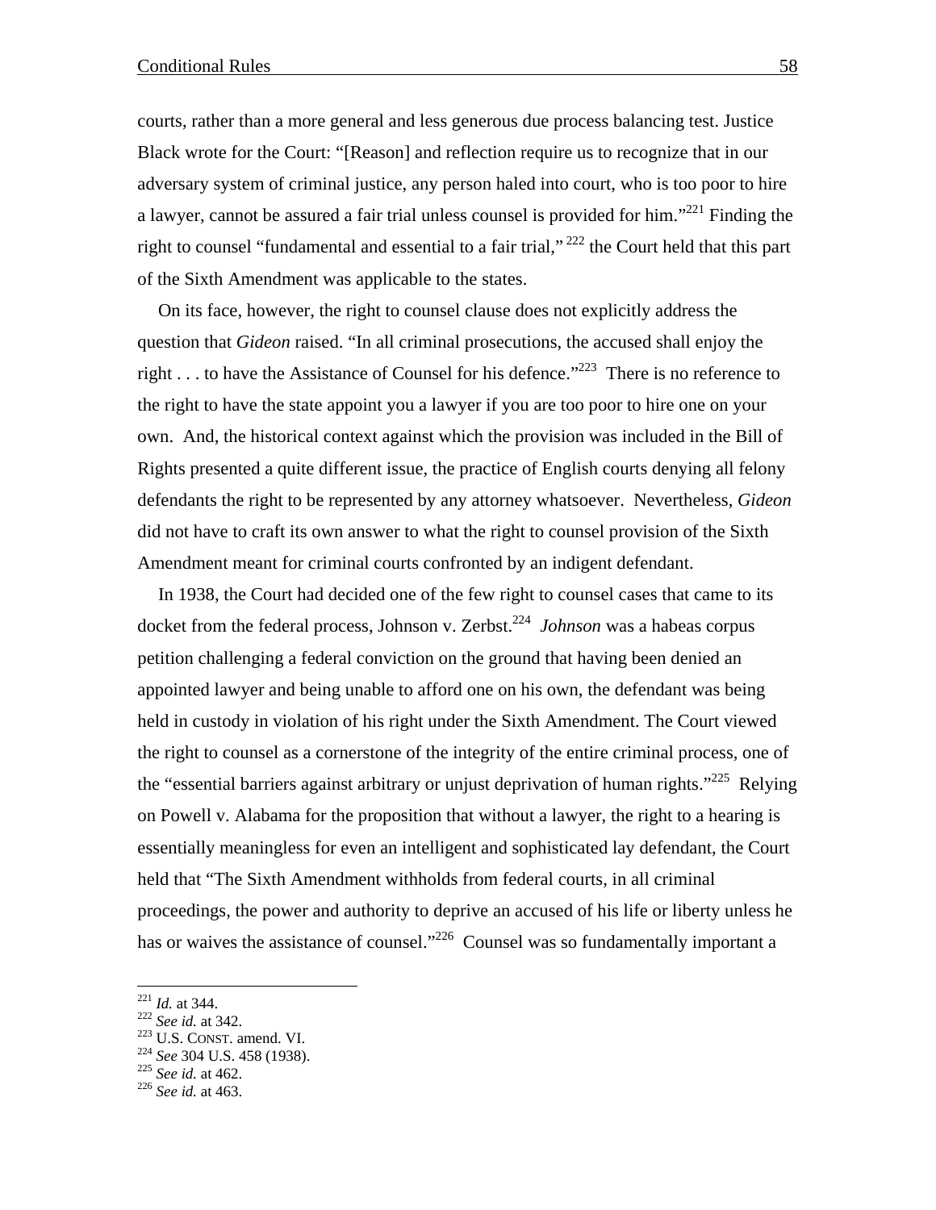courts, rather than a more general and less generous due process balancing test. Justice Black wrote for the Court: "[Reason] and reflection require us to recognize that in our adversary system of criminal justice, any person haled into court, who is too poor to hire a lawyer, cannot be assured a fair trial unless counsel is provided for him."[221] Finding the right to counsel "fundamental and essential to a fair trial,"[222] the Court held that this part of the Sixth Amendment was applicable to the states.

On its face, however, the right to counsel clause does not explicitly address the question that *Gideon* raised. "In all criminal prosecutions, the accused shall enjoy the right . . . to have the Assistance of Counsel for his defence."[223] There is no reference to the right to have the state appoint you a lawyer if you are too poor to hire one on your own. And, the historical context against which the provision was included in the Bill of Rights presented a quite different issue, the practice of English courts denying all felony defendants the right to be represented by any attorney whatsoever. Nevertheless, *Gideon* did not have to craft its own answer to what the right to counsel provision of the Sixth Amendment meant for criminal courts confronted by an indigent defendant.

In 1938, the Court had decided one of the few right to counsel cases that came to its docket from the federal process, Johnson v. Zerbst.[224] *Johnson* was a habeas corpus petition challenging a federal conviction on the ground that having been denied an appointed lawyer and being unable to afford one on his own, the defendant was being held in custody in violation of his right under the Sixth Amendment. The Court viewed the right to counsel as a cornerstone of the integrity of the entire criminal process, one of the "essential barriers against arbitrary or unjust deprivation of human rights."[225] Relying on Powell v. Alabama for the proposition that without a lawyer, the right to a hearing is essentially meaningless for even an intelligent and sophisticated lay defendant, the Court held that "The Sixth Amendment withholds from federal courts, in all criminal proceedings, the power and authority to deprive an accused of his life or liberty unless he has or waives the assistance of counsel."[226] Counsel was so fundamentally important a

---

[221] *Id.* at 344.
[222] *See id.* at 342.
[223] U.S. CONST. amend. VI.
[224] *See* 304 U.S. 458 (1938).
[225] *See id.* at 462.
[226] *See id.* at 463.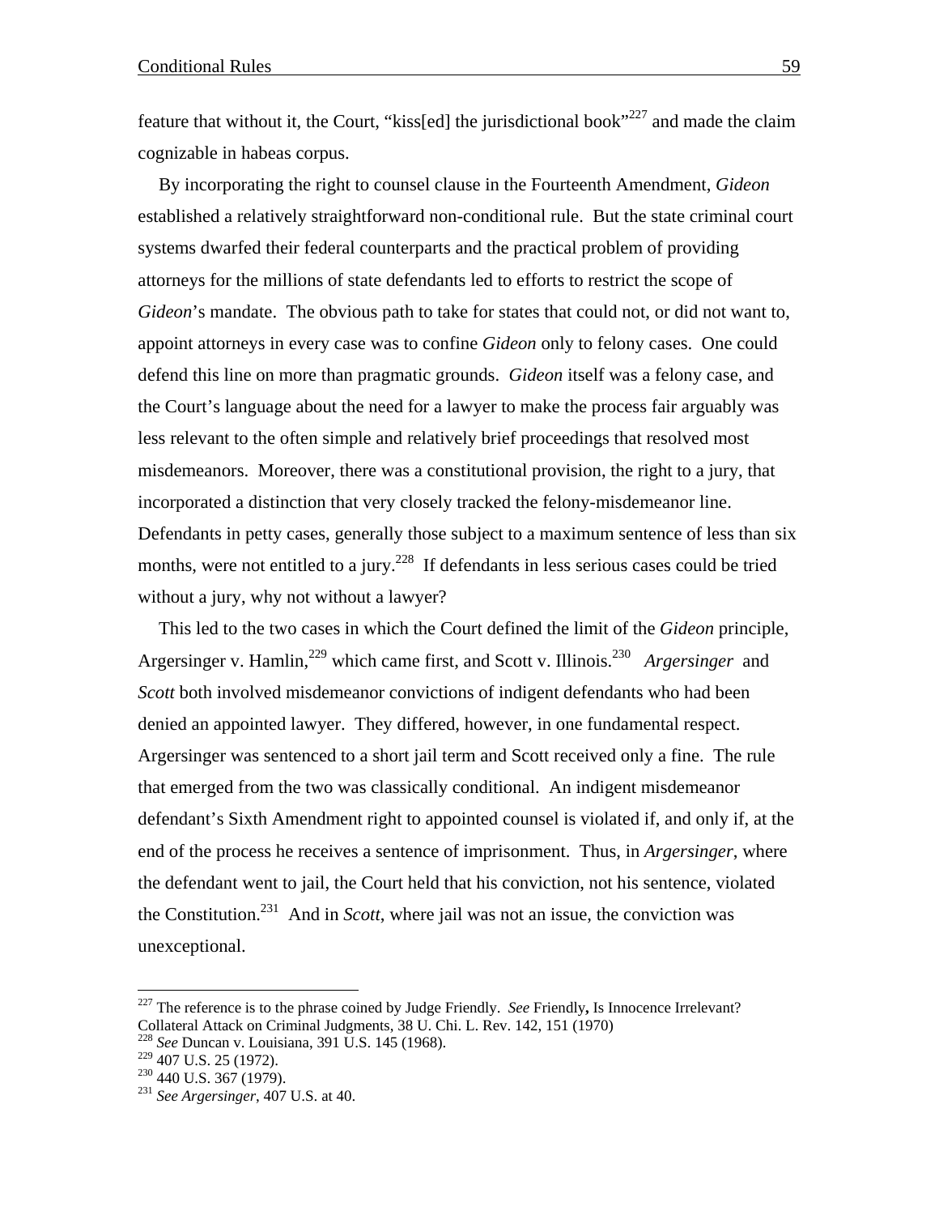feature that without it, the Court, "kiss[ed] the jurisdictional book"[227] and made the claim cognizable in habeas corpus.

By incorporating the right to counsel clause in the Fourteenth Amendment, *Gideon* established a relatively straightforward non-conditional rule. But the state criminal court systems dwarfed their federal counterparts and the practical problem of providing attorneys for the millions of state defendants led to efforts to restrict the scope of *Gideon*'s mandate. The obvious path to take for states that could not, or did not want to, appoint attorneys in every case was to confine *Gideon* only to felony cases. One could defend this line on more than pragmatic grounds. *Gideon* itself was a felony case, and the Court's language about the need for a lawyer to make the process fair arguably was less relevant to the often simple and relatively brief proceedings that resolved most misdemeanors. Moreover, there was a constitutional provision, the right to a jury, that incorporated a distinction that very closely tracked the felony-misdemeanor line. Defendants in petty cases, generally those subject to a maximum sentence of less than six months, were not entitled to a jury.[228] If defendants in less serious cases could be tried without a jury, why not without a lawyer?

This led to the two cases in which the Court defined the limit of the *Gideon* principle, Argersinger v. Hamlin,[229] which came first, and Scott v. Illinois.[230] *Argersinger* and *Scott* both involved misdemeanor convictions of indigent defendants who had been denied an appointed lawyer. They differed, however, in one fundamental respect. Argersinger was sentenced to a short jail term and Scott received only a fine. The rule that emerged from the two was classically conditional. An indigent misdemeanor defendant's Sixth Amendment right to appointed counsel is violated if, and only if, at the end of the process he receives a sentence of imprisonment. Thus, in *Argersinger*, where the defendant went to jail, the Court held that his conviction, not his sentence, violated the Constitution.[231] And in *Scott*, where jail was not an issue, the conviction was unexceptional.

---

[227] The reference is to the phrase coined by Judge Friendly. *See* Friendly**,** Is Innocence Irrelevant? Collateral Attack on Criminal Judgments, 38 U. Chi. L. Rev. 142, 151 (1970)

[228] *See* Duncan v. Louisiana, 391 U.S. 145 (1968).

[229] 407 U.S. 25 (1972).

[230] 440 U.S. 367 (1979).

[231] *See Argersinger*, 407 U.S. at 40.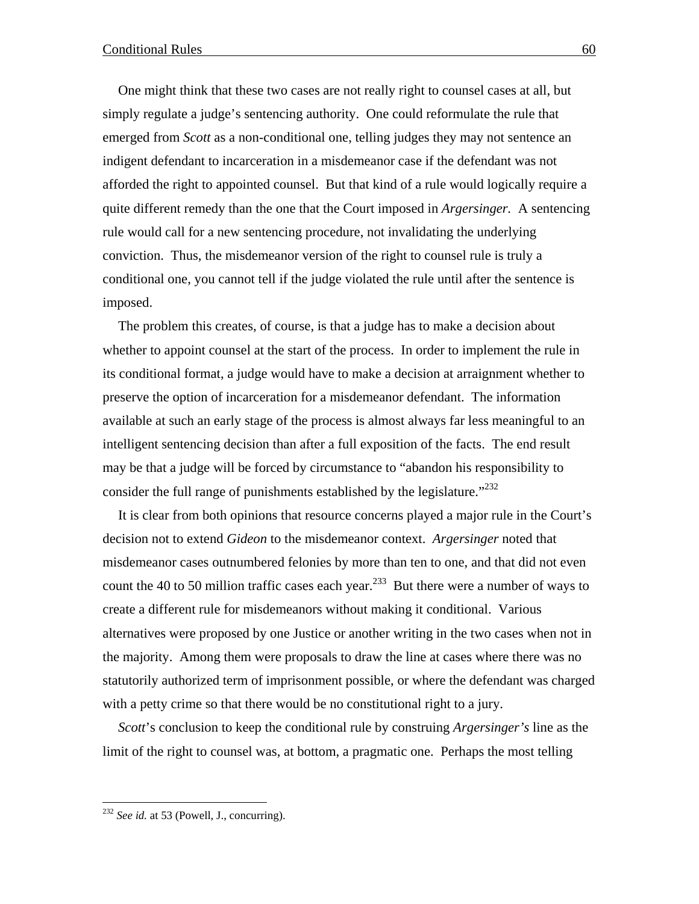One might think that these two cases are not really right to counsel cases at all, but simply regulate a judge's sentencing authority. One could reformulate the rule that emerged from *Scott* as a non-conditional one, telling judges they may not sentence an indigent defendant to incarceration in a misdemeanor case if the defendant was not afforded the right to appointed counsel. But that kind of a rule would logically require a quite different remedy than the one that the Court imposed in *Argersinger.* A sentencing rule would call for a new sentencing procedure, not invalidating the underlying conviction. Thus, the misdemeanor version of the right to counsel rule is truly a conditional one, you cannot tell if the judge violated the rule until after the sentence is imposed.

The problem this creates, of course, is that a judge has to make a decision about whether to appoint counsel at the start of the process. In order to implement the rule in its conditional format, a judge would have to make a decision at arraignment whether to preserve the option of incarceration for a misdemeanor defendant. The information available at such an early stage of the process is almost always far less meaningful to an intelligent sentencing decision than after a full exposition of the facts. The end result may be that a judge will be forced by circumstance to "abandon his responsibility to consider the full range of punishments established by the legislature."[232]

It is clear from both opinions that resource concerns played a major rule in the Court's decision not to extend *Gideon* to the misdemeanor context. *Argersinger* noted that misdemeanor cases outnumbered felonies by more than ten to one, and that did not even count the 40 to 50 million traffic cases each year.[233] But there were a number of ways to create a different rule for misdemeanors without making it conditional. Various alternatives were proposed by one Justice or another writing in the two cases when not in the majority. Among them were proposals to draw the line at cases where there was no statutorily authorized term of imprisonment possible, or where the defendant was charged with a petty crime so that there would be no constitutional right to a jury.

*Scott*'s conclusion to keep the conditional rule by construing *Argersinger's* line as the limit of the right to counsel was, at bottom, a pragmatic one. Perhaps the most telling

---

[232] *See id.* at 53 (Powell, J., concurring).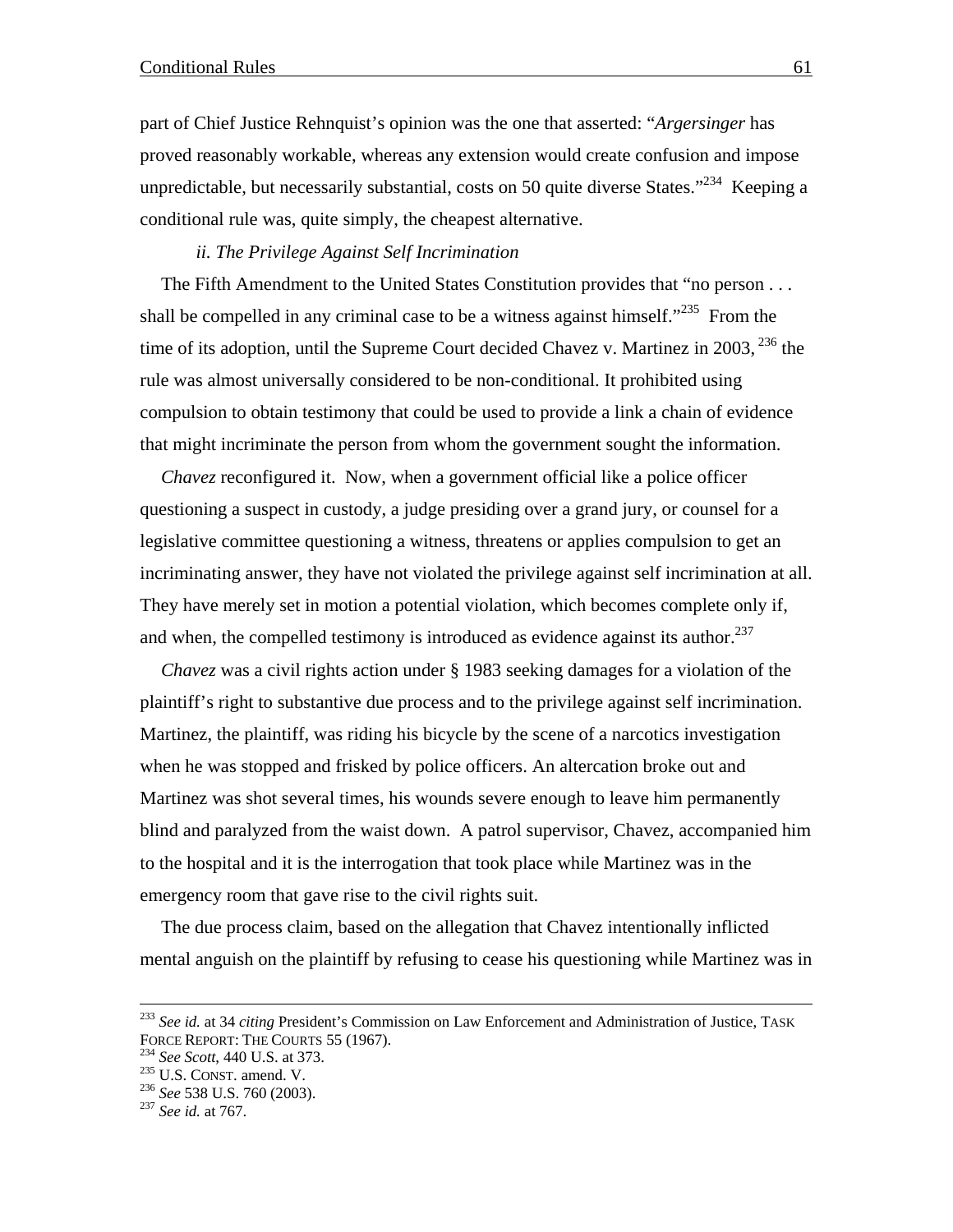part of Chief Justice Rehnquist's opinion was the one that asserted: "*Argersinger* has proved reasonably workable, whereas any extension would create confusion and impose unpredictable, but necessarily substantial, costs on 50 quite diverse States."[234] Keeping a conditional rule was, quite simply, the cheapest alternative.

*ii. The Privilege Against Self Incrimination*

The Fifth Amendment to the United States Constitution provides that "no person . . . shall be compelled in any criminal case to be a witness against himself."[235] From the time of its adoption, until the Supreme Court decided Chavez v. Martinez in 2003, [236] the rule was almost universally considered to be non-conditional. It prohibited using compulsion to obtain testimony that could be used to provide a link a chain of evidence that might incriminate the person from whom the government sought the information.

*Chavez* reconfigured it. Now, when a government official like a police officer questioning a suspect in custody, a judge presiding over a grand jury, or counsel for a legislative committee questioning a witness, threatens or applies compulsion to get an incriminating answer, they have not violated the privilege against self incrimination at all. They have merely set in motion a potential violation, which becomes complete only if, and when, the compelled testimony is introduced as evidence against its author.[237]

*Chavez* was a civil rights action under § 1983 seeking damages for a violation of the plaintiff's right to substantive due process and to the privilege against self incrimination. Martinez, the plaintiff, was riding his bicycle by the scene of a narcotics investigation when he was stopped and frisked by police officers. An altercation broke out and Martinez was shot several times, his wounds severe enough to leave him permanently blind and paralyzed from the waist down. A patrol supervisor, Chavez, accompanied him to the hospital and it is the interrogation that took place while Martinez was in the emergency room that gave rise to the civil rights suit.

The due process claim, based on the allegation that Chavez intentionally inflicted mental anguish on the plaintiff by refusing to cease his questioning while Martinez was in

---

[233] *See id.* at 34 *citing* President's Commission on Law Enforcement and Administration of Justice, TASK FORCE REPORT: THE COURTS 55 (1967).
[234] *See Scott*, 440 U.S. at 373.
[235] U.S. CONST. amend. V.
[236] *See* 538 U.S. 760 (2003).
[237] *See id.* at 767.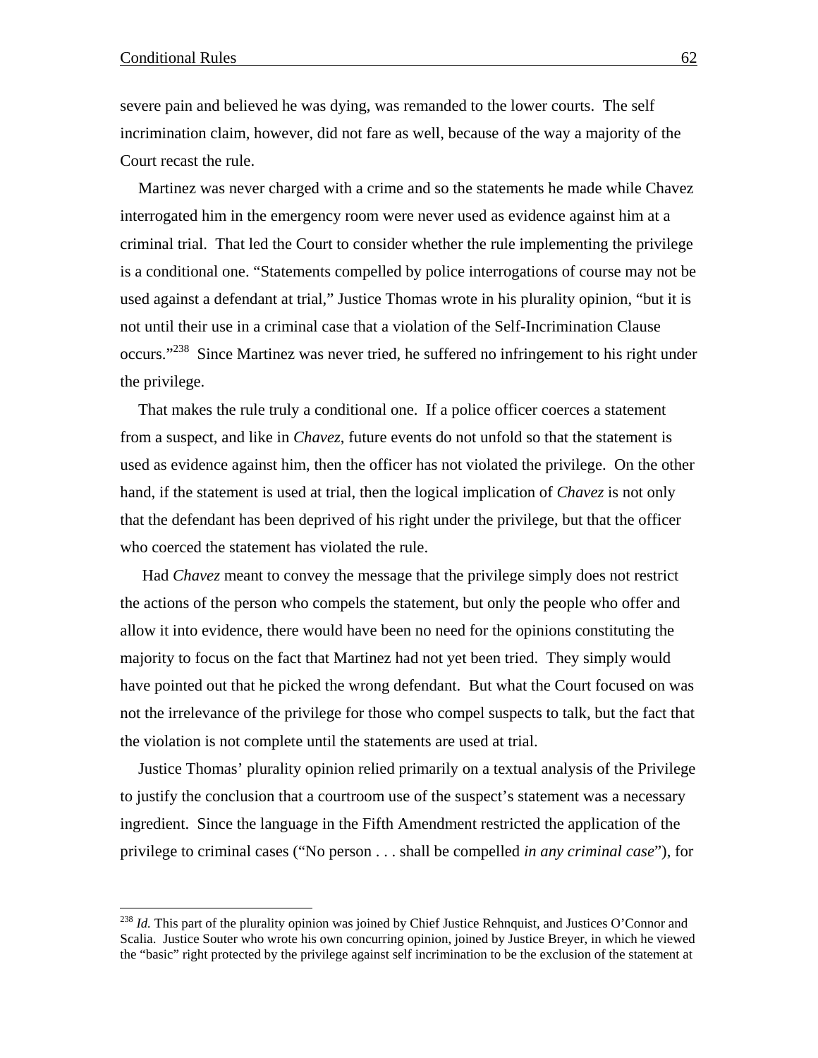severe pain and believed he was dying, was remanded to the lower courts. The self incrimination claim, however, did not fare as well, because of the way a majority of the Court recast the rule.

Martinez was never charged with a crime and so the statements he made while Chavez interrogated him in the emergency room were never used as evidence against him at a criminal trial. That led the Court to consider whether the rule implementing the privilege is a conditional one. "Statements compelled by police interrogations of course may not be used against a defendant at trial," Justice Thomas wrote in his plurality opinion, "but it is not until their use in a criminal case that a violation of the Self-Incrimination Clause occurs."[238] Since Martinez was never tried, he suffered no infringement to his right under the privilege.

That makes the rule truly a conditional one. If a police officer coerces a statement from a suspect, and like in *Chavez*, future events do not unfold so that the statement is used as evidence against him, then the officer has not violated the privilege. On the other hand, if the statement is used at trial, then the logical implication of *Chavez* is not only that the defendant has been deprived of his right under the privilege, but that the officer who coerced the statement has violated the rule.

Had *Chavez* meant to convey the message that the privilege simply does not restrict the actions of the person who compels the statement, but only the people who offer and allow it into evidence, there would have been no need for the opinions constituting the majority to focus on the fact that Martinez had not yet been tried. They simply would have pointed out that he picked the wrong defendant. But what the Court focused on was not the irrelevance of the privilege for those who compel suspects to talk, but the fact that the violation is not complete until the statements are used at trial.

Justice Thomas' plurality opinion relied primarily on a textual analysis of the Privilege to justify the conclusion that a courtroom use of the suspect's statement was a necessary ingredient. Since the language in the Fifth Amendment restricted the application of the privilege to criminal cases ("No person . . . shall be compelled *in any criminal case*"), for

---

[238] *Id.* This part of the plurality opinion was joined by Chief Justice Rehnquist, and Justices O'Connor and Scalia. Justice Souter who wrote his own concurring opinion, joined by Justice Breyer, in which he viewed the "basic" right protected by the privilege against self incrimination to be the exclusion of the statement at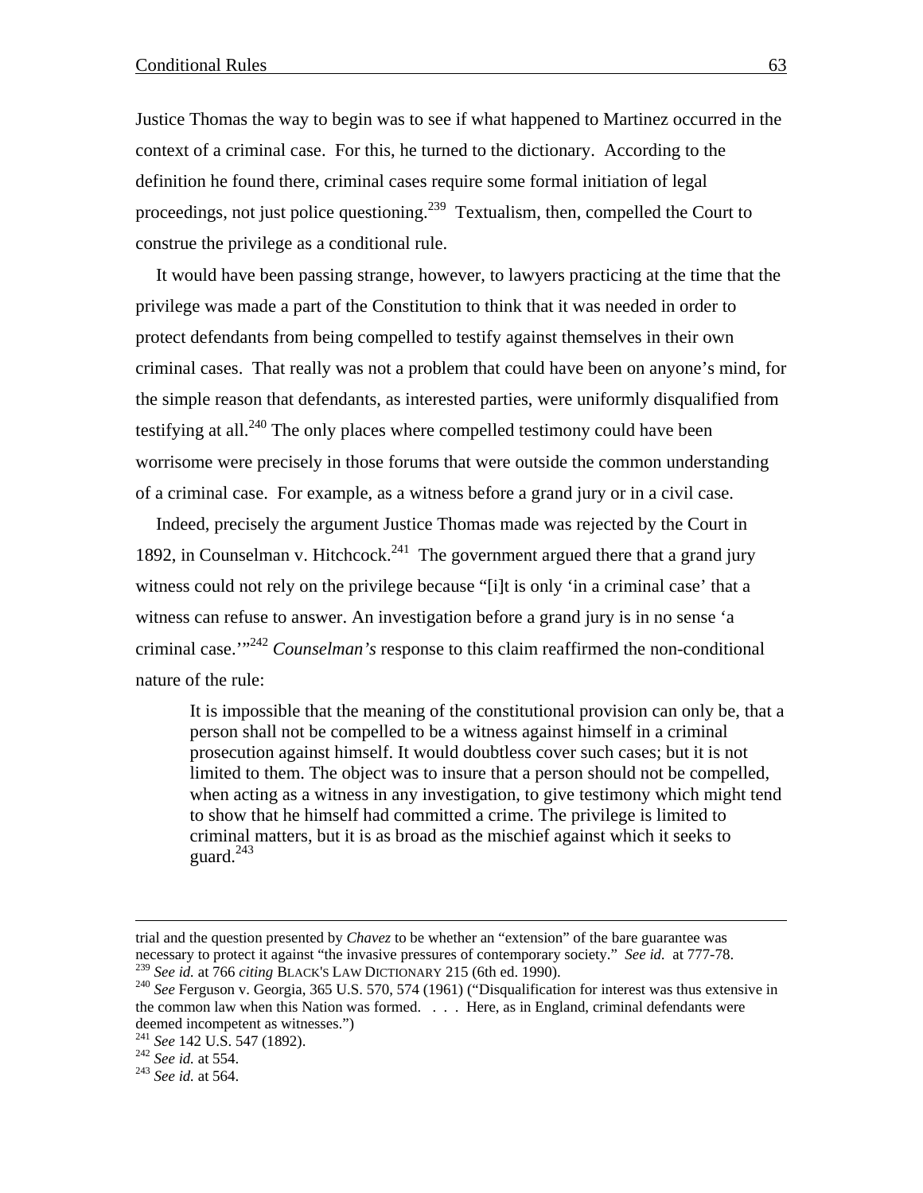Justice Thomas the way to begin was to see if what happened to Martinez occurred in the context of a criminal case. For this, he turned to the dictionary. According to the definition he found there, criminal cases require some formal initiation of legal proceedings, not just police questioning.[239] Textualism, then, compelled the Court to construe the privilege as a conditional rule.

It would have been passing strange, however, to lawyers practicing at the time that the privilege was made a part of the Constitution to think that it was needed in order to protect defendants from being compelled to testify against themselves in their own criminal cases. That really was not a problem that could have been on anyone's mind, for the simple reason that defendants, as interested parties, were uniformly disqualified from testifying at all.[240] The only places where compelled testimony could have been worrisome were precisely in those forums that were outside the common understanding of a criminal case. For example, as a witness before a grand jury or in a civil case.

Indeed, precisely the argument Justice Thomas made was rejected by the Court in 1892, in Counselman v. Hitchcock.[241] The government argued there that a grand jury witness could not rely on the privilege because "[i]t is only 'in a criminal case' that a witness can refuse to answer. An investigation before a grand jury is in no sense 'a criminal case.'"[242] *Counselman's* response to this claim reaffirmed the non-conditional nature of the rule:

> It is impossible that the meaning of the constitutional provision can only be, that a person shall not be compelled to be a witness against himself in a criminal prosecution against himself. It would doubtless cover such cases; but it is not limited to them. The object was to insure that a person should not be compelled, when acting as a witness in any investigation, to give testimony which might tend to show that he himself had committed a crime. The privilege is limited to criminal matters, but it is as broad as the mischief against which it seeks to guard.[243]

---

trial and the question presented by *Chavez* to be whether an "extension" of the bare guarantee was necessary to protect it against "the invasive pressures of contemporary society." *See id.* at 777-78.

[239] *See id.* at 766 *citing* BLACK'S LAW DICTIONARY 215 (6th ed. 1990).

[240] *See* Ferguson v. Georgia, 365 U.S. 570, 574 (1961) ("Disqualification for interest was thus extensive in the common law when this Nation was formed. . . . Here, as in England, criminal defendants were deemed incompetent as witnesses.")

[241] *See* 142 U.S. 547 (1892).

[242] *See id.* at 554.

[243] *See id.* at 564.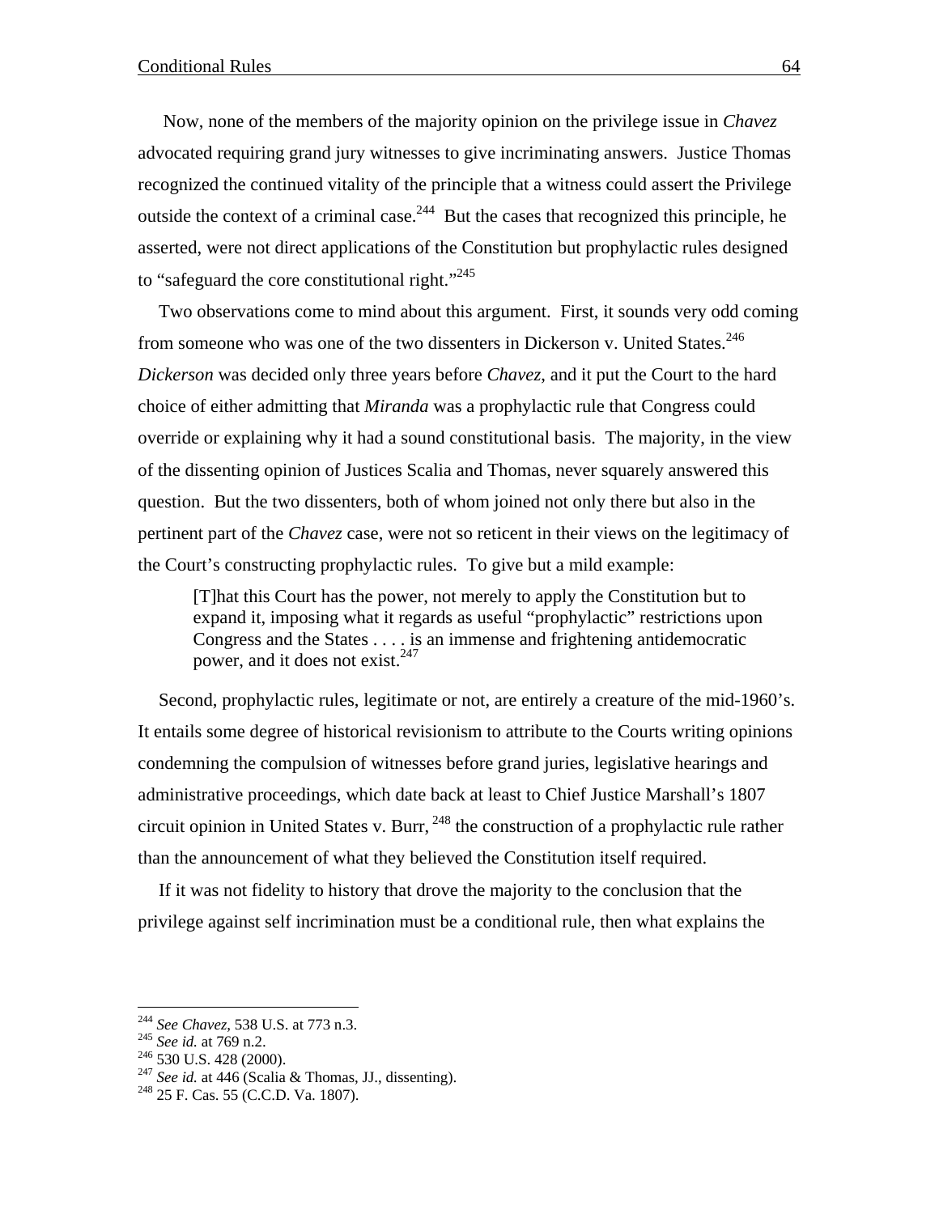Now, none of the members of the majority opinion on the privilege issue in *Chavez* advocated requiring grand jury witnesses to give incriminating answers. Justice Thomas recognized the continued vitality of the principle that a witness could assert the Privilege outside the context of a criminal case.[244] But the cases that recognized this principle, he asserted, were not direct applications of the Constitution but prophylactic rules designed to "safeguard the core constitutional right."[245]

Two observations come to mind about this argument. First, it sounds very odd coming from someone who was one of the two dissenters in Dickerson v. United States.[246] *Dickerson* was decided only three years before *Chavez*, and it put the Court to the hard choice of either admitting that *Miranda* was a prophylactic rule that Congress could override or explaining why it had a sound constitutional basis. The majority, in the view of the dissenting opinion of Justices Scalia and Thomas, never squarely answered this question. But the two dissenters, both of whom joined not only there but also in the pertinent part of the *Chavez* case, were not so reticent in their views on the legitimacy of the Court's constructing prophylactic rules. To give but a mild example:

> [T]hat this Court has the power, not merely to apply the Constitution but to expand it, imposing what it regards as useful "prophylactic" restrictions upon Congress and the States . . . . is an immense and frightening antidemocratic power, and it does not exist.[247]

Second, prophylactic rules, legitimate or not, are entirely a creature of the mid-1960's. It entails some degree of historical revisionism to attribute to the Courts writing opinions condemning the compulsion of witnesses before grand juries, legislative hearings and administrative proceedings, which date back at least to Chief Justice Marshall's 1807 circuit opinion in United States v. Burr, [248] the construction of a prophylactic rule rather than the announcement of what they believed the Constitution itself required.

If it was not fidelity to history that drove the majority to the conclusion that the privilege against self incrimination must be a conditional rule, then what explains the

---

[244] *See Chavez*, 538 U.S. at 773 n.3.

[245] *See id.* at 769 n.2.

[246] 530 U.S. 428 (2000).

[247] *See id.* at 446 (Scalia & Thomas, JJ., dissenting).

[248] 25 F. Cas. 55 (C.C.D. Va. 1807).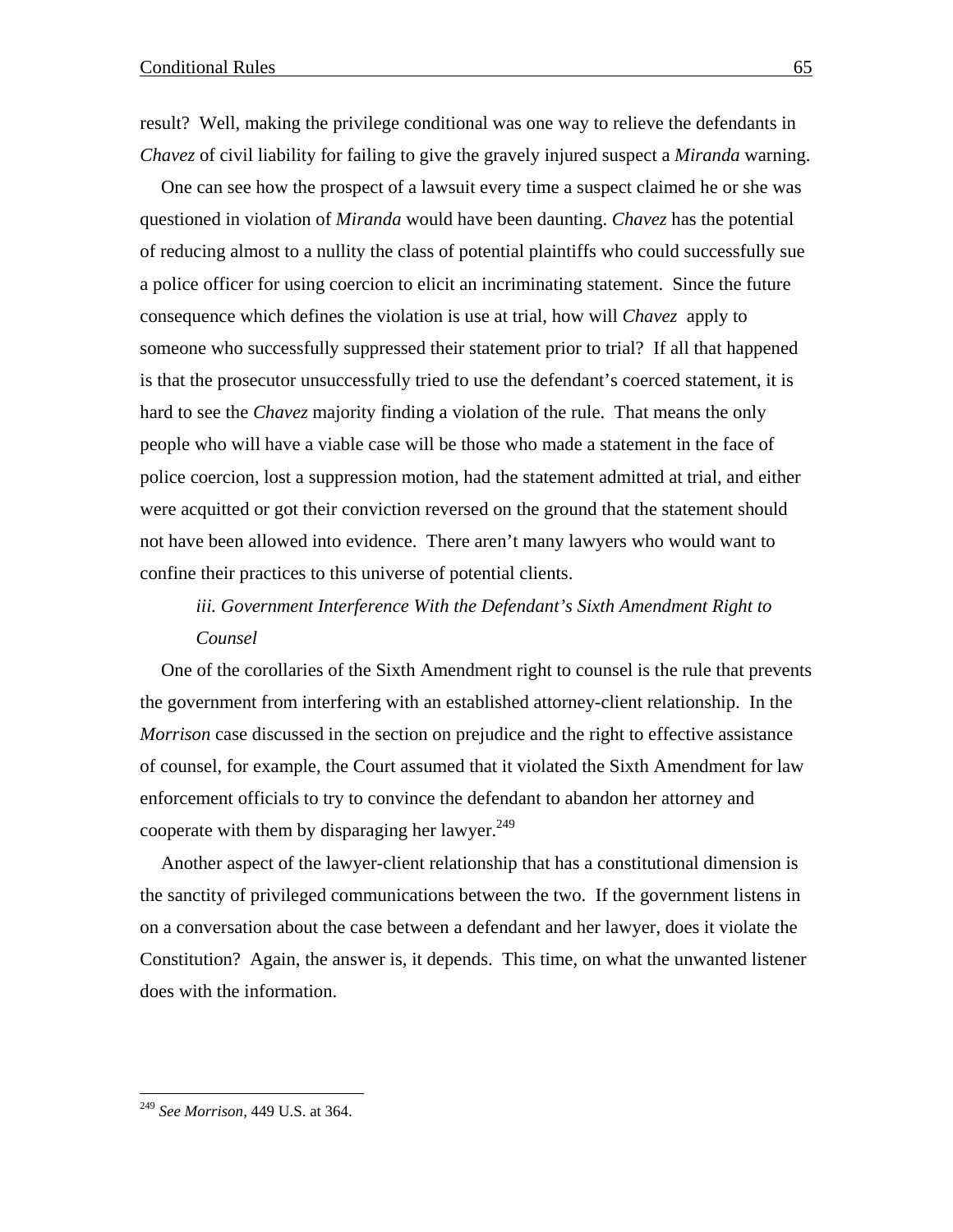result? Well, making the privilege conditional was one way to relieve the defendants in *Chavez* of civil liability for failing to give the gravely injured suspect a *Miranda* warning.

One can see how the prospect of a lawsuit every time a suspect claimed he or she was questioned in violation of *Miranda* would have been daunting. *Chavez* has the potential of reducing almost to a nullity the class of potential plaintiffs who could successfully sue a police officer for using coercion to elicit an incriminating statement. Since the future consequence which defines the violation is use at trial, how will *Chavez* apply to someone who successfully suppressed their statement prior to trial? If all that happened is that the prosecutor unsuccessfully tried to use the defendant's coerced statement, it is hard to see the *Chavez* majority finding a violation of the rule. That means the only people who will have a viable case will be those who made a statement in the face of police coercion, lost a suppression motion, had the statement admitted at trial, and either were acquitted or got their conviction reversed on the ground that the statement should not have been allowed into evidence. There aren't many lawyers who would want to confine their practices to this universe of potential clients.

*iii. Government Interference With the Defendant's Sixth Amendment Right to Counsel*

One of the corollaries of the Sixth Amendment right to counsel is the rule that prevents the government from interfering with an established attorney-client relationship. In the *Morrison* case discussed in the section on prejudice and the right to effective assistance of counsel, for example, the Court assumed that it violated the Sixth Amendment for law enforcement officials to try to convince the defendant to abandon her attorney and cooperate with them by disparaging her lawyer.[249]

Another aspect of the lawyer-client relationship that has a constitutional dimension is the sanctity of privileged communications between the two. If the government listens in on a conversation about the case between a defendant and her lawyer, does it violate the Constitution? Again, the answer is, it depends. This time, on what the unwanted listener does with the information.

[249] *See Morrison*, 449 U.S. at 364.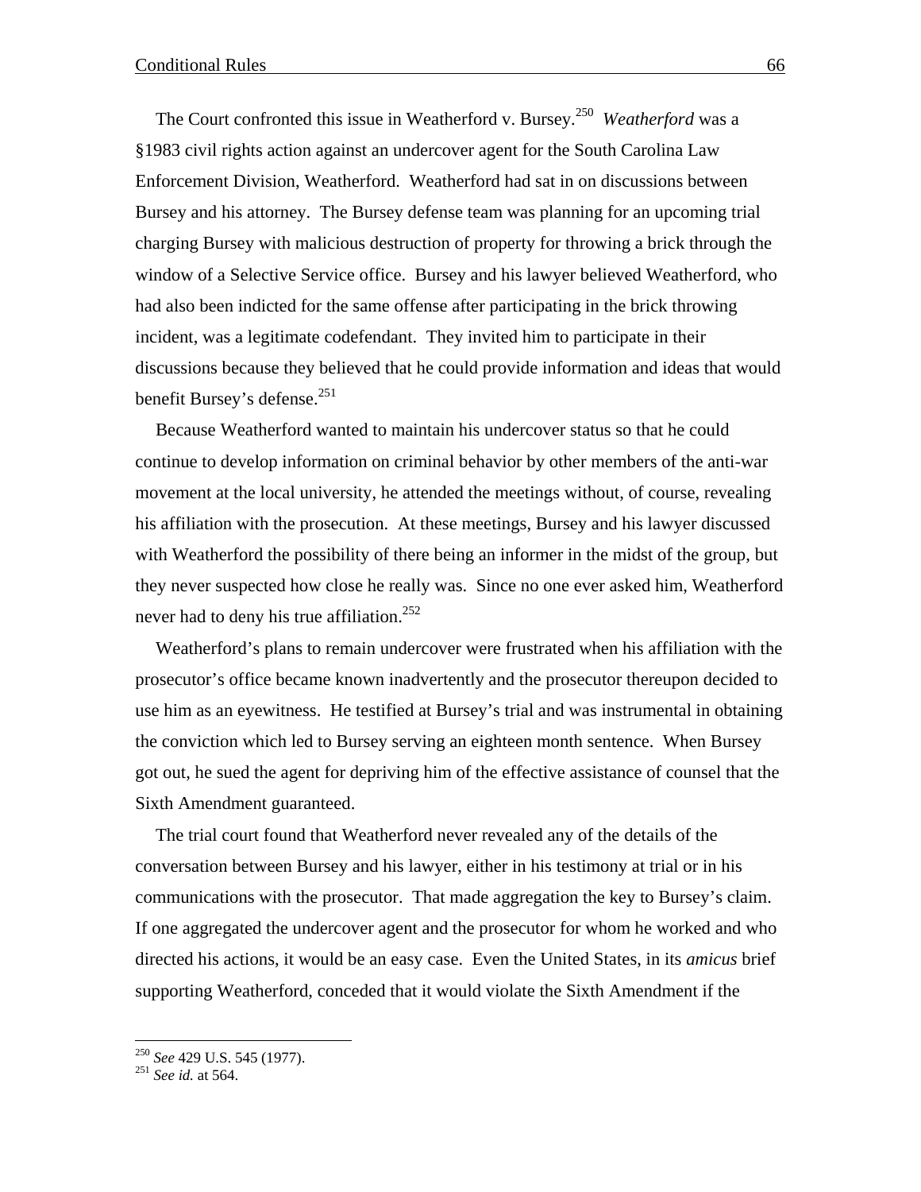The Court confronted this issue in Weatherford v. Bursey.[250] *Weatherford* was a §1983 civil rights action against an undercover agent for the South Carolina Law Enforcement Division, Weatherford. Weatherford had sat in on discussions between Bursey and his attorney. The Bursey defense team was planning for an upcoming trial charging Bursey with malicious destruction of property for throwing a brick through the window of a Selective Service office. Bursey and his lawyer believed Weatherford, who had also been indicted for the same offense after participating in the brick throwing incident, was a legitimate codefendant. They invited him to participate in their discussions because they believed that he could provide information and ideas that would benefit Bursey's defense.[251]

Because Weatherford wanted to maintain his undercover status so that he could continue to develop information on criminal behavior by other members of the anti-war movement at the local university, he attended the meetings without, of course, revealing his affiliation with the prosecution. At these meetings, Bursey and his lawyer discussed with Weatherford the possibility of there being an informer in the midst of the group, but they never suspected how close he really was. Since no one ever asked him, Weatherford never had to deny his true affiliation.[252]

Weatherford's plans to remain undercover were frustrated when his affiliation with the prosecutor's office became known inadvertently and the prosecutor thereupon decided to use him as an eyewitness. He testified at Bursey's trial and was instrumental in obtaining the conviction which led to Bursey serving an eighteen month sentence. When Bursey got out, he sued the agent for depriving him of the effective assistance of counsel that the Sixth Amendment guaranteed.

The trial court found that Weatherford never revealed any of the details of the conversation between Bursey and his lawyer, either in his testimony at trial or in his communications with the prosecutor. That made aggregation the key to Bursey's claim. If one aggregated the undercover agent and the prosecutor for whom he worked and who directed his actions, it would be an easy case. Even the United States, in its *amicus* brief supporting Weatherford, conceded that it would violate the Sixth Amendment if the

[250] *See* 429 U.S. 545 (1977).
[251] *See id.* at 564.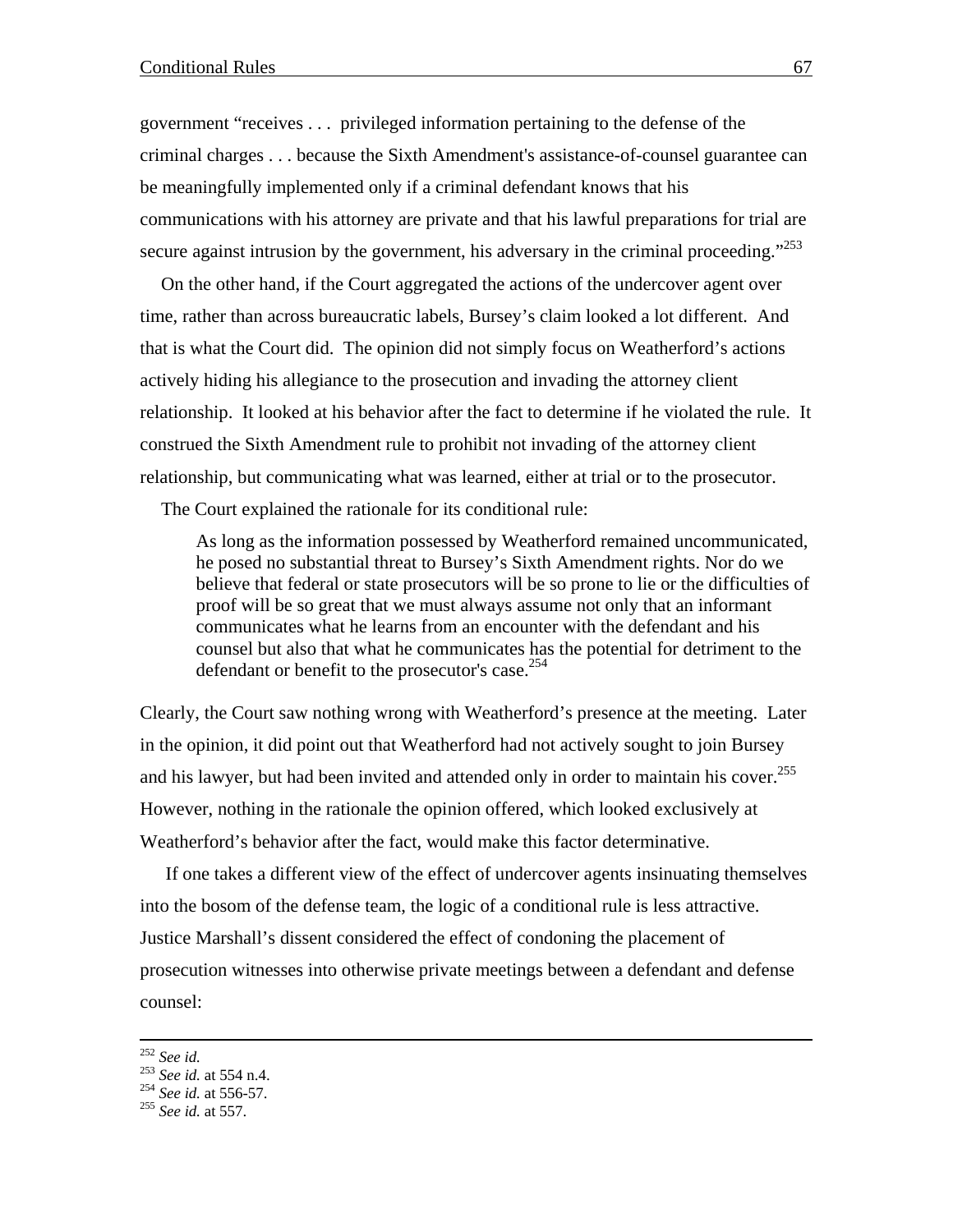government "receives . . . privileged information pertaining to the defense of the criminal charges . . . because the Sixth Amendment's assistance-of-counsel guarantee can be meaningfully implemented only if a criminal defendant knows that his communications with his attorney are private and that his lawful preparations for trial are secure against intrusion by the government, his adversary in the criminal proceeding."[253]

On the other hand, if the Court aggregated the actions of the undercover agent over time, rather than across bureaucratic labels, Bursey's claim looked a lot different. And that is what the Court did. The opinion did not simply focus on Weatherford's actions actively hiding his allegiance to the prosecution and invading the attorney client relationship. It looked at his behavior after the fact to determine if he violated the rule. It construed the Sixth Amendment rule to prohibit not invading of the attorney client relationship, but communicating what was learned, either at trial or to the prosecutor.

The Court explained the rationale for its conditional rule:

> As long as the information possessed by Weatherford remained uncommunicated, he posed no substantial threat to Bursey's Sixth Amendment rights. Nor do we believe that federal or state prosecutors will be so prone to lie or the difficulties of proof will be so great that we must always assume not only that an informant communicates what he learns from an encounter with the defendant and his counsel but also that what he communicates has the potential for detriment to the defendant or benefit to the prosecutor's case.[254]

Clearly, the Court saw nothing wrong with Weatherford's presence at the meeting. Later in the opinion, it did point out that Weatherford had not actively sought to join Bursey and his lawyer, but had been invited and attended only in order to maintain his cover.[255] However, nothing in the rationale the opinion offered, which looked exclusively at Weatherford's behavior after the fact, would make this factor determinative.

If one takes a different view of the effect of undercover agents insinuating themselves into the bosom of the defense team, the logic of a conditional rule is less attractive. Justice Marshall's dissent considered the effect of condoning the placement of prosecution witnesses into otherwise private meetings between a defendant and defense counsel:

---

[252] *See id.*
[253] *See id.* at 554 n.4.
[254] *See id.* at 556-57.
[255] *See id.* at 557.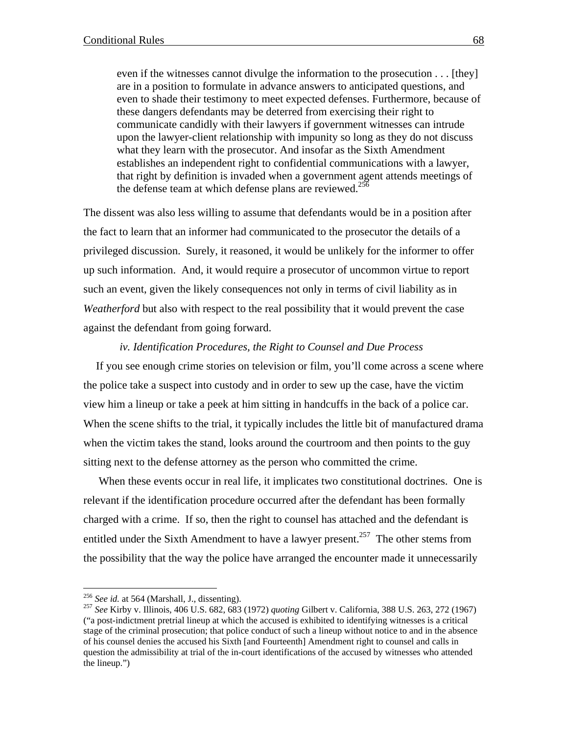> even if the witnesses cannot divulge the information to the prosecution . . . [they] are in a position to formulate in advance answers to anticipated questions, and even to shade their testimony to meet expected defenses. Furthermore, because of these dangers defendants may be deterred from exercising their right to communicate candidly with their lawyers if government witnesses can intrude upon the lawyer-client relationship with impunity so long as they do not discuss what they learn with the prosecutor. And insofar as the Sixth Amendment establishes an independent right to confidential communications with a lawyer, that right by definition is invaded when a government agent attends meetings of the defense team at which defense plans are reviewed.[256]

The dissent was also less willing to assume that defendants would be in a position after the fact to learn that an informer had communicated to the prosecutor the details of a privileged discussion. Surely, it reasoned, it would be unlikely for the informer to offer up such information. And, it would require a prosecutor of uncommon virtue to report such an event, given the likely consequences not only in terms of civil liability as in *Weatherford* but also with respect to the real possibility that it would prevent the case against the defendant from going forward.

*iv. Identification Procedures, the Right to Counsel and Due Process*

If you see enough crime stories on television or film, you'll come across a scene where the police take a suspect into custody and in order to sew up the case, have the victim view him a lineup or take a peek at him sitting in handcuffs in the back of a police car. When the scene shifts to the trial, it typically includes the little bit of manufactured drama when the victim takes the stand, looks around the courtroom and then points to the guy sitting next to the defense attorney as the person who committed the crime.

When these events occur in real life, it implicates two constitutional doctrines. One is relevant if the identification procedure occurred after the defendant has been formally charged with a crime. If so, then the right to counsel has attached and the defendant is entitled under the Sixth Amendment to have a lawyer present.[257] The other stems from the possibility that the way the police have arranged the encounter made it unnecessarily

---

[256] *See id.* at 564 (Marshall, J., dissenting).

[257] *See* Kirby v. Illinois, 406 U.S. 682, 683 (1972) *quoting* Gilbert v. California, 388 U.S. 263, 272 (1967) ("a post-indictment pretrial lineup at which the accused is exhibited to identifying witnesses is a critical stage of the criminal prosecution; that police conduct of such a lineup without notice to and in the absence of his counsel denies the accused his Sixth [and Fourteenth] Amendment right to counsel and calls in question the admissibility at trial of the in-court identifications of the accused by witnesses who attended the lineup.")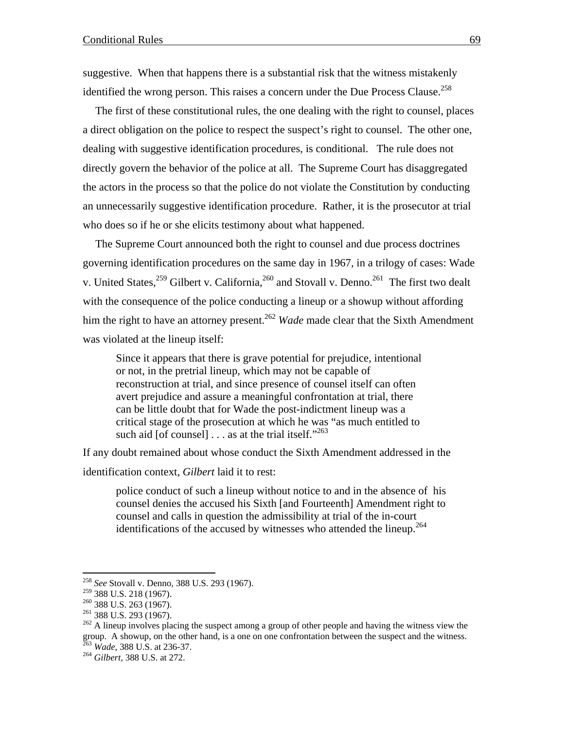suggestive. When that happens there is a substantial risk that the witness mistakenly identified the wrong person. This raises a concern under the Due Process Clause.[258]

The first of these constitutional rules, the one dealing with the right to counsel, places a direct obligation on the police to respect the suspect's right to counsel. The other one, dealing with suggestive identification procedures, is conditional. The rule does not directly govern the behavior of the police at all. The Supreme Court has disaggregated the actors in the process so that the police do not violate the Constitution by conducting an unnecessarily suggestive identification procedure. Rather, it is the prosecutor at trial who does so if he or she elicits testimony about what happened.

The Supreme Court announced both the right to counsel and due process doctrines governing identification procedures on the same day in 1967, in a trilogy of cases: Wade v. United States,[259] Gilbert v. California,[260] and Stovall v. Denno.[261] The first two dealt with the consequence of the police conducting a lineup or a showup without affording him the right to have an attorney present.[262] *Wade* made clear that the Sixth Amendment was violated at the lineup itself:

> Since it appears that there is grave potential for prejudice, intentional or not, in the pretrial lineup, which may not be capable of reconstruction at trial, and since presence of counsel itself can often avert prejudice and assure a meaningful confrontation at trial, there can be little doubt that for Wade the post-indictment lineup was a critical stage of the prosecution at which he was "as much entitled to such aid [of counsel] . . . as at the trial itself."[263]

If any doubt remained about whose conduct the Sixth Amendment addressed in the identification context, *Gilbert* laid it to rest:

> police conduct of such a lineup without notice to and in the absence of his counsel denies the accused his Sixth [and Fourteenth] Amendment right to counsel and calls in question the admissibility at trial of the in-court identifications of the accused by witnesses who attended the lineup.[264]

---

[258] *See* Stovall v. Denno, 388 U.S. 293 (1967).
[259] 388 U.S. 218 (1967).
[260] 388 U.S. 263 (1967).
[261] 388 U.S. 293 (1967).
[262] A lineup involves placing the suspect among a group of other people and having the witness view the group. A showup, on the other hand, is a one on one confrontation between the suspect and the witness.
[263] *Wade*, 388 U.S. at 236-37.
[264] *Gilbert*, 388 U.S. at 272.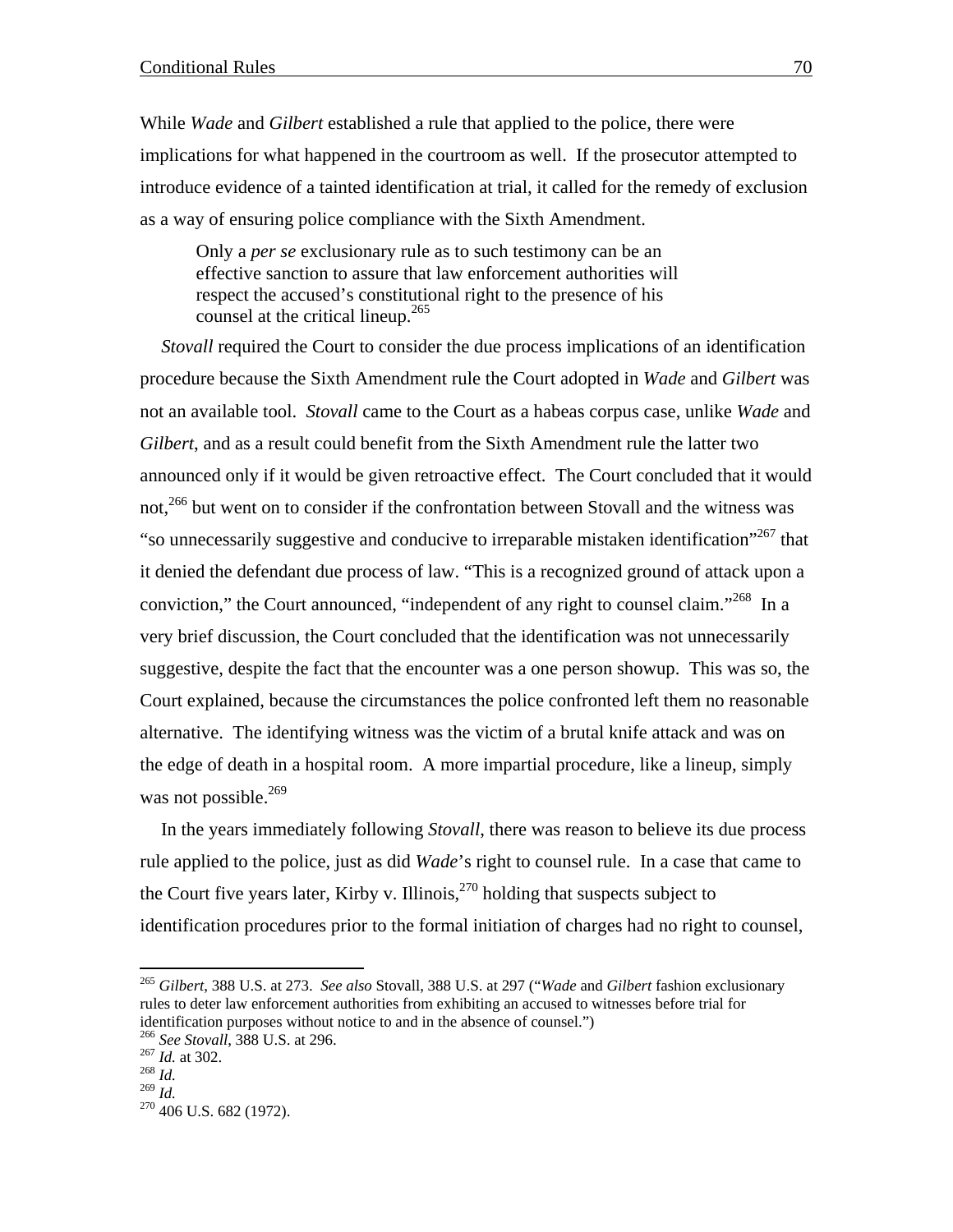While *Wade* and *Gilbert* established a rule that applied to the police, there were implications for what happened in the courtroom as well. If the prosecutor attempted to introduce evidence of a tainted identification at trial, it called for the remedy of exclusion as a way of ensuring police compliance with the Sixth Amendment.

> Only a *per se* exclusionary rule as to such testimony can be an effective sanction to assure that law enforcement authorities will respect the accused's constitutional right to the presence of his counsel at the critical lineup.[265]

*Stovall* required the Court to consider the due process implications of an identification procedure because the Sixth Amendment rule the Court adopted in *Wade* and *Gilbert* was not an available tool. *Stovall* came to the Court as a habeas corpus case, unlike *Wade* and *Gilbert*, and as a result could benefit from the Sixth Amendment rule the latter two announced only if it would be given retroactive effect. The Court concluded that it would not,[266] but went on to consider if the confrontation between Stovall and the witness was "so unnecessarily suggestive and conducive to irreparable mistaken identification"[267] that it denied the defendant due process of law. "This is a recognized ground of attack upon a conviction," the Court announced, "independent of any right to counsel claim."[268] In a very brief discussion, the Court concluded that the identification was not unnecessarily suggestive, despite the fact that the encounter was a one person showup. This was so, the Court explained, because the circumstances the police confronted left them no reasonable alternative. The identifying witness was the victim of a brutal knife attack and was on the edge of death in a hospital room. A more impartial procedure, like a lineup, simply was not possible.[269]

In the years immediately following *Stovall*, there was reason to believe its due process rule applied to the police, just as did *Wade*'s right to counsel rule. In a case that came to the Court five years later, Kirby v. Illinois,[270] holding that suspects subject to identification procedures prior to the formal initiation of charges had no right to counsel,

---

[265] *Gilbert*, 388 U.S. at 273. *See also* Stovall, 388 U.S. at 297 ("*Wade* and *Gilbert* fashion exclusionary rules to deter law enforcement authorities from exhibiting an accused to witnesses before trial for identification purposes without notice to and in the absence of counsel.")

[266] *See Stovall*, 388 U.S. at 296.

[267] *Id.* at 302.

[268] *Id.*

[269] *Id.*

[270] 406 U.S. 682 (1972).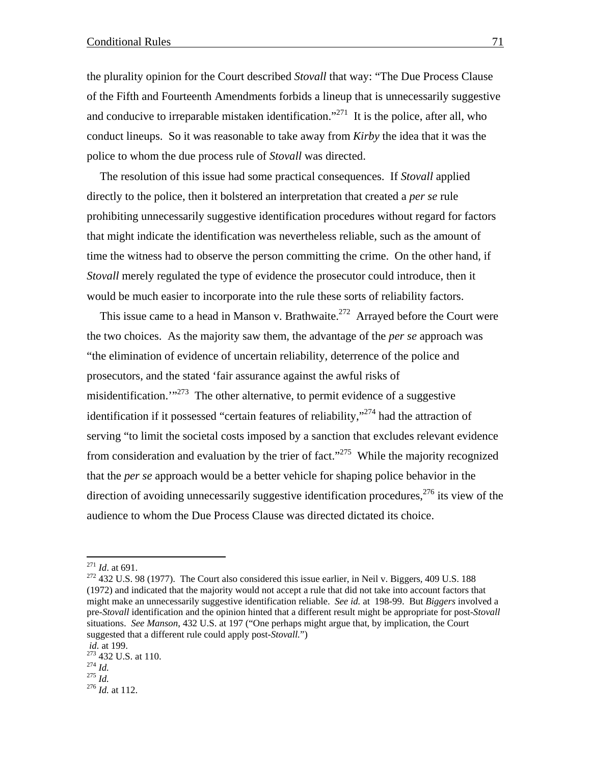the plurality opinion for the Court described *Stovall* that way: "The Due Process Clause of the Fifth and Fourteenth Amendments forbids a lineup that is unnecessarily suggestive and conducive to irreparable mistaken identification."[271] It is the police, after all, who conduct lineups. So it was reasonable to take away from *Kirby* the idea that it was the police to whom the due process rule of *Stovall* was directed.

The resolution of this issue had some practical consequences. If *Stovall* applied directly to the police, then it bolstered an interpretation that created a *per se* rule prohibiting unnecessarily suggestive identification procedures without regard for factors that might indicate the identification was nevertheless reliable, such as the amount of time the witness had to observe the person committing the crime. On the other hand, if *Stovall* merely regulated the type of evidence the prosecutor could introduce, then it would be much easier to incorporate into the rule these sorts of reliability factors.

This issue came to a head in Manson v. Brathwaite.[272] Arrayed before the Court were the two choices. As the majority saw them, the advantage of the *per se* approach was "the elimination of evidence of uncertain reliability, deterrence of the police and prosecutors, and the stated 'fair assurance against the awful risks of misidentification.'"[273] The other alternative, to permit evidence of a suggestive identification if it possessed "certain features of reliability,"[274] had the attraction of serving "to limit the societal costs imposed by a sanction that excludes relevant evidence from consideration and evaluation by the trier of fact."[275] While the majority recognized that the *per se* approach would be a better vehicle for shaping police behavior in the direction of avoiding unnecessarily suggestive identification procedures,[276] its view of the audience to whom the Due Process Clause was directed dictated its choice.

---

[271] *Id*. at 691.

[272] 432 U.S. 98 (1977). The Court also considered this issue earlier, in Neil v. Biggers, 409 U.S. 188 (1972) and indicated that the majority would not accept a rule that did not take into account factors that might make an unnecessarily suggestive identification reliable. *See id.* at 198-99. But *Biggers* involved a pre-*Stovall* identification and the opinion hinted that a different result might be appropriate for post-*Stovall* situations. *See Manson*, 432 U.S. at 197 ("One perhaps might argue that, by implication, the Court suggested that a different rule could apply post-*Stovall.*") *id.* at 199.

[273] 432 U.S. at 110.

[274] *Id.*

[275] *Id.*

[276] *Id.* at 112.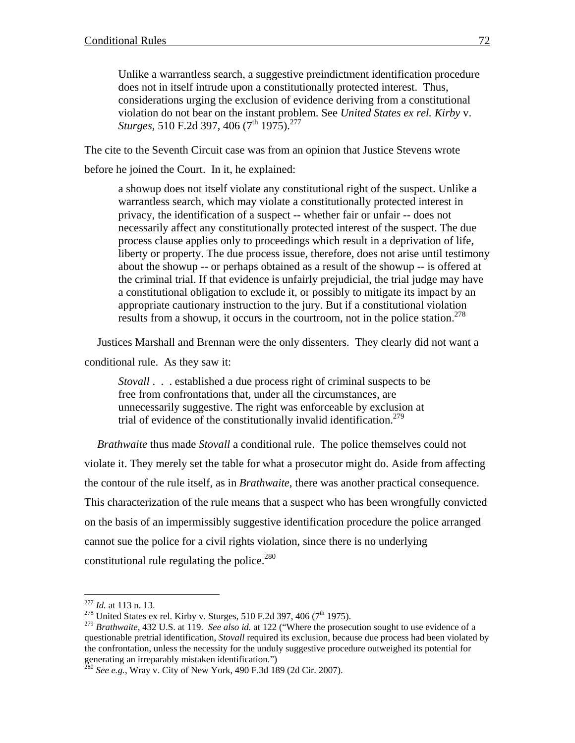> Unlike a warrantless search, a suggestive preindictment identification procedure does not in itself intrude upon a constitutionally protected interest. Thus, considerations urging the exclusion of evidence deriving from a constitutional violation do not bear on the instant problem. See *United States ex rel. Kirby* v. *Sturges*, 510 F.2d 397, 406 (7th 1975).[277]

The cite to the Seventh Circuit case was from an opinion that Justice Stevens wrote before he joined the Court. In it, he explained:

> a showup does not itself violate any constitutional right of the suspect. Unlike a warrantless search, which may violate a constitutionally protected interest in privacy, the identification of a suspect -- whether fair or unfair -- does not necessarily affect any constitutionally protected interest of the suspect. The due process clause applies only to proceedings which result in a deprivation of life, liberty or property. The due process issue, therefore, does not arise until testimony about the showup -- or perhaps obtained as a result of the showup -- is offered at the criminal trial. If that evidence is unfairly prejudicial, the trial judge may have a constitutional obligation to exclude it, or possibly to mitigate its impact by an appropriate cautionary instruction to the jury. But if a constitutional violation results from a showup, it occurs in the courtroom, not in the police station.[278]

Justices Marshall and Brennan were the only dissenters. They clearly did not want a conditional rule. As they saw it:

> *Stovall* . . . established a due process right of criminal suspects to be free from confrontations that, under all the circumstances, are unnecessarily suggestive. The right was enforceable by exclusion at trial of evidence of the constitutionally invalid identification.[279]

*Brathwaite* thus made *Stovall* a conditional rule. The police themselves could not violate it. They merely set the table for what a prosecutor might do. Aside from affecting the contour of the rule itself, as in *Brathwaite*, there was another practical consequence. This characterization of the rule means that a suspect who has been wrongfully convicted on the basis of an impermissibly suggestive identification procedure the police arranged cannot sue the police for a civil rights violation, since there is no underlying constitutional rule regulating the police.[280]

---

[277] *Id.* at 113 n. 13.

[278] United States ex rel. Kirby v. Sturges, 510 F.2d 397, 406 (7th 1975).

[279] *Brathwaite*, 432 U.S. at 119. *See also id.* at 122 ("Where the prosecution sought to use evidence of a questionable pretrial identification, *Stovall* required its exclusion, because due process had been violated by the confrontation, unless the necessity for the unduly suggestive procedure outweighed its potential for generating an irreparably mistaken identification.")

[280] *See e.g.*, Wray v. City of New York, 490 F.3d 189 (2d Cir. 2007).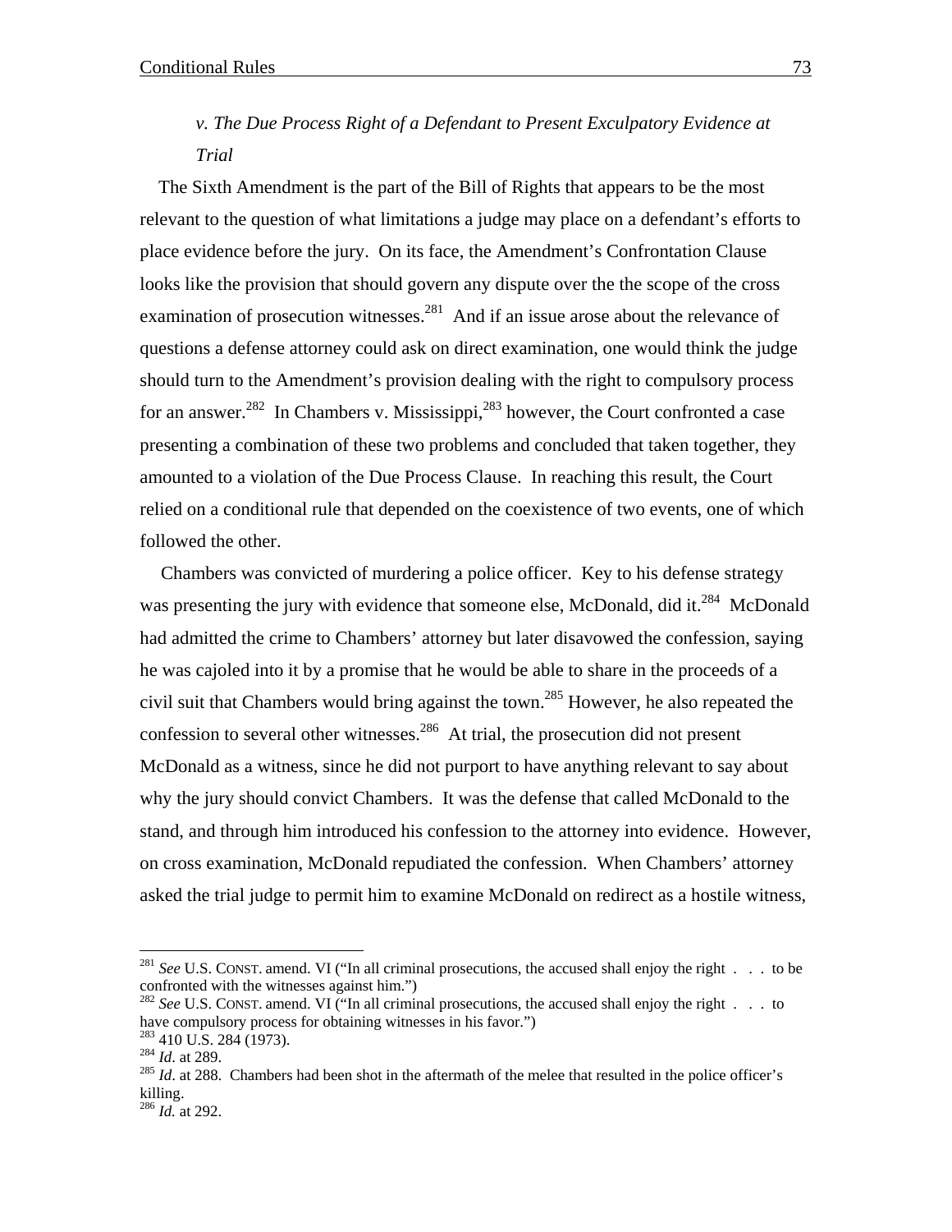*v. The Due Process Right of a Defendant to Present Exculpatory Evidence at Trial*

The Sixth Amendment is the part of the Bill of Rights that appears to be the most relevant to the question of what limitations a judge may place on a defendant's efforts to place evidence before the jury. On its face, the Amendment's Confrontation Clause looks like the provision that should govern any dispute over the the scope of the cross examination of prosecution witnesses.[281] And if an issue arose about the relevance of questions a defense attorney could ask on direct examination, one would think the judge should turn to the Amendment's provision dealing with the right to compulsory process for an answer.[282] In Chambers v. Mississippi,[283] however, the Court confronted a case presenting a combination of these two problems and concluded that taken together, they amounted to a violation of the Due Process Clause. In reaching this result, the Court relied on a conditional rule that depended on the coexistence of two events, one of which followed the other.

Chambers was convicted of murdering a police officer. Key to his defense strategy was presenting the jury with evidence that someone else, McDonald, did it.[284] McDonald had admitted the crime to Chambers' attorney but later disavowed the confession, saying he was cajoled into it by a promise that he would be able to share in the proceeds of a civil suit that Chambers would bring against the town.[285] However, he also repeated the confession to several other witnesses.[286] At trial, the prosecution did not present McDonald as a witness, since he did not purport to have anything relevant to say about why the jury should convict Chambers. It was the defense that called McDonald to the stand, and through him introduced his confession to the attorney into evidence. However, on cross examination, McDonald repudiated the confession. When Chambers' attorney asked the trial judge to permit him to examine McDonald on redirect as a hostile witness,

---

[281] *See* U.S. CONST. amend. VI ("In all criminal prosecutions, the accused shall enjoy the right . . . to be confronted with the witnesses against him.")

[282] *See* U.S. CONST. amend. VI ("In all criminal prosecutions, the accused shall enjoy the right . . . to have compulsory process for obtaining witnesses in his favor.")

[283] 410 U.S. 284 (1973).

[284] *Id*. at 289.

[285] *Id*. at 288. Chambers had been shot in the aftermath of the melee that resulted in the police officer's killing.

[286] *Id.* at 292.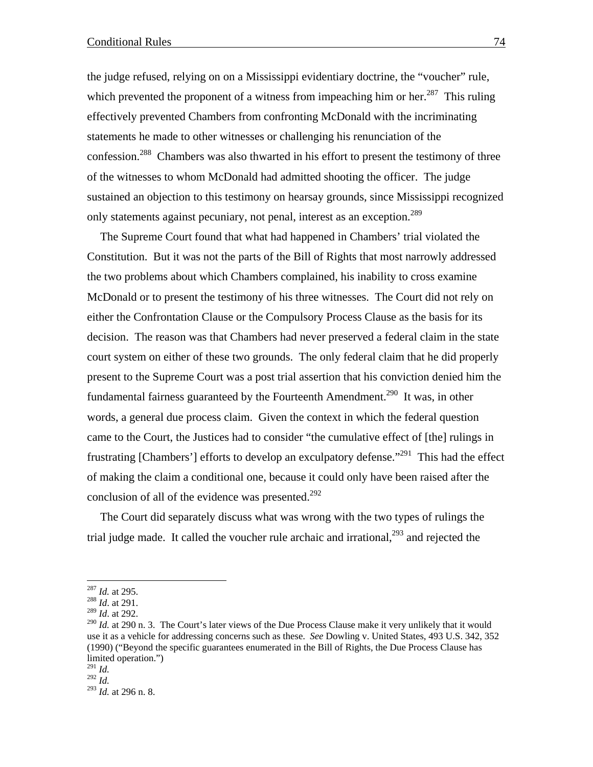the judge refused, relying on on a Mississippi evidentiary doctrine, the "voucher" rule, which prevented the proponent of a witness from impeaching him or her.[287] This ruling effectively prevented Chambers from confronting McDonald with the incriminating statements he made to other witnesses or challenging his renunciation of the confession.[288] Chambers was also thwarted in his effort to present the testimony of three of the witnesses to whom McDonald had admitted shooting the officer. The judge sustained an objection to this testimony on hearsay grounds, since Mississippi recognized only statements against pecuniary, not penal, interest as an exception.[289]

The Supreme Court found that what had happened in Chambers' trial violated the Constitution. But it was not the parts of the Bill of Rights that most narrowly addressed the two problems about which Chambers complained, his inability to cross examine McDonald or to present the testimony of his three witnesses. The Court did not rely on either the Confrontation Clause or the Compulsory Process Clause as the basis for its decision. The reason was that Chambers had never preserved a federal claim in the state court system on either of these two grounds. The only federal claim that he did properly present to the Supreme Court was a post trial assertion that his conviction denied him the fundamental fairness guaranteed by the Fourteenth Amendment.[290] It was, in other words, a general due process claim. Given the context in which the federal question came to the Court, the Justices had to consider "the cumulative effect of [the] rulings in frustrating [Chambers'] efforts to develop an exculpatory defense."[291] This had the effect of making the claim a conditional one, because it could only have been raised after the conclusion of all of the evidence was presented.[292]

The Court did separately discuss what was wrong with the two types of rulings the trial judge made. It called the voucher rule archaic and irrational,[293] and rejected the

---

[287] *Id.* at 295.
[288] *Id*. at 291.
[289] *Id*. at 292.
[290] *Id.* at 290 n. 3. The Court's later views of the Due Process Clause make it very unlikely that it would use it as a vehicle for addressing concerns such as these. *See* Dowling v. United States, 493 U.S. 342, 352 (1990) ("Beyond the specific guarantees enumerated in the Bill of Rights, the Due Process Clause has limited operation.")
[291] *Id.*
[292] *Id.*
[293] *Id.* at 296 n. 8.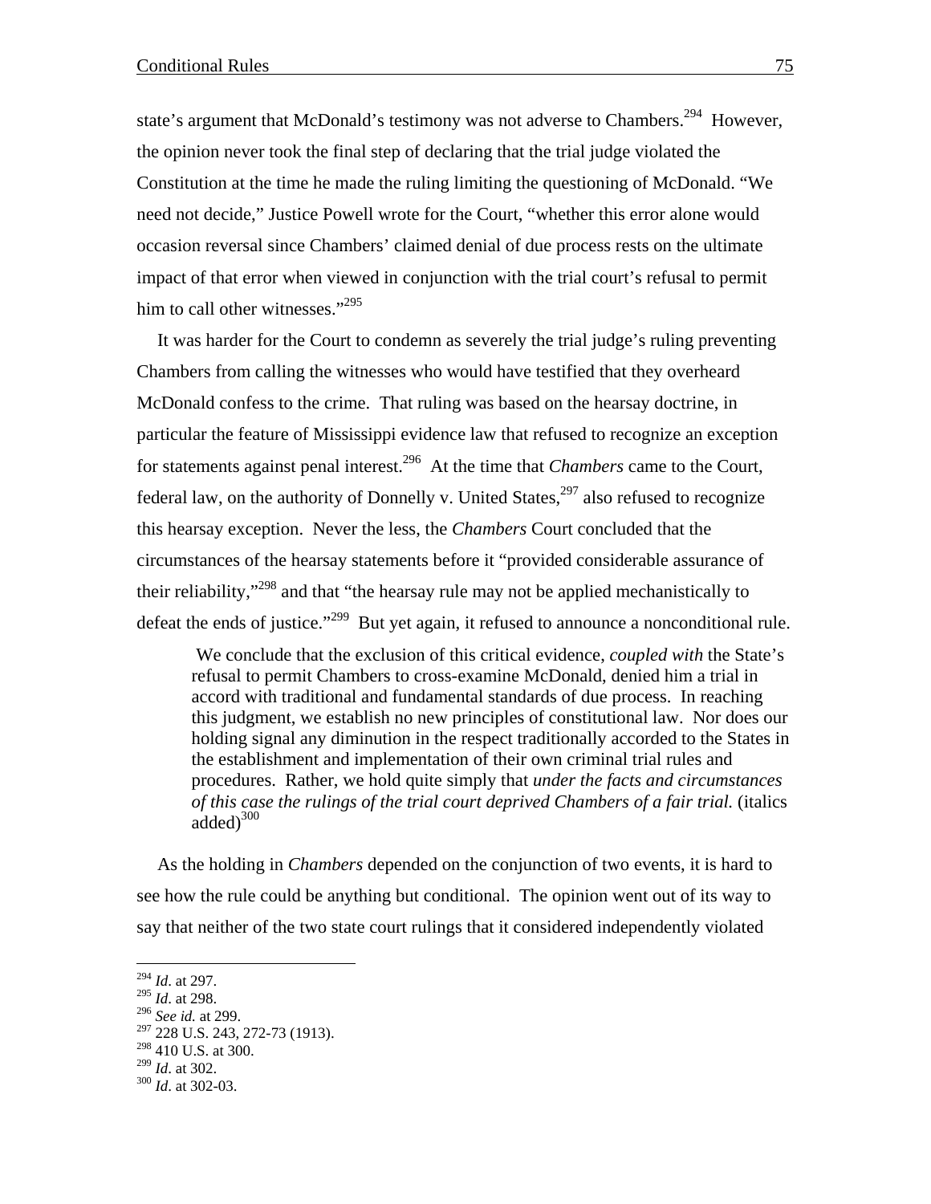state's argument that McDonald's testimony was not adverse to Chambers.[294] However, the opinion never took the final step of declaring that the trial judge violated the Constitution at the time he made the ruling limiting the questioning of McDonald. "We need not decide," Justice Powell wrote for the Court, "whether this error alone would occasion reversal since Chambers' claimed denial of due process rests on the ultimate impact of that error when viewed in conjunction with the trial court's refusal to permit him to call other witnesses."[295]

It was harder for the Court to condemn as severely the trial judge's ruling preventing Chambers from calling the witnesses who would have testified that they overheard McDonald confess to the crime. That ruling was based on the hearsay doctrine, in particular the feature of Mississippi evidence law that refused to recognize an exception for statements against penal interest.[296] At the time that *Chambers* came to the Court, federal law, on the authority of Donnelly v. United States,[297] also refused to recognize this hearsay exception. Never the less, the *Chambers* Court concluded that the circumstances of the hearsay statements before it "provided considerable assurance of their reliability,"[298] and that "the hearsay rule may not be applied mechanistically to defeat the ends of justice."[299] But yet again, it refused to announce a nonconditional rule.

> We conclude that the exclusion of this critical evidence, *coupled with* the State's refusal to permit Chambers to cross-examine McDonald, denied him a trial in accord with traditional and fundamental standards of due process. In reaching this judgment, we establish no new principles of constitutional law. Nor does our holding signal any diminution in the respect traditionally accorded to the States in the establishment and implementation of their own criminal trial rules and procedures. Rather, we hold quite simply that *under the facts and circumstances of this case the rulings of the trial court deprived Chambers of a fair trial.* (italics added)[300]

As the holding in *Chambers* depended on the conjunction of two events, it is hard to see how the rule could be anything but conditional. The opinion went out of its way to say that neither of the two state court rulings that it considered independently violated

---

[294] *Id*. at 297.
[295] *Id*. at 298.
[296] *See id.* at 299.
[297] 228 U.S. 243, 272-73 (1913).
[298] 410 U.S. at 300.
[299] *Id*. at 302.
[300] *Id*. at 302-03.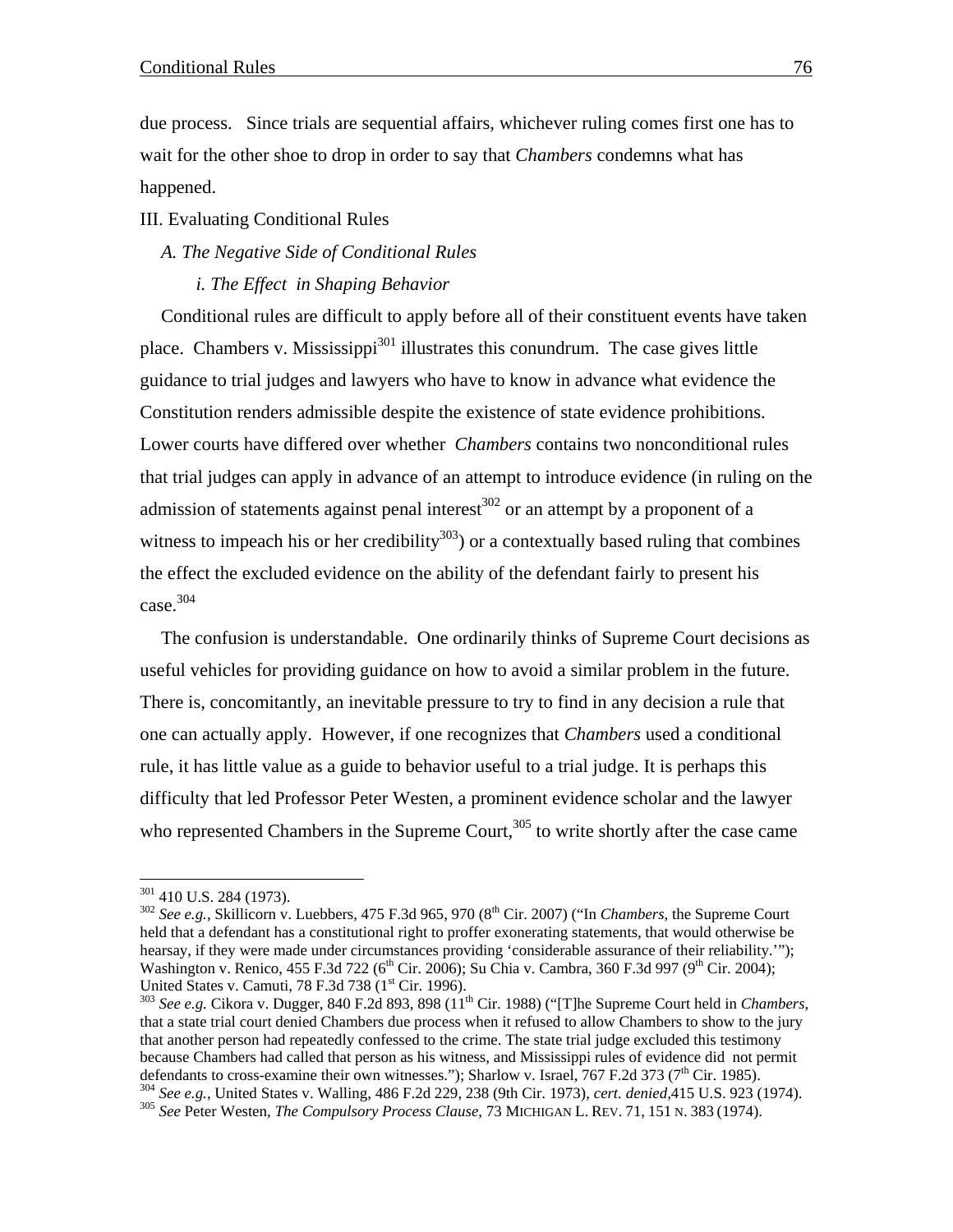due process. Since trials are sequential affairs, whichever ruling comes first one has to wait for the other shoe to drop in order to say that *Chambers* condemns what has happened.

## III. Evaluating Conditional Rules

### *A. The Negative Side of Conditional Rules*

#### *i. The Effect in Shaping Behavior*

Conditional rules are difficult to apply before all of their constituent events have taken place. Chambers v. Mississippi[301] illustrates this conundrum. The case gives little guidance to trial judges and lawyers who have to know in advance what evidence the Constitution renders admissible despite the existence of state evidence prohibitions. Lower courts have differed over whether *Chambers* contains two nonconditional rules that trial judges can apply in advance of an attempt to introduce evidence (in ruling on the admission of statements against penal interest[302] or an attempt by a proponent of a witness to impeach his or her credibility[303]) or a contextually based ruling that combines the effect the excluded evidence on the ability of the defendant fairly to present his case.[304]

The confusion is understandable. One ordinarily thinks of Supreme Court decisions as useful vehicles for providing guidance on how to avoid a similar problem in the future. There is, concomitantly, an inevitable pressure to try to find in any decision a rule that one can actually apply. However, if one recognizes that *Chambers* used a conditional rule, it has little value as a guide to behavior useful to a trial judge. It is perhaps this difficulty that led Professor Peter Westen, a prominent evidence scholar and the lawyer who represented Chambers in the Supreme Court,[305] to write shortly after the case came

---

[301] 410 U.S. 284 (1973).

[302] *See e.g.*, Skillicorn v. Luebbers, 475 F.3d 965, 970 (8th Cir. 2007) ("In *Chambers*, the Supreme Court held that a defendant has a constitutional right to proffer exonerating statements, that would otherwise be hearsay, if they were made under circumstances providing 'considerable assurance of their reliability.'"); Washington v. Renico, 455 F.3d 722 (6th Cir. 2006); Su Chia v. Cambra, 360 F.3d 997 (9th Cir. 2004); United States v. Camuti, 78 F.3d 738 (1st Cir. 1996).

[303] *See e.g.* Cikora v. Dugger, 840 F.2d 893, 898 (11th Cir. 1988) ("[T]he Supreme Court held in *Chambers*, that a state trial court denied Chambers due process when it refused to allow Chambers to show to the jury that another person had repeatedly confessed to the crime. The state trial judge excluded this testimony because Chambers had called that person as his witness, and Mississippi rules of evidence did not permit defendants to cross-examine their own witnesses."); Sharlow v. Israel, 767 F.2d 373 (7th Cir. 1985).

[304] *See e.g.*, United States v. Walling, 486 F.2d 229, 238 (9th Cir. 1973), *cert. denied*, 415 U.S. 923 (1974).

[305] *See* Peter Westen, *The Compulsory Process Clause*, 73 MICHIGAN L. REV. 71, 151 N. 383 (1974).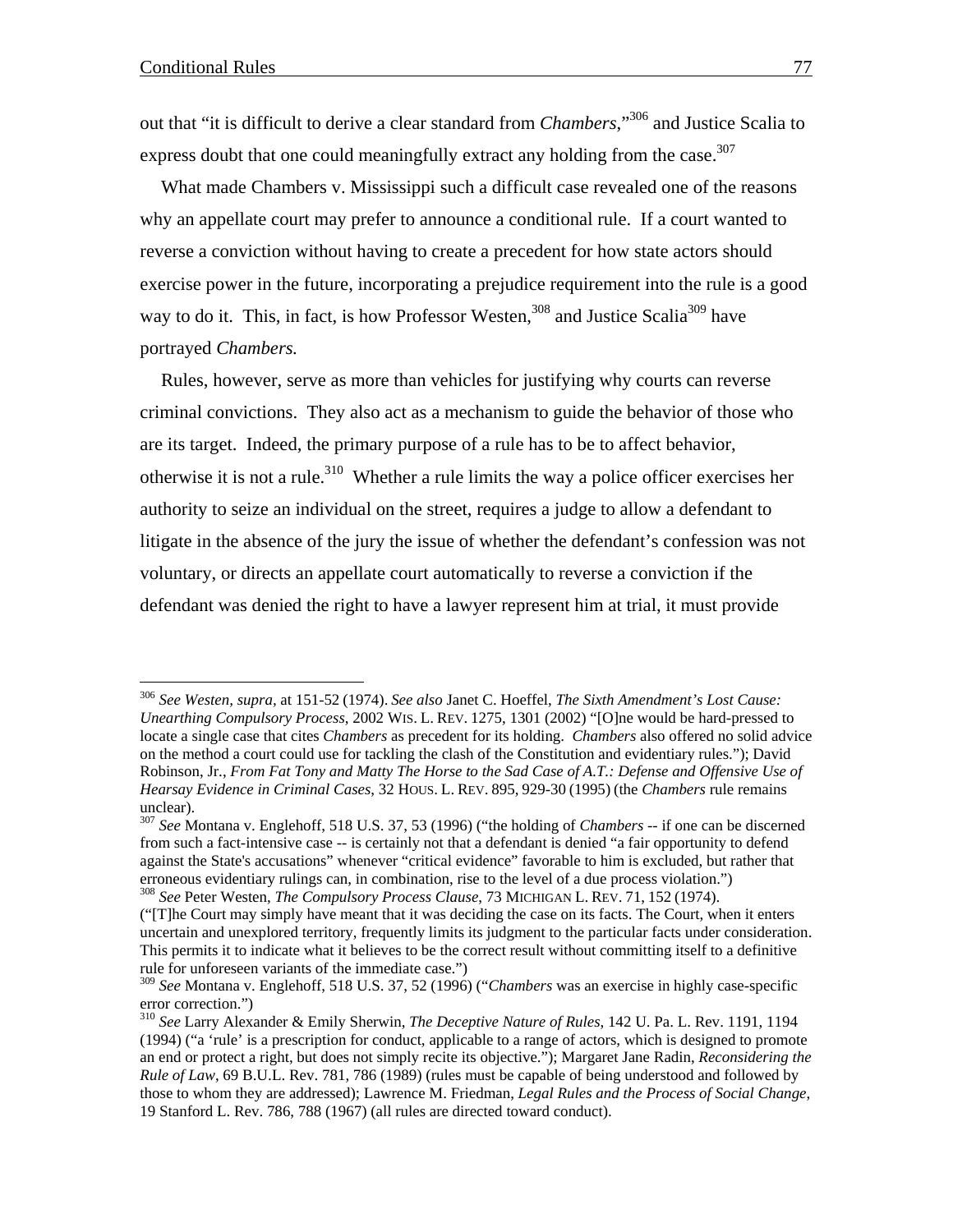out that "it is difficult to derive a clear standard from *Chambers*,"[306] and Justice Scalia to express doubt that one could meaningfully extract any holding from the case.[307]

What made Chambers v. Mississippi such a difficult case revealed one of the reasons why an appellate court may prefer to announce a conditional rule. If a court wanted to reverse a conviction without having to create a precedent for how state actors should exercise power in the future, incorporating a prejudice requirement into the rule is a good way to do it. This, in fact, is how Professor Westen,[308] and Justice Scalia[309] have portrayed *Chambers.*

Rules, however, serve as more than vehicles for justifying why courts can reverse criminal convictions. They also act as a mechanism to guide the behavior of those who are its target. Indeed, the primary purpose of a rule has to be to affect behavior, otherwise it is not a rule.[310] Whether a rule limits the way a police officer exercises her authority to seize an individual on the street, requires a judge to allow a defendant to litigate in the absence of the jury the issue of whether the defendant's confession was not voluntary, or directs an appellate court automatically to reverse a conviction if the defendant was denied the right to have a lawyer represent him at trial, it must provide

---

[306] *See Westen, supra,* at 151-52 (1974). *See also* Janet C. Hoeffel, *The Sixth Amendment's Lost Cause: Unearthing Compulsory Process*, 2002 WIS. L. REV. 1275, 1301 (2002) "[O]ne would be hard-pressed to locate a single case that cites *Chambers* as precedent for its holding. *Chambers* also offered no solid advice on the method a court could use for tackling the clash of the Constitution and evidentiary rules."); David Robinson, Jr., *From Fat Tony and Matty The Horse to the Sad Case of A.T.: Defense and Offensive Use of Hearsay Evidence in Criminal Cases*, 32 HOUS. L. REV. 895, 929-30 (1995) (the *Chambers* rule remains unclear).

[307] *See* Montana v. Englehoff, 518 U.S. 37, 53 (1996) ("the holding of *Chambers* -- if one can be discerned from such a fact-intensive case -- is certainly not that a defendant is denied "a fair opportunity to defend against the State's accusations" whenever "critical evidence" favorable to him is excluded, but rather that erroneous evidentiary rulings can, in combination, rise to the level of a due process violation.")

[308] *See* Peter Westen, *The Compulsory Process Clause*, 73 MICHIGAN L. REV. 71, 152 (1974). ("[T]he Court may simply have meant that it was deciding the case on its facts. The Court, when it enters uncertain and unexplored territory, frequently limits its judgment to the particular facts under consideration. This permits it to indicate what it believes to be the correct result without committing itself to a definitive rule for unforeseen variants of the immediate case.")

[309] *See* Montana v. Englehoff, 518 U.S. 37, 52 (1996) ("*Chambers* was an exercise in highly case-specific error correction.")

[310] *See* Larry Alexander & Emily Sherwin, *The Deceptive Nature of Rules*, 142 U. Pa. L. Rev. 1191, 1194 (1994) ("a 'rule' is a prescription for conduct, applicable to a range of actors, which is designed to promote an end or protect a right, but does not simply recite its objective."); Margaret Jane Radin, *Reconsidering the Rule of Law*, 69 B.U.L. Rev. 781, 786 (1989) (rules must be capable of being understood and followed by those to whom they are addressed); Lawrence M. Friedman, *Legal Rules and the Process of Social Change*, 19 Stanford L. Rev. 786, 788 (1967) (all rules are directed toward conduct).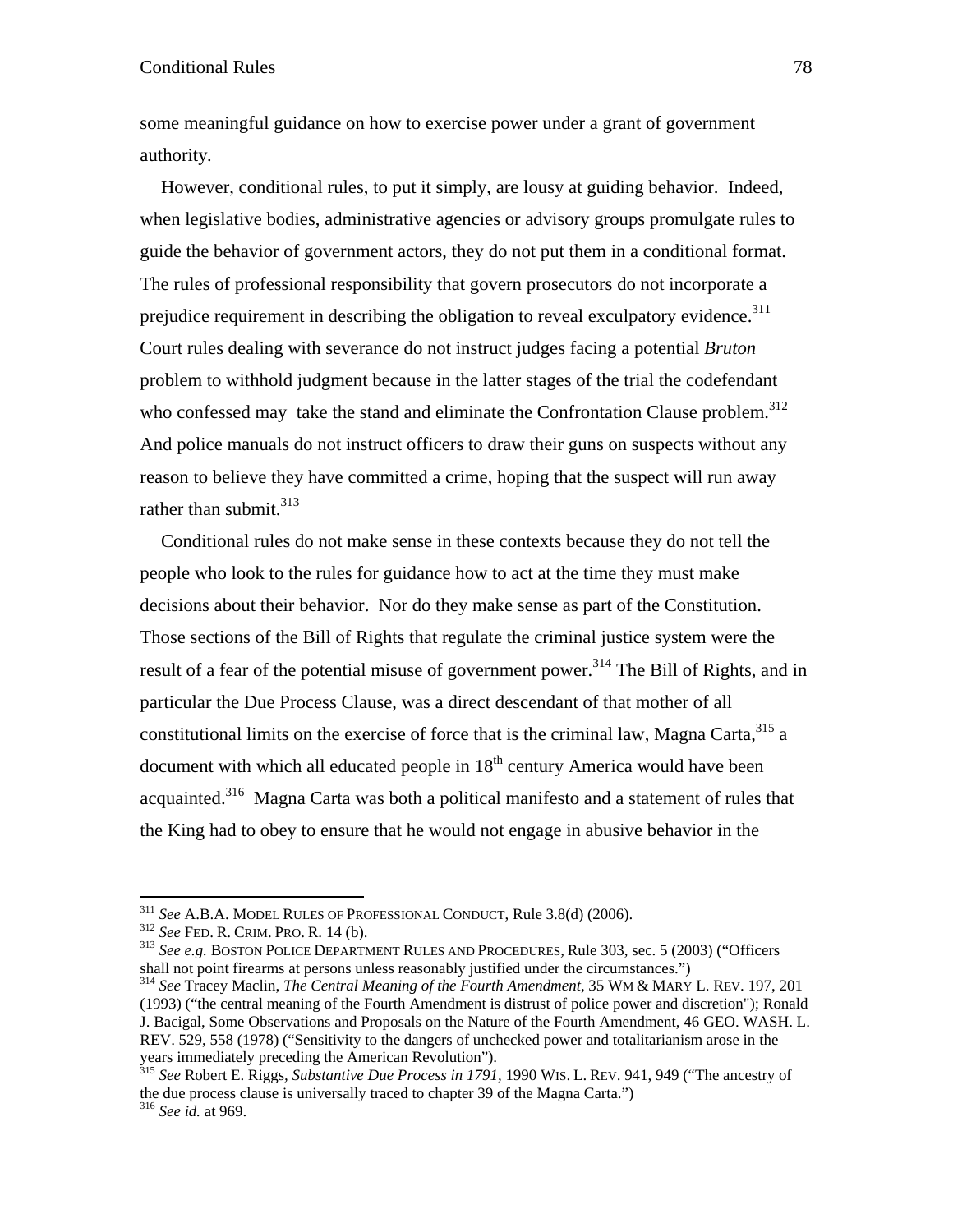some meaningful guidance on how to exercise power under a grant of government authority.

However, conditional rules, to put it simply, are lousy at guiding behavior. Indeed, when legislative bodies, administrative agencies or advisory groups promulgate rules to guide the behavior of government actors, they do not put them in a conditional format. The rules of professional responsibility that govern prosecutors do not incorporate a prejudice requirement in describing the obligation to reveal exculpatory evidence.[311] Court rules dealing with severance do not instruct judges facing a potential *Bruton* problem to withhold judgment because in the latter stages of the trial the codefendant who confessed may take the stand and eliminate the Confrontation Clause problem.[312] And police manuals do not instruct officers to draw their guns on suspects without any reason to believe they have committed a crime, hoping that the suspect will run away rather than submit.[313]

Conditional rules do not make sense in these contexts because they do not tell the people who look to the rules for guidance how to act at the time they must make decisions about their behavior. Nor do they make sense as part of the Constitution. Those sections of the Bill of Rights that regulate the criminal justice system were the result of a fear of the potential misuse of government power.[314] The Bill of Rights, and in particular the Due Process Clause, was a direct descendant of that mother of all constitutional limits on the exercise of force that is the criminal law, Magna Carta,[315] a document with which all educated people in 18th century America would have been acquainted.[316] Magna Carta was both a political manifesto and a statement of rules that the King had to obey to ensure that he would not engage in abusive behavior in the

---

[311] *See* A.B.A. MODEL RULES OF PROFESSIONAL CONDUCT, Rule 3.8(d) (2006).

[312] *See* FED. R. CRIM. PRO. R. 14 (b).

[313] *See e.g.* BOSTON POLICE DEPARTMENT RULES AND PROCEDURES, Rule 303, sec. 5 (2003) ("Officers shall not point firearms at persons unless reasonably justified under the circumstances.")

[314] *See* Tracey Maclin, *The Central Meaning of the Fourth Amendment*, 35 WM & MARY L. REV. 197, 201 (1993) ("the central meaning of the Fourth Amendment is distrust of police power and discretion"); Ronald J. Bacigal, Some Observations and Proposals on the Nature of the Fourth Amendment, 46 GEO. WASH. L. REV. 529, 558 (1978) ("Sensitivity to the dangers of unchecked power and totalitarianism arose in the years immediately preceding the American Revolution").

[315] *See* Robert E. Riggs, *Substantive Due Process in 1791*, 1990 WIS. L. REV. 941, 949 ("The ancestry of the due process clause is universally traced to chapter 39 of the Magna Carta.")

[316] *See id.* at 969.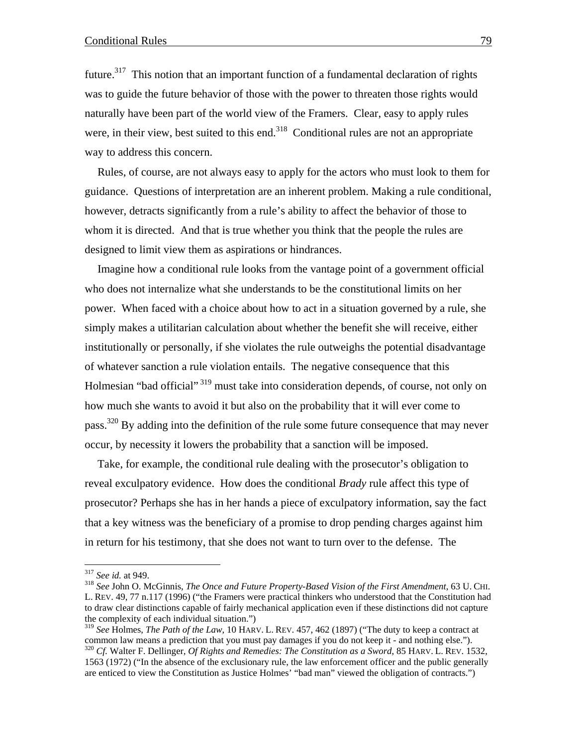future.[317] This notion that an important function of a fundamental declaration of rights was to guide the future behavior of those with the power to threaten those rights would naturally have been part of the world view of the Framers. Clear, easy to apply rules were, in their view, best suited to this end.[318] Conditional rules are not an appropriate way to address this concern.

Rules, of course, are not always easy to apply for the actors who must look to them for guidance. Questions of interpretation are an inherent problem. Making a rule conditional, however, detracts significantly from a rule's ability to affect the behavior of those to whom it is directed. And that is true whether you think that the people the rules are designed to limit view them as aspirations or hindrances.

Imagine how a conditional rule looks from the vantage point of a government official who does not internalize what she understands to be the constitutional limits on her power. When faced with a choice about how to act in a situation governed by a rule, she simply makes a utilitarian calculation about whether the benefit she will receive, either institutionally or personally, if she violates the rule outweighs the potential disadvantage of whatever sanction a rule violation entails. The negative consequence that this Holmesian "bad official"[319] must take into consideration depends, of course, not only on how much she wants to avoid it but also on the probability that it will ever come to pass.[320] By adding into the definition of the rule some future consequence that may never occur, by necessity it lowers the probability that a sanction will be imposed.

Take, for example, the conditional rule dealing with the prosecutor's obligation to reveal exculpatory evidence. How does the conditional *Brady* rule affect this type of prosecutor? Perhaps she has in her hands a piece of exculpatory information, say the fact that a key witness was the beneficiary of a promise to drop pending charges against him in return for his testimony, that she does not want to turn over to the defense. The

---

[317] *See id.* at 949.

[318] *See* John O. McGinnis, *The Once and Future Property-Based Vision of the First Amendment*, 63 U. CHI. L. REV. 49, 77 n.117 (1996) ("the Framers were practical thinkers who understood that the Constitution had to draw clear distinctions capable of fairly mechanical application even if these distinctions did not capture the complexity of each individual situation.")

[319] *See* Holmes, *The Path of the Law,* 10 HARV. L. REV. 457, 462 (1897) ("The duty to keep a contract at common law means a prediction that you must pay damages if you do not keep it - and nothing else.").

[320] *Cf.* Walter F. Dellinger, *Of Rights and Remedies: The Constitution as a Sword*, 85 HARV. L. REV. 1532, 1563 (1972) ("In the absence of the exclusionary rule, the law enforcement officer and the public generally are enticed to view the Constitution as Justice Holmes' "bad man" viewed the obligation of contracts.")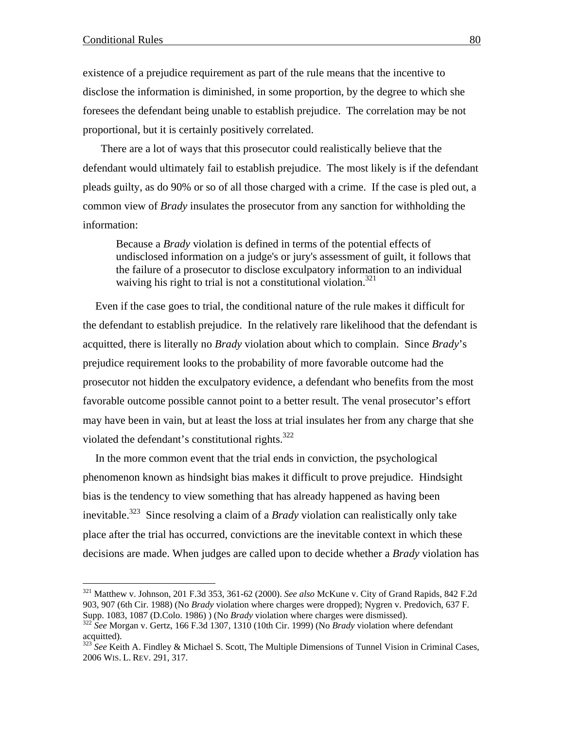existence of a prejudice requirement as part of the rule means that the incentive to disclose the information is diminished, in some proportion, by the degree to which she foresees the defendant being unable to establish prejudice. The correlation may be not proportional, but it is certainly positively correlated.

There are a lot of ways that this prosecutor could realistically believe that the defendant would ultimately fail to establish prejudice. The most likely is if the defendant pleads guilty, as do 90% or so of all those charged with a crime. If the case is pled out, a common view of *Brady* insulates the prosecutor from any sanction for withholding the information:

> Because a *Brady* violation is defined in terms of the potential effects of undisclosed information on a judge's or jury's assessment of guilt, it follows that the failure of a prosecutor to disclose exculpatory information to an individual waiving his right to trial is not a constitutional violation.[321]

Even if the case goes to trial, the conditional nature of the rule makes it difficult for the defendant to establish prejudice. In the relatively rare likelihood that the defendant is acquitted, there is literally no *Brady* violation about which to complain. Since *Brady*'s prejudice requirement looks to the probability of more favorable outcome had the prosecutor not hidden the exculpatory evidence, a defendant who benefits from the most favorable outcome possible cannot point to a better result. The venal prosecutor's effort may have been in vain, but at least the loss at trial insulates her from any charge that she violated the defendant's constitutional rights.[322]

In the more common event that the trial ends in conviction, the psychological phenomenon known as hindsight bias makes it difficult to prove prejudice. Hindsight bias is the tendency to view something that has already happened as having been inevitable.[323] Since resolving a claim of a *Brady* violation can realistically only take place after the trial has occurred, convictions are the inevitable context in which these decisions are made. When judges are called upon to decide whether a *Brady* violation has

---

[321] Matthew v. Johnson, 201 F.3d 353, 361-62 (2000). *See also* McKune v. City of Grand Rapids, 842 F.2d 903, 907 (6th Cir. 1988) (No *Brady* violation where charges were dropped); Nygren v. Predovich, 637 F. Supp. 1083, 1087 (D.Colo. 1986) ) (No *Brady* violation where charges were dismissed).

[322] *See* Morgan v. Gertz, 166 F.3d 1307, 1310 (10th Cir. 1999) (No *Brady* violation where defendant acquitted).

[323] *See* Keith A. Findley & Michael S. Scott, The Multiple Dimensions of Tunnel Vision in Criminal Cases, 2006 WIS. L. REV. 291, 317.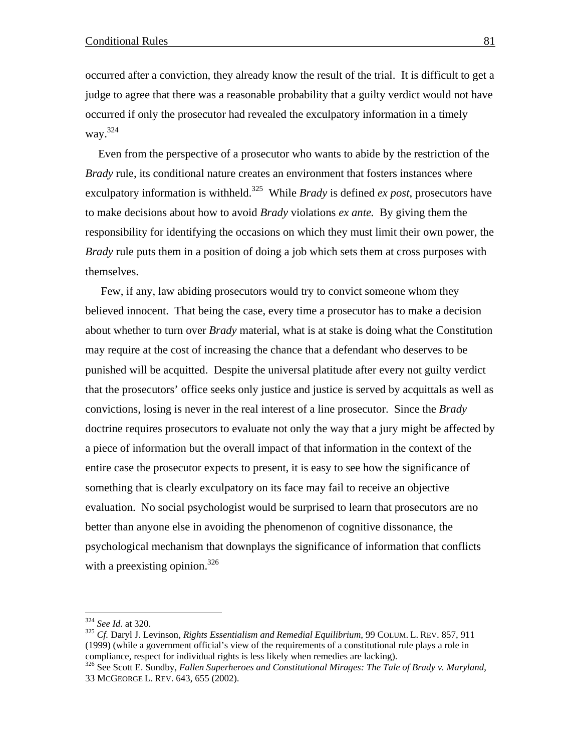occurred after a conviction, they already know the result of the trial. It is difficult to get a judge to agree that there was a reasonable probability that a guilty verdict would not have occurred if only the prosecutor had revealed the exculpatory information in a timely way.[324]

Even from the perspective of a prosecutor who wants to abide by the restriction of the *Brady* rule, its conditional nature creates an environment that fosters instances where exculpatory information is withheld.[325] While *Brady* is defined *ex post*, prosecutors have to make decisions about how to avoid *Brady* violations *ex ante.* By giving them the responsibility for identifying the occasions on which they must limit their own power, the *Brady* rule puts them in a position of doing a job which sets them at cross purposes with themselves.

Few, if any, law abiding prosecutors would try to convict someone whom they believed innocent. That being the case, every time a prosecutor has to make a decision about whether to turn over *Brady* material, what is at stake is doing what the Constitution may require at the cost of increasing the chance that a defendant who deserves to be punished will be acquitted. Despite the universal platitude after every not guilty verdict that the prosecutors' office seeks only justice and justice is served by acquittals as well as convictions, losing is never in the real interest of a line prosecutor. Since the *Brady* doctrine requires prosecutors to evaluate not only the way that a jury might be affected by a piece of information but the overall impact of that information in the context of the entire case the prosecutor expects to present, it is easy to see how the significance of something that is clearly exculpatory on its face may fail to receive an objective evaluation. No social psychologist would be surprised to learn that prosecutors are no better than anyone else in avoiding the phenomenon of cognitive dissonance, the psychological mechanism that downplays the significance of information that conflicts with a preexisting opinion.[326]

---

[324] *See Id*. at 320.

[325] *Cf.* Daryl J. Levinson, *Rights Essentialism and Remedial Equilibrium*, 99 COLUM. L. REV. 857, 911 (1999) (while a government official's view of the requirements of a constitutional rule plays a role in compliance, respect for individual rights is less likely when remedies are lacking).

[326] See Scott E. Sundby, *Fallen Superheroes and Constitutional Mirages: The Tale of Brady v. Maryland*, 33 MCGEORGE L. REV. 643, 655 (2002).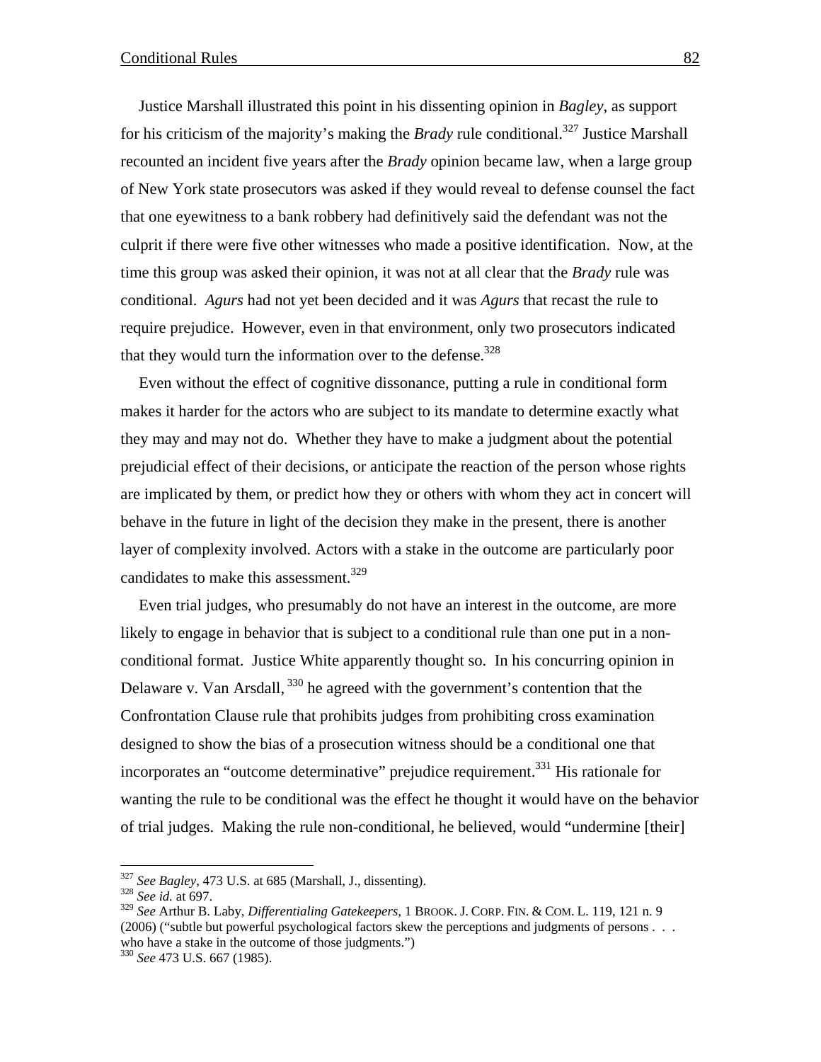Justice Marshall illustrated this point in his dissenting opinion in *Bagley*, as support for his criticism of the majority's making the *Brady* rule conditional.[327] Justice Marshall recounted an incident five years after the *Brady* opinion became law, when a large group of New York state prosecutors was asked if they would reveal to defense counsel the fact that one eyewitness to a bank robbery had definitively said the defendant was not the culprit if there were five other witnesses who made a positive identification. Now, at the time this group was asked their opinion, it was not at all clear that the *Brady* rule was conditional. *Agurs* had not yet been decided and it was *Agurs* that recast the rule to require prejudice. However, even in that environment, only two prosecutors indicated that they would turn the information over to the defense.[328]

Even without the effect of cognitive dissonance, putting a rule in conditional form makes it harder for the actors who are subject to its mandate to determine exactly what they may and may not do. Whether they have to make a judgment about the potential prejudicial effect of their decisions, or anticipate the reaction of the person whose rights are implicated by them, or predict how they or others with whom they act in concert will behave in the future in light of the decision they make in the present, there is another layer of complexity involved. Actors with a stake in the outcome are particularly poor candidates to make this assessment.[329]

Even trial judges, who presumably do not have an interest in the outcome, are more likely to engage in behavior that is subject to a conditional rule than one put in a non-conditional format. Justice White apparently thought so. In his concurring opinion in Delaware v. Van Arsdall, [330] he agreed with the government's contention that the Confrontation Clause rule that prohibits judges from prohibiting cross examination designed to show the bias of a prosecution witness should be a conditional one that incorporates an "outcome determinative" prejudice requirement.[331] His rationale for wanting the rule to be conditional was the effect he thought it would have on the behavior of trial judges. Making the rule non-conditional, he believed, would "undermine [their]

---

[327] *See Bagley*, 473 U.S. at 685 (Marshall, J., dissenting).
[328] *See id.* at 697.
[329] *See* Arthur B. Laby, *Differentialing Gatekeepers,* 1 BROOK. J. CORP. FIN. & COM. L. 119, 121 n. 9 (2006) ("subtle but powerful psychological factors skew the perceptions and judgments of persons . . . who have a stake in the outcome of those judgments.")
[330] *See* 473 U.S. 667 (1985).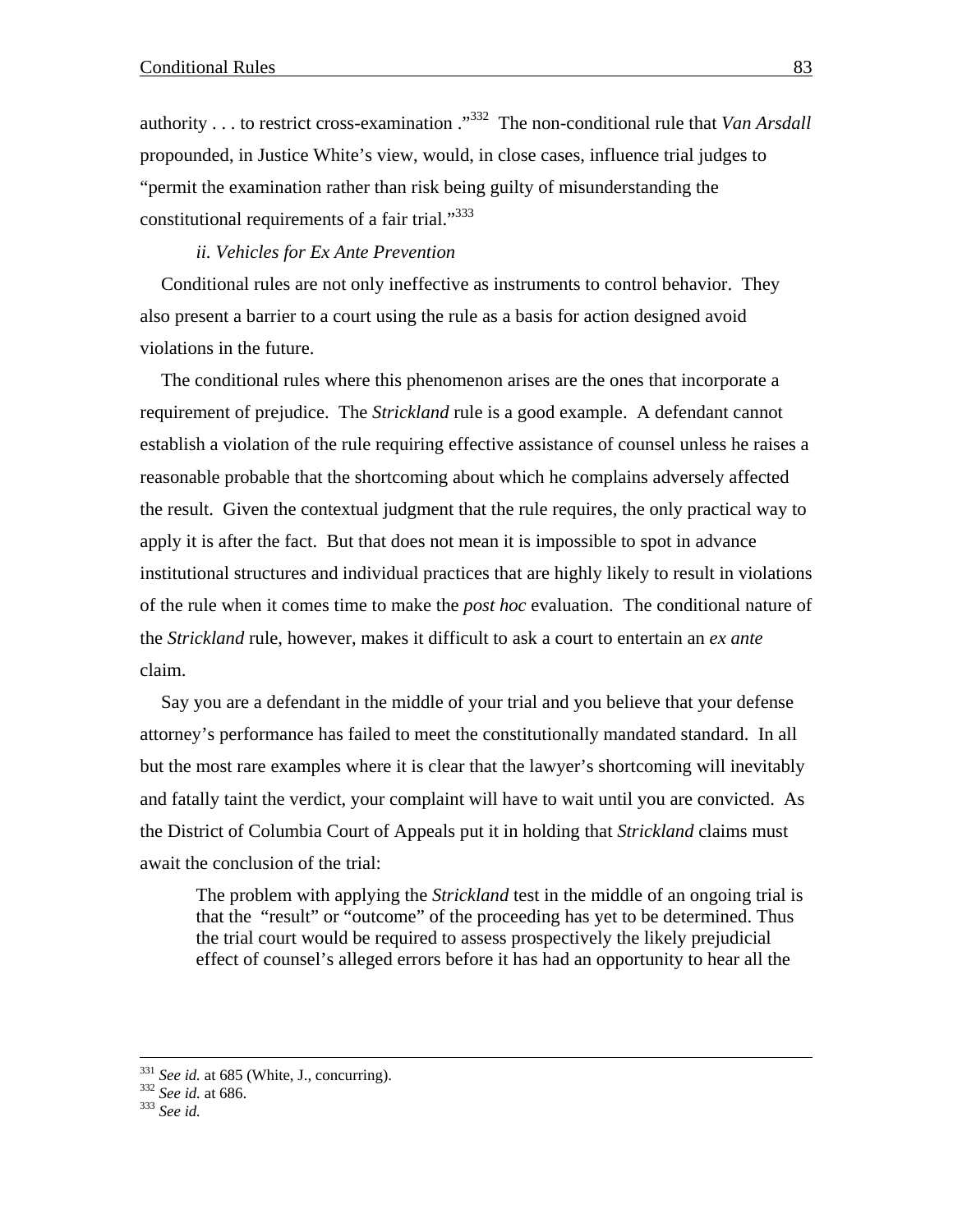authority . . . to restrict cross-examination ."[332] The non-conditional rule that *Van Arsdall* propounded, in Justice White's view, would, in close cases, influence trial judges to "permit the examination rather than risk being guilty of misunderstanding the constitutional requirements of a fair trial."[333]

*ii. Vehicles for Ex Ante Prevention*

Conditional rules are not only ineffective as instruments to control behavior. They also present a barrier to a court using the rule as a basis for action designed avoid violations in the future.

The conditional rules where this phenomenon arises are the ones that incorporate a requirement of prejudice. The *Strickland* rule is a good example. A defendant cannot establish a violation of the rule requiring effective assistance of counsel unless he raises a reasonable probable that the shortcoming about which he complains adversely affected the result. Given the contextual judgment that the rule requires, the only practical way to apply it is after the fact. But that does not mean it is impossible to spot in advance institutional structures and individual practices that are highly likely to result in violations of the rule when it comes time to make the *post hoc* evaluation. The conditional nature of the *Strickland* rule, however, makes it difficult to ask a court to entertain an *ex ante* claim.

Say you are a defendant in the middle of your trial and you believe that your defense attorney's performance has failed to meet the constitutionally mandated standard. In all but the most rare examples where it is clear that the lawyer's shortcoming will inevitably and fatally taint the verdict, your complaint will have to wait until you are convicted. As the District of Columbia Court of Appeals put it in holding that *Strickland* claims must await the conclusion of the trial:

> The problem with applying the *Strickland* test in the middle of an ongoing trial is that the "result" or "outcome" of the proceeding has yet to be determined. Thus the trial court would be required to assess prospectively the likely prejudicial effect of counsel's alleged errors before it has had an opportunity to hear all the

---

[331] *See id.* at 685 (White, J., concurring).
[332] *See id.* at 686.
[333] *See id.*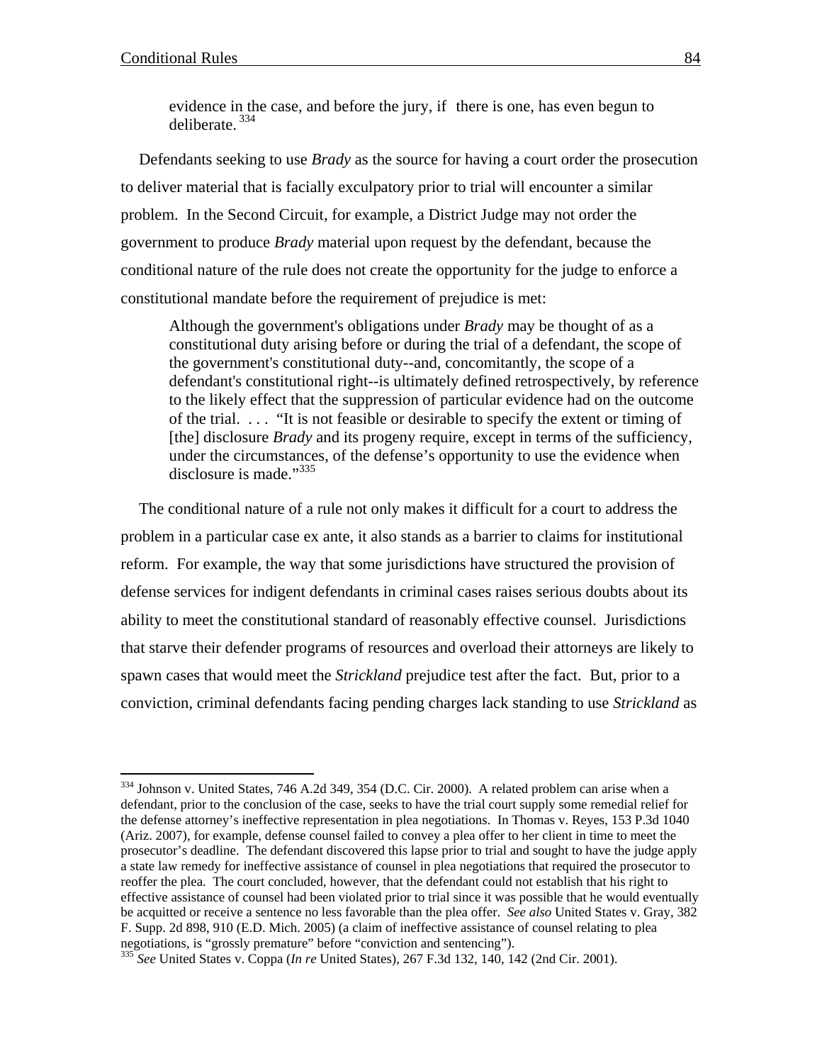> evidence in the case, and before the jury, if there is one, has even begun to deliberate.[334]

Defendants seeking to use *Brady* as the source for having a court order the prosecution to deliver material that is facially exculpatory prior to trial will encounter a similar problem. In the Second Circuit, for example, a District Judge may not order the government to produce *Brady* material upon request by the defendant, because the conditional nature of the rule does not create the opportunity for the judge to enforce a constitutional mandate before the requirement of prejudice is met:

> Although the government's obligations under *Brady* may be thought of as a constitutional duty arising before or during the trial of a defendant, the scope of the government's constitutional duty--and, concomitantly, the scope of a defendant's constitutional right--is ultimately defined retrospectively, by reference to the likely effect that the suppression of particular evidence had on the outcome of the trial. . . . "It is not feasible or desirable to specify the extent or timing of [the] disclosure *Brady* and its progeny require, except in terms of the sufficiency, under the circumstances, of the defense's opportunity to use the evidence when disclosure is made."[335]

The conditional nature of a rule not only makes it difficult for a court to address the problem in a particular case ex ante, it also stands as a barrier to claims for institutional reform. For example, the way that some jurisdictions have structured the provision of defense services for indigent defendants in criminal cases raises serious doubts about its ability to meet the constitutional standard of reasonably effective counsel. Jurisdictions that starve their defender programs of resources and overload their attorneys are likely to spawn cases that would meet the *Strickland* prejudice test after the fact. But, prior to a conviction, criminal defendants facing pending charges lack standing to use *Strickland* as

---

[334] Johnson v. United States, 746 A.2d 349, 354 (D.C. Cir. 2000). A related problem can arise when a defendant, prior to the conclusion of the case, seeks to have the trial court supply some remedial relief for the defense attorney's ineffective representation in plea negotiations. In Thomas v. Reyes, 153 P.3d 1040 (Ariz. 2007), for example, defense counsel failed to convey a plea offer to her client in time to meet the prosecutor's deadline. The defendant discovered this lapse prior to trial and sought to have the judge apply a state law remedy for ineffective assistance of counsel in plea negotiations that required the prosecutor to reoffer the plea. The court concluded, however, that the defendant could not establish that his right to effective assistance of counsel had been violated prior to trial since it was possible that he would eventually be acquitted or receive a sentence no less favorable than the plea offer. *See also* United States v. Gray, 382 F. Supp. 2d 898, 910 (E.D. Mich. 2005) (a claim of ineffective assistance of counsel relating to plea negotiations, is "grossly premature" before "conviction and sentencing").

[335] *See* United States v. Coppa (*In re* United States), 267 F.3d 132, 140, 142 (2nd Cir. 2001).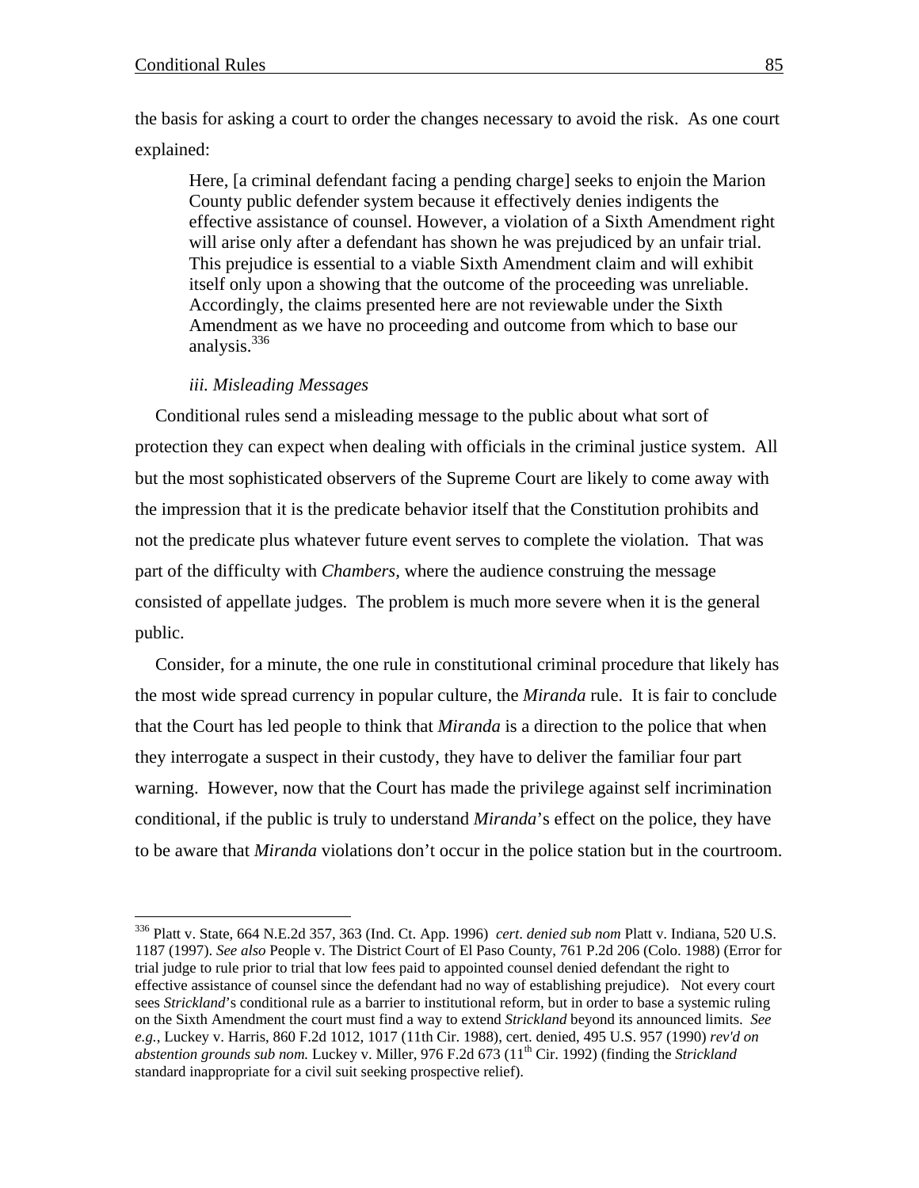the basis for asking a court to order the changes necessary to avoid the risk. As one court explained:

> Here, [a criminal defendant facing a pending charge] seeks to enjoin the Marion County public defender system because it effectively denies indigents the effective assistance of counsel. However, a violation of a Sixth Amendment right will arise only after a defendant has shown he was prejudiced by an unfair trial. This prejudice is essential to a viable Sixth Amendment claim and will exhibit itself only upon a showing that the outcome of the proceeding was unreliable. Accordingly, the claims presented here are not reviewable under the Sixth Amendment as we have no proceeding and outcome from which to base our analysis.[336]

*iii. Misleading Messages*

Conditional rules send a misleading message to the public about what sort of protection they can expect when dealing with officials in the criminal justice system. All but the most sophisticated observers of the Supreme Court are likely to come away with the impression that it is the predicate behavior itself that the Constitution prohibits and not the predicate plus whatever future event serves to complete the violation. That was part of the difficulty with *Chambers*, where the audience construing the message consisted of appellate judges. The problem is much more severe when it is the general public.

Consider, for a minute, the one rule in constitutional criminal procedure that likely has the most wide spread currency in popular culture, the *Miranda* rule. It is fair to conclude that the Court has led people to think that *Miranda* is a direction to the police that when they interrogate a suspect in their custody, they have to deliver the familiar four part warning. However, now that the Court has made the privilege against self incrimination conditional, if the public is truly to understand *Miranda*'s effect on the police, they have to be aware that *Miranda* violations don't occur in the police station but in the courtroom.

---

[336] Platt v. State, 664 N.E.2d 357, 363 (Ind. Ct. App. 1996) *cert. denied sub nom* Platt v. Indiana, 520 U.S. 1187 (1997). *See also* People v. The District Court of El Paso County, 761 P.2d 206 (Colo. 1988) (Error for trial judge to rule prior to trial that low fees paid to appointed counsel denied defendant the right to effective assistance of counsel since the defendant had no way of establishing prejudice). Not every court sees *Strickland*'s conditional rule as a barrier to institutional reform, but in order to base a systemic ruling on the Sixth Amendment the court must find a way to extend *Strickland* beyond its announced limits. *See e.g.*, Luckey v. Harris, 860 F.2d 1012, 1017 (11th Cir. 1988), cert. denied, 495 U.S. 957 (1990) *rev'd on abstention grounds sub nom.* Luckey v. Miller, 976 F.2d 673 (11th Cir. 1992) (finding the *Strickland* standard inappropriate for a civil suit seeking prospective relief).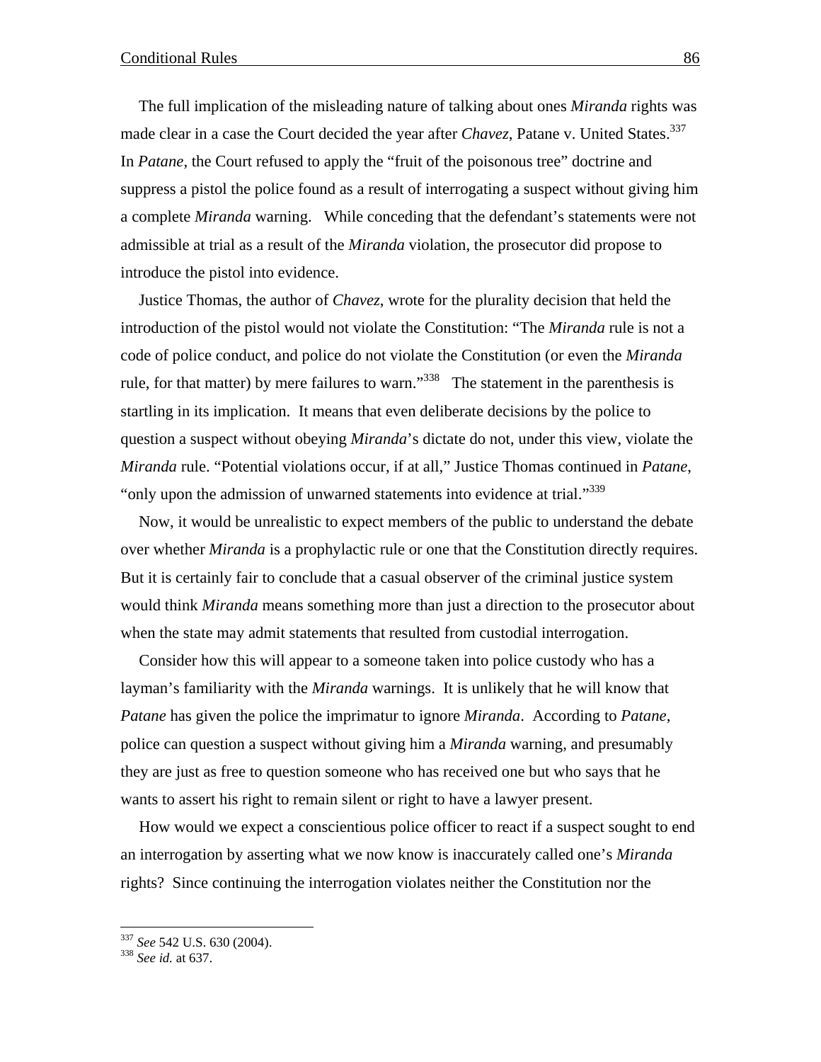The full implication of the misleading nature of talking about ones *Miranda* rights was made clear in a case the Court decided the year after *Chavez*, Patane v. United States.[337] In *Patane*, the Court refused to apply the "fruit of the poisonous tree" doctrine and suppress a pistol the police found as a result of interrogating a suspect without giving him a complete *Miranda* warning. While conceding that the defendant's statements were not admissible at trial as a result of the *Miranda* violation, the prosecutor did propose to introduce the pistol into evidence.

Justice Thomas, the author of *Chavez*, wrote for the plurality decision that held the introduction of the pistol would not violate the Constitution: "The *Miranda* rule is not a code of police conduct, and police do not violate the Constitution (or even the *Miranda* rule, for that matter) by mere failures to warn."[338] The statement in the parenthesis is startling in its implication. It means that even deliberate decisions by the police to question a suspect without obeying *Miranda*'s dictate do not, under this view, violate the *Miranda* rule. "Potential violations occur, if at all," Justice Thomas continued in *Patane*, "only upon the admission of unwarned statements into evidence at trial."[339]

Now, it would be unrealistic to expect members of the public to understand the debate over whether *Miranda* is a prophylactic rule or one that the Constitution directly requires. But it is certainly fair to conclude that a casual observer of the criminal justice system would think *Miranda* means something more than just a direction to the prosecutor about when the state may admit statements that resulted from custodial interrogation.

Consider how this will appear to a someone taken into police custody who has a layman's familiarity with the *Miranda* warnings. It is unlikely that he will know that *Patane* has given the police the imprimatur to ignore *Miranda*. According to *Patane*, police can question a suspect without giving him a *Miranda* warning, and presumably they are just as free to question someone who has received one but who says that he wants to assert his right to remain silent or right to have a lawyer present.

How would we expect a conscientious police officer to react if a suspect sought to end an interrogation by asserting what we now know is inaccurately called one's *Miranda* rights? Since continuing the interrogation violates neither the Constitution nor the

---

[337] *See* 542 U.S. 630 (2004).

[338] *See id.* at 637.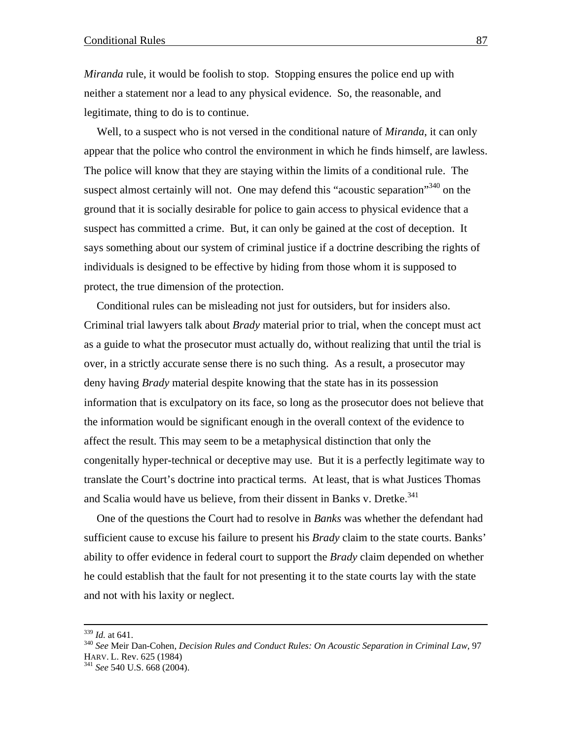*Miranda* rule, it would be foolish to stop. Stopping ensures the police end up with neither a statement nor a lead to any physical evidence. So, the reasonable, and legitimate, thing to do is to continue.

Well, to a suspect who is not versed in the conditional nature of *Miranda*, it can only appear that the police who control the environment in which he finds himself, are lawless. The police will know that they are staying within the limits of a conditional rule. The suspect almost certainly will not. One may defend this "acoustic separation"[340] on the ground that it is socially desirable for police to gain access to physical evidence that a suspect has committed a crime. But, it can only be gained at the cost of deception. It says something about our system of criminal justice if a doctrine describing the rights of individuals is designed to be effective by hiding from those whom it is supposed to protect, the true dimension of the protection.

Conditional rules can be misleading not just for outsiders, but for insiders also. Criminal trial lawyers talk about *Brady* material prior to trial, when the concept must act as a guide to what the prosecutor must actually do, without realizing that until the trial is over, in a strictly accurate sense there is no such thing. As a result, a prosecutor may deny having *Brady* material despite knowing that the state has in its possession information that is exculpatory on its face, so long as the prosecutor does not believe that the information would be significant enough in the overall context of the evidence to affect the result. This may seem to be a metaphysical distinction that only the congenitally hyper-technical or deceptive may use. But it is a perfectly legitimate way to translate the Court's doctrine into practical terms. At least, that is what Justices Thomas and Scalia would have us believe, from their dissent in Banks v. Dretke.[341]

One of the questions the Court had to resolve in *Banks* was whether the defendant had sufficient cause to excuse his failure to present his *Brady* claim to the state courts. Banks' ability to offer evidence in federal court to support the *Brady* claim depended on whether he could establish that the fault for not presenting it to the state courts lay with the state and not with his laxity or neglect.

---

[339] *Id.* at 641.

[340] *See* Meir Dan-Cohen, *Decision Rules and Conduct Rules: On Acoustic Separation in Criminal Law*, 97 HARV. L. Rev. 625 (1984)

[341] *See* 540 U.S. 668 (2004).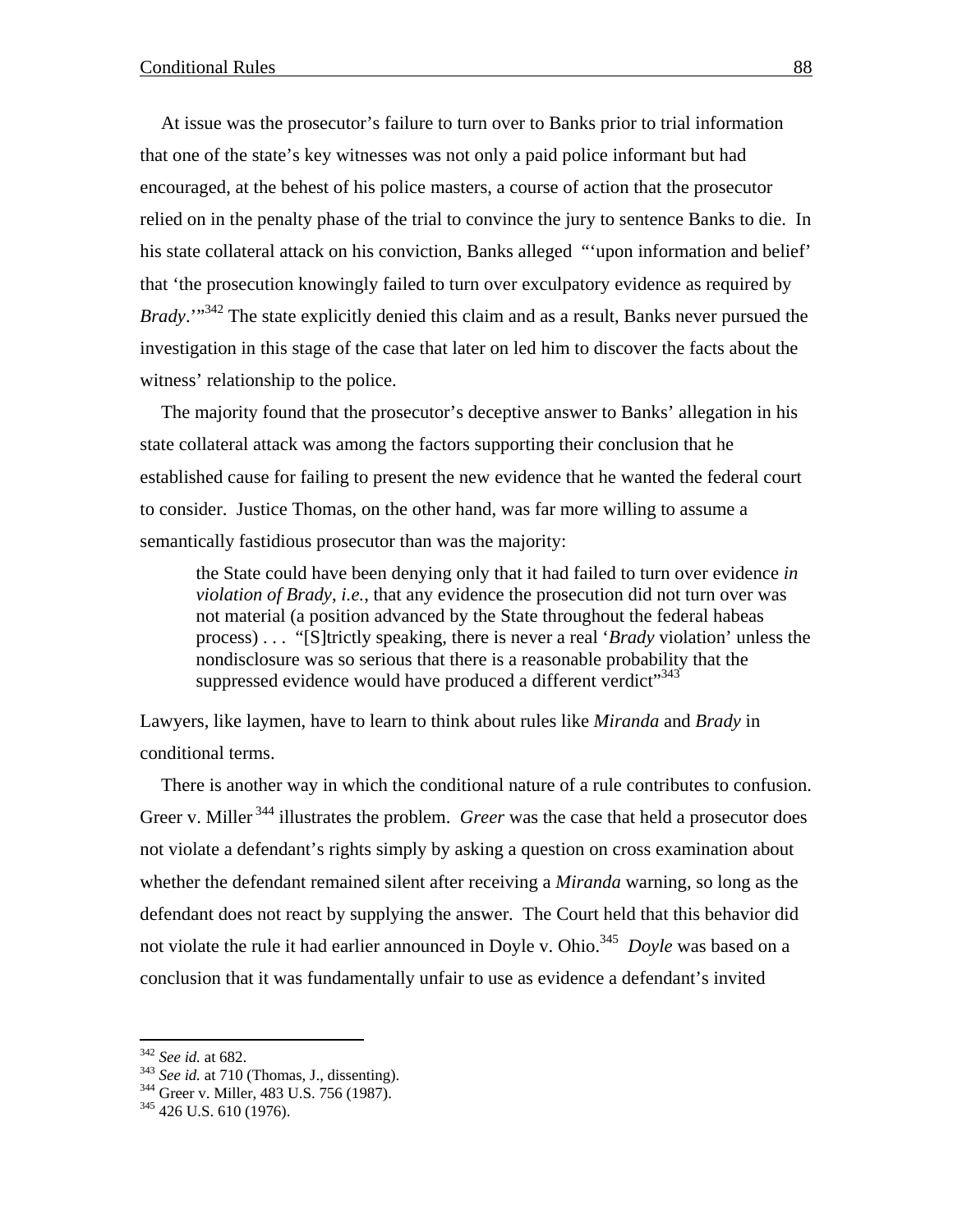At issue was the prosecutor's failure to turn over to Banks prior to trial information that one of the state's key witnesses was not only a paid police informant but had encouraged, at the behest of his police masters, a course of action that the prosecutor relied on in the penalty phase of the trial to convince the jury to sentence Banks to die. In his state collateral attack on his conviction, Banks alleged "'upon information and belief' that 'the prosecution knowingly failed to turn over exculpatory evidence as required by *Brady*.'"[342] The state explicitly denied this claim and as a result, Banks never pursued the investigation in this stage of the case that later on led him to discover the facts about the witness' relationship to the police.

The majority found that the prosecutor's deceptive answer to Banks' allegation in his state collateral attack was among the factors supporting their conclusion that he established cause for failing to present the new evidence that he wanted the federal court to consider. Justice Thomas, on the other hand, was far more willing to assume a semantically fastidious prosecutor than was the majority:

> the State could have been denying only that it had failed to turn over evidence *in violation of Brady*, *i.e.*, that any evidence the prosecution did not turn over was not material (a position advanced by the State throughout the federal habeas process) . . . "[S]trictly speaking, there is never a real '*Brady* violation' unless the nondisclosure was so serious that there is a reasonable probability that the suppressed evidence would have produced a different verdict"[343]

Lawyers, like laymen, have to learn to think about rules like *Miranda* and *Brady* in conditional terms.

There is another way in which the conditional nature of a rule contributes to confusion. Greer v. Miller[344] illustrates the problem. *Greer* was the case that held a prosecutor does not violate a defendant's rights simply by asking a question on cross examination about whether the defendant remained silent after receiving a *Miranda* warning, so long as the defendant does not react by supplying the answer. The Court held that this behavior did not violate the rule it had earlier announced in Doyle v. Ohio.[345] *Doyle* was based on a conclusion that it was fundamentally unfair to use as evidence a defendant's invited

---

[342] *See id.* at 682.
[343] *See id.* at 710 (Thomas, J., dissenting).
[344] Greer v. Miller, 483 U.S. 756 (1987).
[345] 426 U.S. 610 (1976).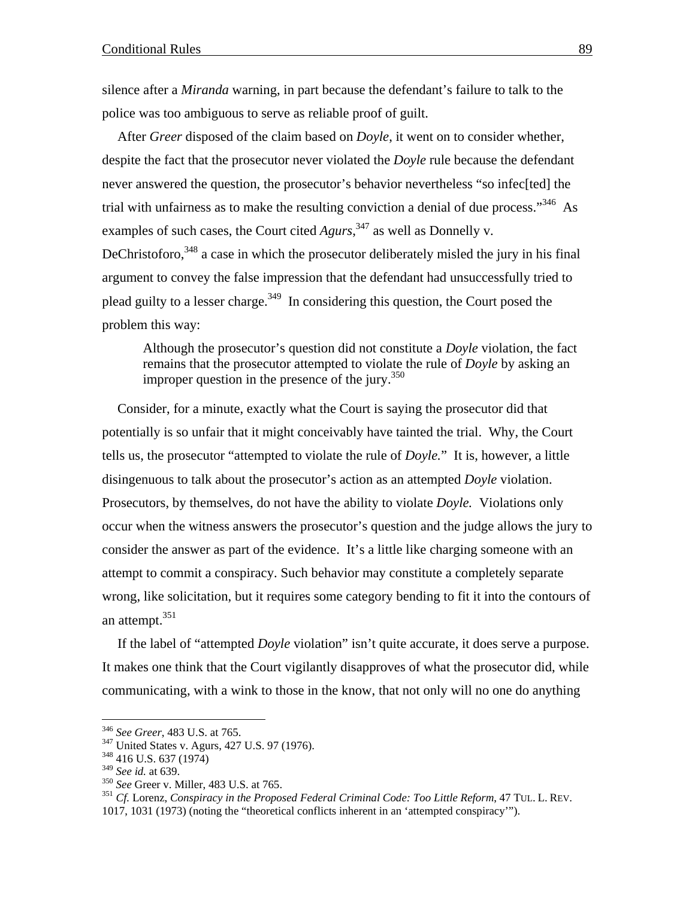silence after a *Miranda* warning, in part because the defendant's failure to talk to the police was too ambiguous to serve as reliable proof of guilt.

After *Greer* disposed of the claim based on *Doyle*, it went on to consider whether, despite the fact that the prosecutor never violated the *Doyle* rule because the defendant never answered the question, the prosecutor's behavior nevertheless "so infec[ted] the trial with unfairness as to make the resulting conviction a denial of due process."[346] As examples of such cases, the Court cited *Agurs*,[347] as well as Donnelly v. DeChristoforo,[348] a case in which the prosecutor deliberately misled the jury in his final argument to convey the false impression that the defendant had unsuccessfully tried to plead guilty to a lesser charge.[349] In considering this question, the Court posed the problem this way:

> Although the prosecutor's question did not constitute a *Doyle* violation, the fact remains that the prosecutor attempted to violate the rule of *Doyle* by asking an improper question in the presence of the jury.[350]

Consider, for a minute, exactly what the Court is saying the prosecutor did that potentially is so unfair that it might conceivably have tainted the trial. Why, the Court tells us, the prosecutor "attempted to violate the rule of *Doyle.*" It is, however, a little disingenuous to talk about the prosecutor's action as an attempted *Doyle* violation. Prosecutors, by themselves, do not have the ability to violate *Doyle.* Violations only occur when the witness answers the prosecutor's question and the judge allows the jury to consider the answer as part of the evidence. It's a little like charging someone with an attempt to commit a conspiracy. Such behavior may constitute a completely separate wrong, like solicitation, but it requires some category bending to fit it into the contours of an attempt.[351]

If the label of "attempted *Doyle* violation" isn't quite accurate, it does serve a purpose. It makes one think that the Court vigilantly disapproves of what the prosecutor did, while communicating, with a wink to those in the know, that not only will no one do anything

---

[346] *See Greer*, 483 U.S. at 765.

[347] United States v. Agurs, 427 U.S. 97 (1976).

[348] 416 U.S. 637 (1974)

[349] *See id.* at 639.

[350] *See* Greer v. Miller, 483 U.S. at 765.

[351] *Cf.* Lorenz, *Conspiracy in the Proposed Federal Criminal Code: Too Little Reform*, 47 TUL. L. REV. 1017, 1031 (1973) (noting the "theoretical conflicts inherent in an 'attempted conspiracy'").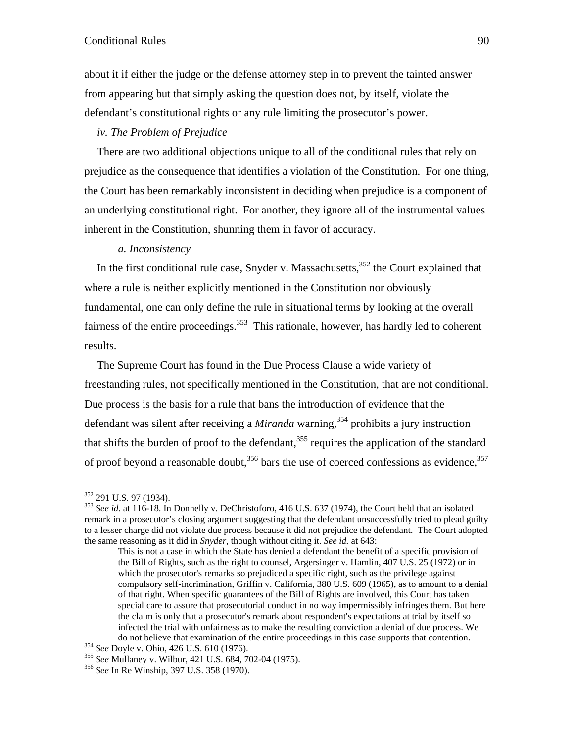about it if either the judge or the defense attorney step in to prevent the tainted answer from appearing but that simply asking the question does not, by itself, violate the defendant's constitutional rights or any rule limiting the prosecutor's power.

*iv. The Problem of Prejudice*

There are two additional objections unique to all of the conditional rules that rely on prejudice as the consequence that identifies a violation of the Constitution. For one thing, the Court has been remarkably inconsistent in deciding when prejudice is a component of an underlying constitutional right. For another, they ignore all of the instrumental values inherent in the Constitution, shunning them in favor of accuracy.

*a. Inconsistency*

In the first conditional rule case, Snyder v. Massachusetts,[352] the Court explained that where a rule is neither explicitly mentioned in the Constitution nor obviously fundamental, one can only define the rule in situational terms by looking at the overall fairness of the entire proceedings.[353] This rationale, however, has hardly led to coherent results.

The Supreme Court has found in the Due Process Clause a wide variety of freestanding rules, not specifically mentioned in the Constitution, that are not conditional. Due process is the basis for a rule that bans the introduction of evidence that the defendant was silent after receiving a *Miranda* warning,[354] prohibits a jury instruction that shifts the burden of proof to the defendant,[355] requires the application of the standard of proof beyond a reasonable doubt,[356] bars the use of coerced confessions as evidence,[357]

---

[352] 291 U.S. 97 (1934).

[353] *See id.* at 116-18. In Donnelly v. DeChristoforo, 416 U.S. 637 (1974), the Court held that an isolated remark in a prosecutor's closing argument suggesting that the defendant unsuccessfully tried to plead guilty to a lesser charge did not violate due process because it did not prejudice the defendant. The Court adopted the same reasoning as it did in *Snyder*, though without citing it. *See id.* at 643:

> This is not a case in which the State has denied a defendant the benefit of a specific provision of the Bill of Rights, such as the right to counsel, Argersinger v. Hamlin, 407 U.S. 25 (1972) or in which the prosecutor's remarks so prejudiced a specific right, such as the privilege against compulsory self-incrimination, Griffin v. California, 380 U.S. 609 (1965), as to amount to a denial of that right. When specific guarantees of the Bill of Rights are involved, this Court has taken special care to assure that prosecutorial conduct in no way impermissibly infringes them. But here the claim is only that a prosecutor's remark about respondent's expectations at trial by itself so infected the trial with unfairness as to make the resulting conviction a denial of due process. We do not believe that examination of the entire proceedings in this case supports that contention.

[354] *See* Doyle v. Ohio, 426 U.S. 610 (1976).

[355] *See* Mullaney v. Wilbur, 421 U.S. 684, 702-04 (1975).

[356] *See* In Re Winship, 397 U.S. 358 (1970).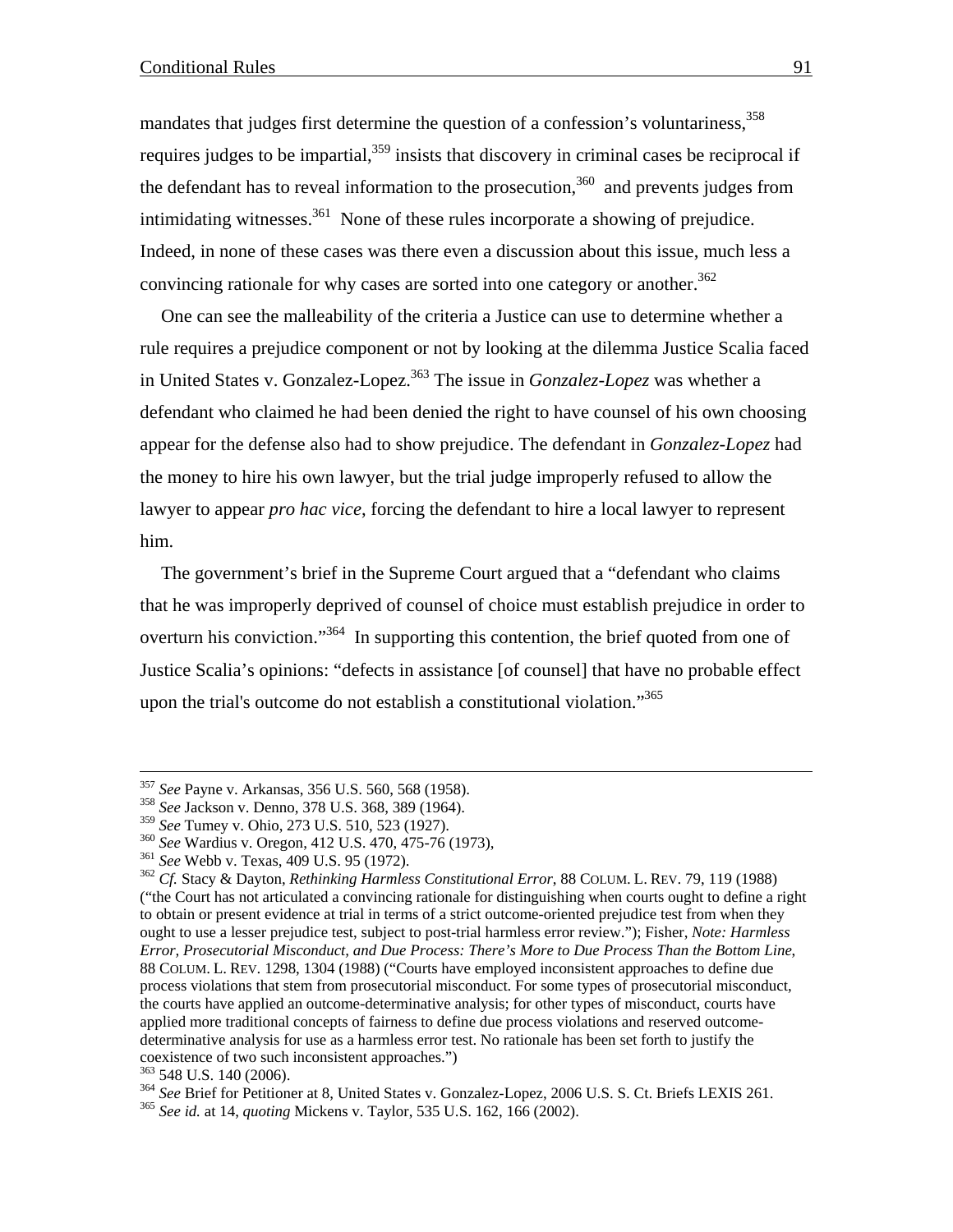mandates that judges first determine the question of a confession's voluntariness,[358] requires judges to be impartial,[359] insists that discovery in criminal cases be reciprocal if the defendant has to reveal information to the prosecution,[360] and prevents judges from intimidating witnesses.[361] None of these rules incorporate a showing of prejudice. Indeed, in none of these cases was there even a discussion about this issue, much less a convincing rationale for why cases are sorted into one category or another.[362]

One can see the malleability of the criteria a Justice can use to determine whether a rule requires a prejudice component or not by looking at the dilemma Justice Scalia faced in United States v. Gonzalez-Lopez.[363] The issue in *Gonzalez-Lopez* was whether a defendant who claimed he had been denied the right to have counsel of his own choosing appear for the defense also had to show prejudice. The defendant in *Gonzalez-Lopez* had the money to hire his own lawyer, but the trial judge improperly refused to allow the lawyer to appear *pro hac vice*, forcing the defendant to hire a local lawyer to represent him.

The government's brief in the Supreme Court argued that a "defendant who claims that he was improperly deprived of counsel of choice must establish prejudice in order to overturn his conviction."[364] In supporting this contention, the brief quoted from one of Justice Scalia's opinions: "defects in assistance [of counsel] that have no probable effect upon the trial's outcome do not establish a constitutional violation."[365]

---

[357] *See* Payne v. Arkansas, 356 U.S. 560, 568 (1958).
[358] *See* Jackson v. Denno, 378 U.S. 368, 389 (1964).
[359] *See* Tumey v. Ohio, 273 U.S. 510, 523 (1927).
[360] *See* Wardius v. Oregon, 412 U.S. 470, 475-76 (1973),
[361] *See* Webb v. Texas, 409 U.S. 95 (1972).
[362] *Cf.* Stacy & Dayton, *Rethinking Harmless Constitutional Error*, 88 COLUM. L. REV. 79, 119 (1988) ("the Court has not articulated a convincing rationale for distinguishing when courts ought to define a right to obtain or present evidence at trial in terms of a strict outcome-oriented prejudice test from when they ought to use a lesser prejudice test, subject to post-trial harmless error review."); Fisher, *Note: Harmless Error, Prosecutorial Misconduct, and Due Process: There's More to Due Process Than the Bottom Line*, 88 COLUM. L. REV. 1298, 1304 (1988) ("Courts have employed inconsistent approaches to define due process violations that stem from prosecutorial misconduct. For some types of prosecutorial misconduct, the courts have applied an outcome-determinative analysis; for other types of misconduct, courts have applied more traditional concepts of fairness to define due process violations and reserved outcome-determinative analysis for use as a harmless error test. No rationale has been set forth to justify the coexistence of two such inconsistent approaches.")
[363] 548 U.S. 140 (2006).
[364] *See* Brief for Petitioner at 8, United States v. Gonzalez-Lopez, 2006 U.S. S. Ct. Briefs LEXIS 261.
[365] *See id.* at 14, *quoting* Mickens v. Taylor, 535 U.S. 162, 166 (2002).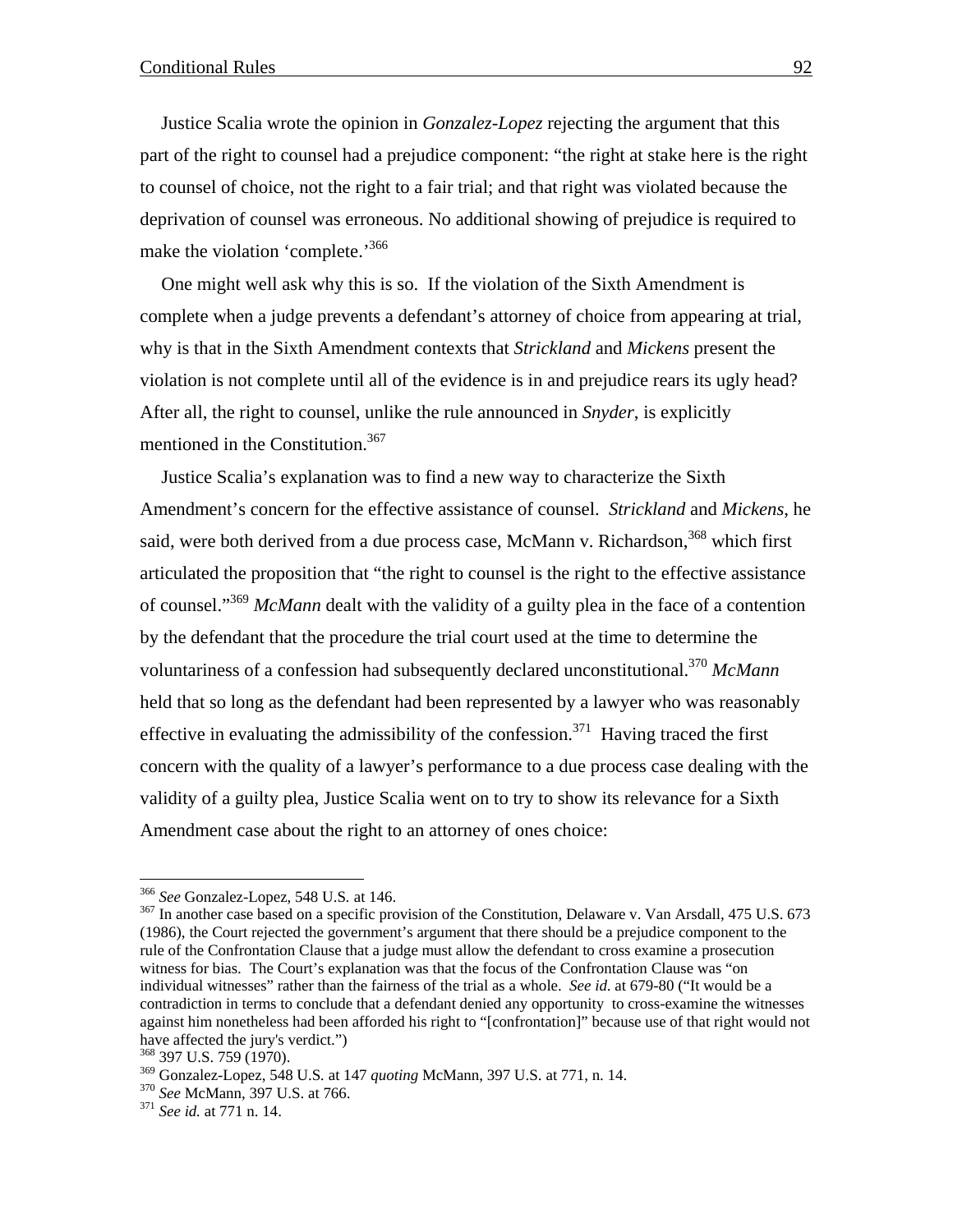Justice Scalia wrote the opinion in *Gonzalez-Lopez* rejecting the argument that this part of the right to counsel had a prejudice component: "the right at stake here is the right to counsel of choice, not the right to a fair trial; and that right was violated because the deprivation of counsel was erroneous. No additional showing of prejudice is required to make the violation 'complete.'[366]

One might well ask why this is so. If the violation of the Sixth Amendment is complete when a judge prevents a defendant's attorney of choice from appearing at trial, why is that in the Sixth Amendment contexts that *Strickland* and *Mickens* present the violation is not complete until all of the evidence is in and prejudice rears its ugly head? After all, the right to counsel, unlike the rule announced in *Snyder*, is explicitly mentioned in the Constitution.[367]

Justice Scalia's explanation was to find a new way to characterize the Sixth Amendment's concern for the effective assistance of counsel. *Strickland* and *Mickens*, he said, were both derived from a due process case, McMann v. Richardson,[368] which first articulated the proposition that "the right to counsel is the right to the effective assistance of counsel."[369] *McMann* dealt with the validity of a guilty plea in the face of a contention by the defendant that the procedure the trial court used at the time to determine the voluntariness of a confession had subsequently declared unconstitutional.[370] *McMann* held that so long as the defendant had been represented by a lawyer who was reasonably effective in evaluating the admissibility of the confession.[371] Having traced the first concern with the quality of a lawyer's performance to a due process case dealing with the validity of a guilty plea, Justice Scalia went on to try to show its relevance for a Sixth Amendment case about the right to an attorney of ones choice:

---

[366] *See* Gonzalez-Lopez, 548 U.S. at 146.

[367] In another case based on a specific provision of the Constitution, Delaware v. Van Arsdall, 475 U.S. 673 (1986), the Court rejected the government's argument that there should be a prejudice component to the rule of the Confrontation Clause that a judge must allow the defendant to cross examine a prosecution witness for bias. The Court's explanation was that the focus of the Confrontation Clause was "on individual witnesses" rather than the fairness of the trial as a whole. *See id.* at 679-80 ("It would be a contradiction in terms to conclude that a defendant denied any opportunity to cross-examine the witnesses against him nonetheless had been afforded his right to "[confrontation]" because use of that right would not have affected the jury's verdict.")

[368] 397 U.S. 759 (1970).

[369] Gonzalez-Lopez, 548 U.S. at 147 *quoting* McMann, 397 U.S. at 771, n. 14.

[370] *See* McMann, 397 U.S. at 766.

[371] *See id.* at 771 n. 14.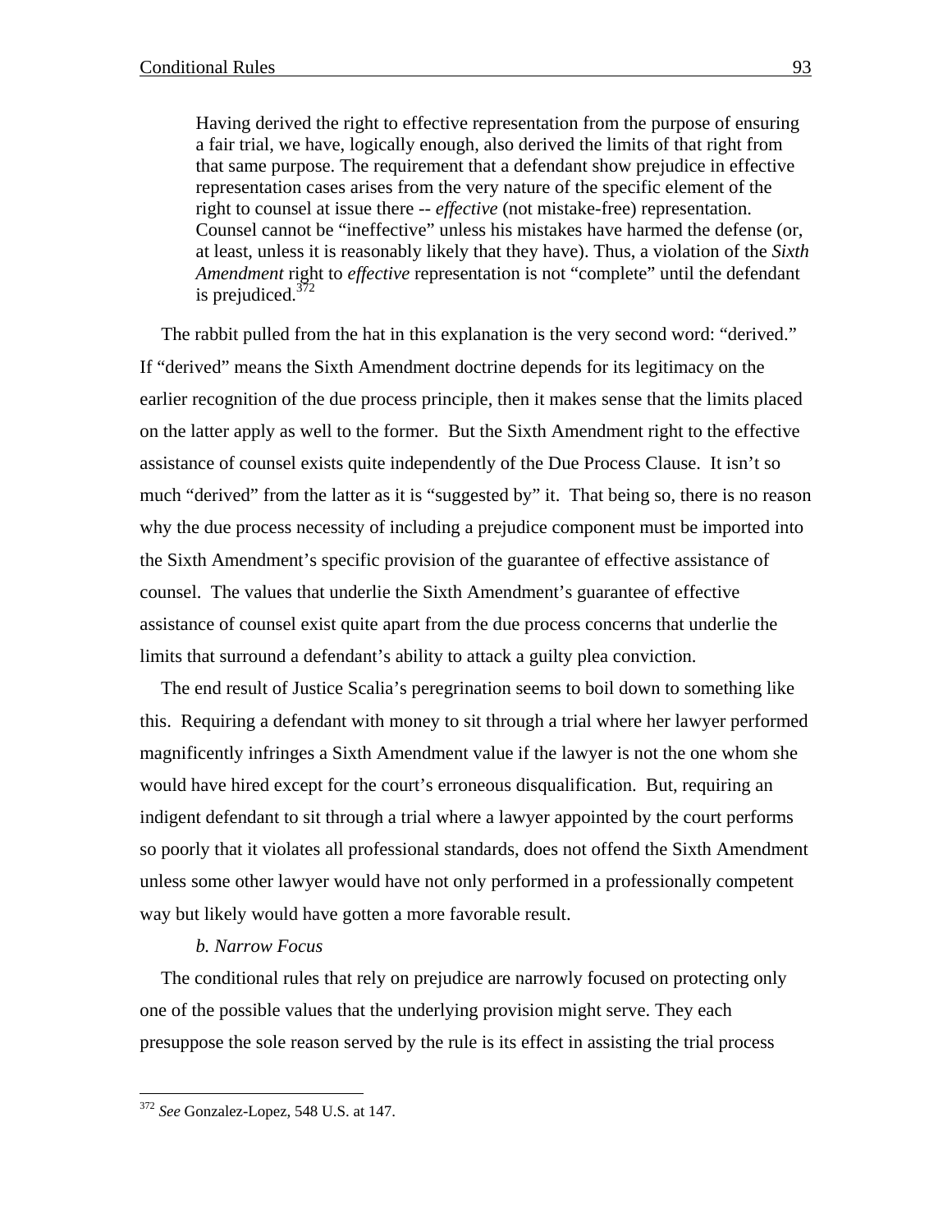> Having derived the right to effective representation from the purpose of ensuring a fair trial, we have, logically enough, also derived the limits of that right from that same purpose. The requirement that a defendant show prejudice in effective representation cases arises from the very nature of the specific element of the right to counsel at issue there -- *effective* (not mistake-free) representation. Counsel cannot be "ineffective" unless his mistakes have harmed the defense (or, at least, unless it is reasonably likely that they have). Thus, a violation of the *Sixth Amendment* right to *effective* representation is not "complete" until the defendant is prejudiced.[372]

The rabbit pulled from the hat in this explanation is the very second word: "derived." If "derived" means the Sixth Amendment doctrine depends for its legitimacy on the earlier recognition of the due process principle, then it makes sense that the limits placed on the latter apply as well to the former. But the Sixth Amendment right to the effective assistance of counsel exists quite independently of the Due Process Clause. It isn't so much "derived" from the latter as it is "suggested by" it. That being so, there is no reason why the due process necessity of including a prejudice component must be imported into the Sixth Amendment's specific provision of the guarantee of effective assistance of counsel. The values that underlie the Sixth Amendment's guarantee of effective assistance of counsel exist quite apart from the due process concerns that underlie the limits that surround a defendant's ability to attack a guilty plea conviction.

The end result of Justice Scalia's peregrination seems to boil down to something like this. Requiring a defendant with money to sit through a trial where her lawyer performed magnificently infringes a Sixth Amendment value if the lawyer is not the one whom she would have hired except for the court's erroneous disqualification. But, requiring an indigent defendant to sit through a trial where a lawyer appointed by the court performs so poorly that it violates all professional standards, does not offend the Sixth Amendment unless some other lawyer would have not only performed in a professionally competent way but likely would have gotten a more favorable result.

*b. Narrow Focus*

The conditional rules that rely on prejudice are narrowly focused on protecting only one of the possible values that the underlying provision might serve. They each presuppose the sole reason served by the rule is its effect in assisting the trial process

---

[372] *See* Gonzalez-Lopez, 548 U.S. at 147.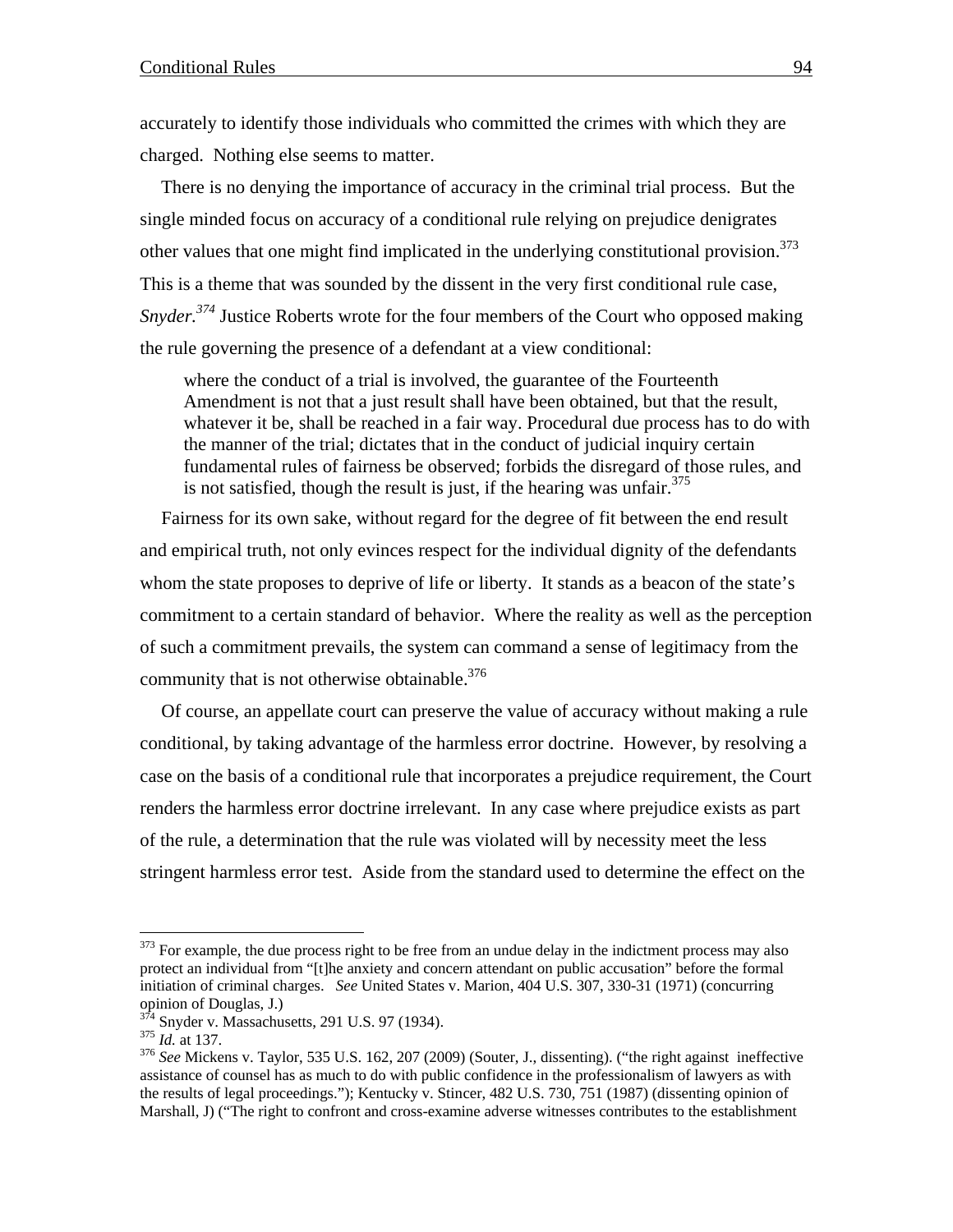accurately to identify those individuals who committed the crimes with which they are charged. Nothing else seems to matter.

There is no denying the importance of accuracy in the criminal trial process. But the single minded focus on accuracy of a conditional rule relying on prejudice denigrates other values that one might find implicated in the underlying constitutional provision.[373] This is a theme that was sounded by the dissent in the very first conditional rule case, *Snyder.*[374] Justice Roberts wrote for the four members of the Court who opposed making the rule governing the presence of a defendant at a view conditional:

> where the conduct of a trial is involved, the guarantee of the Fourteenth Amendment is not that a just result shall have been obtained, but that the result, whatever it be, shall be reached in a fair way. Procedural due process has to do with the manner of the trial; dictates that in the conduct of judicial inquiry certain fundamental rules of fairness be observed; forbids the disregard of those rules, and is not satisfied, though the result is just, if the hearing was unfair.[375]

Fairness for its own sake, without regard for the degree of fit between the end result and empirical truth, not only evinces respect for the individual dignity of the defendants whom the state proposes to deprive of life or liberty. It stands as a beacon of the state's commitment to a certain standard of behavior. Where the reality as well as the perception of such a commitment prevails, the system can command a sense of legitimacy from the community that is not otherwise obtainable.[376]

Of course, an appellate court can preserve the value of accuracy without making a rule conditional, by taking advantage of the harmless error doctrine. However, by resolving a case on the basis of a conditional rule that incorporates a prejudice requirement, the Court renders the harmless error doctrine irrelevant. In any case where prejudice exists as part of the rule, a determination that the rule was violated will by necessity meet the less stringent harmless error test. Aside from the standard used to determine the effect on the

---

[373] For example, the due process right to be free from an undue delay in the indictment process may also protect an individual from "[t]he anxiety and concern attendant on public accusation" before the formal initiation of criminal charges. *See* United States v. Marion, 404 U.S. 307, 330-31 (1971) (concurring opinion of Douglas, J.)

[374] Snyder v. Massachusetts, 291 U.S. 97 (1934).

[375] *Id.* at 137.

[376] *See* Mickens v. Taylor, 535 U.S. 162, 207 (2009) (Souter, J., dissenting). ("the right against ineffective assistance of counsel has as much to do with public confidence in the professionalism of lawyers as with the results of legal proceedings."); Kentucky v. Stincer, 482 U.S. 730, 751 (1987) (dissenting opinion of Marshall, J) ("The right to confront and cross-examine adverse witnesses contributes to the establishment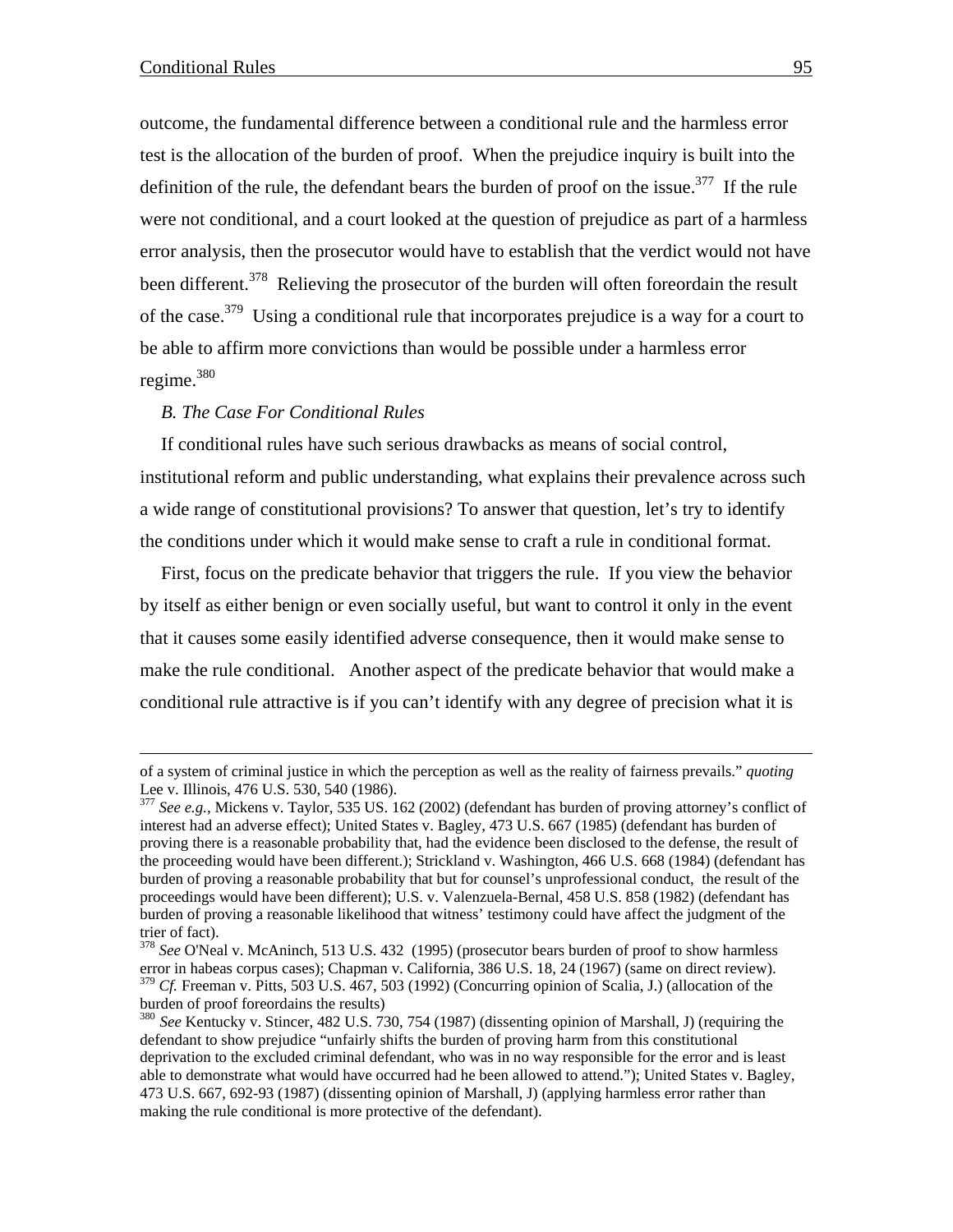outcome, the fundamental difference between a conditional rule and the harmless error test is the allocation of the burden of proof. When the prejudice inquiry is built into the definition of the rule, the defendant bears the burden of proof on the issue.[377] If the rule were not conditional, and a court looked at the question of prejudice as part of a harmless error analysis, then the prosecutor would have to establish that the verdict would not have been different.[378] Relieving the prosecutor of the burden will often foreordain the result of the case.[379] Using a conditional rule that incorporates prejudice is a way for a court to be able to affirm more convictions than would be possible under a harmless error regime.[380]

*B. The Case For Conditional Rules*

If conditional rules have such serious drawbacks as means of social control, institutional reform and public understanding, what explains their prevalence across such a wide range of constitutional provisions? To answer that question, let's try to identify the conditions under which it would make sense to craft a rule in conditional format.

First, focus on the predicate behavior that triggers the rule. If you view the behavior by itself as either benign or even socially useful, but want to control it only in the event that it causes some easily identified adverse consequence, then it would make sense to make the rule conditional. Another aspect of the predicate behavior that would make a conditional rule attractive is if you can't identify with any degree of precision what it is

---

of a system of criminal justice in which the perception as well as the reality of fairness prevails." *quoting* Lee v. Illinois, 476 U.S. 530, 540 (1986).

[377] *See e.g.,* Mickens v. Taylor, 535 US. 162 (2002) (defendant has burden of proving attorney's conflict of interest had an adverse effect); United States v. Bagley, 473 U.S. 667 (1985) (defendant has burden of proving there is a reasonable probability that, had the evidence been disclosed to the defense, the result of the proceeding would have been different.); Strickland v. Washington, 466 U.S. 668 (1984) (defendant has burden of proving a reasonable probability that but for counsel's unprofessional conduct, the result of the proceedings would have been different); U.S. v. Valenzuela-Bernal, 458 U.S. 858 (1982) (defendant has burden of proving a reasonable likelihood that witness' testimony could have affect the judgment of the trier of fact).

[378] *See* O'Neal v. McAninch, 513 U.S. 432 (1995) (prosecutor bears burden of proof to show harmless error in habeas corpus cases); Chapman v. California, 386 U.S. 18, 24 (1967) (same on direct review).

[379] *Cf.* Freeman v. Pitts, 503 U.S. 467, 503 (1992) (Concurring opinion of Scalia, J.) (allocation of the burden of proof foreordains the results)

[380] *See* Kentucky v. Stincer, 482 U.S. 730, 754 (1987) (dissenting opinion of Marshall, J) (requiring the defendant to show prejudice "unfairly shifts the burden of proving harm from this constitutional deprivation to the excluded criminal defendant, who was in no way responsible for the error and is least able to demonstrate what would have occurred had he been allowed to attend."); United States v. Bagley, 473 U.S. 667, 692-93 (1987) (dissenting opinion of Marshall, J) (applying harmless error rather than making the rule conditional is more protective of the defendant).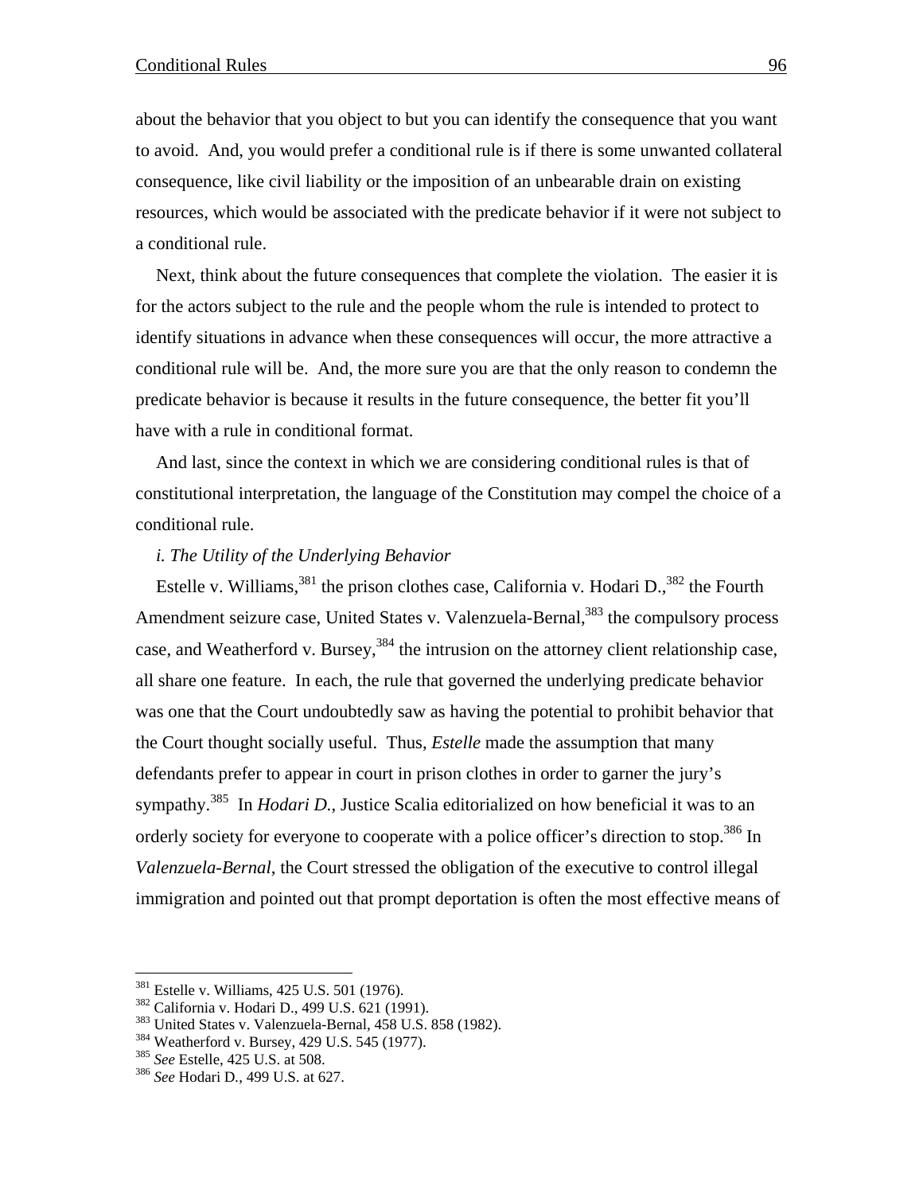about the behavior that you object to but you can identify the consequence that you want to avoid. And, you would prefer a conditional rule is if there is some unwanted collateral consequence, like civil liability or the imposition of an unbearable drain on existing resources, which would be associated with the predicate behavior if it were not subject to a conditional rule.

Next, think about the future consequences that complete the violation. The easier it is for the actors subject to the rule and the people whom the rule is intended to protect to identify situations in advance when these consequences will occur, the more attractive a conditional rule will be. And, the more sure you are that the only reason to condemn the predicate behavior is because it results in the future consequence, the better fit you'll have with a rule in conditional format.

And last, since the context in which we are considering conditional rules is that of constitutional interpretation, the language of the Constitution may compel the choice of a conditional rule.

*i. The Utility of the Underlying Behavior*

Estelle v. Williams,[381] the prison clothes case, California v. Hodari D.,[382] the Fourth Amendment seizure case, United States v. Valenzuela-Bernal,[383] the compulsory process case, and Weatherford v. Bursey,[384] the intrusion on the attorney client relationship case, all share one feature. In each, the rule that governed the underlying predicate behavior was one that the Court undoubtedly saw as having the potential to prohibit behavior that the Court thought socially useful. Thus, *Estelle* made the assumption that many defendants prefer to appear in court in prison clothes in order to garner the jury's sympathy.[385] In *Hodari D.*, Justice Scalia editorialized on how beneficial it was to an orderly society for everyone to cooperate with a police officer's direction to stop.[386] In *Valenzuela-Bernal*, the Court stressed the obligation of the executive to control illegal immigration and pointed out that prompt deportation is often the most effective means of

---

[381] Estelle v. Williams, 425 U.S. 501 (1976).
[382] California v. Hodari D., 499 U.S. 621 (1991).
[383] United States v. Valenzuela-Bernal, 458 U.S. 858 (1982).
[384] Weatherford v. Bursey, 429 U.S. 545 (1977).
[385] *See* Estelle, 425 U.S. at 508.
[386] *See* Hodari D., 499 U.S. at 627.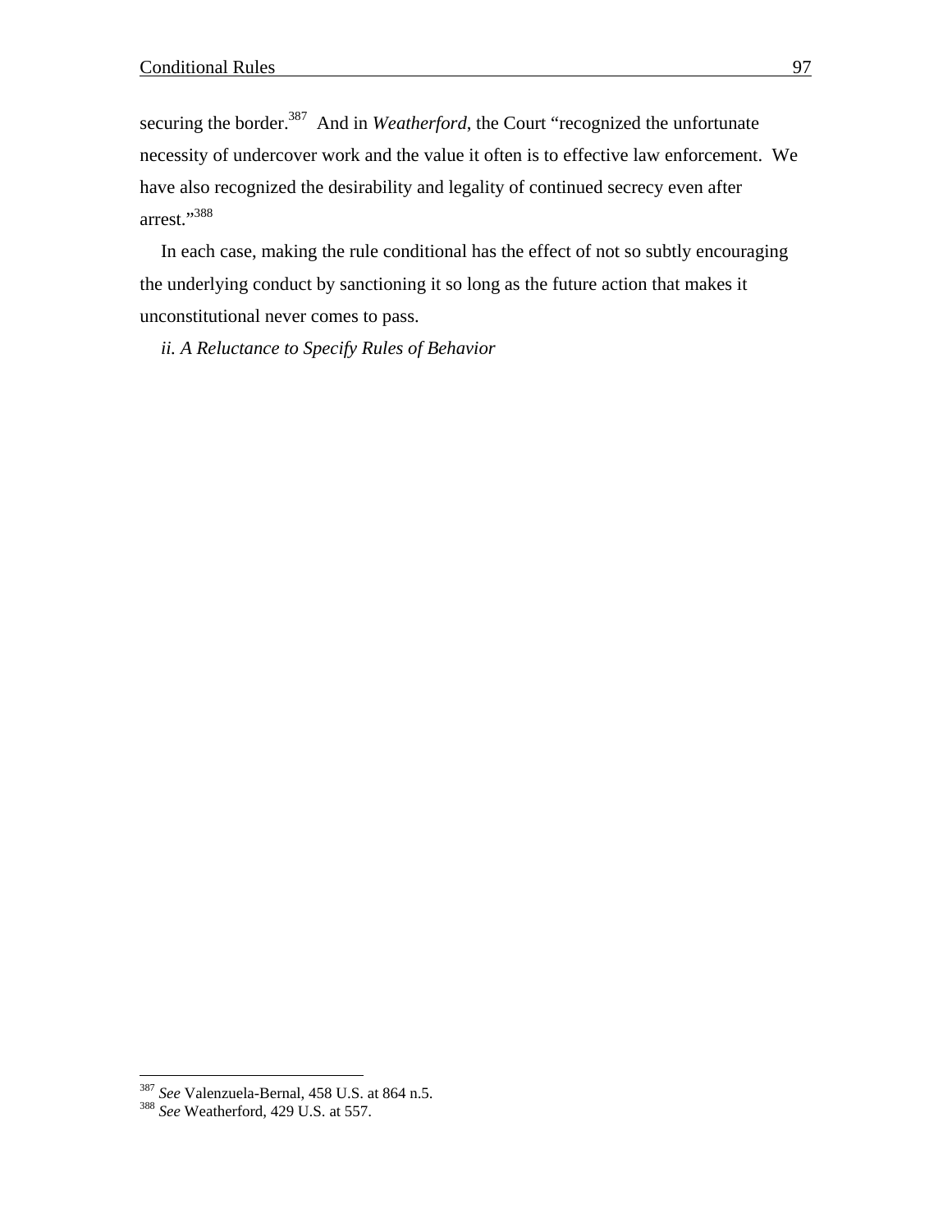securing the border.[387] And in *Weatherford*, the Court "recognized the unfortunate necessity of undercover work and the value it often is to effective law enforcement. We have also recognized the desirability and legality of continued secrecy even after arrest."[388]

In each case, making the rule conditional has the effect of not so subtly encouraging the underlying conduct by sanctioning it so long as the future action that makes it unconstitutional never comes to pass.

*ii. A Reluctance to Specify Rules of Behavior*

---

[387] *See* Valenzuela-Bernal, 458 U.S. at 864 n.5.
[388] *See* Weatherford, 429 U.S. at 557.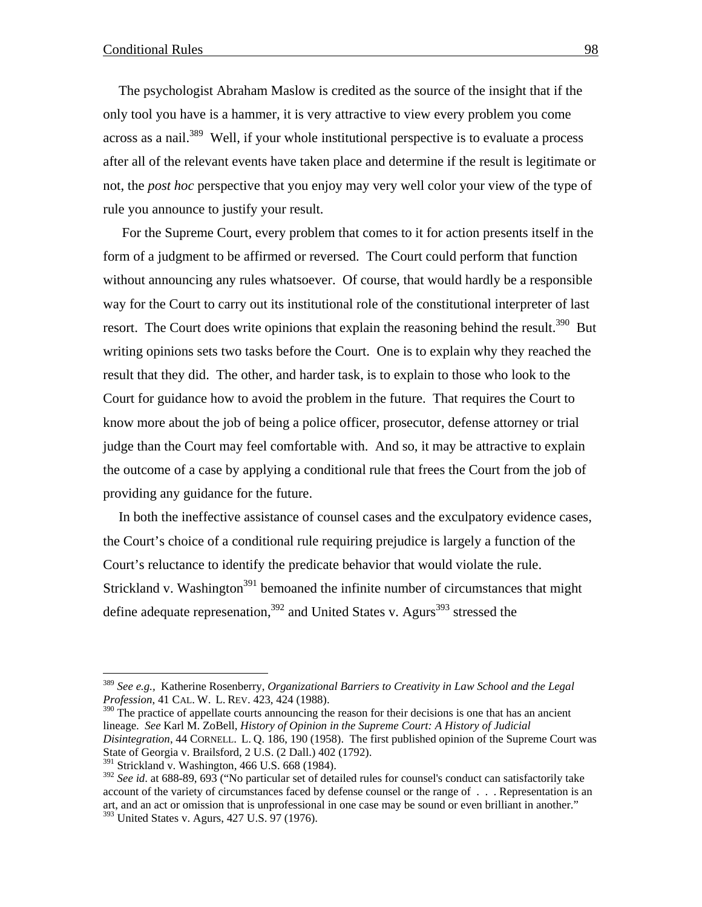The psychologist Abraham Maslow is credited as the source of the insight that if the only tool you have is a hammer, it is very attractive to view every problem you come across as a nail.[389] Well, if your whole institutional perspective is to evaluate a process after all of the relevant events have taken place and determine if the result is legitimate or not, the *post hoc* perspective that you enjoy may very well color your view of the type of rule you announce to justify your result.

For the Supreme Court, every problem that comes to it for action presents itself in the form of a judgment to be affirmed or reversed. The Court could perform that function without announcing any rules whatsoever. Of course, that would hardly be a responsible way for the Court to carry out its institutional role of the constitutional interpreter of last resort. The Court does write opinions that explain the reasoning behind the result.[390] But writing opinions sets two tasks before the Court. One is to explain why they reached the result that they did. The other, and harder task, is to explain to those who look to the Court for guidance how to avoid the problem in the future. That requires the Court to know more about the job of being a police officer, prosecutor, defense attorney or trial judge than the Court may feel comfortable with. And so, it may be attractive to explain the outcome of a case by applying a conditional rule that frees the Court from the job of providing any guidance for the future.

In both the ineffective assistance of counsel cases and the exculpatory evidence cases, the Court's choice of a conditional rule requiring prejudice is largely a function of the Court's reluctance to identify the predicate behavior that would violate the rule. Strickland v. Washington[391] bemoaned the infinite number of circumstances that might define adequate represenation,[392] and United States v. Agurs[393] stressed the

---

[389] *See e.g.,* Katherine Rosenberry, *Organizational Barriers to Creativity in Law School and the Legal Profession*, 41 CAL. W. L. REV. 423, 424 (1988).

[390] The practice of appellate courts announcing the reason for their decisions is one that has an ancient lineage. *See* Karl M. ZoBell, *History of Opinion in the Supreme Court: A History of Judicial Disintegration*, 44 CORNELL. L. Q. 186, 190 (1958). The first published opinion of the Supreme Court was State of Georgia v. Brailsford, 2 U.S. (2 Dall.) 402 (1792).

[391] Strickland v. Washington, 466 U.S. 668 (1984).

[392] *See id*. at 688-89, 693 ("No particular set of detailed rules for counsel's conduct can satisfactorily take account of the variety of circumstances faced by defense counsel or the range of . . . Representation is an art, and an act or omission that is unprofessional in one case may be sound or even brilliant in another."

[393] United States v. Agurs, 427 U.S. 97 (1976).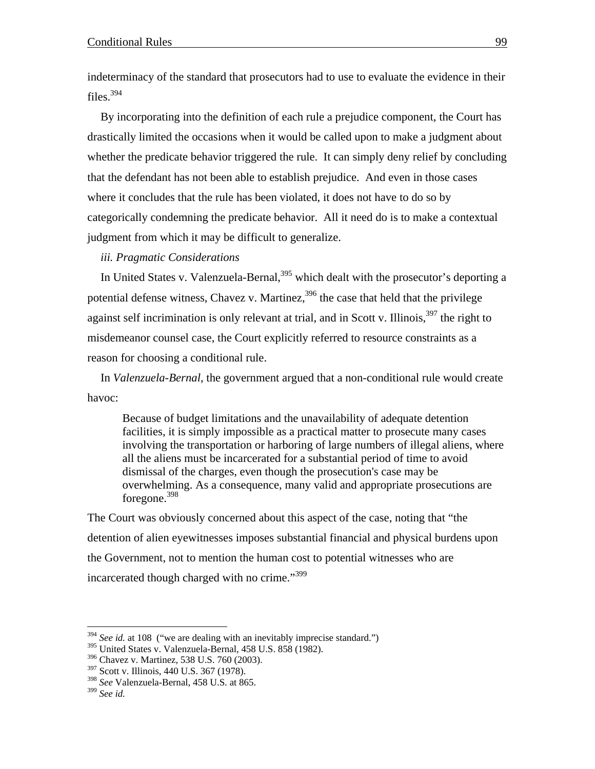indeterminacy of the standard that prosecutors had to use to evaluate the evidence in their files.[394]

By incorporating into the definition of each rule a prejudice component, the Court has drastically limited the occasions when it would be called upon to make a judgment about whether the predicate behavior triggered the rule. It can simply deny relief by concluding that the defendant has not been able to establish prejudice. And even in those cases where it concludes that the rule has been violated, it does not have to do so by categorically condemning the predicate behavior. All it need do is to make a contextual judgment from which it may be difficult to generalize.

*iii. Pragmatic Considerations*

In United States v. Valenzuela-Bernal,[395] which dealt with the prosecutor's deporting a potential defense witness, Chavez v. Martinez,[396] the case that held that the privilege against self incrimination is only relevant at trial, and in Scott v. Illinois,[397] the right to misdemeanor counsel case, the Court explicitly referred to resource constraints as a reason for choosing a conditional rule.

In *Valenzuela-Bernal*, the government argued that a non-conditional rule would create havoc:

> Because of budget limitations and the unavailability of adequate detention facilities, it is simply impossible as a practical matter to prosecute many cases involving the transportation or harboring of large numbers of illegal aliens, where all the aliens must be incarcerated for a substantial period of time to avoid dismissal of the charges, even though the prosecution's case may be overwhelming. As a consequence, many valid and appropriate prosecutions are foregone.[398]

The Court was obviously concerned about this aspect of the case, noting that "the detention of alien eyewitnesses imposes substantial financial and physical burdens upon the Government, not to mention the human cost to potential witnesses who are incarcerated though charged with no crime."[399]

---

[394] *See id.* at 108 ("we are dealing with an inevitably imprecise standard.")
[395] United States v. Valenzuela-Bernal, 458 U.S. 858 (1982).
[396] Chavez v. Martinez, 538 U.S. 760 (2003).
[397] Scott v. Illinois, 440 U.S. 367 (1978).
[398] *See* Valenzuela-Bernal, 458 U.S. at 865.
[399] *See id.*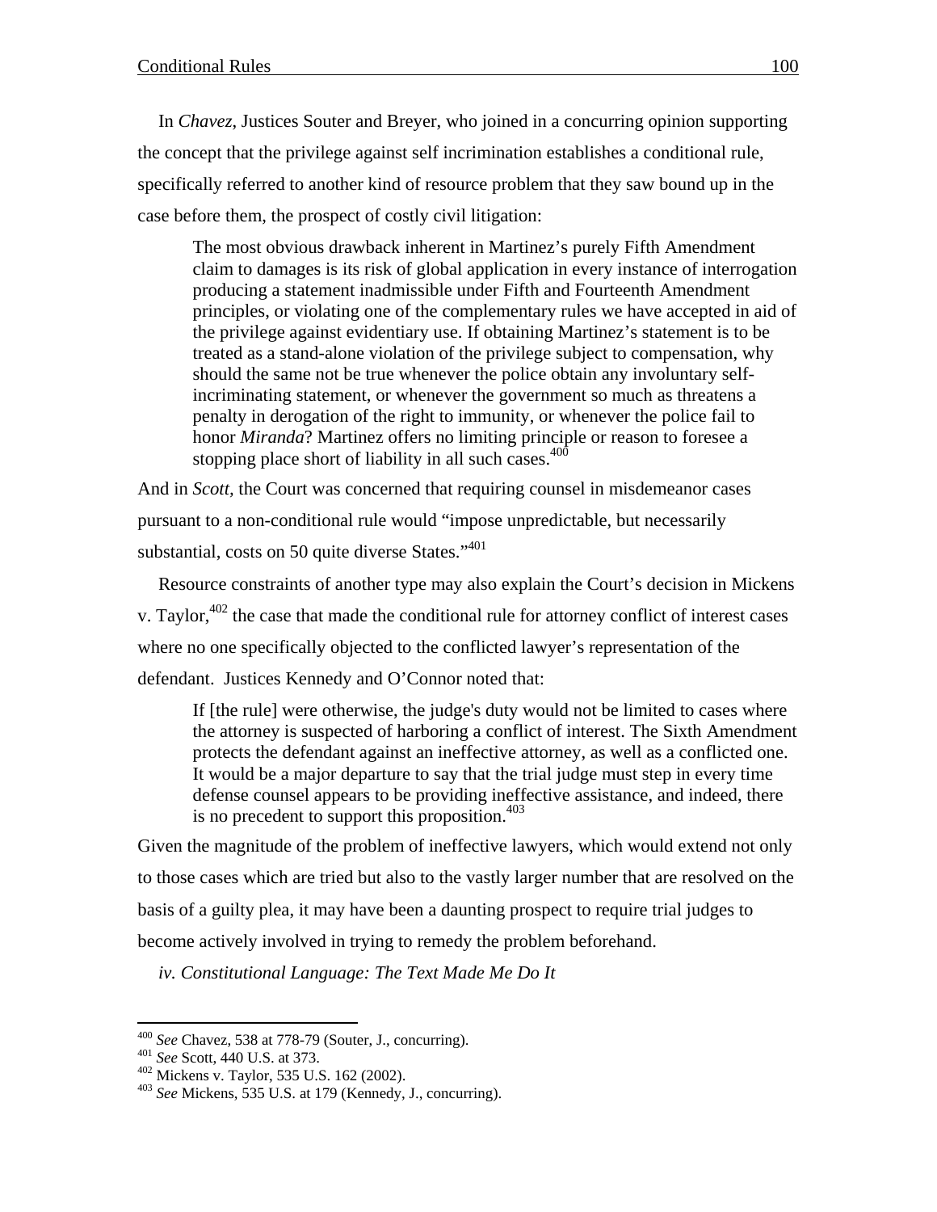In *Chavez*, Justices Souter and Breyer, who joined in a concurring opinion supporting the concept that the privilege against self incrimination establishes a conditional rule, specifically referred to another kind of resource problem that they saw bound up in the case before them, the prospect of costly civil litigation:

> The most obvious drawback inherent in Martinez's purely Fifth Amendment claim to damages is its risk of global application in every instance of interrogation producing a statement inadmissible under Fifth and Fourteenth Amendment principles, or violating one of the complementary rules we have accepted in aid of the privilege against evidentiary use. If obtaining Martinez's statement is to be treated as a stand-alone violation of the privilege subject to compensation, why should the same not be true whenever the police obtain any involuntary self-incriminating statement, or whenever the government so much as threatens a penalty in derogation of the right to immunity, or whenever the police fail to honor *Miranda*? Martinez offers no limiting principle or reason to foresee a stopping place short of liability in all such cases.[400]

And in *Scott,* the Court was concerned that requiring counsel in misdemeanor cases pursuant to a non-conditional rule would "impose unpredictable, but necessarily substantial, costs on 50 quite diverse States."[401]

Resource constraints of another type may also explain the Court's decision in Mickens v. Taylor,[402] the case that made the conditional rule for attorney conflict of interest cases where no one specifically objected to the conflicted lawyer's representation of the defendant. Justices Kennedy and O'Connor noted that:

> If [the rule] were otherwise, the judge's duty would not be limited to cases where the attorney is suspected of harboring a conflict of interest. The Sixth Amendment protects the defendant against an ineffective attorney, as well as a conflicted one. It would be a major departure to say that the trial judge must step in every time defense counsel appears to be providing ineffective assistance, and indeed, there is no precedent to support this proposition.[403]

Given the magnitude of the problem of ineffective lawyers, which would extend not only to those cases which are tried but also to the vastly larger number that are resolved on the basis of a guilty plea, it may have been a daunting prospect to require trial judges to become actively involved in trying to remedy the problem beforehand.

*iv. Constitutional Language: The Text Made Me Do It*

---

[400] *See* Chavez, 538 at 778-79 (Souter, J., concurring).
[401] *See* Scott, 440 U.S. at 373.
[402] Mickens v. Taylor, 535 U.S. 162 (2002).
[403] *See* Mickens, 535 U.S. at 179 (Kennedy, J., concurring).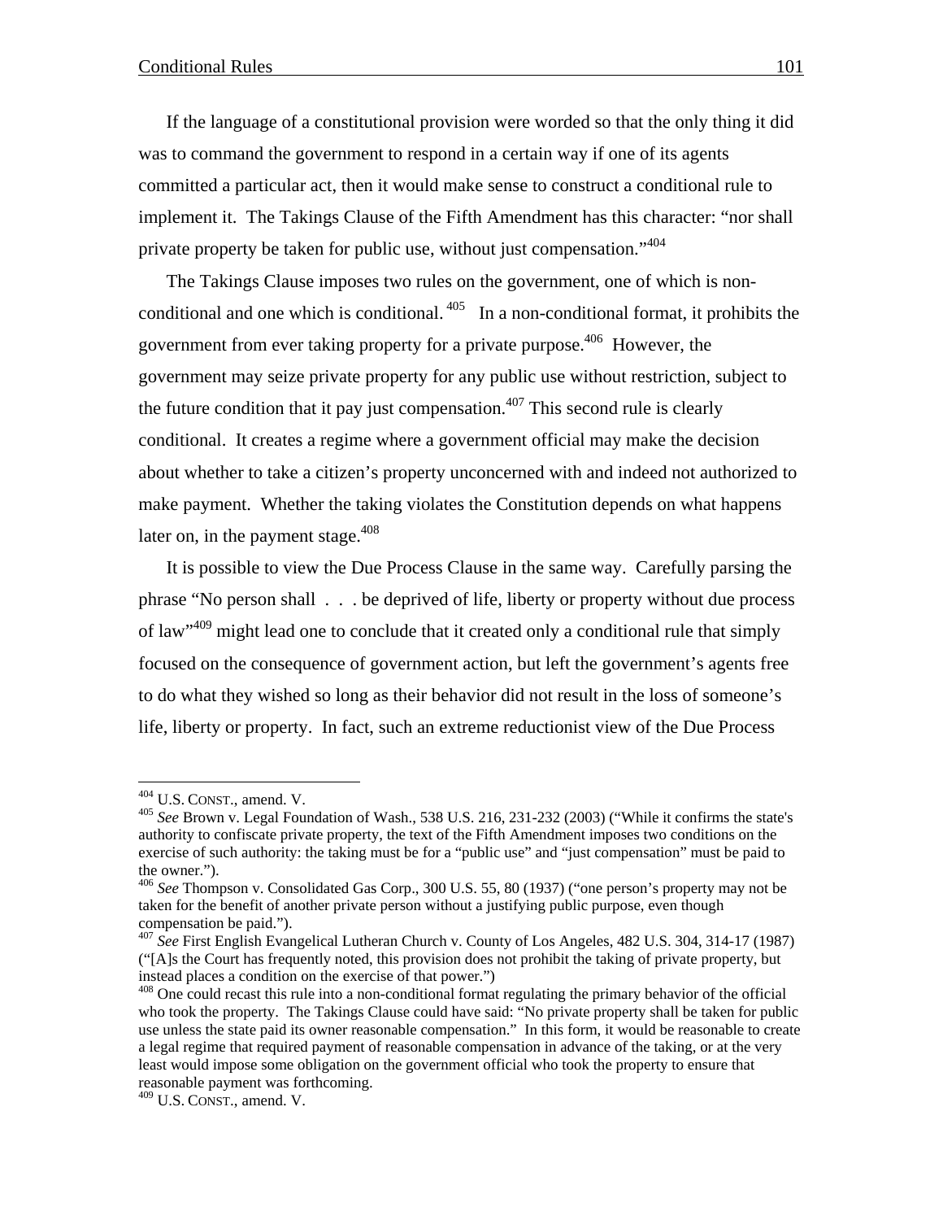If the language of a constitutional provision were worded so that the only thing it did was to command the government to respond in a certain way if one of its agents committed a particular act, then it would make sense to construct a conditional rule to implement it. The Takings Clause of the Fifth Amendment has this character: "nor shall private property be taken for public use, without just compensation."[404]

The Takings Clause imposes two rules on the government, one of which is non-conditional and one which is conditional.[405] In a non-conditional format, it prohibits the government from ever taking property for a private purpose.[406] However, the government may seize private property for any public use without restriction, subject to the future condition that it pay just compensation.[407] This second rule is clearly conditional. It creates a regime where a government official may make the decision about whether to take a citizen's property unconcerned with and indeed not authorized to make payment. Whether the taking violates the Constitution depends on what happens later on, in the payment stage.[408]

It is possible to view the Due Process Clause in the same way. Carefully parsing the phrase "No person shall . . . be deprived of life, liberty or property without due process of law"[409] might lead one to conclude that it created only a conditional rule that simply focused on the consequence of government action, but left the government's agents free to do what they wished so long as their behavior did not result in the loss of someone's life, liberty or property. In fact, such an extreme reductionist view of the Due Process

---

[404] U.S. CONST., amend. V.

[405] *See* Brown v. Legal Foundation of Wash., 538 U.S. 216, 231-232 (2003) ("While it confirms the state's authority to confiscate private property, the text of the Fifth Amendment imposes two conditions on the exercise of such authority: the taking must be for a "public use" and "just compensation" must be paid to the owner.").

[406] *See* Thompson v. Consolidated Gas Corp., 300 U.S. 55, 80 (1937) ("one person's property may not be taken for the benefit of another private person without a justifying public purpose, even though compensation be paid.").

[407] *See* First English Evangelical Lutheran Church v. County of Los Angeles, 482 U.S. 304, 314-17 (1987) ("[A]s the Court has frequently noted, this provision does not prohibit the taking of private property, but instead places a condition on the exercise of that power.")

[408] One could recast this rule into a non-conditional format regulating the primary behavior of the official who took the property. The Takings Clause could have said: "No private property shall be taken for public use unless the state paid its owner reasonable compensation." In this form, it would be reasonable to create a legal regime that required payment of reasonable compensation in advance of the taking, or at the very least would impose some obligation on the government official who took the property to ensure that reasonable payment was forthcoming.

[409] U.S. CONST., amend. V.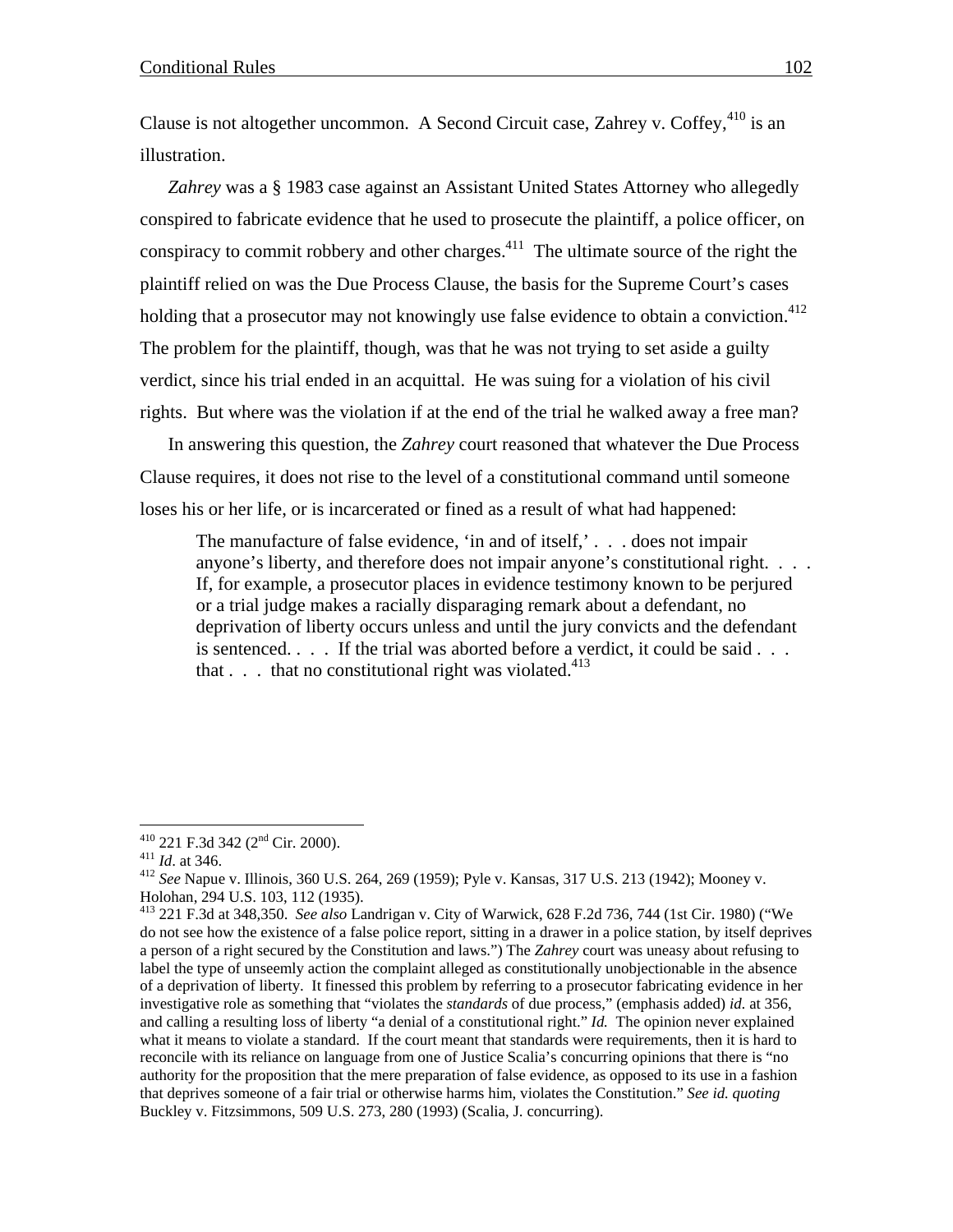Clause is not altogether uncommon. A Second Circuit case, Zahrey v. Coffey,[410] is an illustration.

*Zahrey* was a § 1983 case against an Assistant United States Attorney who allegedly conspired to fabricate evidence that he used to prosecute the plaintiff, a police officer, on conspiracy to commit robbery and other charges.[411] The ultimate source of the right the plaintiff relied on was the Due Process Clause, the basis for the Supreme Court's cases holding that a prosecutor may not knowingly use false evidence to obtain a conviction.[412] The problem for the plaintiff, though, was that he was not trying to set aside a guilty verdict, since his trial ended in an acquittal. He was suing for a violation of his civil rights. But where was the violation if at the end of the trial he walked away a free man?

In answering this question, the *Zahrey* court reasoned that whatever the Due Process Clause requires, it does not rise to the level of a constitutional command until someone loses his or her life, or is incarcerated or fined as a result of what had happened:

> The manufacture of false evidence, 'in and of itself,' . . . does not impair anyone's liberty, and therefore does not impair anyone's constitutional right. . . . If, for example, a prosecutor places in evidence testimony known to be perjured or a trial judge makes a racially disparaging remark about a defendant, no deprivation of liberty occurs unless and until the jury convicts and the defendant is sentenced. . . . If the trial was aborted before a verdict, it could be said . . . that . . . that no constitutional right was violated.[413]

---

[410] 221 F.3d 342 (2nd Cir. 2000).

[411] *Id*. at 346.

[412] *See* Napue v. Illinois, 360 U.S. 264, 269 (1959); Pyle v. Kansas, 317 U.S. 213 (1942); Mooney v. Holohan, 294 U.S. 103, 112 (1935).

[413] 221 F.3d at 348,350. *See also* Landrigan v. City of Warwick, 628 F.2d 736, 744 (1st Cir. 1980) ("We do not see how the existence of a false police report, sitting in a drawer in a police station, by itself deprives a person of a right secured by the Constitution and laws.") The *Zahrey* court was uneasy about refusing to label the type of unseemly action the complaint alleged as constitutionally unobjectionable in the absence of a deprivation of liberty. It finessed this problem by referring to a prosecutor fabricating evidence in her investigative role as something that "violates the *standards* of due process," (emphasis added) *id*. at 356, and calling a resulting loss of liberty "a denial of a constitutional right." *Id.* The opinion never explained what it means to violate a standard. If the court meant that standards were requirements, then it is hard to reconcile with its reliance on language from one of Justice Scalia's concurring opinions that there is "no authority for the proposition that the mere preparation of false evidence, as opposed to its use in a fashion that deprives someone of a fair trial or otherwise harms him, violates the Constitution." *See id. quoting* Buckley v. Fitzsimmons, 509 U.S. 273, 280 (1993) (Scalia, J. concurring).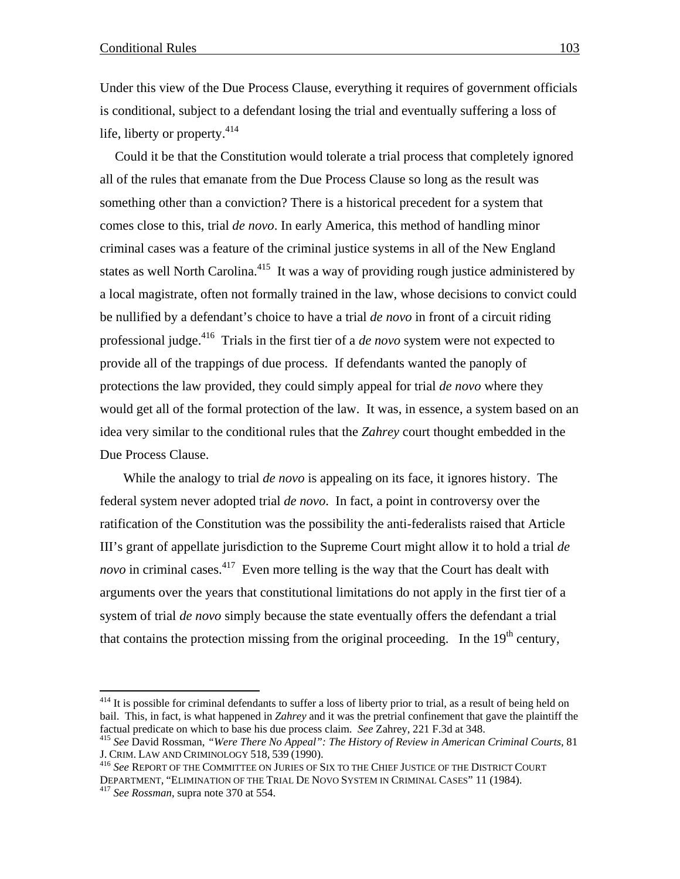Under this view of the Due Process Clause, everything it requires of government officials is conditional, subject to a defendant losing the trial and eventually suffering a loss of life, liberty or property.[414]

Could it be that the Constitution would tolerate a trial process that completely ignored all of the rules that emanate from the Due Process Clause so long as the result was something other than a conviction? There is a historical precedent for a system that comes close to this, trial *de novo*. In early America, this method of handling minor criminal cases was a feature of the criminal justice systems in all of the New England states as well North Carolina.[415] It was a way of providing rough justice administered by a local magistrate, often not formally trained in the law, whose decisions to convict could be nullified by a defendant's choice to have a trial *de novo* in front of a circuit riding professional judge.[416] Trials in the first tier of a *de novo* system were not expected to provide all of the trappings of due process. If defendants wanted the panoply of protections the law provided, they could simply appeal for trial *de novo* where they would get all of the formal protection of the law. It was, in essence, a system based on an idea very similar to the conditional rules that the *Zahrey* court thought embedded in the Due Process Clause.

While the analogy to trial *de novo* is appealing on its face, it ignores history. The federal system never adopted trial *de novo*. In fact, a point in controversy over the ratification of the Constitution was the possibility the anti-federalists raised that Article III's grant of appellate jurisdiction to the Supreme Court might allow it to hold a trial *de novo* in criminal cases.[417] Even more telling is the way that the Court has dealt with arguments over the years that constitutional limitations do not apply in the first tier of a system of trial *de novo* simply because the state eventually offers the defendant a trial that contains the protection missing from the original proceeding. In the 19th century,

---

[414] It is possible for criminal defendants to suffer a loss of liberty prior to trial, as a result of being held on bail. This, in fact, is what happened in *Zahrey* and it was the pretrial confinement that gave the plaintiff the factual predicate on which to base his due process claim. *See* Zahrey, 221 F.3d at 348.

[415] *See* David Rossman, *"Were There No Appeal": The History of Review in American Criminal Courts*, 81 J. Crim. Law and Criminology 518, 539 (1990).

[416] *See* Report of the Committee on Juries of Six to the Chief Justice of the District Court Department, "Elimination of the Trial De Novo System in Criminal Cases" 11 (1984).

[417] *See Rossman*, supra note 370 at 554.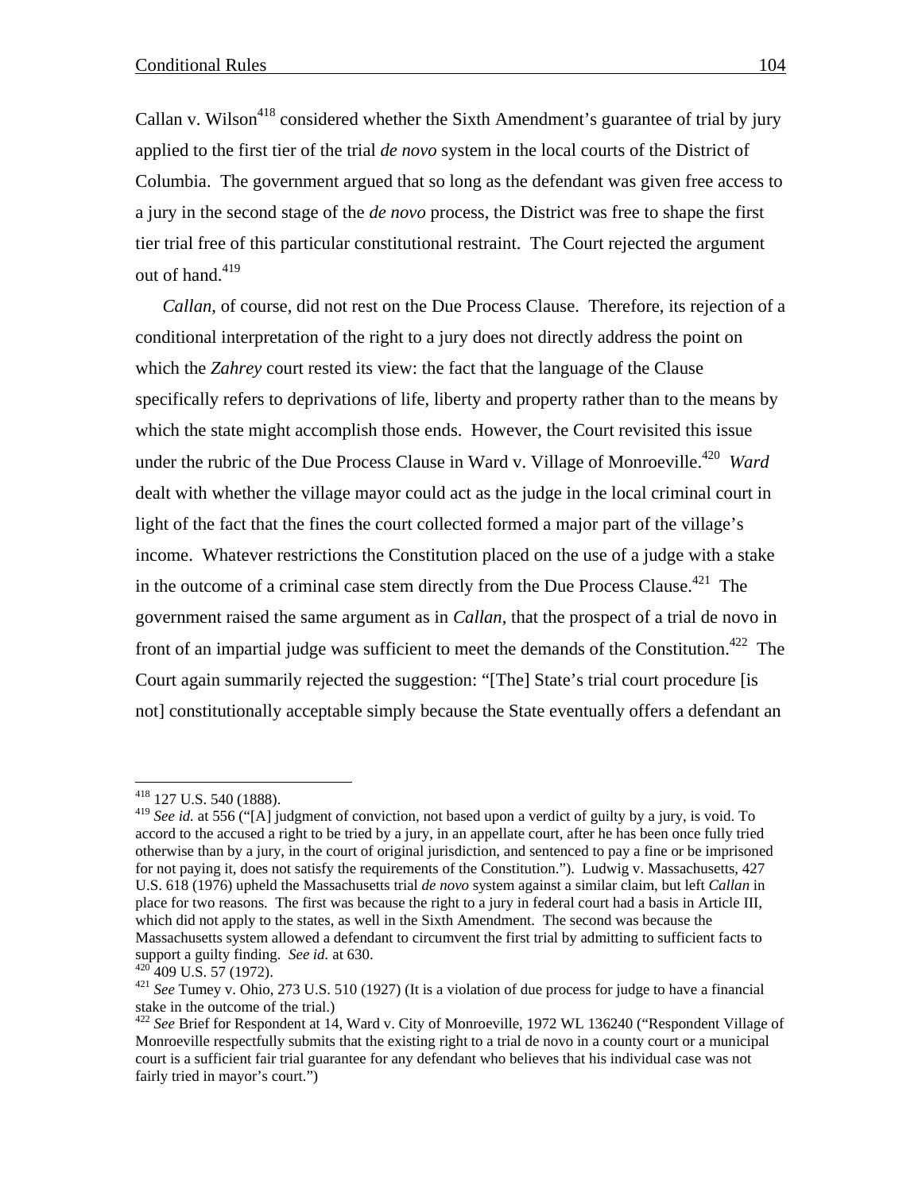Callan v. Wilson[418] considered whether the Sixth Amendment's guarantee of trial by jury applied to the first tier of the trial *de novo* system in the local courts of the District of Columbia. The government argued that so long as the defendant was given free access to a jury in the second stage of the *de novo* process, the District was free to shape the first tier trial free of this particular constitutional restraint. The Court rejected the argument out of hand.[419]

*Callan*, of course, did not rest on the Due Process Clause. Therefore, its rejection of a conditional interpretation of the right to a jury does not directly address the point on which the *Zahrey* court rested its view: the fact that the language of the Clause specifically refers to deprivations of life, liberty and property rather than to the means by which the state might accomplish those ends. However, the Court revisited this issue under the rubric of the Due Process Clause in Ward v. Village of Monroeville.[420] *Ward* dealt with whether the village mayor could act as the judge in the local criminal court in light of the fact that the fines the court collected formed a major part of the village's income. Whatever restrictions the Constitution placed on the use of a judge with a stake in the outcome of a criminal case stem directly from the Due Process Clause.[421] The government raised the same argument as in *Callan*, that the prospect of a trial de novo in front of an impartial judge was sufficient to meet the demands of the Constitution.[422] The Court again summarily rejected the suggestion: "[The] State's trial court procedure [is not] constitutionally acceptable simply because the State eventually offers a defendant an

---

[418] 127 U.S. 540 (1888).

[419] *See id.* at 556 ("[A] judgment of conviction, not based upon a verdict of guilty by a jury, is void. To accord to the accused a right to be tried by a jury, in an appellate court, after he has been once fully tried otherwise than by a jury, in the court of original jurisdiction, and sentenced to pay a fine or be imprisoned for not paying it, does not satisfy the requirements of the Constitution."). Ludwig v. Massachusetts, 427 U.S. 618 (1976) upheld the Massachusetts trial *de novo* system against a similar claim, but left *Callan* in place for two reasons. The first was because the right to a jury in federal court had a basis in Article III, which did not apply to the states, as well in the Sixth Amendment. The second was because the Massachusetts system allowed a defendant to circumvent the first trial by admitting to sufficient facts to support a guilty finding. *See id.* at 630.

[420] 409 U.S. 57 (1972).

[421] *See* Tumey v. Ohio, 273 U.S. 510 (1927) (It is a violation of due process for judge to have a financial stake in the outcome of the trial.)

[422] *See* Brief for Respondent at 14, Ward v. City of Monroeville, 1972 WL 136240 ("Respondent Village of Monroeville respectfully submits that the existing right to a trial de novo in a county court or a municipal court is a sufficient fair trial guarantee for any defendant who believes that his individual case was not fairly tried in mayor's court.")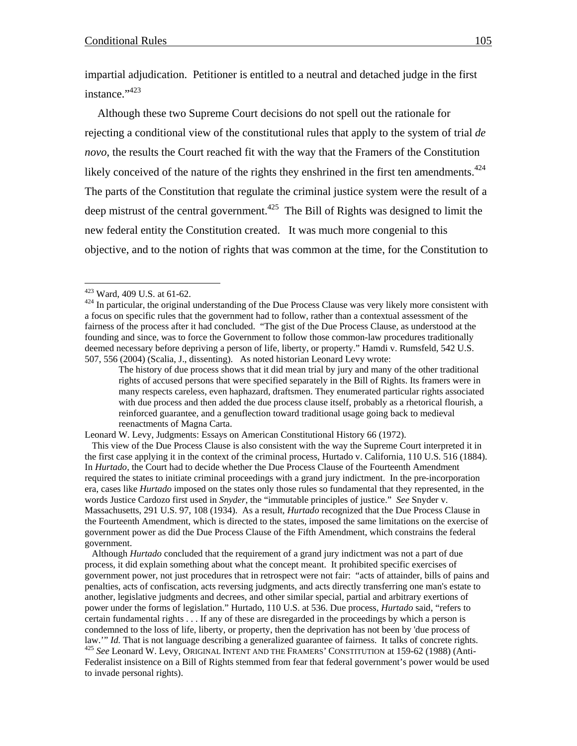impartial adjudication. Petitioner is entitled to a neutral and detached judge in the first instance."[423]

Although these two Supreme Court decisions do not spell out the rationale for rejecting a conditional view of the constitutional rules that apply to the system of trial *de novo*, the results the Court reached fit with the way that the Framers of the Constitution likely conceived of the nature of the rights they enshrined in the first ten amendments.[424] The parts of the Constitution that regulate the criminal justice system were the result of a deep mistrust of the central government.[425] The Bill of Rights was designed to limit the new federal entity the Constitution created. It was much more congenial to this objective, and to the notion of rights that was common at the time, for the Constitution to

---

[423] Ward, 409 U.S. at 61-62.

[424] In particular, the original understanding of the Due Process Clause was very likely more consistent with a focus on specific rules that the government had to follow, rather than a contextual assessment of the fairness of the process after it had concluded. "The gist of the Due Process Clause, as understood at the founding and since, was to force the Government to follow those common-law procedures traditionally deemed necessary before depriving a person of life, liberty, or property." Hamdi v. Rumsfeld, 542 U.S. 507, 556 (2004) (Scalia, J., dissenting). As noted historian Leonard Levy wrote:

> The history of due process shows that it did mean trial by jury and many of the other traditional rights of accused persons that were specified separately in the Bill of Rights. Its framers were in many respects careless, even haphazard, draftsmen. They enumerated particular rights associated with due process and then added the due process clause itself, probably as a rhetorical flourish, a reinforced guarantee, and a genuflection toward traditional usage going back to medieval reenactments of Magna Carta.

Leonard W. Levy, Judgments: Essays on American Constitutional History 66 (1972).

This view of the Due Process Clause is also consistent with the way the Supreme Court interpreted it in the first case applying it in the context of the criminal process, Hurtado v. California, 110 U.S. 516 (1884). In *Hurtado*, the Court had to decide whether the Due Process Clause of the Fourteenth Amendment required the states to initiate criminal proceedings with a grand jury indictment. In the pre-incorporation era, cases like *Hurtado* imposed on the states only those rules so fundamental that they represented, in the words Justice Cardozo first used in *Snyder*, the "immutable principles of justice." *See* Snyder v. Massachusetts, 291 U.S. 97, 108 (1934). As a result, *Hurtado* recognized that the Due Process Clause in the Fourteenth Amendment, which is directed to the states, imposed the same limitations on the exercise of government power as did the Due Process Clause of the Fifth Amendment, which constrains the federal government.

Although *Hurtado* concluded that the requirement of a grand jury indictment was not a part of due process, it did explain something about what the concept meant. It prohibited specific exercises of government power, not just procedures that in retrospect were not fair: "acts of attainder, bills of pains and penalties, acts of confiscation, acts reversing judgments, and acts directly transferring one man's estate to another, legislative judgments and decrees, and other similar special, partial and arbitrary exertions of power under the forms of legislation." Hurtado, 110 U.S. at 536. Due process, *Hurtado* said, "refers to certain fundamental rights . . . If any of these are disregarded in the proceedings by which a person is condemned to the loss of life, liberty, or property, then the deprivation has not been by 'due process of law.'" *Id.* That is not language describing a generalized guarantee of fairness. It talks of concrete rights.

[425] *See* Leonard W. Levy, ORIGINAL INTENT AND THE FRAMERS' CONSTITUTION at 159-62 (1988) (Anti-Federalist insistence on a Bill of Rights stemmed from fear that federal government's power would be used to invade personal rights).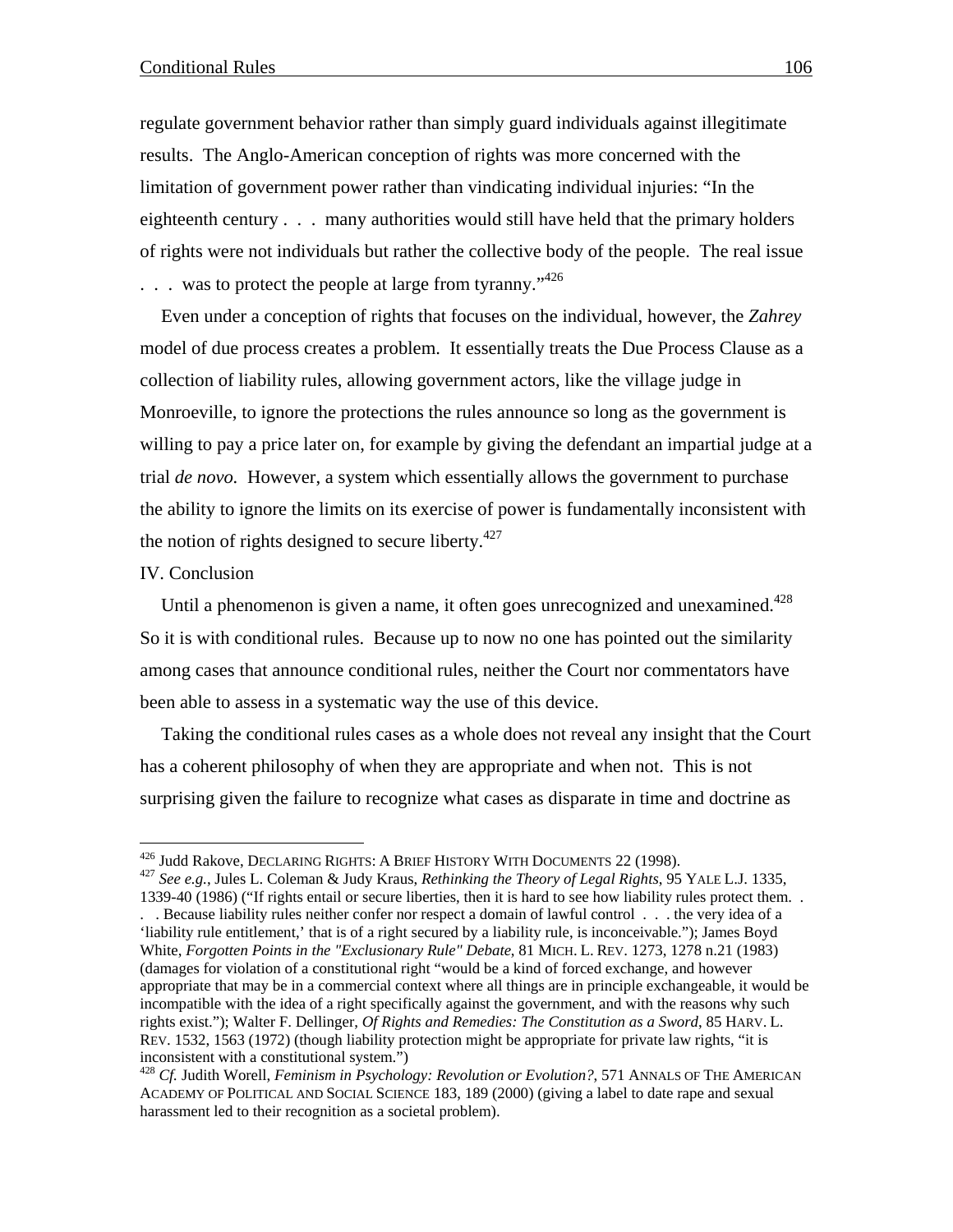regulate government behavior rather than simply guard individuals against illegitimate results. The Anglo-American conception of rights was more concerned with the limitation of government power rather than vindicating individual injuries: "In the eighteenth century . . . many authorities would still have held that the primary holders of rights were not individuals but rather the collective body of the people. The real issue . . . was to protect the people at large from tyranny."[426]

Even under a conception of rights that focuses on the individual, however, the *Zahrey* model of due process creates a problem. It essentially treats the Due Process Clause as a collection of liability rules, allowing government actors, like the village judge in Monroeville, to ignore the protections the rules announce so long as the government is willing to pay a price later on, for example by giving the defendant an impartial judge at a trial *de novo.* However, a system which essentially allows the government to purchase the ability to ignore the limits on its exercise of power is fundamentally inconsistent with the notion of rights designed to secure liberty.[427]

## IV. Conclusion

Until a phenomenon is given a name, it often goes unrecognized and unexamined.[428] So it is with conditional rules. Because up to now no one has pointed out the similarity among cases that announce conditional rules, neither the Court nor commentators have been able to assess in a systematic way the use of this device.

Taking the conditional rules cases as a whole does not reveal any insight that the Court has a coherent philosophy of when they are appropriate and when not. This is not surprising given the failure to recognize what cases as disparate in time and doctrine as

---

[426] Judd Rakove, DECLARING RIGHTS: A BRIEF HISTORY WITH DOCUMENTS 22 (1998).

[427] *See e.g.*, Jules L. Coleman & Judy Kraus, *Rethinking the Theory of Legal Rights*, 95 YALE L.J. 1335, 1339-40 (1986) ("If rights entail or secure liberties, then it is hard to see how liability rules protect them. . . . Because liability rules neither confer nor respect a domain of lawful control . . . the very idea of a 'liability rule entitlement,' that is of a right secured by a liability rule, is inconceivable."); James Boyd White, *Forgotten Points in the "Exclusionary Rule" Debate*, 81 MICH. L. REV. 1273, 1278 n.21 (1983) (damages for violation of a constitutional right "would be a kind of forced exchange, and however appropriate that may be in a commercial context where all things are in principle exchangeable, it would be incompatible with the idea of a right specifically against the government, and with the reasons why such rights exist."); Walter F. Dellinger, *Of Rights and Remedies: The Constitution as a Sword*, 85 HARV. L. REV. 1532, 1563 (1972) (though liability protection might be appropriate for private law rights, "it is inconsistent with a constitutional system.")

[428] *Cf.* Judith Worell, *Feminism in Psychology: Revolution or Evolution?*, 571 ANNALS OF THE AMERICAN ACADEMY OF POLITICAL AND SOCIAL SCIENCE 183, 189 (2000) (giving a label to date rape and sexual harassment led to their recognition as a societal problem).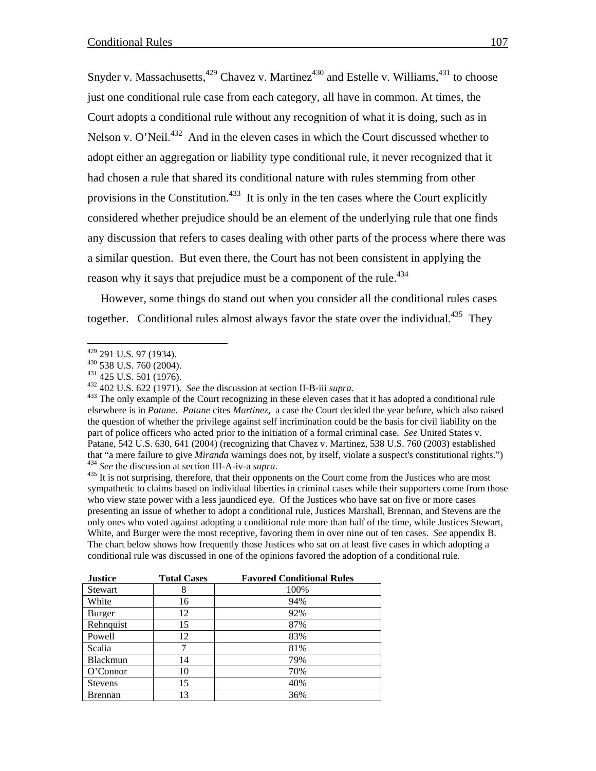Snyder v. Massachusetts,[429] Chavez v. Martinez[430] and Estelle v. Williams,[431] to choose just one conditional rule case from each category, all have in common. At times, the Court adopts a conditional rule without any recognition of what it is doing, such as in Nelson v. O'Neil.[432] And in the eleven cases in which the Court discussed whether to adopt either an aggregation or liability type conditional rule, it never recognized that it had chosen a rule that shared its conditional nature with rules stemming from other provisions in the Constitution.[433] It is only in the ten cases where the Court explicitly considered whether prejudice should be an element of the underlying rule that one finds any discussion that refers to cases dealing with other parts of the process where there was a similar question. But even there, the Court has not been consistent in applying the reason why it says that prejudice must be a component of the rule.[434]

However, some things do stand out when you consider all the conditional rules cases together. Conditional rules almost always favor the state over the individual.[435] They

---

[429] 291 U.S. 97 (1934).

[430] 538 U.S. 760 (2004).

[431] 425 U.S. 501 (1976).

[432] 402 U.S. 622 (1971). *See* the discussion at section II-B-iii *supra.*

[433] The only example of the Court recognizing in these eleven cases that it has adopted a conditional rule elsewhere is in *Patane*. *Patane* cites *Martinez*, a case the Court decided the year before, which also raised the question of whether the privilege against self incrimination could be the basis for civil liability on the part of police officers who acted prior to the initiation of a formal criminal case. *See* United States v. Patane, 542 U.S. 630, 641 (2004) (recognizing that Chavez v. Martinez, 538 U.S. 760 (2003) established that "a mere failure to give *Miranda* warnings does not, by itself, violate a suspect's constitutional rights.")

[434] *See* the discussion at section III-A-iv-a *supra*.

[435] It is not surprising, therefore, that their opponents on the Court come from the Justices who are most sympathetic to claims based on individual liberties in criminal cases while their supporters come from those who view state power with a less jaundiced eye. Of the Justices who have sat on five or more cases presenting an issue of whether to adopt a conditional rule, Justices Marshall, Brennan, and Stevens are the only ones who voted against adopting a conditional rule more than half of the time, while Justices Stewart, White, and Burger were the most receptive, favoring them in over nine out of ten cases. *See* appendix B. The chart below shows how frequently those Justices who sat on at least five cases in which adopting a conditional rule was discussed in one of the opinions favored the adoption of a conditional rule.

| Justice | Total Cases | Favored Conditional Rules |
|---|---|---|
| Stewart | 8 | 100% |
| White | 16 | 94% |
| Burger | 12 | 92% |
| Rehnquist | 15 | 87% |
| Powell | 12 | 83% |
| Scalia | 7 | 81% |
| Blackmun | 14 | 79% |
| O'Connor | 10 | 70% |
| Stevens | 15 | 40% |
| Brennan | 13 | 36% |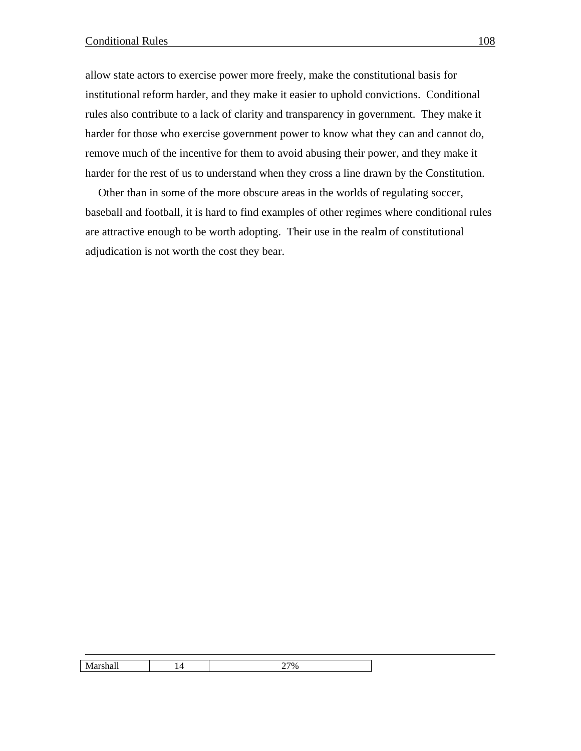allow state actors to exercise power more freely, make the constitutional basis for institutional reform harder, and they make it easier to uphold convictions. Conditional rules also contribute to a lack of clarity and transparency in government. They make it harder for those who exercise government power to know what they can and cannot do, remove much of the incentive for them to avoid abusing their power, and they make it harder for the rest of us to understand when they cross a line drawn by the Constitution.

Other than in some of the more obscure areas in the worlds of regulating soccer, baseball and football, it is hard to find examples of other regimes where conditional rules are attractive enough to be worth adopting. Their use in the realm of constitutional adjudication is not worth the cost they bear.

| | | |
|---|---|---|
| Marshall | 14 | 27% |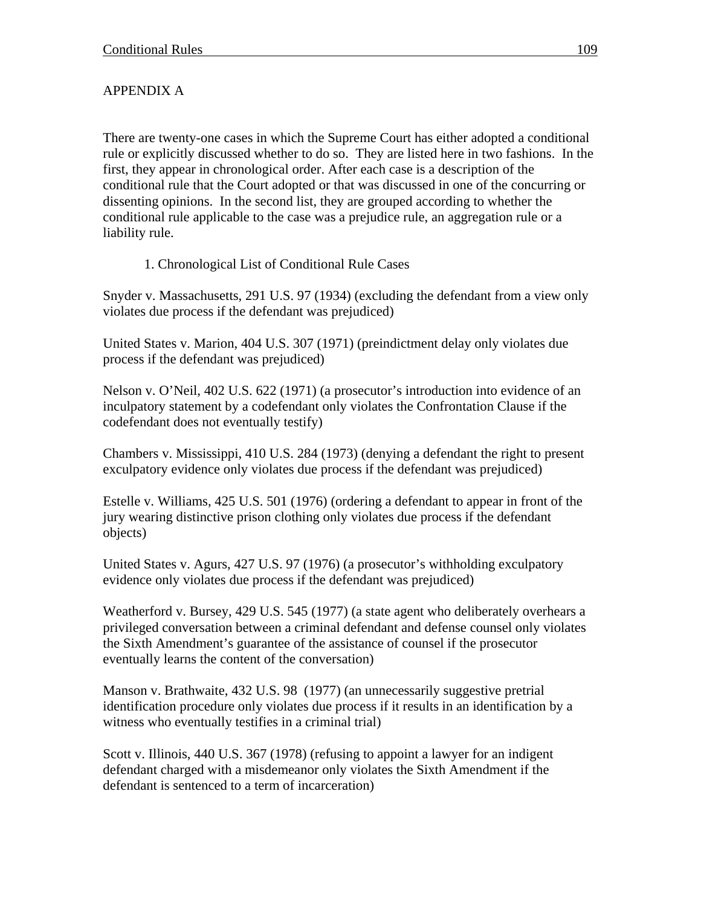## APPENDIX A

There are twenty-one cases in which the Supreme Court has either adopted a conditional rule or explicitly discussed whether to do so. They are listed here in two fashions. In the first, they appear in chronological order. After each case is a description of the conditional rule that the Court adopted or that was discussed in one of the concurring or dissenting opinions. In the second list, they are grouped according to whether the conditional rule applicable to the case was a prejudice rule, an aggregation rule or a liability rule.

### 1. Chronological List of Conditional Rule Cases

Snyder v. Massachusetts, 291 U.S. 97 (1934) (excluding the defendant from a view only violates due process if the defendant was prejudiced)

United States v. Marion, 404 U.S. 307 (1971) (preindictment delay only violates due process if the defendant was prejudiced)

Nelson v. O'Neil, 402 U.S. 622 (1971) (a prosecutor's introduction into evidence of an inculpatory statement by a codefendant only violates the Confrontation Clause if the codefendant does not eventually testify)

Chambers v. Mississippi, 410 U.S. 284 (1973) (denying a defendant the right to present exculpatory evidence only violates due process if the defendant was prejudiced)

Estelle v. Williams, 425 U.S. 501 (1976) (ordering a defendant to appear in front of the jury wearing distinctive prison clothing only violates due process if the defendant objects)

United States v. Agurs, 427 U.S. 97 (1976) (a prosecutor's withholding exculpatory evidence only violates due process if the defendant was prejudiced)

Weatherford v. Bursey, 429 U.S. 545 (1977) (a state agent who deliberately overhears a privileged conversation between a criminal defendant and defense counsel only violates the Sixth Amendment's guarantee of the assistance of counsel if the prosecutor eventually learns the content of the conversation)

Manson v. Brathwaite, 432 U.S. 98 (1977) (an unnecessarily suggestive pretrial identification procedure only violates due process if it results in an identification by a witness who eventually testifies in a criminal trial)

Scott v. Illinois, 440 U.S. 367 (1978) (refusing to appoint a lawyer for an indigent defendant charged with a misdemeanor only violates the Sixth Amendment if the defendant is sentenced to a term of incarceration)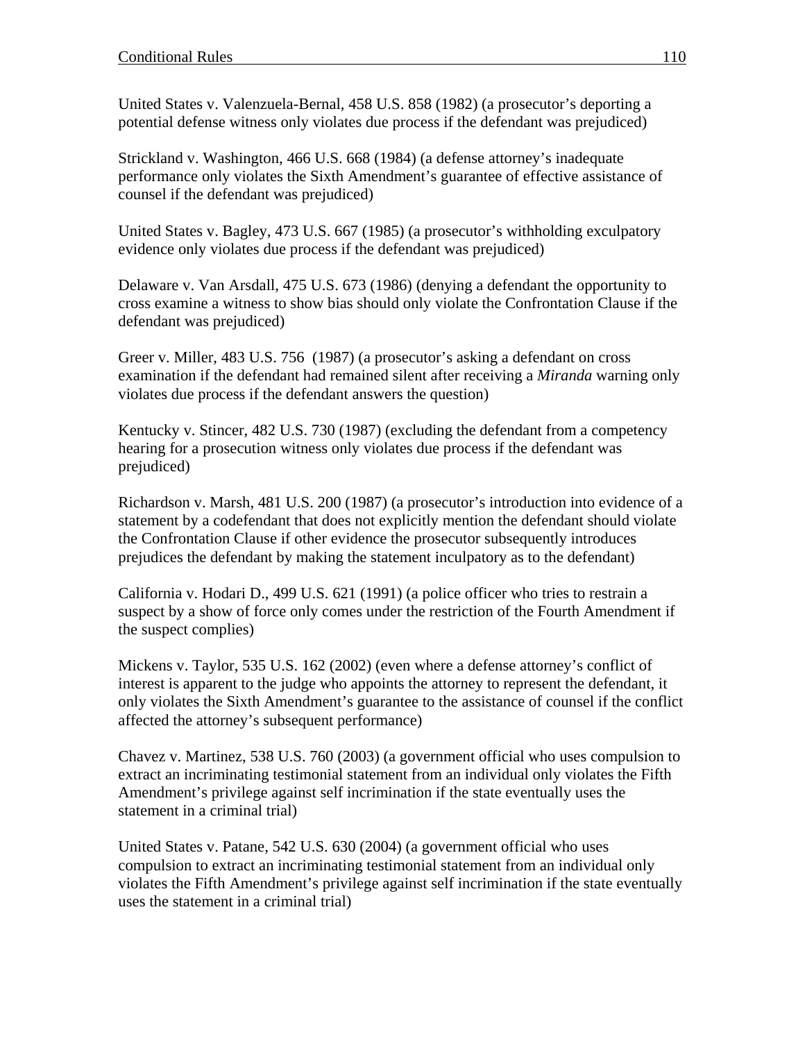United States v. Valenzuela-Bernal, 458 U.S. 858 (1982) (a prosecutor's deporting a potential defense witness only violates due process if the defendant was prejudiced)

Strickland v. Washington, 466 U.S. 668 (1984) (a defense attorney's inadequate performance only violates the Sixth Amendment's guarantee of effective assistance of counsel if the defendant was prejudiced)

United States v. Bagley, 473 U.S. 667 (1985) (a prosecutor's withholding exculpatory evidence only violates due process if the defendant was prejudiced)

Delaware v. Van Arsdall, 475 U.S. 673 (1986) (denying a defendant the opportunity to cross examine a witness to show bias should only violate the Confrontation Clause if the defendant was prejudiced)

Greer v. Miller, 483 U.S. 756 (1987) (a prosecutor's asking a defendant on cross examination if the defendant had remained silent after receiving a *Miranda* warning only violates due process if the defendant answers the question)

Kentucky v. Stincer, 482 U.S. 730 (1987) (excluding the defendant from a competency hearing for a prosecution witness only violates due process if the defendant was prejudiced)

Richardson v. Marsh, 481 U.S. 200 (1987) (a prosecutor's introduction into evidence of a statement by a codefendant that does not explicitly mention the defendant should violate the Confrontation Clause if other evidence the prosecutor subsequently introduces prejudices the defendant by making the statement inculpatory as to the defendant)

California v. Hodari D., 499 U.S. 621 (1991) (a police officer who tries to restrain a suspect by a show of force only comes under the restriction of the Fourth Amendment if the suspect complies)

Mickens v. Taylor, 535 U.S. 162 (2002) (even where a defense attorney's conflict of interest is apparent to the judge who appoints the attorney to represent the defendant, it only violates the Sixth Amendment's guarantee to the assistance of counsel if the conflict affected the attorney's subsequent performance)

Chavez v. Martinez, 538 U.S. 760 (2003) (a government official who uses compulsion to extract an incriminating testimonial statement from an individual only violates the Fifth Amendment's privilege against self incrimination if the state eventually uses the statement in a criminal trial)

United States v. Patane, 542 U.S. 630 (2004) (a government official who uses compulsion to extract an incriminating testimonial statement from an individual only violates the Fifth Amendment's privilege against self incrimination if the state eventually uses the statement in a criminal trial)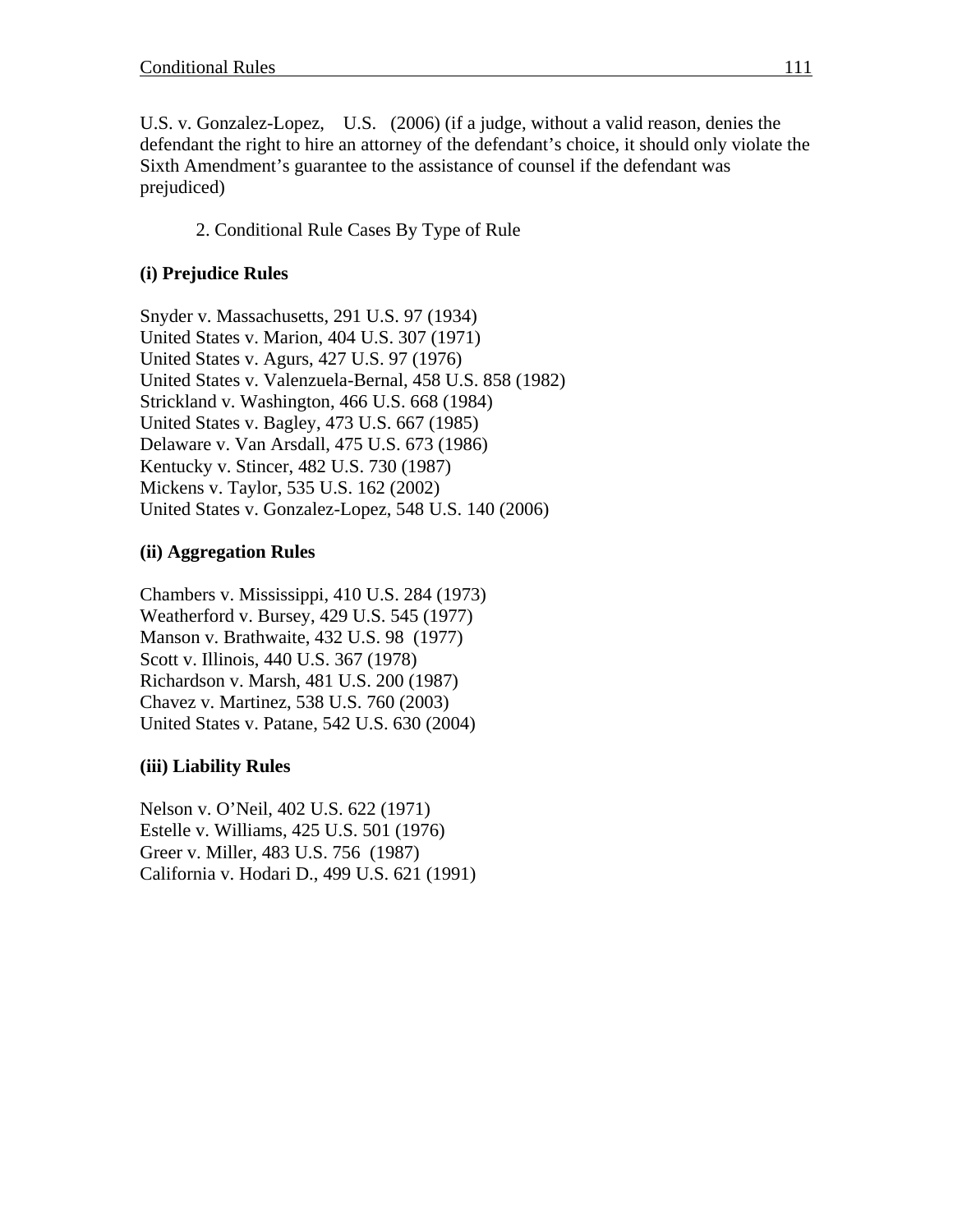U.S. v. Gonzalez-Lopez, U.S. (2006) (if a judge, without a valid reason, denies the defendant the right to hire an attorney of the defendant's choice, it should only violate the Sixth Amendment's guarantee to the assistance of counsel if the defendant was prejudiced)

2. Conditional Rule Cases By Type of Rule

**(i) Prejudice Rules**

Snyder v. Massachusetts, 291 U.S. 97 (1934)
United States v. Marion, 404 U.S. 307 (1971)
United States v. Agurs, 427 U.S. 97 (1976)
United States v. Valenzuela-Bernal, 458 U.S. 858 (1982)
Strickland v. Washington, 466 U.S. 668 (1984)
United States v. Bagley, 473 U.S. 667 (1985)
Delaware v. Van Arsdall, 475 U.S. 673 (1986)
Kentucky v. Stincer, 482 U.S. 730 (1987)
Mickens v. Taylor, 535 U.S. 162 (2002)
United States v. Gonzalez-Lopez, 548 U.S. 140 (2006)

**(ii) Aggregation Rules**

Chambers v. Mississippi, 410 U.S. 284 (1973)
Weatherford v. Bursey, 429 U.S. 545 (1977)
Manson v. Brathwaite, 432 U.S. 98 (1977)
Scott v. Illinois, 440 U.S. 367 (1978)
Richardson v. Marsh, 481 U.S. 200 (1987)
Chavez v. Martinez, 538 U.S. 760 (2003)
United States v. Patane, 542 U.S. 630 (2004)

**(iii) Liability Rules**

Nelson v. O'Neil, 402 U.S. 622 (1971)
Estelle v. Williams, 425 U.S. 501 (1976)
Greer v. Miller, 483 U.S. 756 (1987)
California v. Hodari D., 499 U.S. 621 (1991)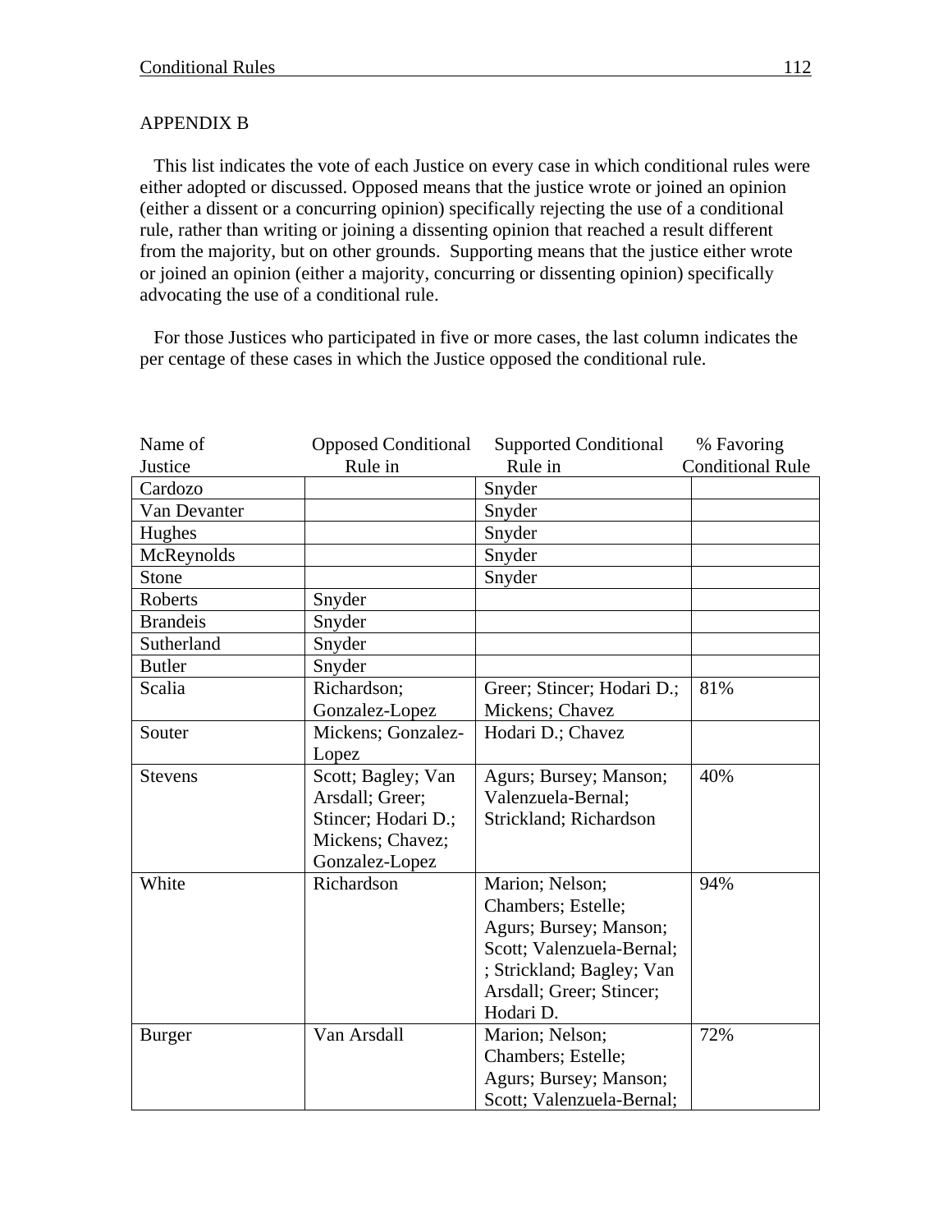APPENDIX B

This list indicates the vote of each Justice on every case in which conditional rules were either adopted or discussed. Opposed means that the justice wrote or joined an opinion (either a dissent or a concurring opinion) specifically rejecting the use of a conditional rule, rather than writing or joining a dissenting opinion that reached a result different from the majority, but on other grounds. Supporting means that the justice either wrote or joined an opinion (either a majority, concurring or dissenting opinion) specifically advocating the use of a conditional rule.

For those Justices who participated in five or more cases, the last column indicates the per centage of these cases in which the Justice opposed the conditional rule.

| Name of Justice | Opposed Conditional Rule in | Supported Conditional Rule in | % Favoring Conditional Rule |
|---|---|---|---|
| Cardozo | | Snyder | |
| Van Devanter | | Snyder | |
| Hughes | | Snyder | |
| McReynolds | | Snyder | |
| Stone | | Snyder | |
| Roberts | Snyder | | |
| Brandeis | Snyder | | |
| Sutherland | Snyder | | |
| Butler | Snyder | | |
| Scalia | Richardson; Gonzalez-Lopez | Greer; Stincer; Hodari D.; Mickens; Chavez | 81% |
| Souter | Mickens; Gonzalez-Lopez | Hodari D.; Chavez | |
| Stevens | Scott; Bagley; Van Arsdall; Greer; Stincer; Hodari D.; Mickens; Chavez; Gonzalez-Lopez | Agurs; Bursey; Manson; Valenzuela-Bernal; Strickland; Richardson | 40% |
| White | Richardson | Marion; Nelson; Chambers; Estelle; Agurs; Bursey; Manson; Scott; Valenzuela-Bernal; ; Strickland; Bagley; Van Arsdall; Greer; Stincer; Hodari D. | 94% |
| Burger | Van Arsdall | Marion; Nelson; Chambers; Estelle; Agurs; Bursey; Manson; Scott; Valenzuela-Bernal; | 72% |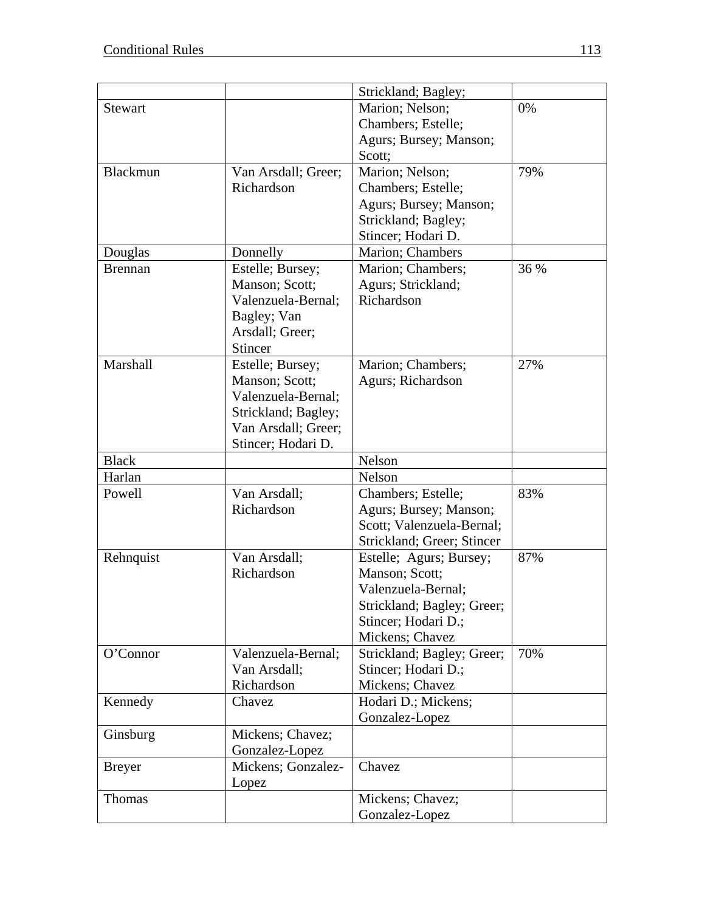| | | | |
|---|---|---|---|
| | | Strickland; Bagley; | |
| Stewart | | Marion; Nelson; Chambers; Estelle; Agurs; Bursey; Manson; Scott; | 0% |
| Blackmun | Van Arsdall; Greer; Richardson | Marion; Nelson; Chambers; Estelle; Agurs; Bursey; Manson; Strickland; Bagley; Stincer; Hodari D. | 79% |
| Douglas | Donnelly | Marion; Chambers | |
| Brennan | Estelle; Bursey; Manson; Scott; Valenzuela-Bernal; Bagley; Van Arsdall; Greer; Stincer | Marion; Chambers; Agurs; Strickland; Richardson | 36 % |
| Marshall | Estelle; Bursey; Manson; Scott; Valenzuela-Bernal; Strickland; Bagley; Van Arsdall; Greer; Stincer; Hodari D. | Marion; Chambers; Agurs; Richardson | 27% |
| Black | | Nelson | |
| Harlan | | Nelson | |
| Powell | Van Arsdall; Richardson | Chambers; Estelle; Agurs; Bursey; Manson; Scott; Valenzuela-Bernal; Strickland; Greer; Stincer | 83% |
| Rehnquist | Van Arsdall; Richardson | Estelle; Agurs; Bursey; Manson; Scott; Valenzuela-Bernal; Strickland; Bagley; Greer; Stincer; Hodari D.; Mickens; Chavez | 87% |
| O'Connor | Valenzuela-Bernal; Van Arsdall; Richardson | Strickland; Bagley; Greer; Stincer; Hodari D.; Mickens; Chavez | 70% |
| Kennedy | Chavez | Hodari D.; Mickens; Gonzalez-Lopez | |
| Ginsburg | Mickens; Chavez; Gonzalez-Lopez | | |
| Breyer | Mickens; Gonzalez-Lopez | Chavez | |
| Thomas | | Mickens; Chavez; Gonzalez-Lopez | |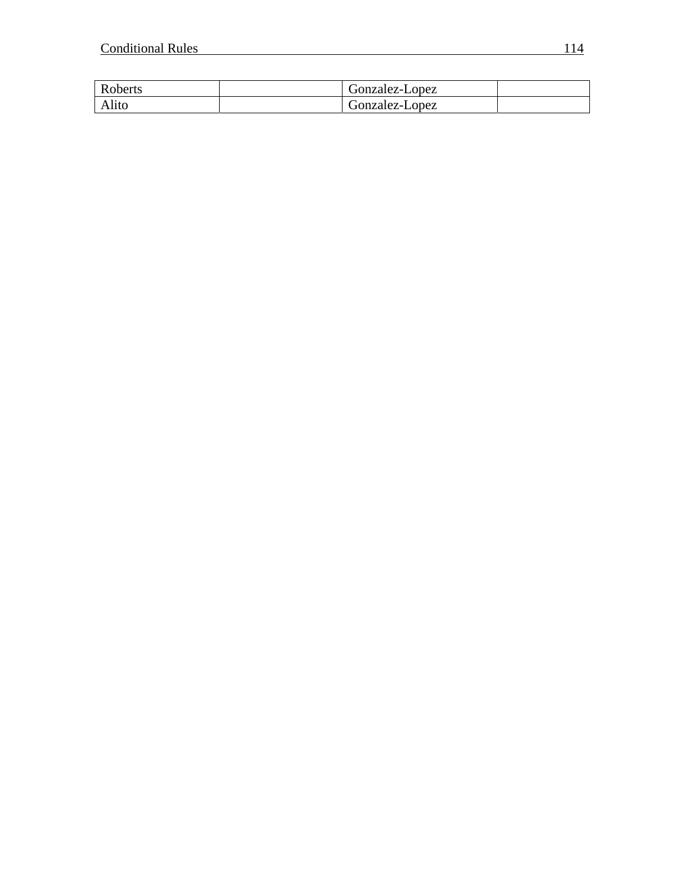| | | | |
|---|---|---|---|
| Roberts | | Gonzalez-Lopez | |
| Alito | | Gonzalez-Lopez | |